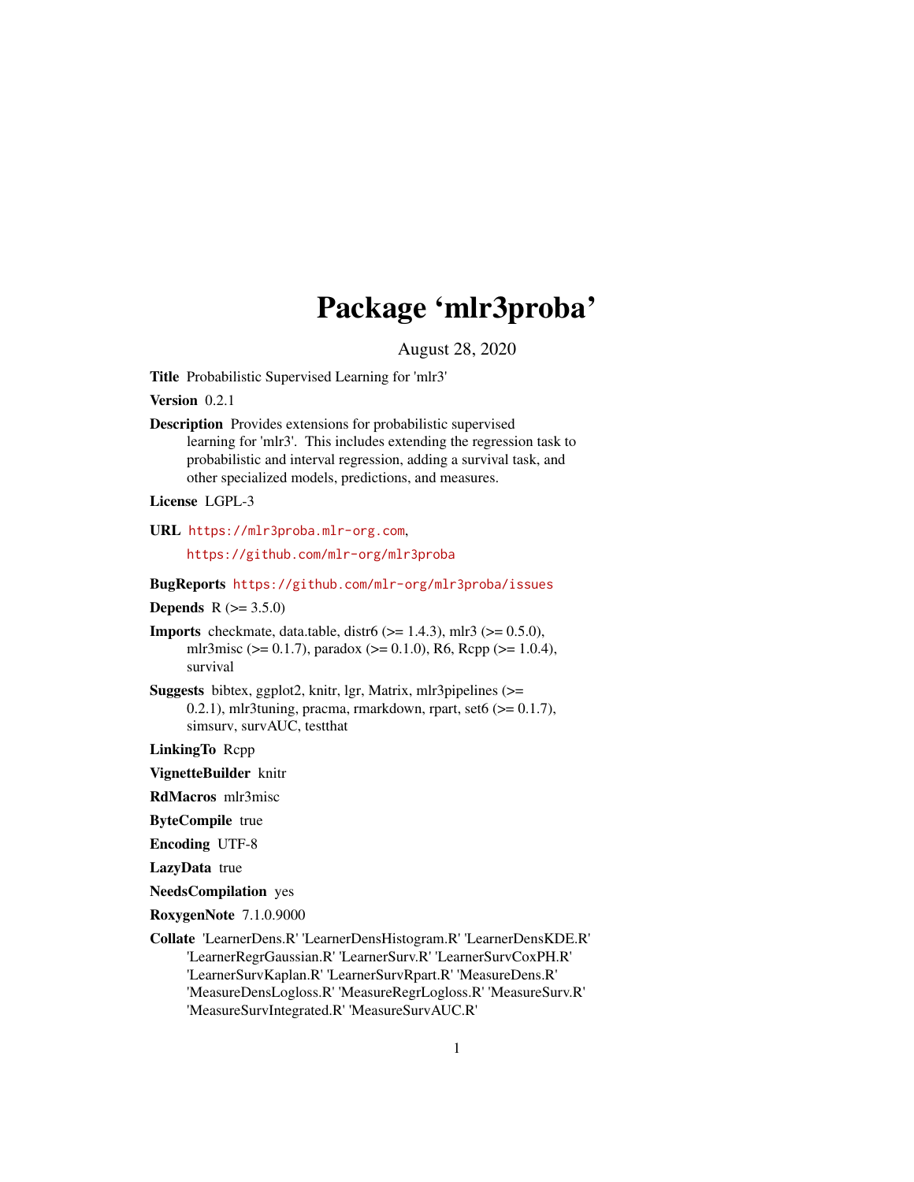# Package 'mlr3proba'

August 28, 2020

**Title** Probabilistic Supervised Learning for 'mlr3'

**Version** 0.2.1

**Description** Provides extensions for probabilistic supervised learning for 'mlr3'. This includes extending the regression task to probabilistic and interval regression, adding a survival task, and other specialized models, predictions, and measures.

**License** LGPL-3

**URL** https://mlr3proba.mlr-org.com, https://github.com/mlr-org/mlr3proba

**BugReports** https://github.com/mlr-org/mlr3proba/issues

**Depends** R (>= 3.5.0)

**Imports** checkmate, data.table, distr6 (>= 1.4.3), mlr3 (>= 0.5.0), mlr3misc (>= 0.1.7), paradox (>= 0.1.0), R6, Rcpp (>= 1.0.4), survival

**Suggests** bibtex, ggplot2, knitr, lgr, Matrix, mlr3pipelines (>= 0.2.1), mlr3tuning, pracma, rmarkdown, rpart, set6 (>= 0.1.7), simsurv, survAUC, testthat

**LinkingTo** Rcpp

**VignetteBuilder** knitr

**RdMacros** mlr3misc

**ByteCompile** true

**Encoding** UTF-8

**LazyData** true

**NeedsCompilation** yes

**RoxygenNote** 7.1.0.9000

**Collate** 'LearnerDens.R' 'LearnerDensHistogram.R' 'LearnerDensKDE.R' 'LearnerRegrGaussian.R' 'LearnerSurv.R' 'LearnerSurvCoxPH.R' 'LearnerSurvKaplan.R' 'LearnerSurvRpart.R' 'MeasureDens.R' 'MeasureDensLogloss.R' 'MeasureRegrLogloss.R' 'MeasureSurv.R' 'MeasureSurvIntegrated.R' 'MeasureSurvAUC.R'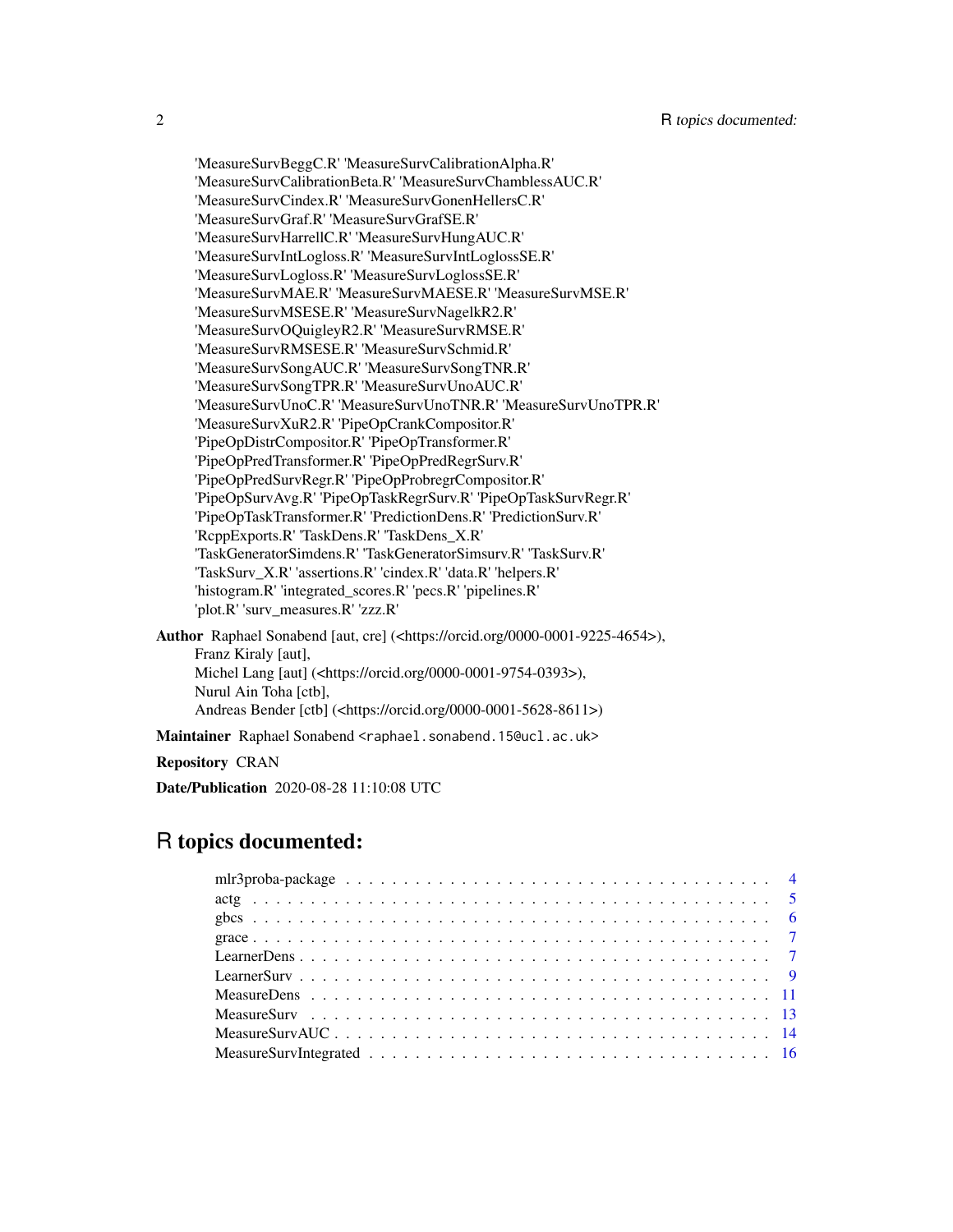'MeasureSurvBeggC.R' 'MeasureSurvCalibrationAlpha.R'
'MeasureSurvCalibrationBeta.R' 'MeasureSurvChamblessAUC.R'
'MeasureSurvCindex.R' 'MeasureSurvGonenHellersC.R'
'MeasureSurvGraf.R' 'MeasureSurvGrafSE.R'
'MeasureSurvHarrellC.R' 'MeasureSurvHungAUC.R'
'MeasureSurvIntLogloss.R' 'MeasureSurvIntLoglossSE.R'
'MeasureSurvLogloss.R' 'MeasureSurvLoglossSE.R'
'MeasureSurvMAE.R' 'MeasureSurvMAESE.R' 'MeasureSurvMSE.R'
'MeasureSurvMSESE.R' 'MeasureSurvNagelkR2.R'
'MeasureSurvOQuigleyR2.R' 'MeasureSurvRMSE.R'
'MeasureSurvRMSESE.R' 'MeasureSurvSchmid.R'
'MeasureSurvSongAUC.R' 'MeasureSurvSongTNR.R'
'MeasureSurvSongTPR.R' 'MeasureSurvUnoAUC.R'
'MeasureSurvUnoC.R' 'MeasureSurvUnoTNR.R' 'MeasureSurvUnoTPR.R'
'MeasureSurvXuR2.R' 'PipeOpCrankCompositor.R'
'PipeOpDistrCompositor.R' 'PipeOpTransformer.R'
'PipeOpPredTransformer.R' 'PipeOpPredRegrSurv.R'
'PipeOpPredSurvRegr.R' 'PipeOpProbregrCompositor.R'
'PipeOpSurvAvg.R' 'PipeOpTaskRegrSurv.R' 'PipeOpTaskSurvRegr.R'
'PipeOpTaskTransformer.R' 'PredictionDens.R' 'PredictionSurv.R'
'RcppExports.R' 'TaskDens.R' 'TaskDens_X.R'
'TaskGeneratorSimdens.R' 'TaskGeneratorSimsurv.R' 'TaskSurv.R'
'TaskSurv_X.R' 'assertions.R' 'cindex.R' 'data.R' 'helpers.R'
'histogram.R' 'integrated_scores.R' 'pecs.R' 'pipelines.R'
'plot.R' 'surv_measures.R' 'zzz.R'

**Author** Raphael Sonabend [aut, cre] (<https://orcid.org/0000-0001-9225-4654>),
Franz Kiraly [aut],
Michel Lang [aut] (<https://orcid.org/0000-0001-9754-0393>),
Nurul Ain Toha [ctb],
Andreas Bender [ctb] (<https://orcid.org/0000-0001-5628-8611>)

**Maintainer** Raphael Sonabend <raphael.sonabend.15@ucl.ac.uk>

**Repository** CRAN

**Date/Publication** 2020-08-28 11:10:08 UTC

# R topics documented:

| | |
|---|---|
| mlr3proba-package | 4 |
| actg | 5 |
| gbcs | 6 |
| grace | 7 |
| LearnerDens | 7 |
| LearnerSurv | 9 |
| MeasureDens | 11 |
| MeasureSurv | 13 |
| MeasureSurvAUC | 14 |
| MeasureSurvIntegrated | 16 |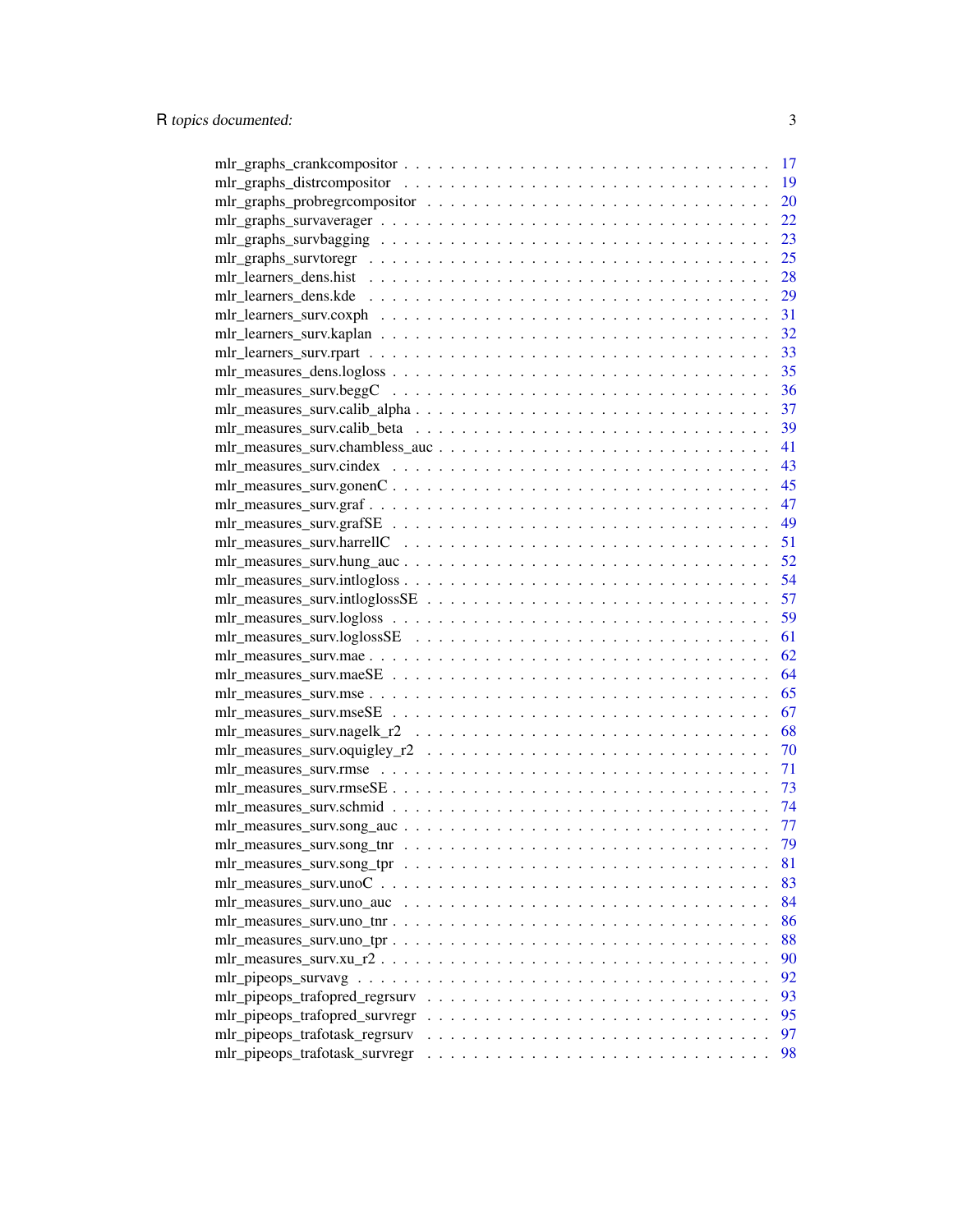mlr_graphs_crankcompositor . . . . . . . . . . . . . . . . . . . . . . . . . . . . . . 17
mlr_graphs_distrcompositor . . . . . . . . . . . . . . . . . . . . . . . . . . . . . . 19
mlr_graphs_probregrcompositor . . . . . . . . . . . . . . . . . . . . . . . . . . . . . 20
mlr_graphs_survaverager . . . . . . . . . . . . . . . . . . . . . . . . . . . . . . . . 22
mlr_graphs_survbagging . . . . . . . . . . . . . . . . . . . . . . . . . . . . . . . . 23
mlr_graphs_survtoregr . . . . . . . . . . . . . . . . . . . . . . . . . . . . . . . . . 25
mlr_learners_dens.hist . . . . . . . . . . . . . . . . . . . . . . . . . . . . . . . . 28
mlr_learners_dens.kde . . . . . . . . . . . . . . . . . . . . . . . . . . . . . . . . . 29
mlr_learners_surv.coxph . . . . . . . . . . . . . . . . . . . . . . . . . . . . . . . . 31
mlr_learners_surv.kaplan . . . . . . . . . . . . . . . . . . . . . . . . . . . . . . . . 32
mlr_learners_surv.rpart . . . . . . . . . . . . . . . . . . . . . . . . . . . . . . . . 33
mlr_measures_dens.logloss . . . . . . . . . . . . . . . . . . . . . . . . . . . . . . . 35
mlr_measures_surv.beggC . . . . . . . . . . . . . . . . . . . . . . . . . . . . . . . . 36
mlr_measures_surv.calib_alpha . . . . . . . . . . . . . . . . . . . . . . . . . . . . . 37
mlr_measures_surv.calib_beta . . . . . . . . . . . . . . . . . . . . . . . . . . . . . . 39
mlr_measures_surv.chambless_auc . . . . . . . . . . . . . . . . . . . . . . . . . . . . 41
mlr_measures_surv.cindex . . . . . . . . . . . . . . . . . . . . . . . . . . . . . . . . 43
mlr_measures_surv.gonenC . . . . . . . . . . . . . . . . . . . . . . . . . . . . . . . . 45
mlr_measures_surv.graf . . . . . . . . . . . . . . . . . . . . . . . . . . . . . . . . . 47
mlr_measures_surv.grafSE . . . . . . . . . . . . . . . . . . . . . . . . . . . . . . . . 49
mlr_measures_surv.harrellC . . . . . . . . . . . . . . . . . . . . . . . . . . . . . . . 51
mlr_measures_surv.hung_auc . . . . . . . . . . . . . . . . . . . . . . . . . . . . . . . 52
mlr_measures_surv.intlogloss . . . . . . . . . . . . . . . . . . . . . . . . . . . . . . 54
mlr_measures_surv.intloglossSE . . . . . . . . . . . . . . . . . . . . . . . . . . . . . 57
mlr_measures_surv.logloss . . . . . . . . . . . . . . . . . . . . . . . . . . . . . . . 59
mlr_measures_surv.loglossSE . . . . . . . . . . . . . . . . . . . . . . . . . . . . . . 61
mlr_measures_surv.mae . . . . . . . . . . . . . . . . . . . . . . . . . . . . . . . . . 62
mlr_measures_surv.maeSE . . . . . . . . . . . . . . . . . . . . . . . . . . . . . . . . 64
mlr_measures_surv.mse . . . . . . . . . . . . . . . . . . . . . . . . . . . . . . . . . 65
mlr_measures_surv.mseSE . . . . . . . . . . . . . . . . . . . . . . . . . . . . . . . . 67
mlr_measures_surv.nagelk_r2 . . . . . . . . . . . . . . . . . . . . . . . . . . . . . . 68
mlr_measures_surv.oquigley_r2 . . . . . . . . . . . . . . . . . . . . . . . . . . . . . 70
mlr_measures_surv.rmse . . . . . . . . . . . . . . . . . . . . . . . . . . . . . . . . . 71
mlr_measures_surv.rmseSE . . . . . . . . . . . . . . . . . . . . . . . . . . . . . . . . 73
mlr_measures_surv.schmid . . . . . . . . . . . . . . . . . . . . . . . . . . . . . . . . 74
mlr_measures_surv.song_auc . . . . . . . . . . . . . . . . . . . . . . . . . . . . . . . 77
mlr_measures_surv.song_tnr . . . . . . . . . . . . . . . . . . . . . . . . . . . . . . . 79
mlr_measures_surv.song_tpr . . . . . . . . . . . . . . . . . . . . . . . . . . . . . . . 81
mlr_measures_surv.unoC . . . . . . . . . . . . . . . . . . . . . . . . . . . . . . . . . 83
mlr_measures_surv.uno_auc . . . . . . . . . . . . . . . . . . . . . . . . . . . . . . . . 84
mlr_measures_surv.uno_tnr . . . . . . . . . . . . . . . . . . . . . . . . . . . . . . . . 86
mlr_measures_surv.uno_tpr . . . . . . . . . . . . . . . . . . . . . . . . . . . . . . . . 88
mlr_measures_surv.xu_r2 . . . . . . . . . . . . . . . . . . . . . . . . . . . . . . . . . 90
mlr_pipeops_survavg . . . . . . . . . . . . . . . . . . . . . . . . . . . . . . . . . . . 92
mlr_pipeops_trafopred_regrsurv . . . . . . . . . . . . . . . . . . . . . . . . . . . . . 93
mlr_pipeops_trafopred_survregr . . . . . . . . . . . . . . . . . . . . . . . . . . . . . 95
mlr_pipeops_trafotask_regrsurv . . . . . . . . . . . . . . . . . . . . . . . . . . . . . 97
mlr_pipeops_trafotask_survregr . . . . . . . . . . . . . . . . . . . . . . . . . . . . . 98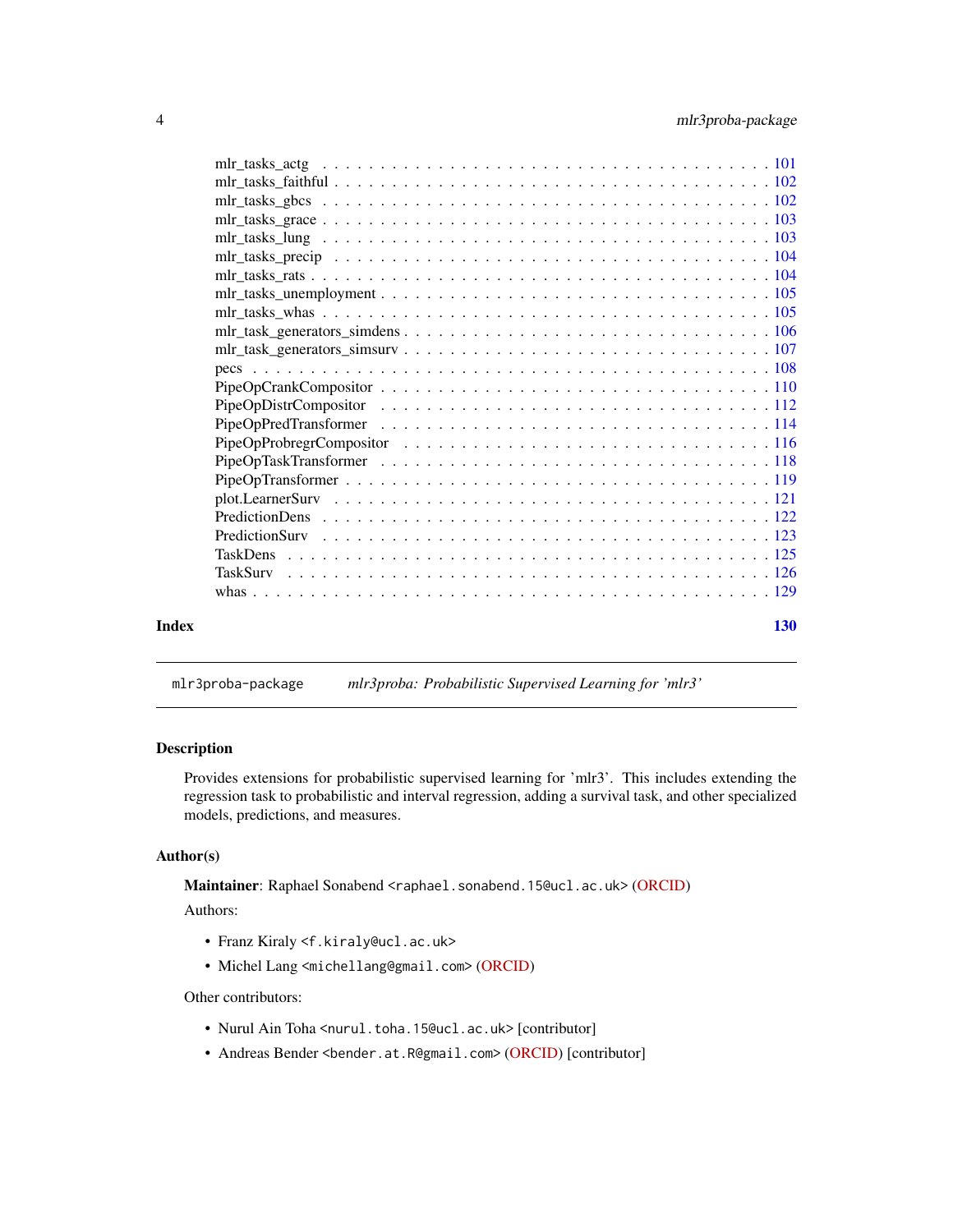mlr_tasks_actg . . . . . . . . . . . . . . . . . . . . . . . . . . . . . . . . . . . 101
mlr_tasks_faithful . . . . . . . . . . . . . . . . . . . . . . . . . . . . . . . . . 102
mlr_tasks_gbcs . . . . . . . . . . . . . . . . . . . . . . . . . . . . . . . . . . . 102
mlr_tasks_grace . . . . . . . . . . . . . . . . . . . . . . . . . . . . . . . . . . 103
mlr_tasks_lung . . . . . . . . . . . . . . . . . . . . . . . . . . . . . . . . . . . 103
mlr_tasks_precip . . . . . . . . . . . . . . . . . . . . . . . . . . . . . . . . . . 104
mlr_tasks_rats . . . . . . . . . . . . . . . . . . . . . . . . . . . . . . . . . . . 104
mlr_tasks_unemployment . . . . . . . . . . . . . . . . . . . . . . . . . . . . . . 105
mlr_tasks_whas . . . . . . . . . . . . . . . . . . . . . . . . . . . . . . . . . . . 105
mlr_task_generators_simdens . . . . . . . . . . . . . . . . . . . . . . . . . . . . 106
mlr_task_generators_simsurv . . . . . . . . . . . . . . . . . . . . . . . . . . . . 107
pecs . . . . . . . . . . . . . . . . . . . . . . . . . . . . . . . . . . . . . . . . 108
PipeOpCrankCompositor . . . . . . . . . . . . . . . . . . . . . . . . . . . . . . . 110
PipeOpDistrCompositor . . . . . . . . . . . . . . . . . . . . . . . . . . . . . . . 112
PipeOpPredTransformer . . . . . . . . . . . . . . . . . . . . . . . . . . . . . . . 114
PipeOpProbregrCompositor . . . . . . . . . . . . . . . . . . . . . . . . . . . . . 116
PipeOpTaskTransformer . . . . . . . . . . . . . . . . . . . . . . . . . . . . . . . 118
PipeOpTransformer . . . . . . . . . . . . . . . . . . . . . . . . . . . . . . . . . 119
plot.LearnerSurv . . . . . . . . . . . . . . . . . . . . . . . . . . . . . . . . . . 121
PredictionDens . . . . . . . . . . . . . . . . . . . . . . . . . . . . . . . . . . . 122
PredictionSurv . . . . . . . . . . . . . . . . . . . . . . . . . . . . . . . . . . . 123
TaskDens . . . . . . . . . . . . . . . . . . . . . . . . . . . . . . . . . . . . . . 125
TaskSurv . . . . . . . . . . . . . . . . . . . . . . . . . . . . . . . . . . . . . . 126
whas . . . . . . . . . . . . . . . . . . . . . . . . . . . . . . . . . . . . . . . . 129

**Index** **130**

---

`mlr3proba-package` *mlr3proba: Probabilistic Supervised Learning for 'mlr3'*

---

### Description

Provides extensions for probabilistic supervised learning for 'mlr3'. This includes extending the regression task to probabilistic and interval regression, adding a survival task, and other specialized models, predictions, and measures.

### Author(s)

**Maintainer**: Raphael Sonabend <`raphael.sonabend.15@ucl.ac.uk`> (ORCID)

Authors:

- Franz Kiraly <`f.kiraly@ucl.ac.uk`>
- Michel Lang <`michellang@gmail.com`> (ORCID)

Other contributors:

- Nurul Ain Toha <`nurul.toha.15@ucl.ac.uk`> [contributor]
- Andreas Bender <`bender.at.R@gmail.com`> (ORCID) [contributor]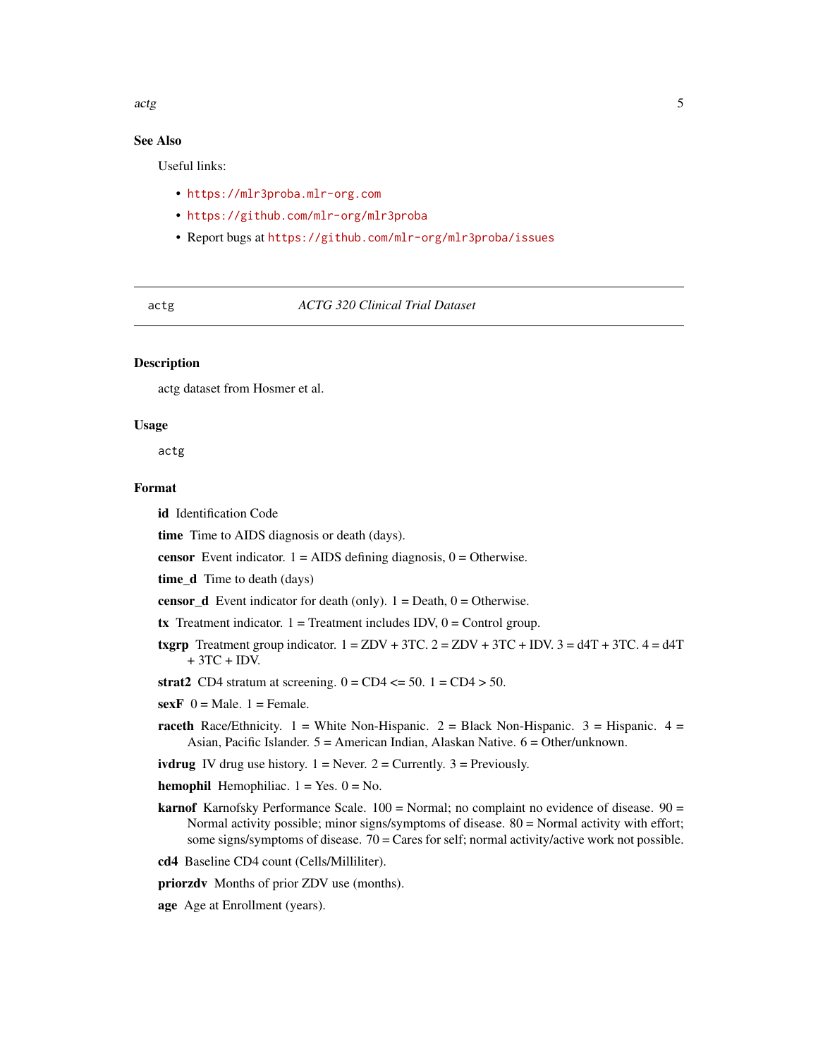## See Also

Useful links:

- https://mlr3proba.mlr-org.com
- https://github.com/mlr-org/mlr3proba
- Report bugs at https://github.com/mlr-org/mlr3proba/issues

---

actg — *ACTG 320 Clinical Trial Dataset*

---

### Description

actg dataset from Hosmer et al.

### Usage

```
actg
```

### Format

**id** Identification Code

**time** Time to AIDS diagnosis or death (days).

**censor** Event indicator. 1 = AIDS defining diagnosis, 0 = Otherwise.

**time_d** Time to death (days)

**censor_d** Event indicator for death (only). 1 = Death, 0 = Otherwise.

**tx** Treatment indicator. 1 = Treatment includes IDV, 0 = Control group.

**txgrp** Treatment group indicator. 1 = ZDV + 3TC. 2 = ZDV + 3TC + IDV. 3 = d4T + 3TC. 4 = d4T + 3TC + IDV.

**strat2** CD4 stratum at screening. 0 = CD4 <= 50. 1 = CD4 > 50.

**sexF** 0 = Male. 1 = Female.

**raceth** Race/Ethnicity. 1 = White Non-Hispanic. 2 = Black Non-Hispanic. 3 = Hispanic. 4 = Asian, Pacific Islander. 5 = American Indian, Alaskan Native. 6 = Other/unknown.

**ivdrug** IV drug use history. 1 = Never. 2 = Currently. 3 = Previously.

**hemophil** Hemophiliac. 1 = Yes. 0 = No.

**karnof** Karnofsky Performance Scale. 100 = Normal; no complaint no evidence of disease. 90 = Normal activity possible; minor signs/symptoms of disease. 80 = Normal activity with effort; some signs/symptoms of disease. 70 = Cares for self; normal activity/active work not possible.

**cd4** Baseline CD4 count (Cells/Milliliter).

**priorzdv** Months of prior ZDV use (months).

**age** Age at Enrollment (years).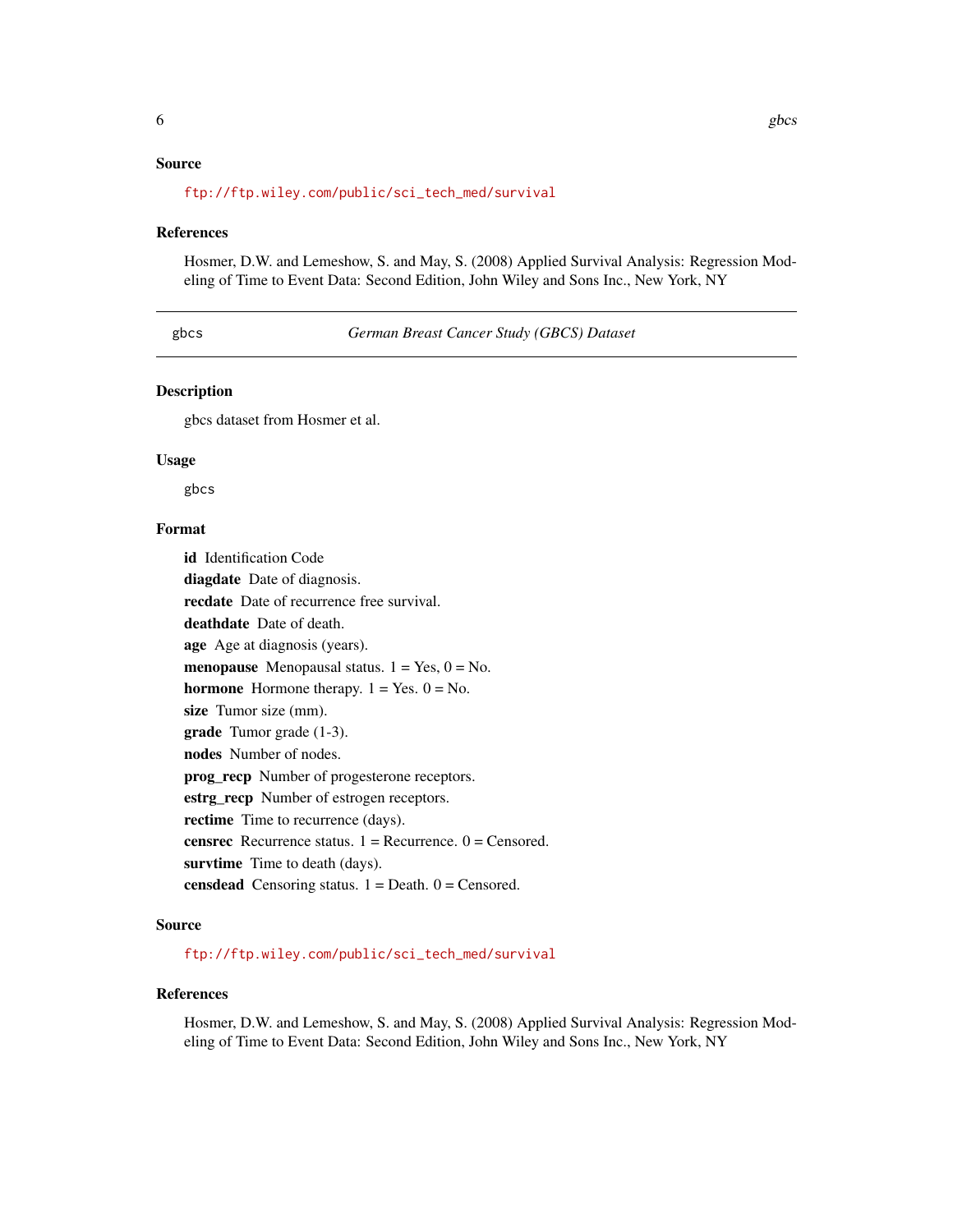## Source

ftp://ftp.wiley.com/public/sci_tech_med/survival

## References

Hosmer, D.W. and Lemeshow, S. and May, S. (2008) Applied Survival Analysis: Regression Modeling of Time to Event Data: Second Edition, John Wiley and Sons Inc., New York, NY

---

# gbcs — *German Breast Cancer Study (GBCS) Dataset*

## Description

gbcs dataset from Hosmer et al.

## Usage

```
gbcs
```

## Format

**id** Identification Code

**diagdate** Date of diagnosis.

**recdate** Date of recurrence free survival.

**deathdate** Date of death.

**age** Age at diagnosis (years).

**menopause** Menopausal status. 1 = Yes, 0 = No.

**hormone** Hormone therapy. 1 = Yes. 0 = No.

**size** Tumor size (mm).

**grade** Tumor grade (1-3).

**nodes** Number of nodes.

**prog_recp** Number of progesterone receptors.

**estrg_recp** Number of estrogen receptors.

**rectime** Time to recurrence (days).

**censrec** Recurrence status. 1 = Recurrence. 0 = Censored.

**survtime** Time to death (days).

**censdead** Censoring status. 1 = Death. 0 = Censored.

## Source

ftp://ftp.wiley.com/public/sci_tech_med/survival

## References

Hosmer, D.W. and Lemeshow, S. and May, S. (2008) Applied Survival Analysis: Regression Modeling of Time to Event Data: Second Edition, John Wiley and Sons Inc., New York, NY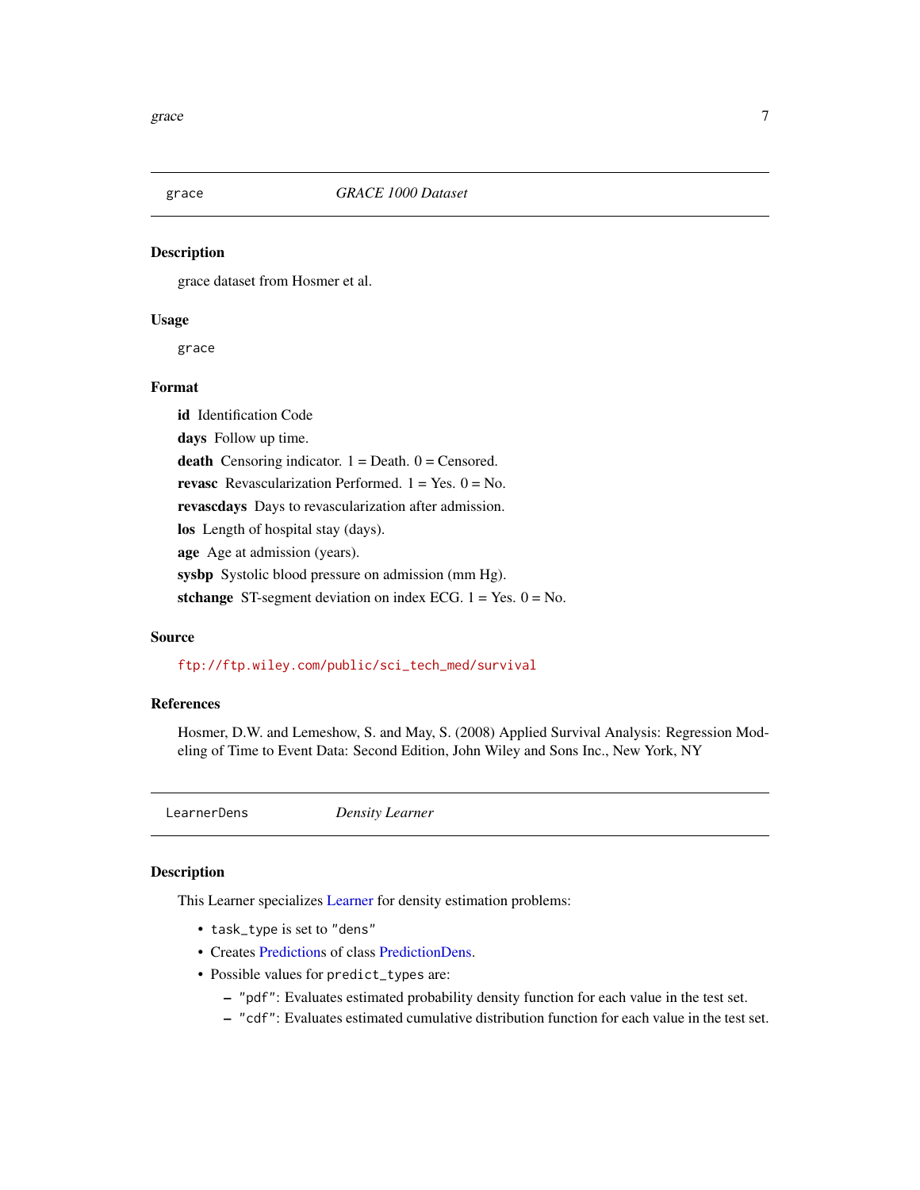## grace — *GRACE 1000 Dataset*

### Description

grace dataset from Hosmer et al.

### Usage

```
grace
```

### Format

**id** Identification Code

**days** Follow up time.

**death** Censoring indicator. 1 = Death. 0 = Censored.

**revasc** Revascularization Performed. 1 = Yes. 0 = No.

**revascdays** Days to revascularization after admission.

**los** Length of hospital stay (days).

**age** Age at admission (years).

**sysbp** Systolic blood pressure on admission (mm Hg).

**stchange** ST-segment deviation on index ECG. 1 = Yes. 0 = No.

### Source

ftp://ftp.wiley.com/public/sci_tech_med/survival

### References

Hosmer, D.W. and Lemeshow, S. and May, S. (2008) Applied Survival Analysis: Regression Modeling of Time to Event Data: Second Edition, John Wiley and Sons Inc., New York, NY

## LearnerDens — *Density Learner*

### Description

This Learner specializes Learner for density estimation problems:

- `task_type` is set to `"dens"`
- Creates Predictions of class PredictionDens.
- Possible values for `predict_types` are:
  - `"pdf"`: Evaluates estimated probability density function for each value in the test set.
  - `"cdf"`: Evaluates estimated cumulative distribution function for each value in the test set.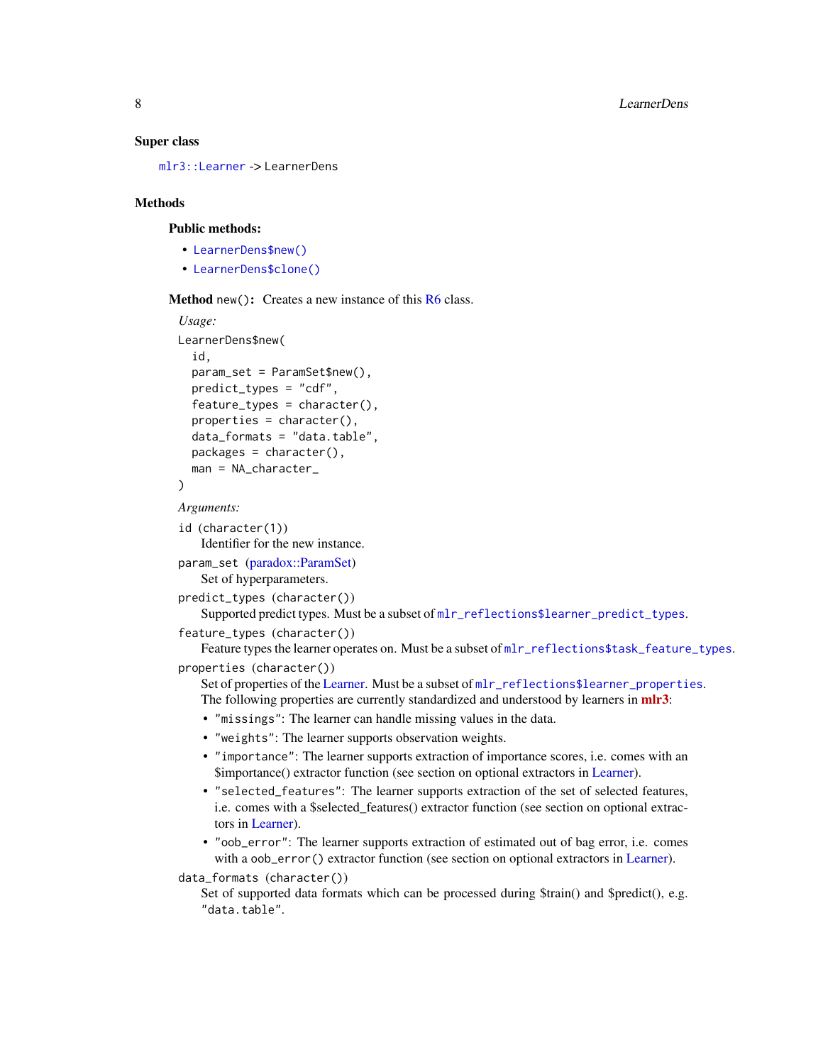### Super class

`mlr3::Learner` -> LearnerDens

### Methods

#### Public methods:

- `LearnerDens$new()`
- `LearnerDens$clone()`

**Method** `new()`**:** Creates a new instance of this R6 class.

*Usage:*

```
LearnerDens$new(
  id,
  param_set = ParamSet$new(),
  predict_types = "cdf",
  feature_types = character(),
  properties = character(),
  data_formats = "data.table",
  packages = character(),
  man = NA_character_
)
```

*Arguments:*

`id` (`character(1)`)
: Identifier for the new instance.

`param_set` (paradox::ParamSet)
: Set of hyperparameters.

`predict_types` (`character()`)
: Supported predict types. Must be a subset of `mlr_reflections$learner_predict_types`.

`feature_types` (`character()`)
: Feature types the learner operates on. Must be a subset of `mlr_reflections$task_feature_types`.

`properties` (`character()`)
: Set of properties of the Learner. Must be a subset of `mlr_reflections$learner_properties`. The following properties are currently standardized and understood by learners in **mlr3**:

- `"missings"`: The learner can handle missing values in the data.
- `"weights"`: The learner supports observation weights.
- `"importance"`: The learner supports extraction of importance scores, i.e. comes with an $importance() extractor function (see section on optional extractors in Learner).
- `"selected_features"`: The learner supports extraction of the set of selected features, i.e. comes with a $selected_features() extractor function (see section on optional extractors in Learner).
- `"oob_error"`: The learner supports extraction of estimated out of bag error, i.e. comes with a `oob_error()` extractor function (see section on optional extractors in Learner).

`data_formats` (`character()`)
: Set of supported data formats which can be processed during $train() and $predict(), e.g. `"data.table"`.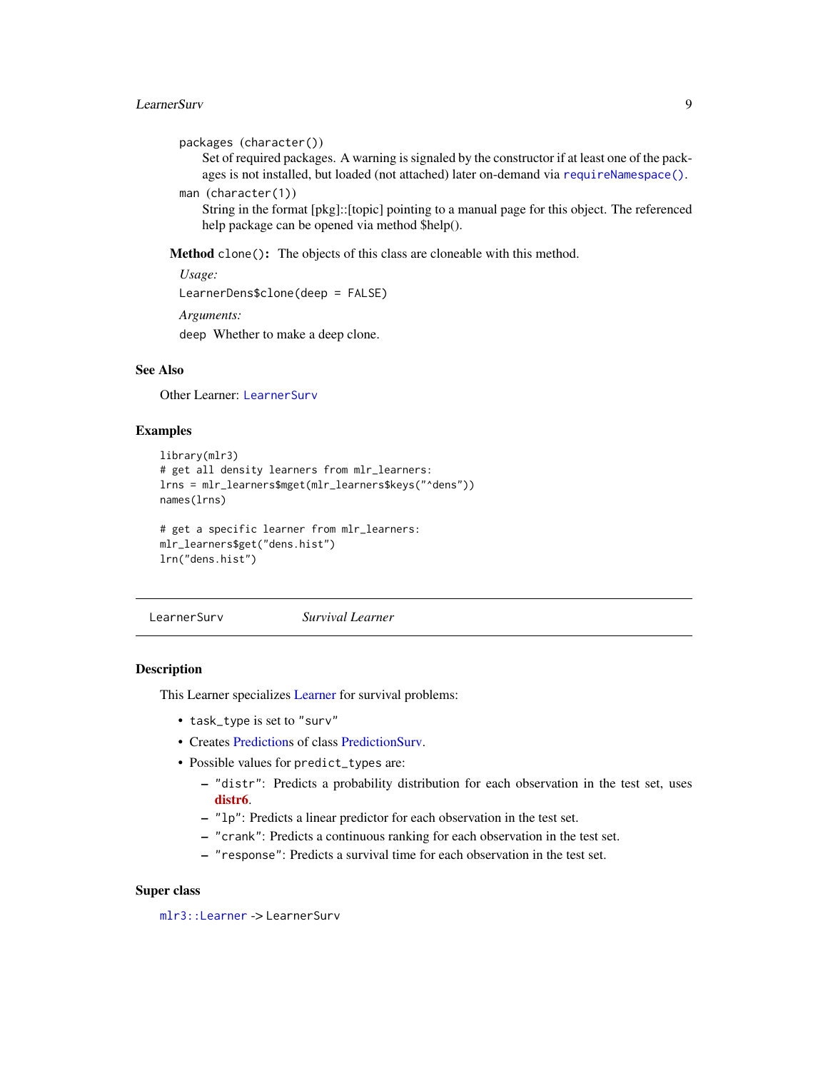packages (character())
: Set of required packages. A warning is signaled by the constructor if at least one of the packages is not installed, but loaded (not attached) later on-demand via `requireNamespace()`.

man (character(1))
: String in the format [pkg]::[topic] pointing to a manual page for this object. The referenced help package can be opened via method $help().

**Method** `clone()`**:** The objects of this class are cloneable with this method.

*Usage:*

```
LearnerDens$clone(deep = FALSE)
```

*Arguments:*

`deep` Whether to make a deep clone.

## See Also

Other Learner: `LearnerSurv`

## Examples

```
library(mlr3)
# get all density learners from mlr_learners:
lrns = mlr_learners$mget(mlr_learners$keys("^dens"))
names(lrns)

# get a specific learner from mlr_learners:
mlr_learners$get("dens.hist")
lrn("dens.hist")
```

---

# LearnerSurv — *Survival Learner*

## Description

This Learner specializes Learner for survival problems:

- `task_type` is set to `"surv"`
- Creates Predictions of class PredictionSurv.
- Possible values for `predict_types` are:
  - `"distr"`: Predicts a probability distribution for each observation in the test set, uses **distr6**.
  - `"lp"`: Predicts a linear predictor for each observation in the test set.
  - `"crank"`: Predicts a continuous ranking for each observation in the test set.
  - `"response"`: Predicts a survival time for each observation in the test set.

## Super class

`mlr3::Learner` -> `LearnerSurv`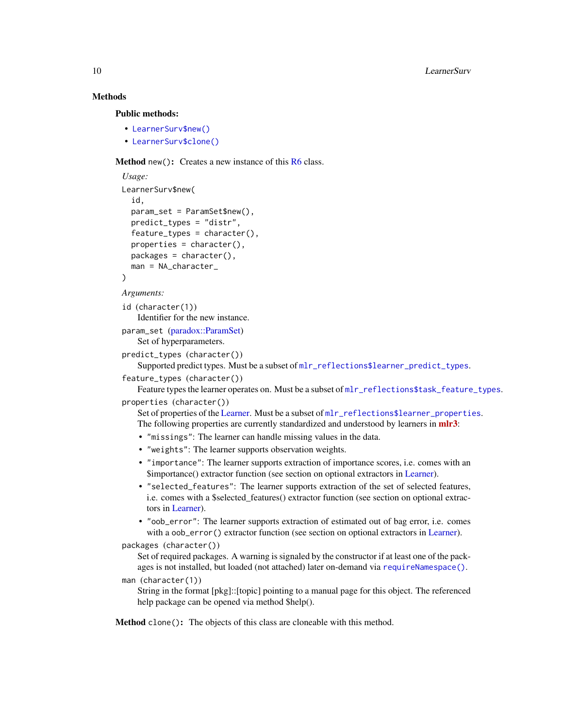## Methods

### Public methods:

- `LearnerSurv$new()`
- `LearnerSurv$clone()`

**Method** `new()`**:** Creates a new instance of this R6 class.

*Usage:*

```
LearnerSurv$new(
  id,
  param_set = ParamSet$new(),
  predict_types = "distr",
  feature_types = character(),
  properties = character(),
  packages = character(),
  man = NA_character_
)
```

*Arguments:*

`id` (`character(1)`)
: Identifier for the new instance.

`param_set` (paradox::ParamSet)
: Set of hyperparameters.

`predict_types` (`character()`)
: Supported predict types. Must be a subset of `mlr_reflections$learner_predict_types`.

`feature_types` (`character()`)
: Feature types the learner operates on. Must be a subset of `mlr_reflections$task_feature_types`.

`properties` (`character()`)
: Set of properties of the Learner. Must be a subset of `mlr_reflections$learner_properties`. The following properties are currently standardized and understood by learners in **mlr3**:

  - `"missings"`: The learner can handle missing values in the data.
  - `"weights"`: The learner supports observation weights.
  - `"importance"`: The learner supports extraction of importance scores, i.e. comes with an $importance() extractor function (see section on optional extractors in Learner).
  - `"selected_features"`: The learner supports extraction of the set of selected features, i.e. comes with a $selected_features() extractor function (see section on optional extractors in Learner).
  - `"oob_error"`: The learner supports extraction of estimated out of bag error, i.e. comes with a `oob_error()` extractor function (see section on optional extractors in Learner).

`packages` (`character()`)
: Set of required packages. A warning is signaled by the constructor if at least one of the packages is not installed, but loaded (not attached) later on-demand via `requireNamespace()`.

`man` (`character(1)`)
: String in the format [pkg]::[topic] pointing to a manual page for this object. The referenced help package can be opened via method $help().

**Method** `clone()`**:** The objects of this class are cloneable with this method.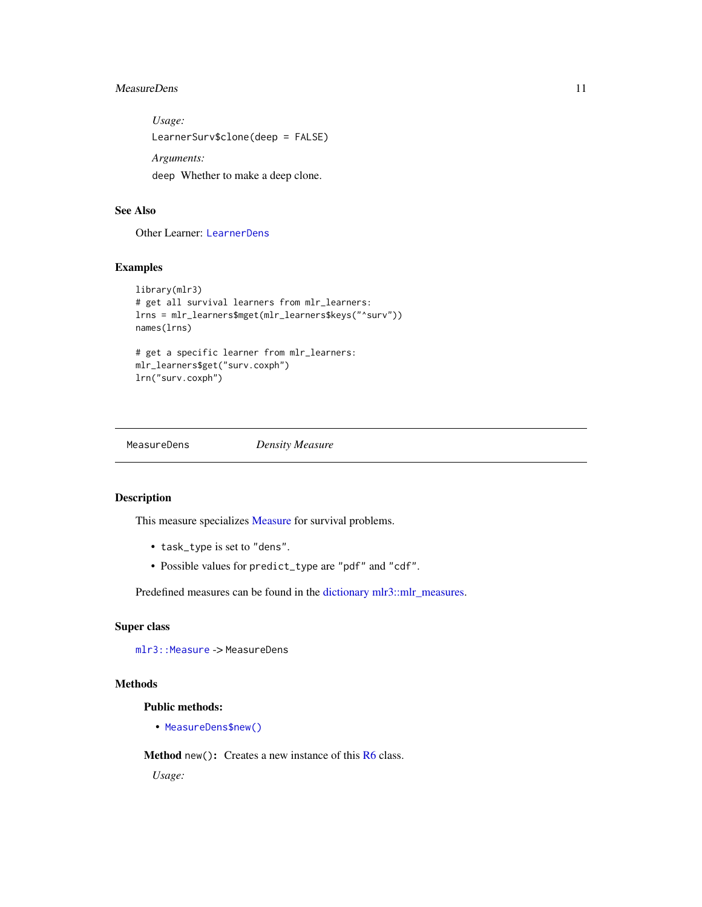*Usage:*

```
LearnerSurv$clone(deep = FALSE)
```

*Arguments:*

`deep` Whether to make a deep clone.

## See Also

Other Learner: `LearnerDens`

## Examples

```
library(mlr3)
# get all survival learners from mlr_learners:
lrns = mlr_learners$mget(mlr_learners$keys("^surv"))
names(lrns)

# get a specific learner from mlr_learners:
mlr_learners$get("surv.coxph")
lrn("surv.coxph")
```

---

# MeasureDens *Density Measure*

---

## Description

This measure specializes Measure for survival problems.

- `task_type` is set to `"dens"`.
- Possible values for `predict_type` are `"pdf"` and `"cdf"`.

Predefined measures can be found in the dictionary mlr3::mlr_measures.

## Super class

`mlr3::Measure` -> `MeasureDens`

## Methods

### Public methods:

- `MeasureDens$new()`

**Method** `new()`**:** Creates a new instance of this R6 class.

*Usage:*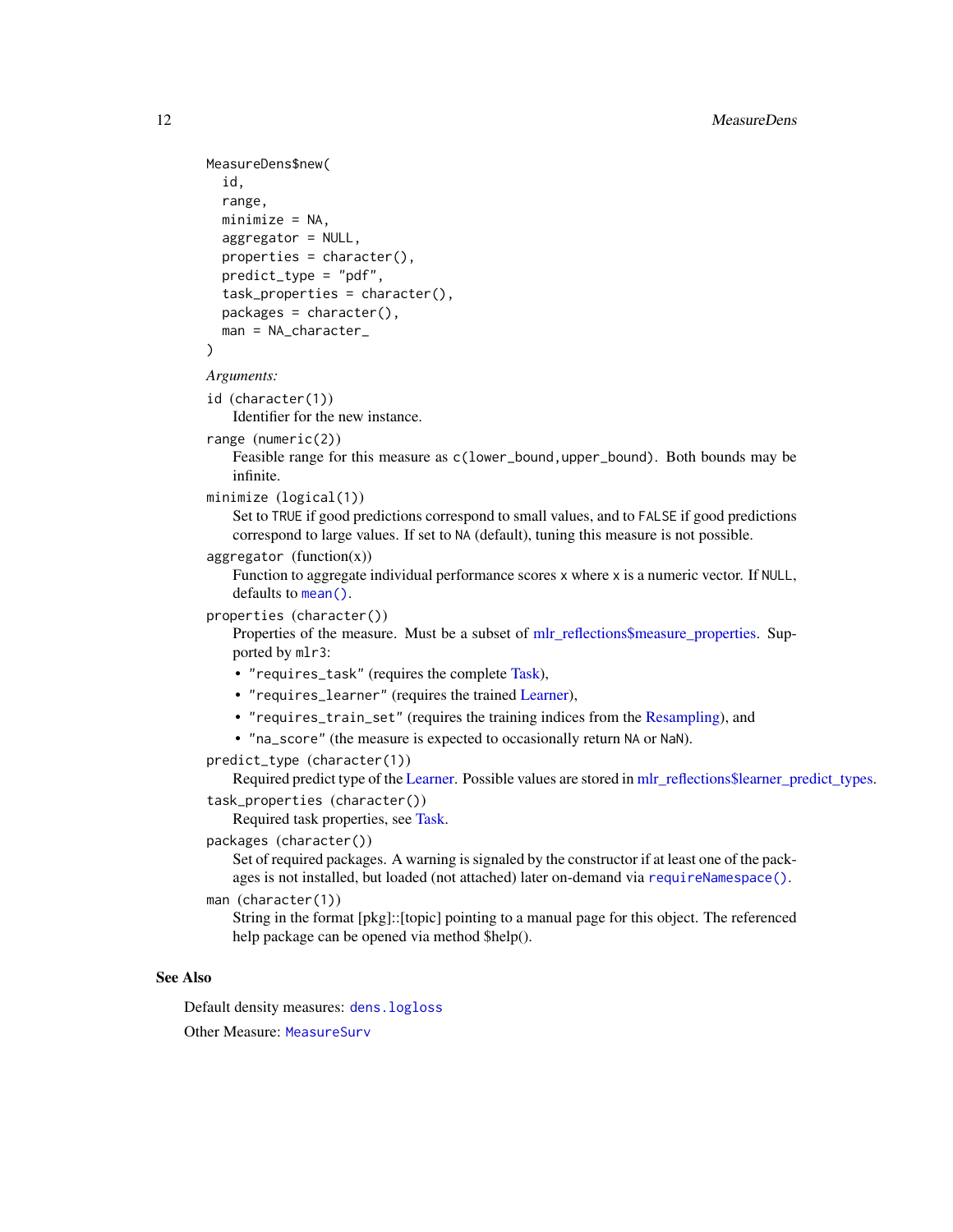```
MeasureDens$new(
  id,
  range,
  minimize = NA,
  aggregator = NULL,
  properties = character(),
  predict_type = "pdf",
  task_properties = character(),
  packages = character(),
  man = NA_character_
)
```

*Arguments:*

`id` (`character(1)`)
: Identifier for the new instance.

`range` (`numeric(2)`)
: Feasible range for this measure as `c(lower_bound,upper_bound)`. Both bounds may be infinite.

`minimize` (`logical(1)`)
: Set to `TRUE` if good predictions correspond to small values, and to `FALSE` if good predictions correspond to large values. If set to `NA` (default), tuning this measure is not possible.

`aggregator` (function(x))
: Function to aggregate individual performance scores `x` where `x` is a numeric vector. If `NULL`, defaults to `mean()`.

`properties` (`character()`)
: Properties of the measure. Must be a subset of mlr_reflections$measure_properties. Supported by `mlr3`:
  - `"requires_task"` (requires the complete Task),
  - `"requires_learner"` (requires the trained Learner),
  - `"requires_train_set"` (requires the training indices from the Resampling), and
  - `"na_score"` (the measure is expected to occasionally return `NA` or `NaN`).

`predict_type` (`character(1)`)
: Required predict type of the Learner. Possible values are stored in mlr_reflections$learner_predict_types.

`task_properties` (`character()`)
: Required task properties, see Task.

`packages` (`character()`)
: Set of required packages. A warning is signaled by the constructor if at least one of the packages is not installed, but loaded (not attached) later on-demand via `requireNamespace()`.

`man` (`character(1)`)
: String in the format [pkg]::[topic] pointing to a manual page for this object. The referenced help package can be opened via method $help().

## See Also

Default density measures: `dens.logloss`

Other Measure: `MeasureSurv`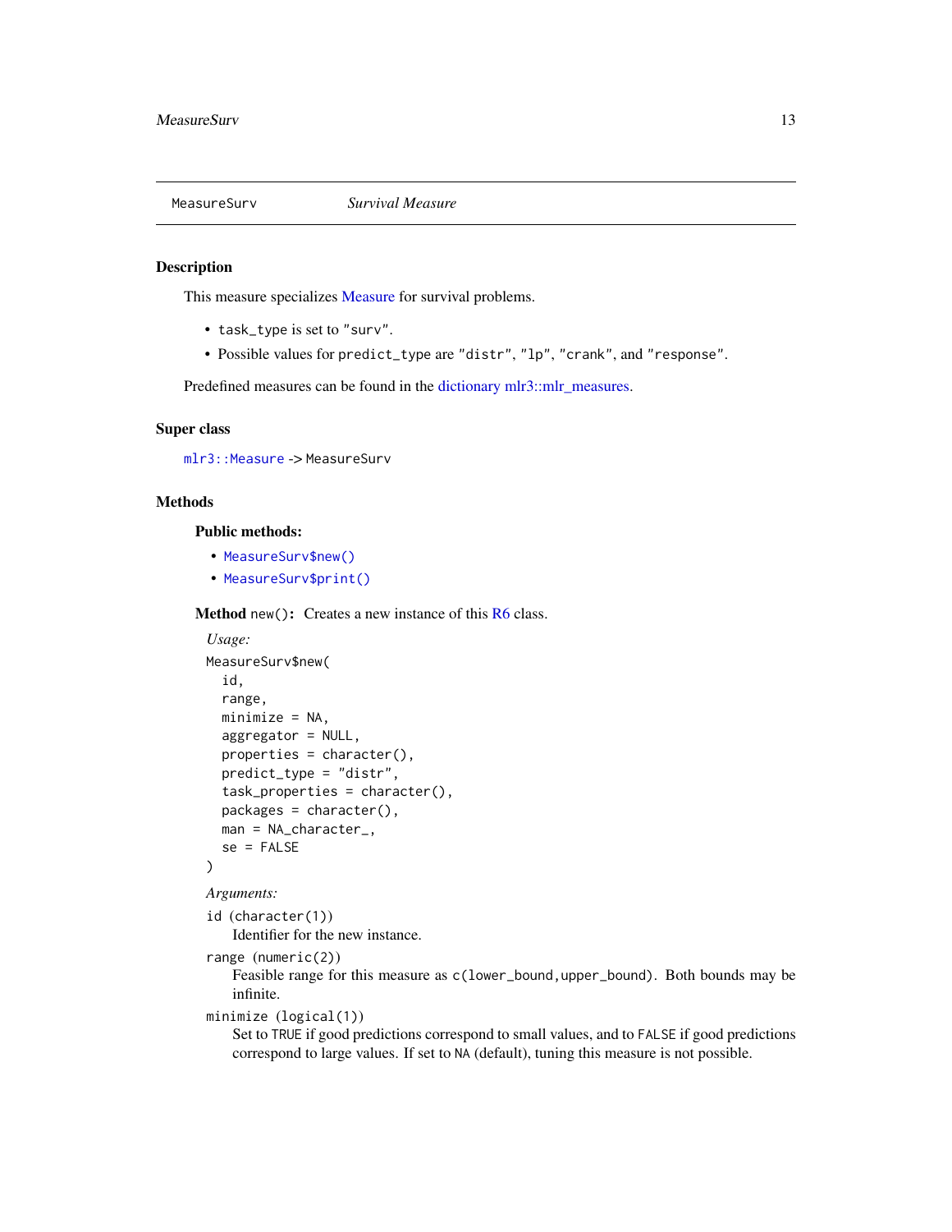# MeasureSurv *Survival Measure*

## Description

This measure specializes Measure for survival problems.

- `task_type` is set to `"surv"`.
- Possible values for `predict_type` are `"distr"`, `"lp"`, `"crank"`, and `"response"`.

Predefined measures can be found in the dictionary mlr3::mlr_measures.

## Super class

`mlr3::Measure` -> `MeasureSurv`

## Methods

### Public methods:

- `MeasureSurv$new()`
- `MeasureSurv$print()`

**Method** `new()`**:** Creates a new instance of this R6 class.

*Usage:*

```
MeasureSurv$new(
  id,
  range,
  minimize = NA,
  aggregator = NULL,
  properties = character(),
  predict_type = "distr",
  task_properties = character(),
  packages = character(),
  man = NA_character_,
  se = FALSE
)
```

*Arguments:*

`id (character(1))`
: Identifier for the new instance.

`range (numeric(2))`
: Feasible range for this measure as `c(lower_bound,upper_bound)`. Both bounds may be infinite.

`minimize (logical(1))`
: Set to `TRUE` if good predictions correspond to small values, and to `FALSE` if good predictions correspond to large values. If set to `NA` (default), tuning this measure is not possible.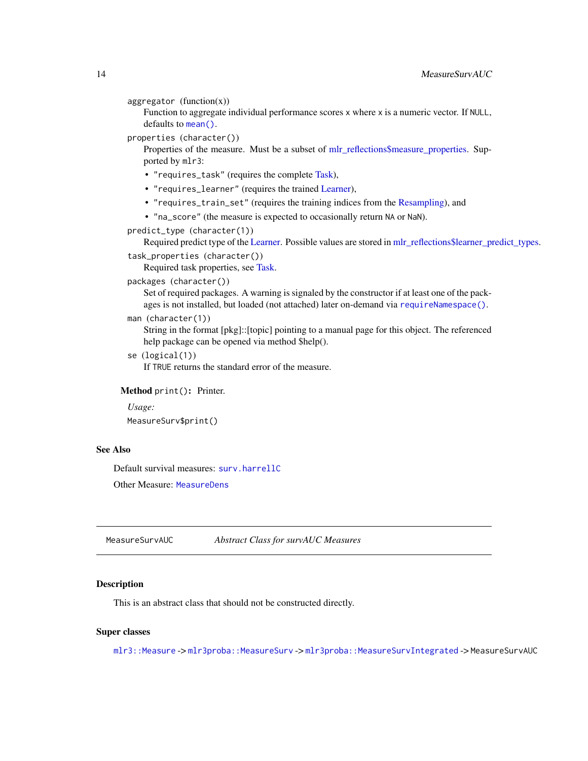`aggregator` (function(x))
: Function to aggregate individual performance scores `x` where `x` is a numeric vector. If `NULL`, defaults to `mean()`.

`properties` (character())
: Properties of the measure. Must be a subset of mlr_reflections$measure_properties. Supported by `mlr3`:

- `"requires_task"` (requires the complete Task),
- `"requires_learner"` (requires the trained Learner),
- `"requires_train_set"` (requires the training indices from the Resampling), and
- `"na_score"` (the measure is expected to occasionally return `NA` or `NaN`).

`predict_type` (character(1))
: Required predict type of the Learner. Possible values are stored in mlr_reflections$learner_predict_types.

`task_properties` (character())
: Required task properties, see Task.

`packages` (character())
: Set of required packages. A warning is signaled by the constructor if at least one of the packages is not installed, but loaded (not attached) later on-demand via `requireNamespace()`.

`man` (character(1))
: String in the format [pkg]::[topic] pointing to a manual page for this object. The referenced help package can be opened via method $help().

`se` (logical(1))
: If `TRUE` returns the standard error of the measure.

**Method** `print()`**:** Printer.

*Usage:*

```
MeasureSurv$print()
```

## See Also

Default survival measures: `surv.harrellC`

Other Measure: `MeasureDens`

---

# MeasureSurvAUC — *Abstract Class for survAUC Measures*

## Description

This is an abstract class that should not be constructed directly.

## Super classes

`mlr3::Measure` -> `mlr3proba::MeasureSurv` -> `mlr3proba::MeasureSurvIntegrated` -> `MeasureSurvAUC`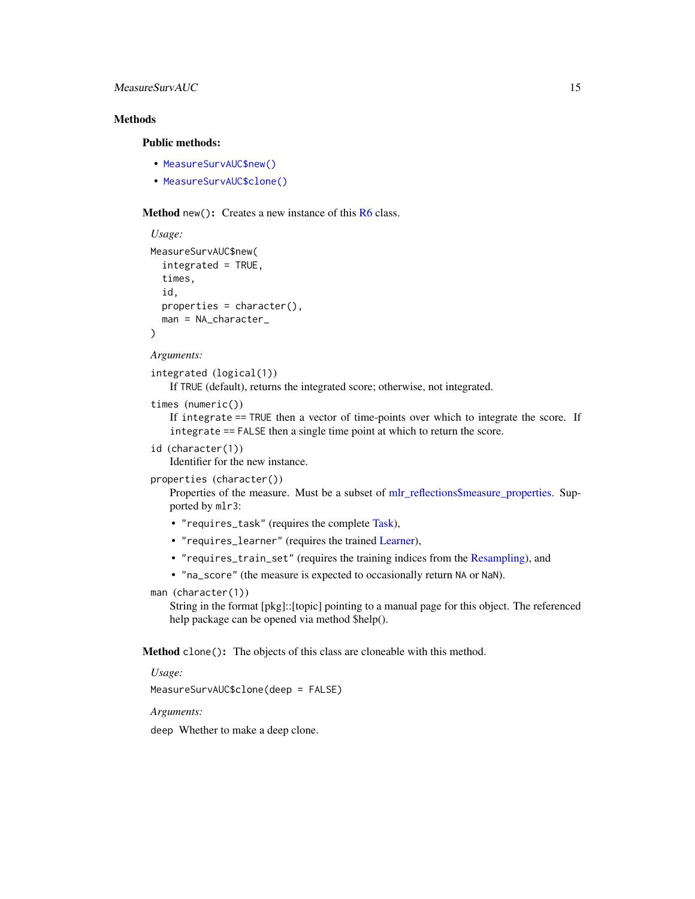## Methods

### Public methods:

- `MeasureSurvAUC$new()`
- `MeasureSurvAUC$clone()`

**Method** `new()`**:** Creates a new instance of this R6 class.

*Usage:*

```
MeasureSurvAUC$new(
  integrated = TRUE,
  times,
  id,
  properties = character(),
  man = NA_character_
)
```

*Arguments:*

`integrated (logical(1))`
: If TRUE (default), returns the integrated score; otherwise, not integrated.

`times (numeric())`
: If `integrate == TRUE` then a vector of time-points over which to integrate the score. If `integrate == FALSE` then a single time point at which to return the score.

`id (character(1))`
: Identifier for the new instance.

`properties (character())`
: Properties of the measure. Must be a subset of mlr_reflections$measure_properties. Supported by `mlr3`:

- `"requires_task"` (requires the complete Task),
- `"requires_learner"` (requires the trained Learner),
- `"requires_train_set"` (requires the training indices from the Resampling), and
- `"na_score"` (the measure is expected to occasionally return `NA` or `NaN`).

`man (character(1))`
: String in the format [pkg]::[topic] pointing to a manual page for this object. The referenced help package can be opened via method $help().

**Method** `clone()`**:** The objects of this class are cloneable with this method.

*Usage:*

```
MeasureSurvAUC$clone(deep = FALSE)
```

*Arguments:*

`deep` Whether to make a deep clone.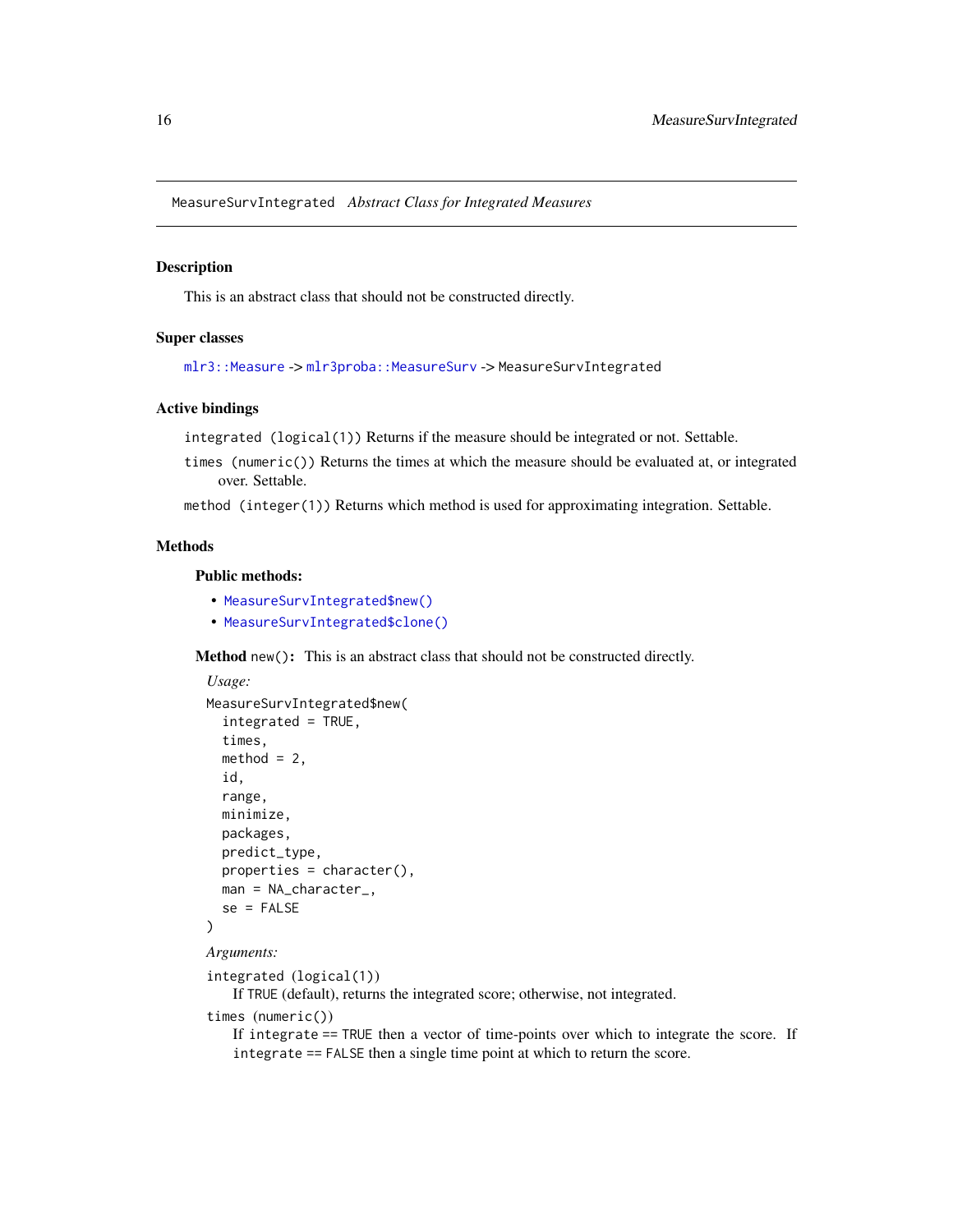MeasureSurvIntegrated *Abstract Class for Integrated Measures*

## Description

This is an abstract class that should not be constructed directly.

## Super classes

mlr3::Measure -> mlr3proba::MeasureSurv -> MeasureSurvIntegrated

## Active bindings

`integrated (logical(1))` Returns if the measure should be integrated or not. Settable.

`times (numeric())` Returns the times at which the measure should be evaluated at, or integrated over. Settable.

`method (integer(1))` Returns which method is used for approximating integration. Settable.

## Methods

### Public methods:

- MeasureSurvIntegrated$new()
- MeasureSurvIntegrated$clone()

**Method** `new()`: This is an abstract class that should not be constructed directly.

*Usage:*

```
MeasureSurvIntegrated$new(
  integrated = TRUE,
  times,
  method = 2,
  id,
  range,
  minimize,
  packages,
  predict_type,
  properties = character(),
  man = NA_character_,
  se = FALSE
)
```

*Arguments:*

`integrated (logical(1))`
If TRUE (default), returns the integrated score; otherwise, not integrated.

`times (numeric())`
If integrate == TRUE then a vector of time-points over which to integrate the score. If integrate == FALSE then a single time point at which to return the score.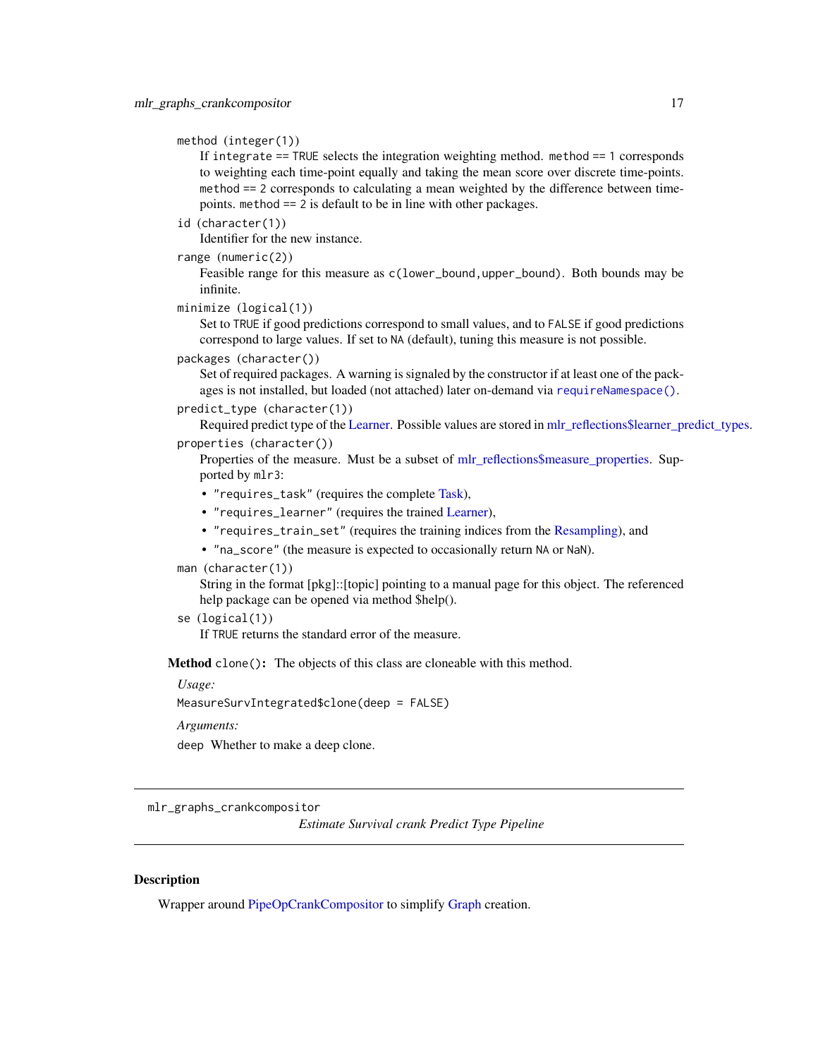`method` (integer(1))
: If `integrate == TRUE` selects the integration weighting method. `method == 1` corresponds to weighting each time-point equally and taking the mean score over discrete time-points. `method == 2` corresponds to calculating a mean weighted by the difference between time-points. `method == 2` is default to be in line with other packages.

`id` (character(1))
: Identifier for the new instance.

`range` (numeric(2))
: Feasible range for this measure as `c(lower_bound,upper_bound)`. Both bounds may be infinite.

`minimize` (logical(1))
: Set to `TRUE` if good predictions correspond to small values, and to `FALSE` if good predictions correspond to large values. If set to `NA` (default), tuning this measure is not possible.

`packages` (character())
: Set of required packages. A warning is signaled by the constructor if at least one of the packages is not installed, but loaded (not attached) later on-demand via `requireNamespace()`.

`predict_type` (character(1))
: Required predict type of the Learner. Possible values are stored in mlr_reflections$learner_predict_types.

`properties` (character())
: Properties of the measure. Must be a subset of mlr_reflections$measure_properties. Supported by `mlr3`:
  - `"requires_task"` (requires the complete Task),
  - `"requires_learner"` (requires the trained Learner),
  - `"requires_train_set"` (requires the training indices from the Resampling), and
  - `"na_score"` (the measure is expected to occasionally return `NA` or `NaN`).

`man` (character(1))
: String in the format [pkg]::[topic] pointing to a manual page for this object. The referenced help package can be opened via method $help().

`se` (logical(1))
: If `TRUE` returns the standard error of the measure.

**Method** `clone()`: The objects of this class are cloneable with this method.

*Usage:*

```
MeasureSurvIntegrated$clone(deep = FALSE)
```

*Arguments:*

`deep` Whether to make a deep clone.

---

## mlr_graphs_crankcompositor — *Estimate Survival crank Predict Type Pipeline*

### Description

Wrapper around PipeOpCrankCompositor to simplify Graph creation.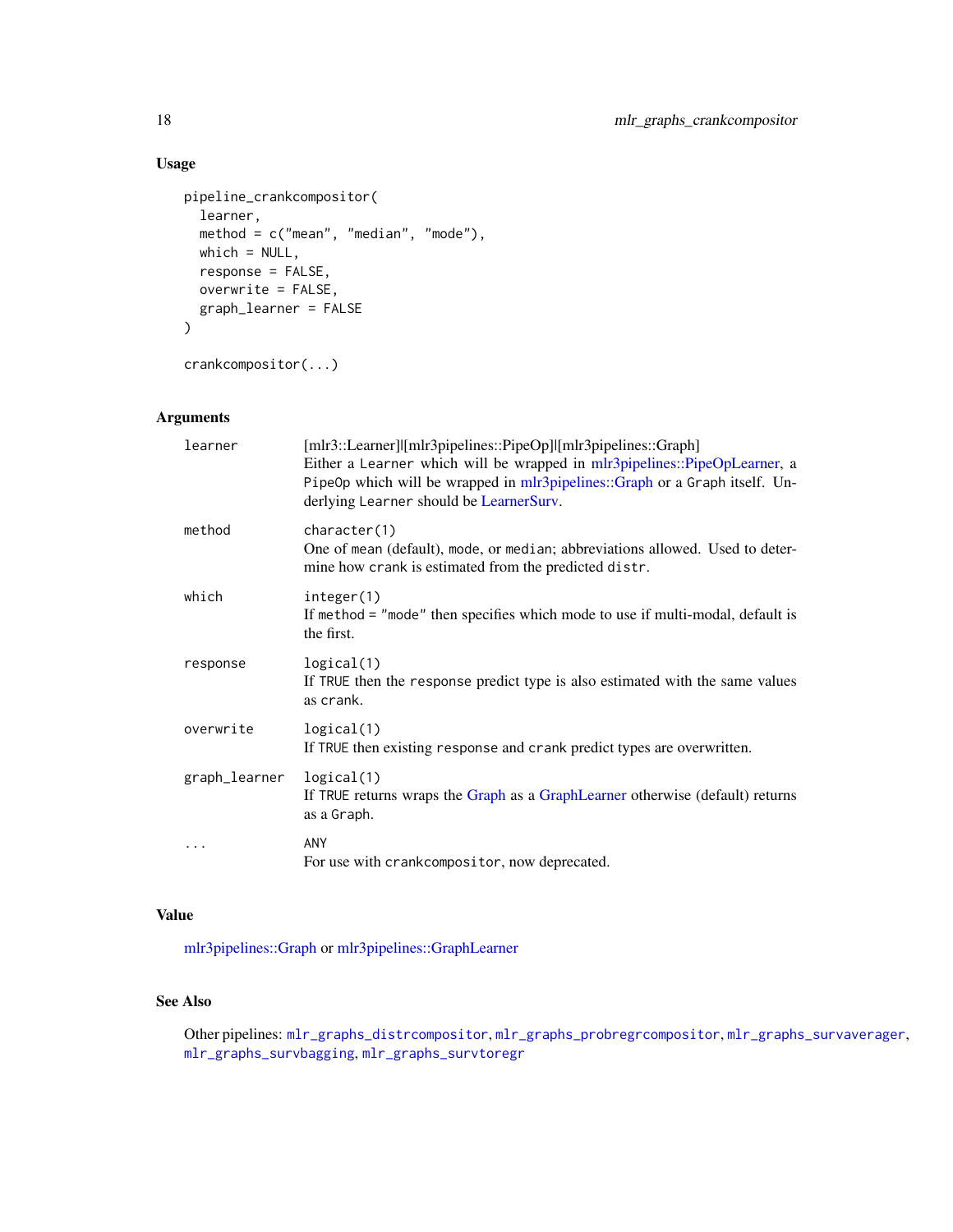### Usage

```
pipeline_crankcompositor(
  learner,
  method = c("mean", "median", "mode"),
  which = NULL,
  response = FALSE,
  overwrite = FALSE,
  graph_learner = FALSE
)

crankcompositor(...)
```

### Arguments

| | |
|---|---|
| `learner` | [mlr3::Learner]\|[mlr3pipelines::PipeOp]\|[mlr3pipelines::Graph]<br>Either a `Learner` which will be wrapped in mlr3pipelines::PipeOpLearner, a `PipeOp` which will be wrapped in mlr3pipelines::Graph or a `Graph` itself. Underlying `Learner` should be LearnerSurv. |
| `method` | `character(1)`<br>One of `mean` (default), `mode`, or `median`; abbreviations allowed. Used to determine how `crank` is estimated from the predicted `distr`. |
| `which` | `integer(1)`<br>If `method` = `"mode"` then specifies which mode to use if multi-modal, default is the first. |
| `response` | `logical(1)`<br>If `TRUE` then the `response` predict type is also estimated with the same values as `crank`. |
| `overwrite` | `logical(1)`<br>If `TRUE` then existing `response` and `crank` predict types are overwritten. |
| `graph_learner` | `logical(1)`<br>If `TRUE` returns wraps the Graph as a GraphLearner otherwise (default) returns as a `Graph`. |
| `...` | `ANY`<br>For use with `crankcompositor`, now deprecated. |

### Value

mlr3pipelines::Graph or mlr3pipelines::GraphLearner

### See Also

Other pipelines: `mlr_graphs_distrcompositor`, `mlr_graphs_probregrcompositor`, `mlr_graphs_survaverager`, `mlr_graphs_survbagging`, `mlr_graphs_survtoregr`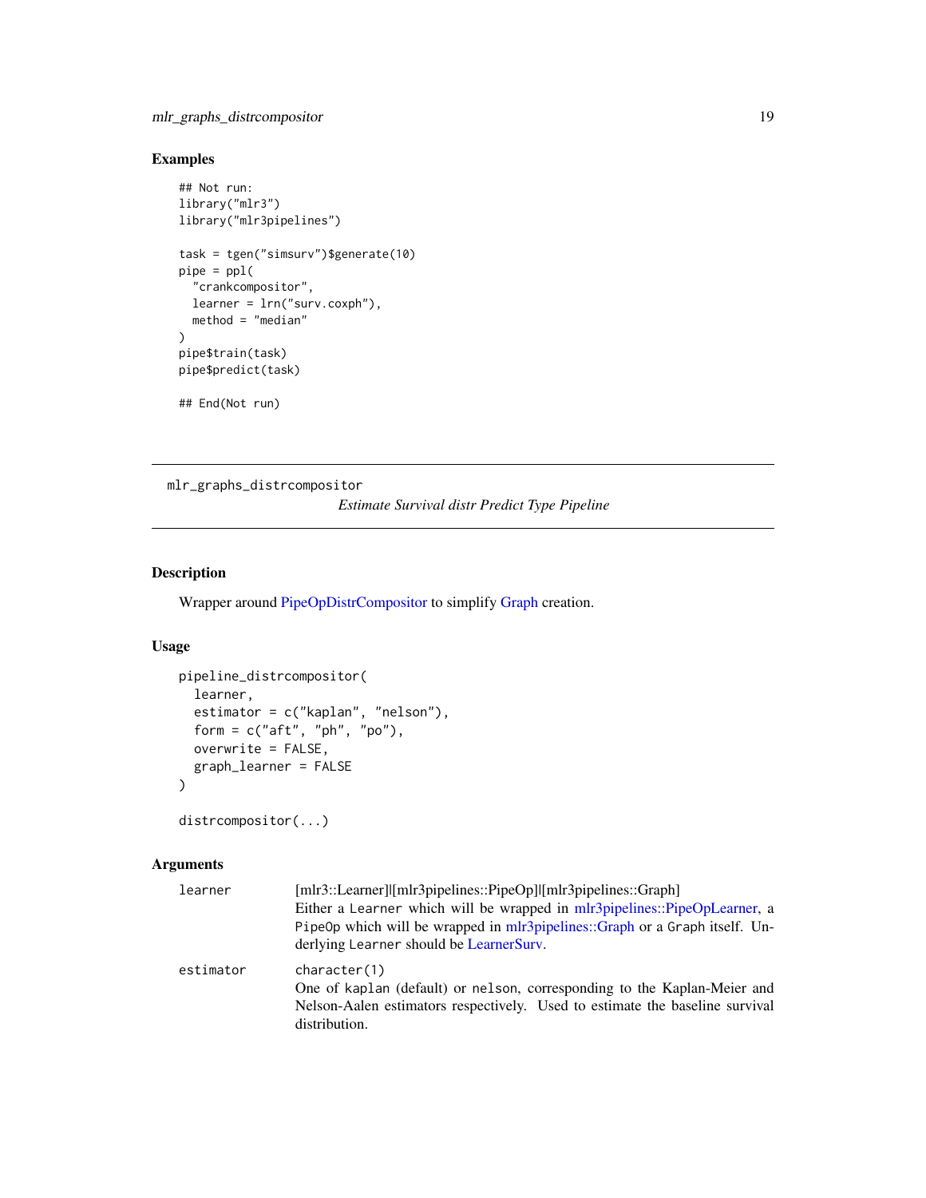## Examples

```
## Not run:
library("mlr3")
library("mlr3pipelines")

task = tgen("simsurv")$generate(10)
pipe = ppl(
  "crankcompositor",
  learner = lrn("surv.coxph"),
  method = "median"
)
pipe$train(task)
pipe$predict(task)

## End(Not run)
```

---

mlr_graphs_distrcompositor

*Estimate Survival distr Predict Type Pipeline*

---

## Description

Wrapper around PipeOpDistrCompositor to simplify Graph creation.

## Usage

```
pipeline_distrcompositor(
  learner,
  estimator = c("kaplan", "nelson"),
  form = c("aft", "ph", "po"),
  overwrite = FALSE,
  graph_learner = FALSE
)

distrcompositor(...)
```

## Arguments

| | |
|---|---|
| `learner` | [mlr3::Learner]\|[mlr3pipelines::PipeOp]\|[mlr3pipelines::Graph]<br>Either a `Learner` which will be wrapped in mlr3pipelines::PipeOpLearner, a `PipeOp` which will be wrapped in mlr3pipelines::Graph or a `Graph` itself. Underlying `Learner` should be LearnerSurv. |
| `estimator` | `character(1)`<br>One of `kaplan` (default) or `nelson`, corresponding to the Kaplan-Meier and Nelson-Aalen estimators respectively. Used to estimate the baseline survival distribution. |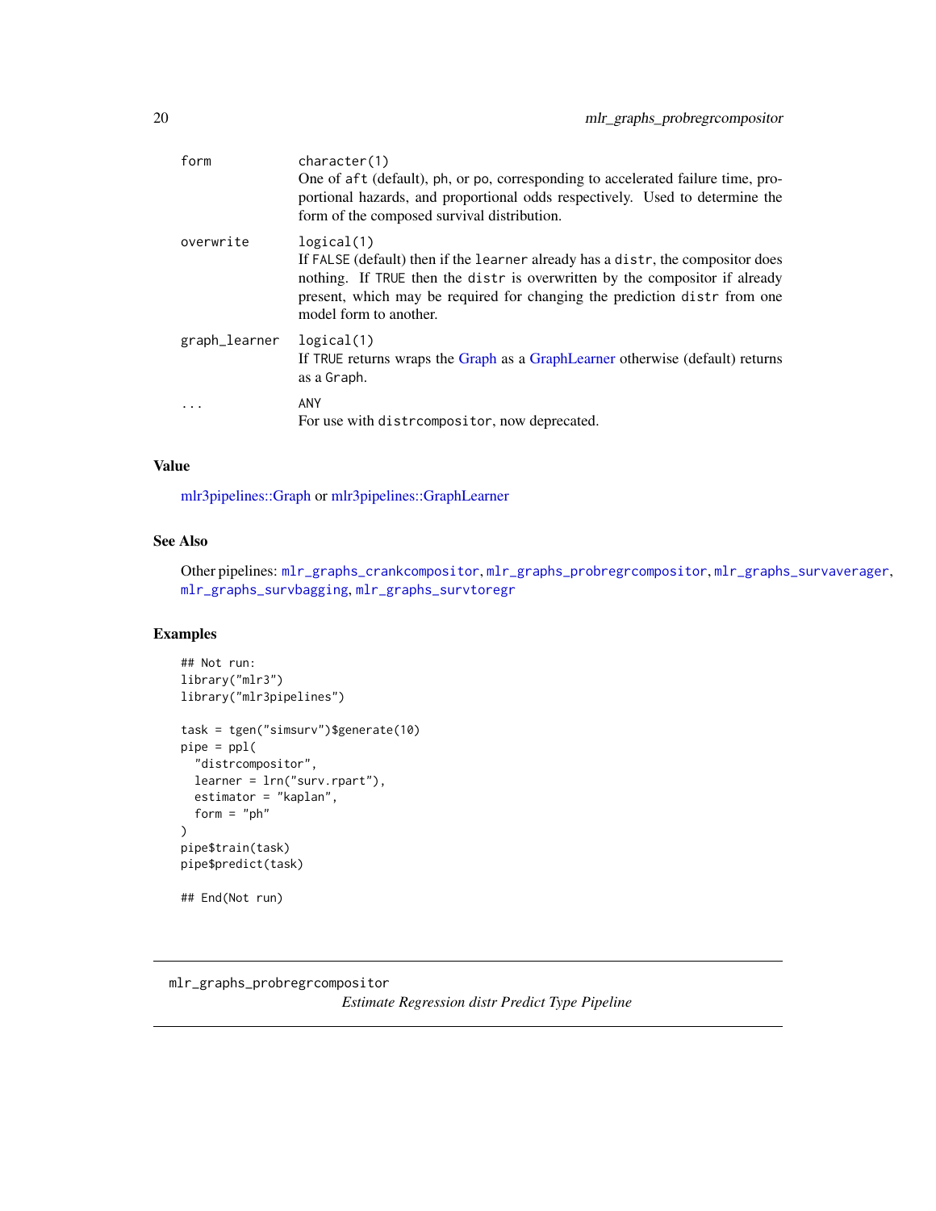| | |
|---|---|
| form | character(1)<br>One of aft (default), ph, or po, corresponding to accelerated failure time, proportional hazards, and proportional odds respectively. Used to determine the form of the composed survival distribution. |
| overwrite | logical(1)<br>If FALSE (default) then if the learner already has a distr, the compositor does nothing. If TRUE then the distr is overwritten by the compositor if already present, which may be required for changing the prediction distr from one model form to another. |
| graph_learner | logical(1)<br>If TRUE returns wraps the Graph as a GraphLearner otherwise (default) returns as a Graph. |
| ... | ANY<br>For use with distrcompositor, now deprecated. |

## Value

mlr3pipelines::Graph or mlr3pipelines::GraphLearner

## See Also

Other pipelines: mlr_graphs_crankcompositor, mlr_graphs_probregrcompositor, mlr_graphs_survaverager, mlr_graphs_survbagging, mlr_graphs_survtoregr

## Examples

```
## Not run:
library("mlr3")
library("mlr3pipelines")

task = tgen("simsurv")$generate(10)
pipe = ppl(
  "distrcompositor",
  learner = lrn("surv.rpart"),
  estimator = "kaplan",
  form = "ph"
)
pipe$train(task)
pipe$predict(task)

## End(Not run)
```

---

mlr_graphs_probregrcompositor

*Estimate Regression distr Predict Type Pipeline*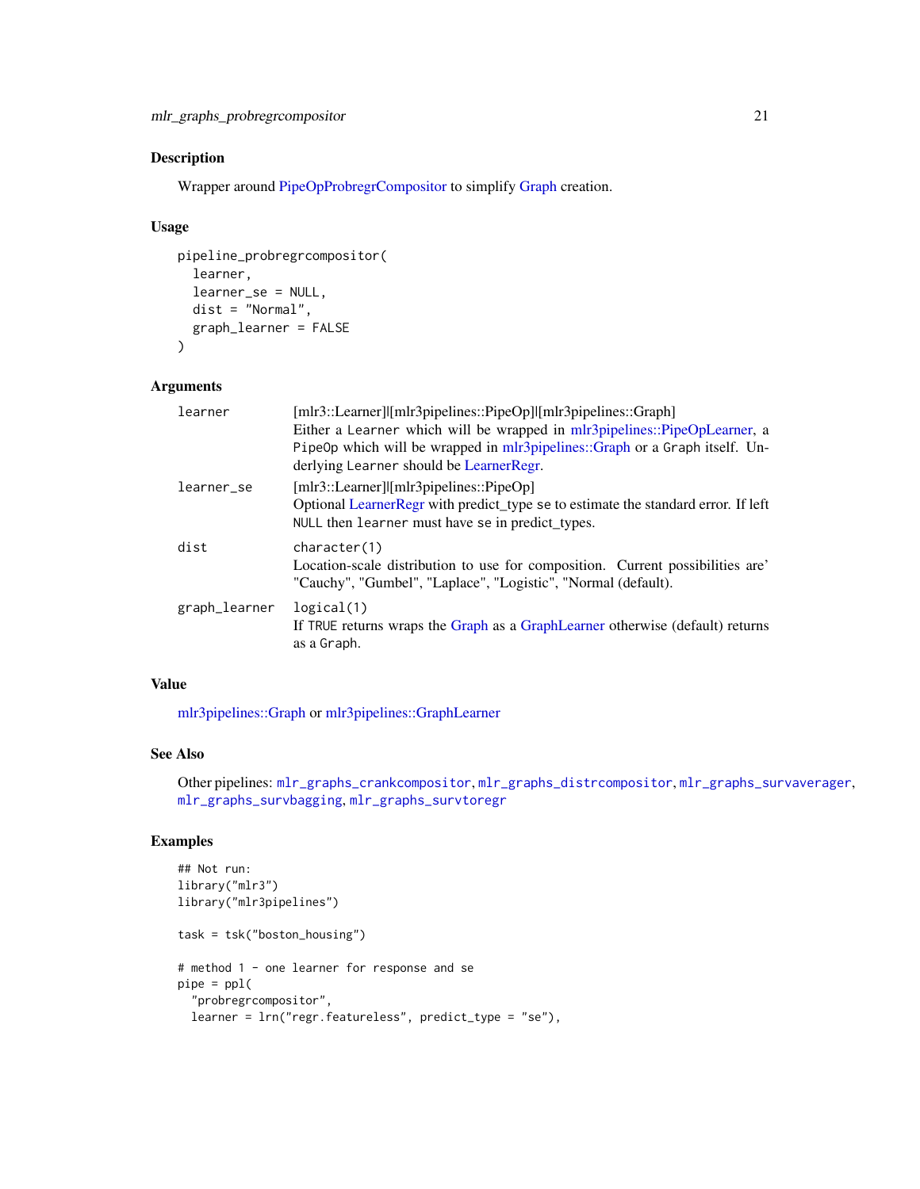## Description

Wrapper around PipeOpProbregrCompositor to simplify Graph creation.

## Usage

```
pipeline_probregrcompositor(
  learner,
  learner_se = NULL,
  dist = "Normal",
  graph_learner = FALSE
)
```

## Arguments

| | |
|---|---|
| `learner` | [mlr3::Learner]\|[mlr3pipelines::PipeOp]\|[mlr3pipelines::Graph] Either a `Learner` which will be wrapped in mlr3pipelines::PipeOpLearner, a `PipeOp` which will be wrapped in mlr3pipelines::Graph or a `Graph` itself. Underlying `Learner` should be LearnerRegr. |
| `learner_se` | [mlr3::Learner]\|[mlr3pipelines::PipeOp] Optional LearnerRegr with predict_type `se` to estimate the standard error. If left `NULL` then `learner` must have `se` in predict_types. |
| `dist` | `character(1)` Location-scale distribution to use for composition. Current possibilities are' "Cauchy", "Gumbel", "Laplace", "Logistic", "Normal (default). |
| `graph_learner` | `logical(1)` If `TRUE` returns wraps the Graph as a GraphLearner otherwise (default) returns as a `Graph`. |

## Value

mlr3pipelines::Graph or mlr3pipelines::GraphLearner

## See Also

Other pipelines: `mlr_graphs_crankcompositor`, `mlr_graphs_distrcompositor`, `mlr_graphs_survaverager`, `mlr_graphs_survbagging`, `mlr_graphs_survtoregr`

## Examples

```
## Not run:
library("mlr3")
library("mlr3pipelines")

task = tsk("boston_housing")

# method 1 - one learner for response and se
pipe = ppl(
  "probregrcompositor",
  learner = lrn("regr.featureless", predict_type = "se"),
```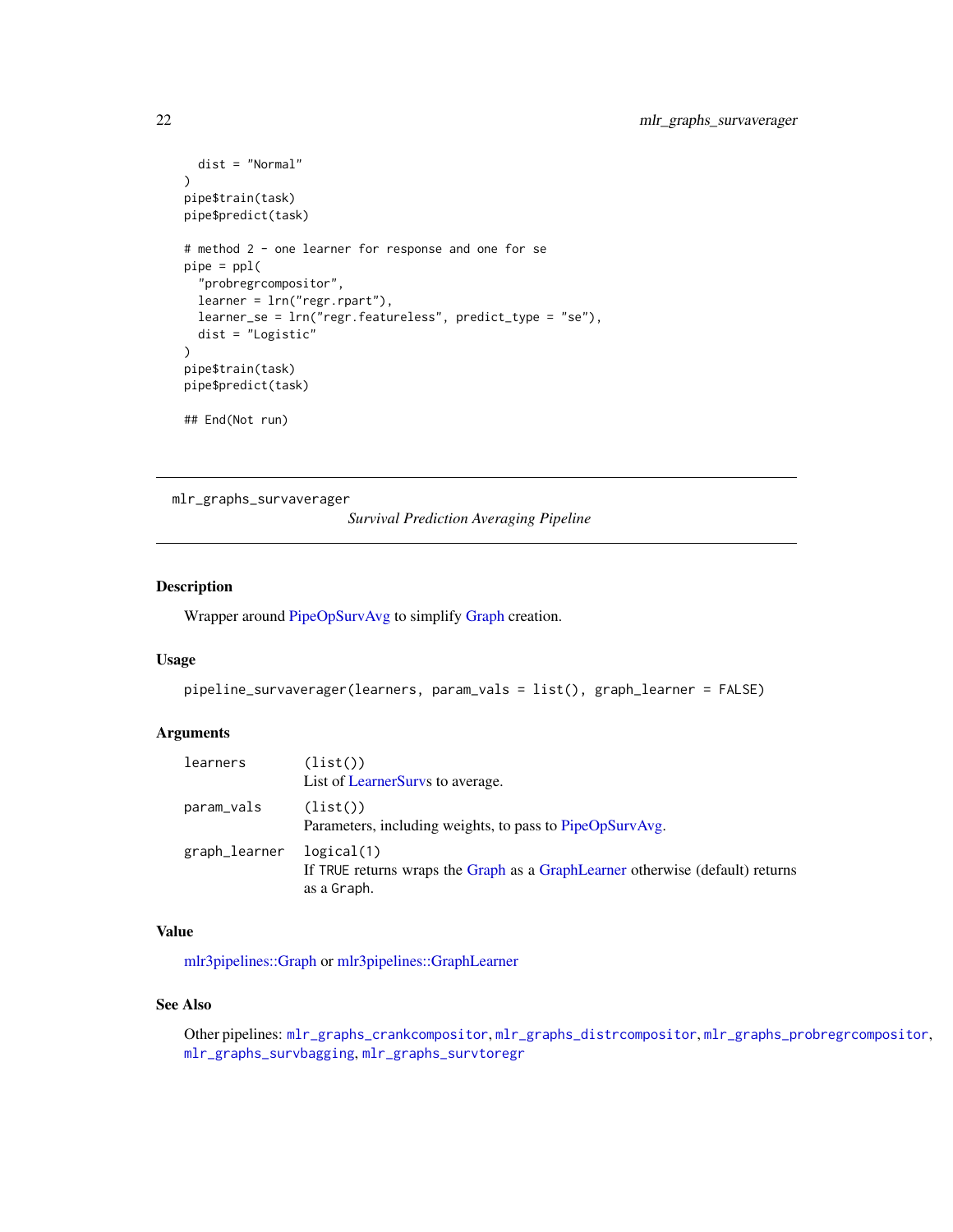```
  dist = "Normal"
)
pipe$train(task)
pipe$predict(task)

# method 2 - one learner for response and one for se
pipe = ppl(
  "probregrcompositor",
  learner = lrn("regr.rpart"),
  learner_se = lrn("regr.featureless", predict_type = "se"),
  dist = "Logistic"
)
pipe$train(task)
pipe$predict(task)

## End(Not run)
```

---

## mlr_graphs_survaverager

*Survival Prediction Averaging Pipeline*

---

### Description

Wrapper around PipeOpSurvAvg to simplify Graph creation.

### Usage

```
pipeline_survaverager(learners, param_vals = list(), graph_learner = FALSE)
```

### Arguments

| | |
|---|---|
| learners | (list())<br>List of LearnerSurvs to average. |
| param_vals | (list())<br>Parameters, including weights, to pass to PipeOpSurvAvg. |
| graph_learner | logical(1)<br>If TRUE returns wraps the Graph as a GraphLearner otherwise (default) returns as a Graph. |

### Value

mlr3pipelines::Graph or mlr3pipelines::GraphLearner

### See Also

Other pipelines: `mlr_graphs_crankcompositor`, `mlr_graphs_distrcompositor`, `mlr_graphs_probregrcompositor`, `mlr_graphs_survbagging`, `mlr_graphs_survtoregr`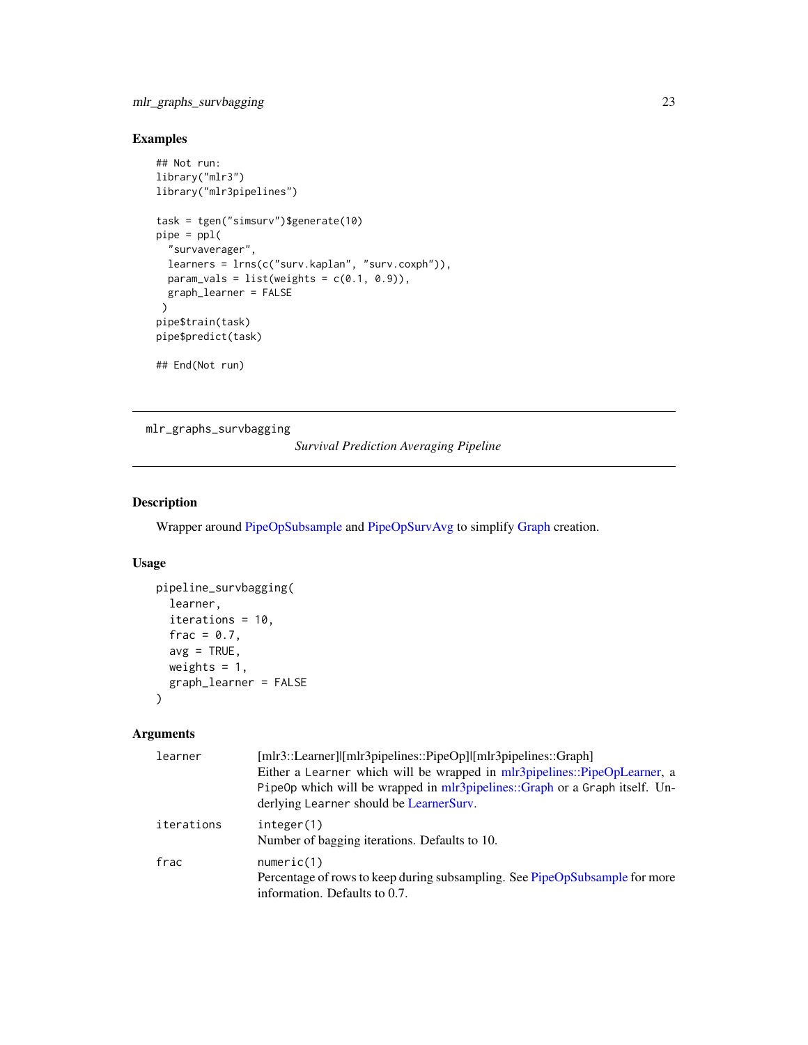## Examples

```
## Not run:
library("mlr3")
library("mlr3pipelines")

task = tgen("simsurv")$generate(10)
pipe = ppl(
  "survaverager",
  learners = lrns(c("surv.kaplan", "surv.coxph")),
  param_vals = list(weights = c(0.1, 0.9)),
  graph_learner = FALSE
 )
pipe$train(task)
pipe$predict(task)

## End(Not run)
```

---

# mlr_graphs_survbagging

*Survival Prediction Averaging Pipeline*

---

## Description

Wrapper around PipeOpSubsample and PipeOpSurvAvg to simplify Graph creation.

## Usage

```
pipeline_survbagging(
  learner,
  iterations = 10,
  frac = 0.7,
  avg = TRUE,
  weights = 1,
  graph_learner = FALSE
)
```

## Arguments

| | |
|---|---|
| `learner` | [mlr3::Learner]\|[mlr3pipelines::PipeOp]\|[mlr3pipelines::Graph]<br>Either a `Learner` which will be wrapped in mlr3pipelines::PipeOpLearner, a `PipeOp` which will be wrapped in mlr3pipelines::Graph or a `Graph` itself. Underlying `Learner` should be LearnerSurv. |
| `iterations` | `integer(1)`<br>Number of bagging iterations. Defaults to 10. |
| `frac` | `numeric(1)`<br>Percentage of rows to keep during subsampling. See PipeOpSubsample for more information. Defaults to 0.7. |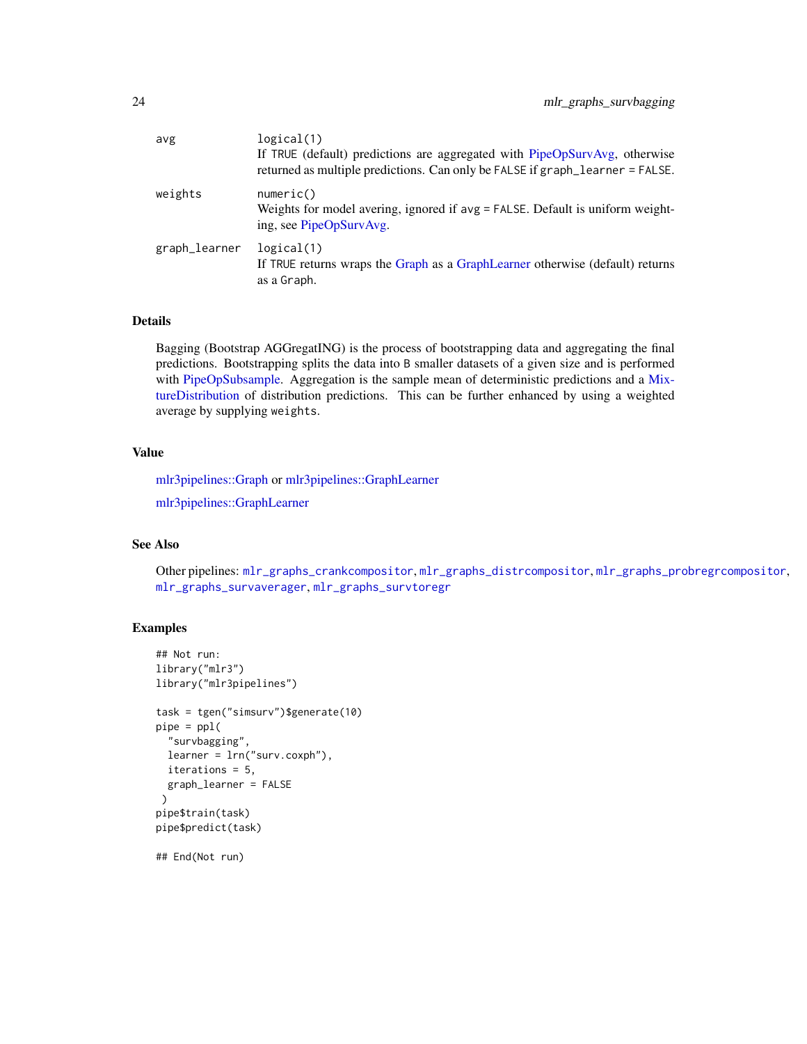| | |
|---|---|
| avg | logical(1)<br>If TRUE (default) predictions are aggregated with PipeOpSurvAvg, otherwise returned as multiple predictions. Can only be FALSE if graph_learner = FALSE. |
| weights | numeric()<br>Weights for model avering, ignored if avg = FALSE. Default is uniform weighting, see PipeOpSurvAvg. |
| graph_learner | logical(1)<br>If TRUE returns wraps the Graph as a GraphLearner otherwise (default) returns as a Graph. |

## Details

Bagging (Bootstrap AGGregatING) is the process of bootstrapping data and aggregating the final predictions. Bootstrapping splits the data into B smaller datasets of a given size and is performed with PipeOpSubsample. Aggregation is the sample mean of deterministic predictions and a MixtureDistribution of distribution predictions. This can be further enhanced by using a weighted average by supplying weights.

## Value

mlr3pipelines::Graph or mlr3pipelines::GraphLearner

mlr3pipelines::GraphLearner

## See Also

Other pipelines: mlr_graphs_crankcompositor, mlr_graphs_distrcompositor, mlr_graphs_probregrcompositor, mlr_graphs_survaverager, mlr_graphs_survtoregr

## Examples

```
## Not run:
library("mlr3")
library("mlr3pipelines")

task = tgen("simsurv")$generate(10)
pipe = ppl(
  "survbagging",
  learner = lrn("surv.coxph"),
  iterations = 5,
  graph_learner = FALSE
 )
pipe$train(task)
pipe$predict(task)

## End(Not run)
```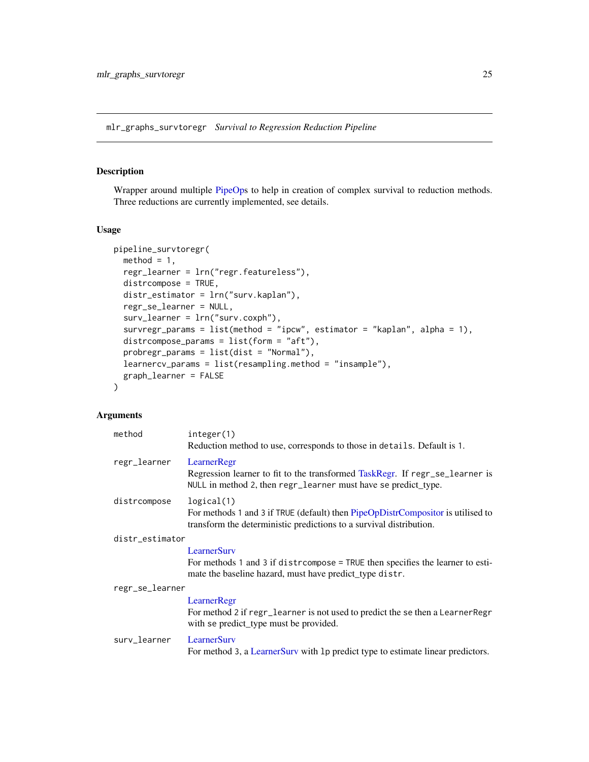## mlr_graphs_survtoregr *Survival to Regression Reduction Pipeline*

### Description

Wrapper around multiple PipeOps to help in creation of complex survival to reduction methods. Three reductions are currently implemented, see details.

### Usage

```
pipeline_survtoregr(
  method = 1,
  regr_learner = lrn("regr.featureless"),
  distrcompose = TRUE,
  distr_estimator = lrn("surv.kaplan"),
  regr_se_learner = NULL,
  surv_learner = lrn("surv.coxph"),
  survregr_params = list(method = "ipcw", estimator = "kaplan", alpha = 1),
  distrcompose_params = list(form = "aft"),
  probregr_params = list(dist = "Normal"),
  learnercv_params = list(resampling.method = "insample"),
  graph_learner = FALSE
)
```

### Arguments

**method**
: `integer(1)`
Reduction method to use, corresponds to those in `details`. Default is `1`.

**regr_learner**
: LearnerRegr
Regression learner to fit to the transformed TaskRegr. If `regr_se_learner` is `NULL` in method `2`, then `regr_learner` must have `se` predict_type.

**distrcompose**
: `logical(1)`
For methods `1` and `3` if `TRUE` (default) then PipeOpDistrCompositor is utilised to transform the deterministic predictions to a survival distribution.

**distr_estimator**
: LearnerSurv
For methods `1` and `3` if `distrcompose = TRUE` then specifies the learner to estimate the baseline hazard, must have predict_type `distr`.

**regr_se_learner**
: LearnerRegr
For method `2` if `regr_learner` is not used to predict the `se` then a `LearnerRegr` with `se` predict_type must be provided.

**surv_learner**
: LearnerSurv
For method `3`, a LearnerSurv with `lp` predict type to estimate linear predictors.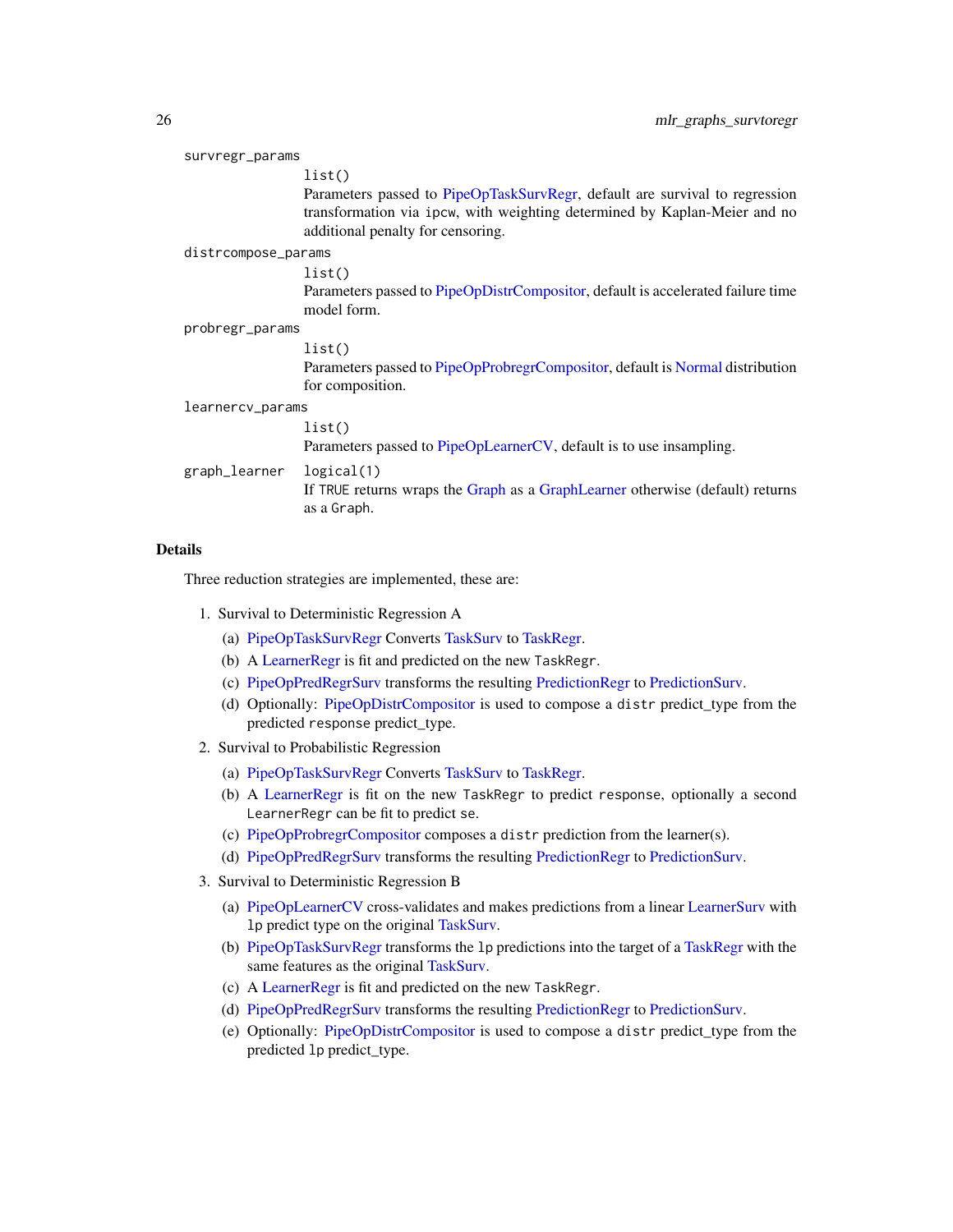survregr_params
: `list()`
Parameters passed to PipeOpTaskSurvRegr, default are survival to regression transformation via `ipcw`, with weighting determined by Kaplan-Meier and no additional penalty for censoring.

distrcompose_params
: `list()`
Parameters passed to PipeOpDistrCompositor, default is accelerated failure time model form.

probregr_params
: `list()`
Parameters passed to PipeOpProbregrCompositor, default is Normal distribution for composition.

learnercv_params
: `list()`
Parameters passed to PipeOpLearnerCV, default is to use insampling.

graph_learner
: `logical(1)`
If `TRUE` returns wraps the Graph as a GraphLearner otherwise (default) returns as a `Graph`.

## Details

Three reduction strategies are implemented, these are:

1. Survival to Deterministic Regression A
   (a) PipeOpTaskSurvRegr Converts TaskSurv to TaskRegr.
   (b) A LearnerRegr is fit and predicted on the new `TaskRegr`.
   (c) PipeOpPredRegrSurv transforms the resulting PredictionRegr to PredictionSurv.
   (d) Optionally: PipeOpDistrCompositor is used to compose a `distr` predict_type from the predicted `response` predict_type.
2. Survival to Probabilistic Regression
   (a) PipeOpTaskSurvRegr Converts TaskSurv to TaskRegr.
   (b) A LearnerRegr is fit on the new `TaskRegr` to predict `response`, optionally a second `LearnerRegr` can be fit to predict `se`.
   (c) PipeOpProbregrCompositor composes a `distr` prediction from the learner(s).
   (d) PipeOpPredRegrSurv transforms the resulting PredictionRegr to PredictionSurv.
3. Survival to Deterministic Regression B
   (a) PipeOpLearnerCV cross-validates and makes predictions from a linear LearnerSurv with `lp` predict type on the original TaskSurv.
   (b) PipeOpTaskSurvRegr transforms the `lp` predictions into the target of a TaskRegr with the same features as the original TaskSurv.
   (c) A LearnerRegr is fit and predicted on the new `TaskRegr`.
   (d) PipeOpPredRegrSurv transforms the resulting PredictionRegr to PredictionSurv.
   (e) Optionally: PipeOpDistrCompositor is used to compose a `distr` predict_type from the predicted `lp` predict_type.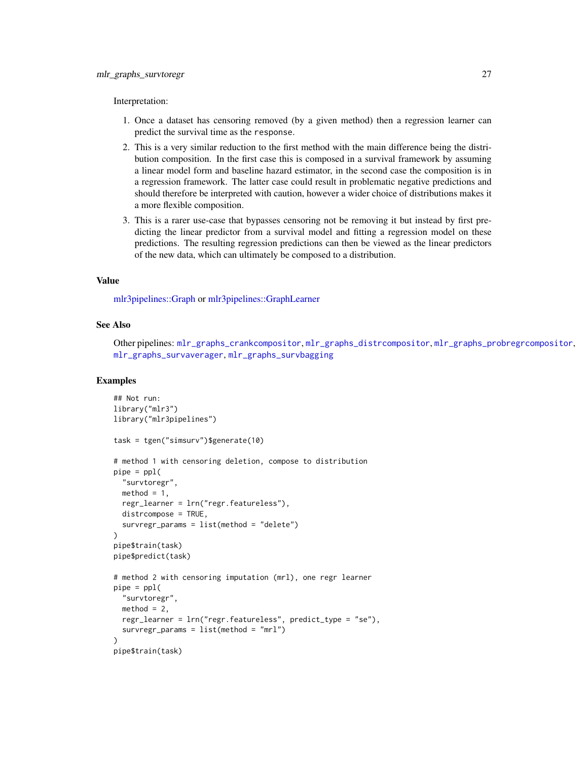Interpretation:

1. Once a dataset has censoring removed (by a given method) then a regression learner can predict the survival time as the `response`.
2. This is a very similar reduction to the first method with the main difference being the distribution composition. In the first case this is composed in a survival framework by assuming a linear model form and baseline hazard estimator, in the second case the composition is in a regression framework. The latter case could result in problematic negative predictions and should therefore be interpreted with caution, however a wider choice of distributions makes it a more flexible composition.
3. This is a rarer use-case that bypasses censoring not be removing it but instead by first predicting the linear predictor from a survival model and fitting a regression model on these predictions. The resulting regression predictions can then be viewed as the linear predictors of the new data, which can ultimately be composed to a distribution.

## Value

mlr3pipelines::Graph or mlr3pipelines::GraphLearner

## See Also

Other pipelines: `mlr_graphs_crankcompositor`, `mlr_graphs_distrcompositor`, `mlr_graphs_probregrcompositor`, `mlr_graphs_survaverager`, `mlr_graphs_survbagging`

## Examples

```
## Not run:
library("mlr3")
library("mlr3pipelines")

task = tgen("simsurv")$generate(10)

# method 1 with censoring deletion, compose to distribution
pipe = ppl(
  "survtoregr",
  method = 1,
  regr_learner = lrn("regr.featureless"),
  distrcompose = TRUE,
  survregr_params = list(method = "delete")
)
pipe$train(task)
pipe$predict(task)

# method 2 with censoring imputation (mrl), one regr learner
pipe = ppl(
  "survtoregr",
  method = 2,
  regr_learner = lrn("regr.featureless", predict_type = "se"),
  survregr_params = list(method = "mrl")
)
pipe$train(task)
```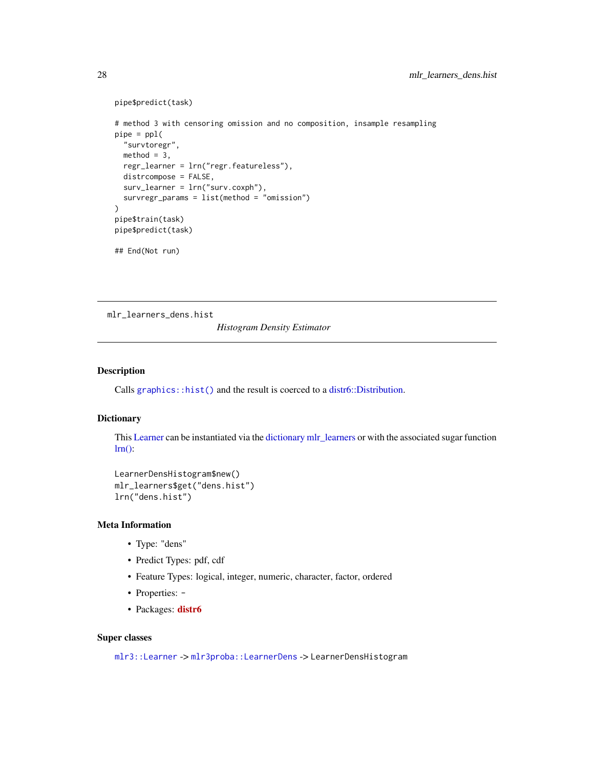```
pipe$predict(task)

# method 3 with censoring omission and no composition, insample resampling
pipe = ppl(
  "survtoregr",
  method = 3,
  regr_learner = lrn("regr.featureless"),
  distrcompose = FALSE,
  surv_learner = lrn("surv.coxph"),
  survregr_params = list(method = "omission")
)
pipe$train(task)
pipe$predict(task)

## End(Not run)
```

---

`mlr_learners_dens.hist` *Histogram Density Estimator*

---

### Description

Calls `graphics::hist()` and the result is coerced to a distr6::Distribution.

### Dictionary

This Learner can be instantiated via the dictionary mlr_learners or with the associated sugar function lrn():

```
LearnerDensHistogram$new()
mlr_learners$get("dens.hist")
lrn("dens.hist")
```

### Meta Information

- Type: "dens"
- Predict Types: pdf, cdf
- Feature Types: logical, integer, numeric, character, factor, ordered
- Properties: -
- Packages: **distr6**

### Super classes

`mlr3::Learner` -> `mlr3proba::LearnerDens` -> `LearnerDensHistogram`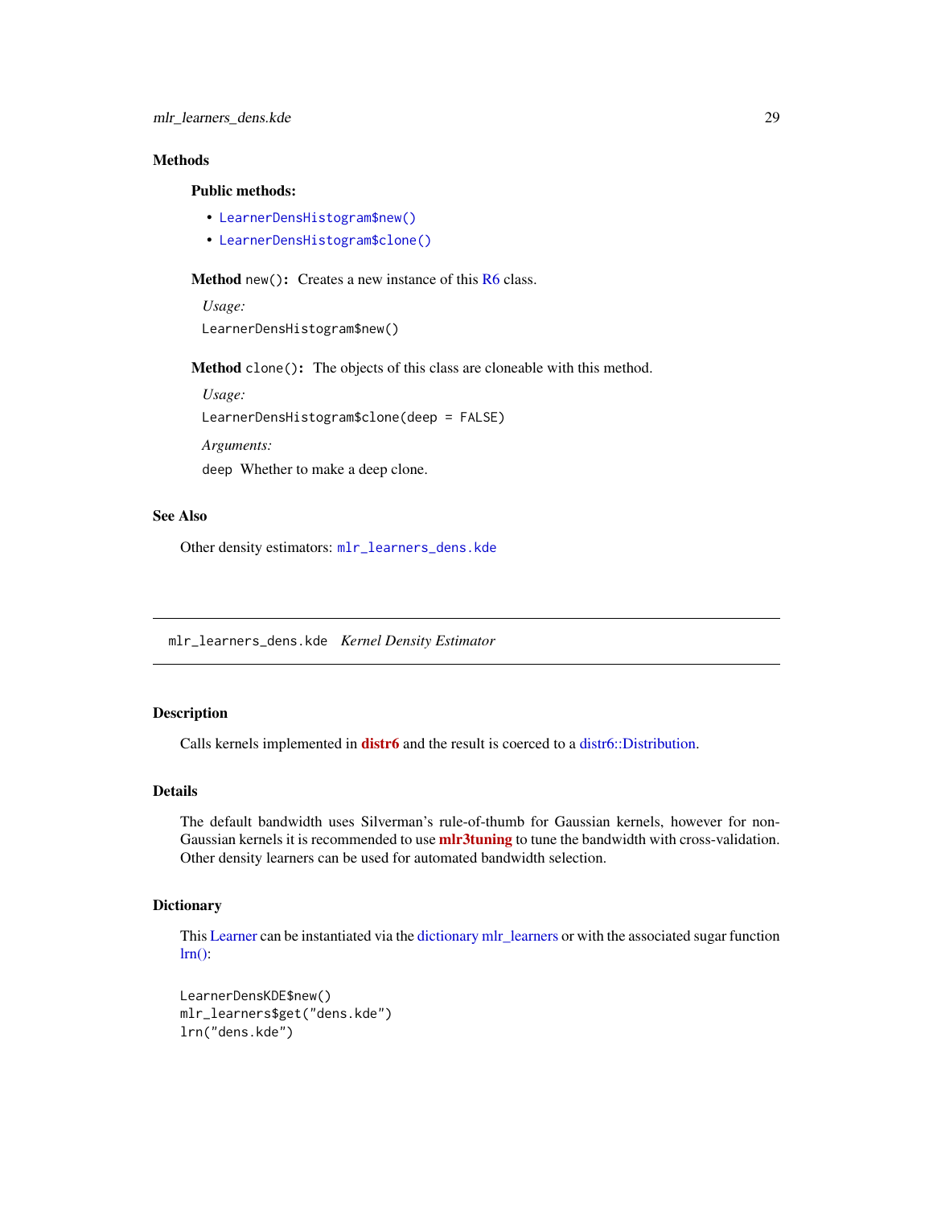### Methods

#### Public methods:

- `LearnerDensHistogram$new()`
- `LearnerDensHistogram$clone()`

**Method** `new()`**:** Creates a new instance of this R6 class.

*Usage:*

```
LearnerDensHistogram$new()
```

**Method** `clone()`**:** The objects of this class are cloneable with this method.

*Usage:*

```
LearnerDensHistogram$clone(deep = FALSE)
```

*Arguments:*

`deep` Whether to make a deep clone.

### See Also

Other density estimators: `mlr_learners_dens.kde`

---

## `mlr_learners_dens.kde` *Kernel Density Estimator*

---

### Description

Calls kernels implemented in **distr6** and the result is coerced to a distr6::Distribution.

### Details

The default bandwidth uses Silverman's rule-of-thumb for Gaussian kernels, however for non-Gaussian kernels it is recommended to use **mlr3tuning** to tune the bandwidth with cross-validation. Other density learners can be used for automated bandwidth selection.

### Dictionary

This Learner can be instantiated via the dictionary mlr_learners or with the associated sugar function lrn():

```
LearnerDensKDE$new()
mlr_learners$get("dens.kde")
lrn("dens.kde")
```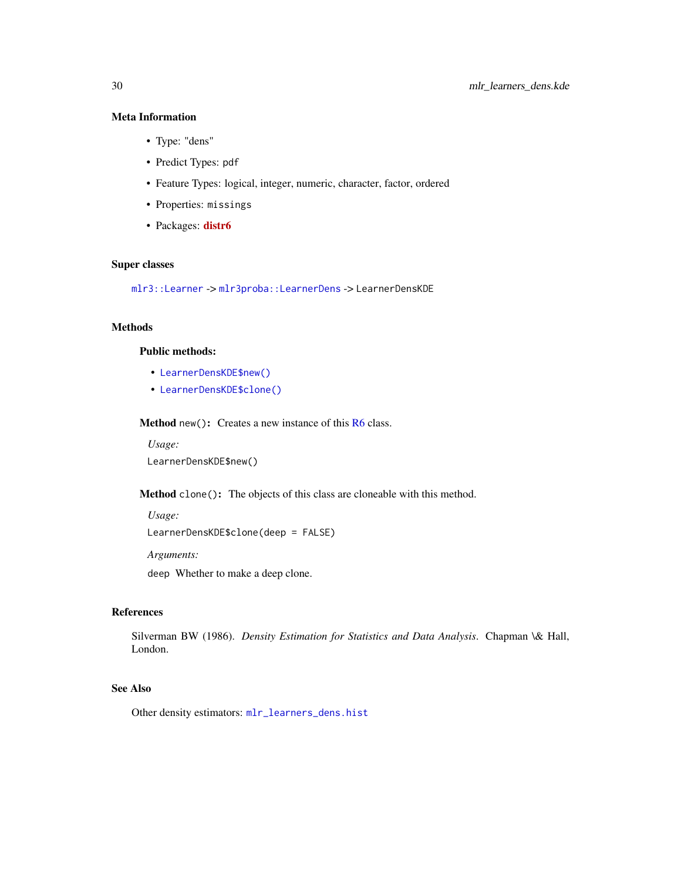## Meta Information

- Type: "dens"
- Predict Types: `pdf`
- Feature Types: logical, integer, numeric, character, factor, ordered
- Properties: `missings`
- Packages: **distr6**

## Super classes

`mlr3::Learner` -> `mlr3proba::LearnerDens` -> `LearnerDensKDE`

## Methods

### Public methods:

- `LearnerDensKDE$new()`
- `LearnerDensKDE$clone()`

**Method** `new()`**:** Creates a new instance of this R6 class.

*Usage:*

```
LearnerDensKDE$new()
```

**Method** `clone()`**:** The objects of this class are cloneable with this method.

*Usage:*

```
LearnerDensKDE$clone(deep = FALSE)
```

*Arguments:*

`deep` Whether to make a deep clone.

## References

Silverman BW (1986). *Density Estimation for Statistics and Data Analysis*. Chapman \& Hall, London.

## See Also

Other density estimators: `mlr_learners_dens.hist`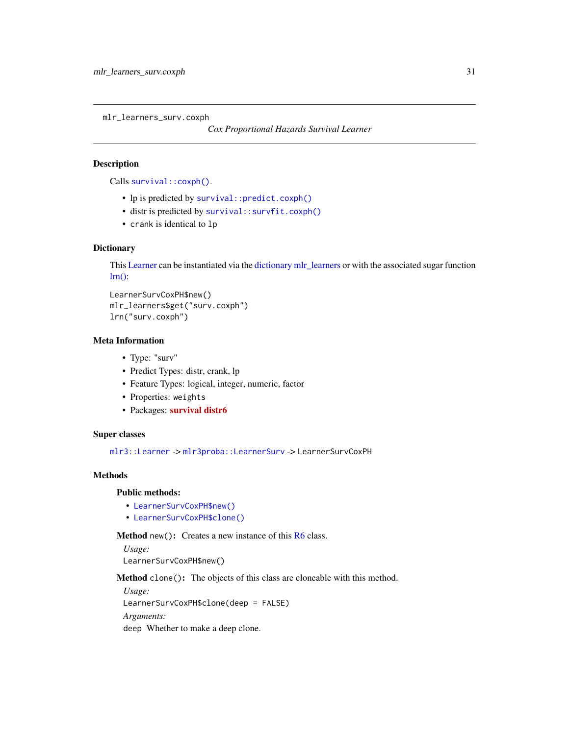mlr_learners_surv.coxph

*Cox Proportional Hazards Survival Learner*

## Description

Calls `survival::coxph()`.

- lp is predicted by `survival::predict.coxph()`
- distr is predicted by `survival::survfit.coxph()`
- `crank` is identical to `lp`

## Dictionary

This Learner can be instantiated via the dictionary mlr_learners or with the associated sugar function lrn():

```
LearnerSurvCoxPH$new()
mlr_learners$get("surv.coxph")
lrn("surv.coxph")
```

## Meta Information

- Type: "surv"
- Predict Types: distr, crank, lp
- Feature Types: logical, integer, numeric, factor
- Properties: `weights`
- Packages: **survival distr6**

## Super classes

`mlr3::Learner` -> `mlr3proba::LearnerSurv` -> `LearnerSurvCoxPH`

## Methods

### Public methods:

- `LearnerSurvCoxPH$new()`
- `LearnerSurvCoxPH$clone()`

**Method** `new()`**:** Creates a new instance of this R6 class.

*Usage:*

```
LearnerSurvCoxPH$new()
```

**Method** `clone()`**:** The objects of this class are cloneable with this method.

*Usage:*

```
LearnerSurvCoxPH$clone(deep = FALSE)
```

*Arguments:*

`deep` Whether to make a deep clone.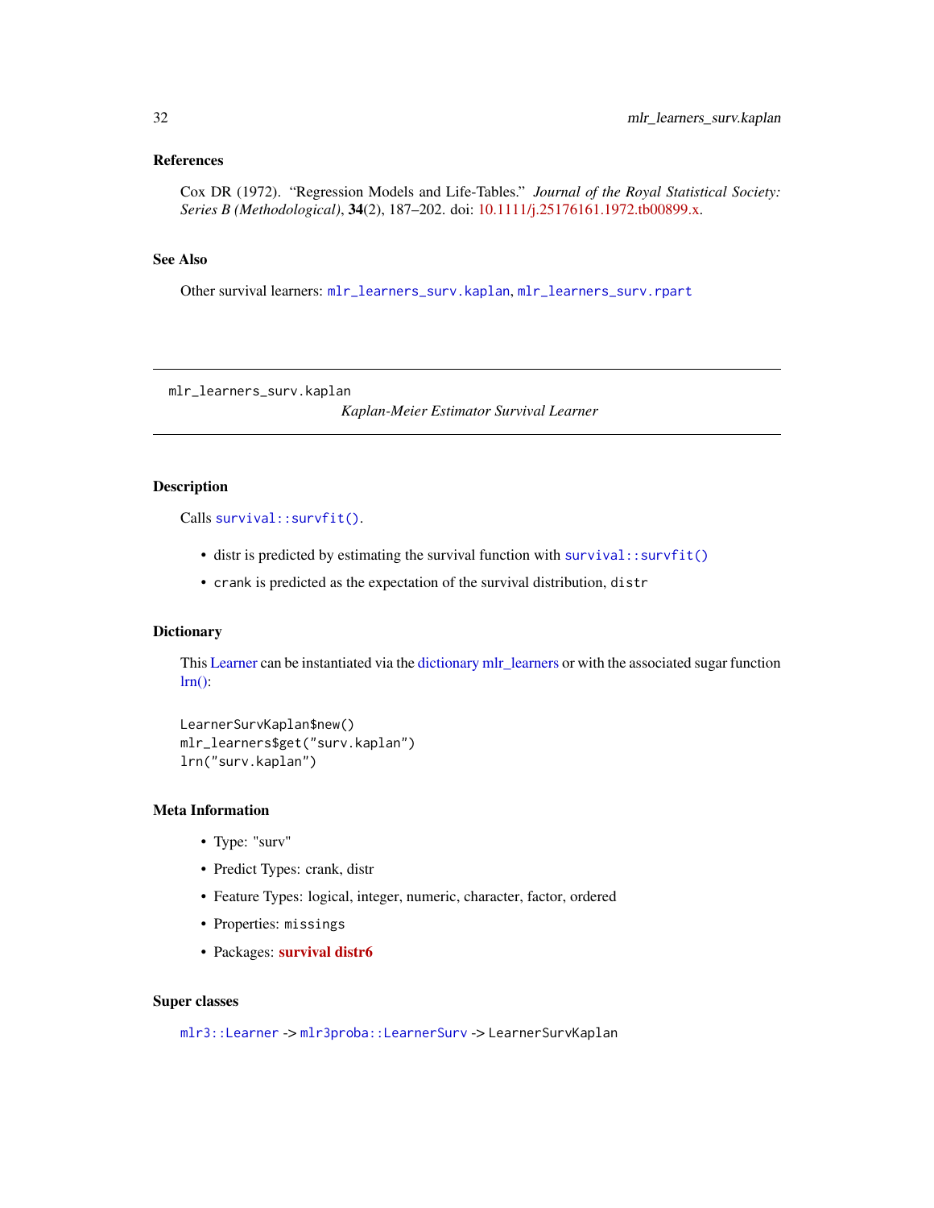### References

Cox DR (1972). "Regression Models and Life-Tables." *Journal of the Royal Statistical Society: Series B (Methodological)*, **34**(2), 187–202. doi: 10.1111/j.25176161.1972.tb00899.x.

### See Also

Other survival learners: `mlr_learners_surv.kaplan`, `mlr_learners_surv.rpart`

---

## mlr_learners_surv.kaplan — *Kaplan-Meier Estimator Survival Learner*

---

### Description

Calls `survival::survfit()`.

- distr is predicted by estimating the survival function with `survival::survfit()`
- `crank` is predicted as the expectation of the survival distribution, `distr`

### Dictionary

This Learner can be instantiated via the dictionary mlr_learners or with the associated sugar function lrn():

```
LearnerSurvKaplan$new()
mlr_learners$get("surv.kaplan")
lrn("surv.kaplan")
```

### Meta Information

- Type: "surv"
- Predict Types: crank, distr
- Feature Types: logical, integer, numeric, character, factor, ordered
- Properties: `missings`
- Packages: **survival distr6**

### Super classes

`mlr3::Learner` -> `mlr3proba::LearnerSurv` -> `LearnerSurvKaplan`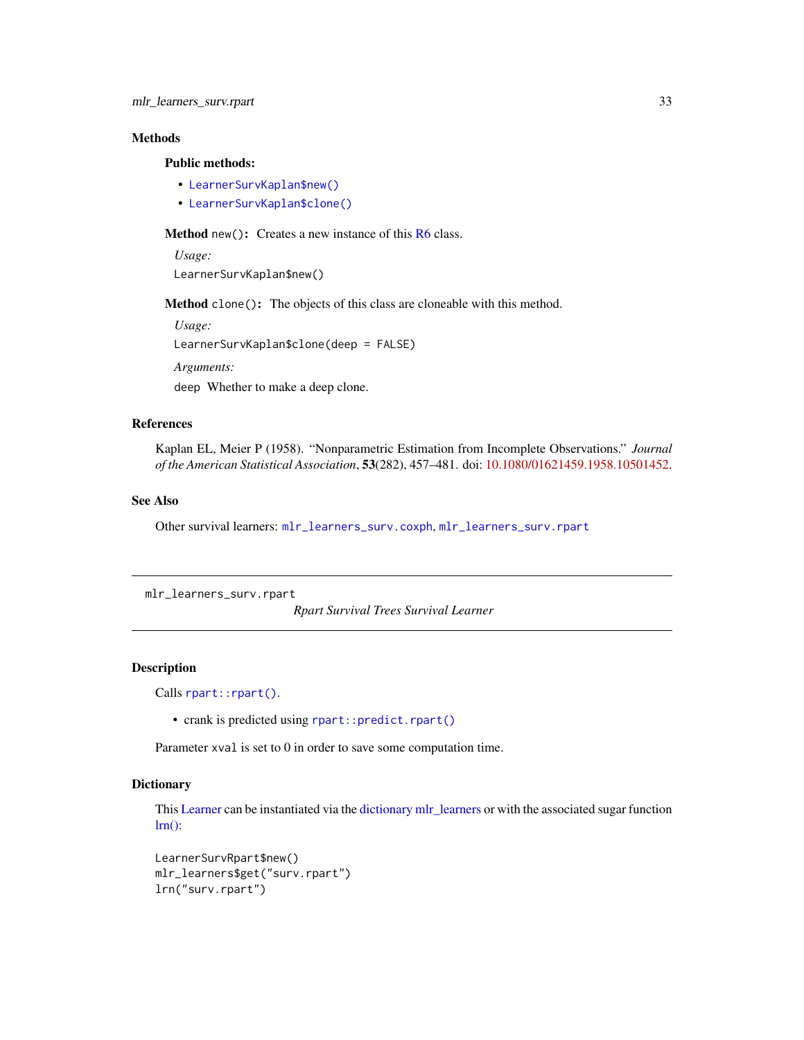## Methods

### Public methods:

- LearnerSurvKaplan$new()
- LearnerSurvKaplan$clone()

**Method** `new()`**:** Creates a new instance of this R6 class.

*Usage:*

```
LearnerSurvKaplan$new()
```

**Method** `clone()`**:** The objects of this class are cloneable with this method.

*Usage:*

```
LearnerSurvKaplan$clone(deep = FALSE)
```

*Arguments:*

`deep` Whether to make a deep clone.

## References

Kaplan EL, Meier P (1958). "Nonparametric Estimation from Incomplete Observations." *Journal of the American Statistical Association*, **53**(282), 457–481. doi: 10.1080/01621459.1958.10501452.

## See Also

Other survival learners: `mlr_learners_surv.coxph`, `mlr_learners_surv.rpart`

---

`mlr_learners_surv.rpart` *Rpart Survival Trees Survival Learner*

---

## Description

Calls `rpart::rpart()`.

- crank is predicted using `rpart::predict.rpart()`

Parameter `xval` is set to 0 in order to save some computation time.

## Dictionary

This Learner can be instantiated via the dictionary mlr_learners or with the associated sugar function lrn():

```
LearnerSurvRpart$new()
mlr_learners$get("surv.rpart")
lrn("surv.rpart")
```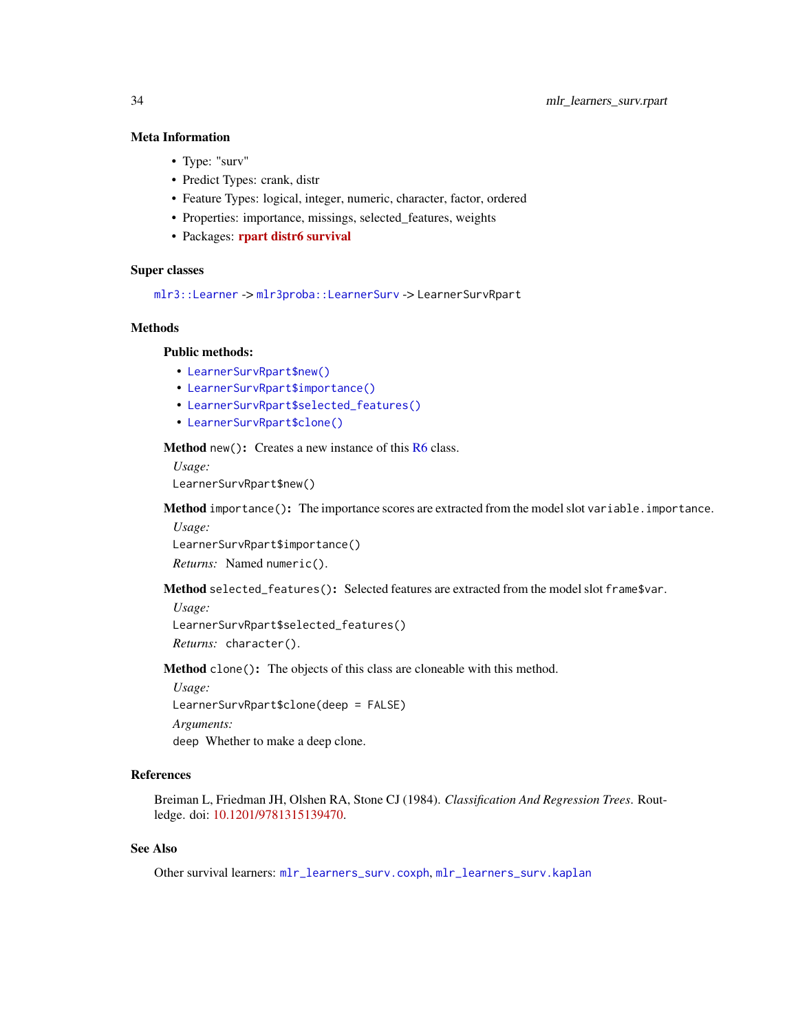### Meta Information

- Type: "surv"
- Predict Types: crank, distr
- Feature Types: logical, integer, numeric, character, factor, ordered
- Properties: importance, missings, selected_features, weights
- Packages: **rpart distr6 survival**

### Super classes

`mlr3::Learner` -> `mlr3proba::LearnerSurv` -> `LearnerSurvRpart`

### Methods

#### Public methods:

- `LearnerSurvRpart$new()`
- `LearnerSurvRpart$importance()`
- `LearnerSurvRpart$selected_features()`
- `LearnerSurvRpart$clone()`

**Method** `new()`**:** Creates a new instance of this R6 class.

*Usage:*

```
LearnerSurvRpart$new()
```

**Method** `importance()`**:** The importance scores are extracted from the model slot `variable.importance`.

*Usage:*

```
LearnerSurvRpart$importance()
```

*Returns:* Named `numeric()`.

**Method** `selected_features()`**:** Selected features are extracted from the model slot `frame$var`.

*Usage:*

```
LearnerSurvRpart$selected_features()
```

*Returns:* `character()`.

**Method** `clone()`**:** The objects of this class are cloneable with this method.

*Usage:*

```
LearnerSurvRpart$clone(deep = FALSE)
```

*Arguments:*

`deep` Whether to make a deep clone.

### References

Breiman L, Friedman JH, Olshen RA, Stone CJ (1984). *Classification And Regression Trees*. Routledge. doi: 10.1201/9781315139470.

### See Also

Other survival learners: `mlr_learners_surv.coxph`, `mlr_learners_surv.kaplan`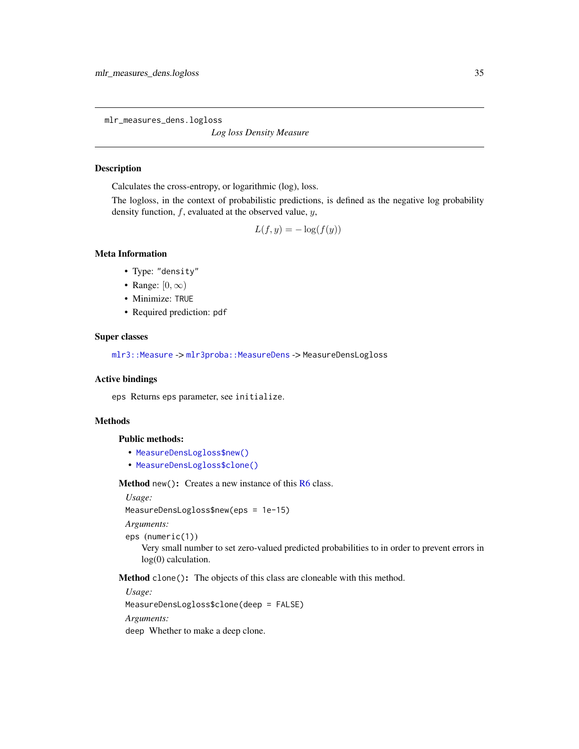# mlr_measures_dens.logloss

*Log loss Density Measure*

## Description

Calculates the cross-entropy, or logarithmic (log), loss.

The logloss, in the context of probabilistic predictions, is defined as the negative log probability density function, $f$, evaluated at the observed value, $y$,

$$L(f, y) = -\log(f(y))$$

## Meta Information

- Type: `"density"`
- Range: $[0, \infty)$
- Minimize: `TRUE`
- Required prediction: `pdf`

## Super classes

`mlr3::Measure` -> `mlr3proba::MeasureDens` -> `MeasureDensLogloss`

## Active bindings

`eps` Returns `eps` parameter, see `initialize`.

## Methods

### Public methods:

- `MeasureDensLogloss$new()`
- `MeasureDensLogloss$clone()`

**Method** `new()`: Creates a new instance of this R6 class.

*Usage:*

```
MeasureDensLogloss$new(eps = 1e-15)
```

*Arguments:*

`eps` (`numeric(1)`)
Very small number to set zero-valued predicted probabilities to in order to prevent errors in log(0) calculation.

**Method** `clone()`: The objects of this class are cloneable with this method.

*Usage:*

```
MeasureDensLogloss$clone(deep = FALSE)
```

*Arguments:*

`deep` Whether to make a deep clone.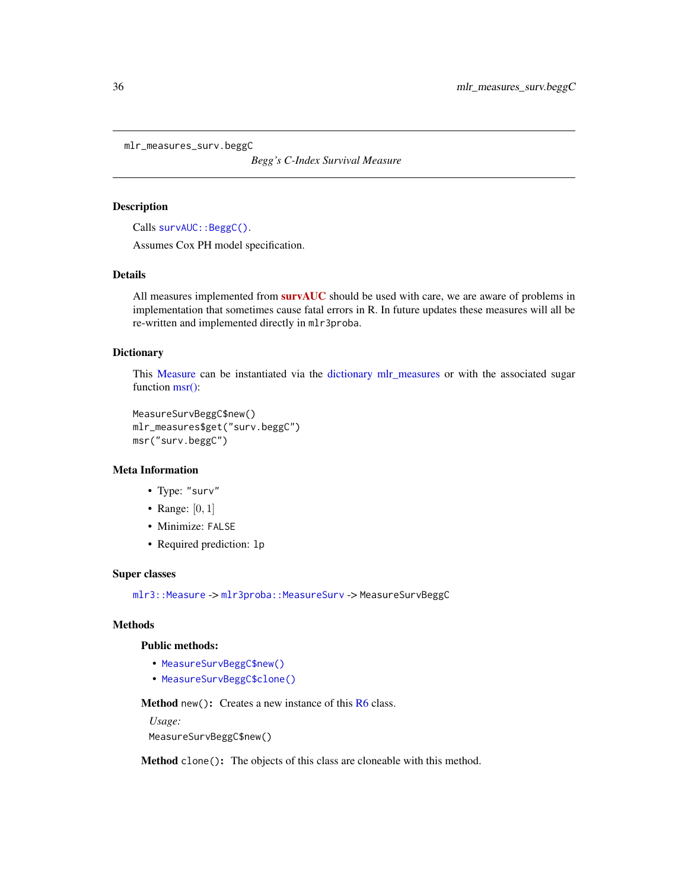mlr_measures_surv.beggC

*Begg's C-Index Survival Measure*

## Description

Calls `survAUC::BeggC()`.

Assumes Cox PH model specification.

## Details

All measures implemented from **survAUC** should be used with care, we are aware of problems in implementation that sometimes cause fatal errors in R. In future updates these measures will all be re-written and implemented directly in `mlr3proba`.

## Dictionary

This Measure can be instantiated via the dictionary mlr_measures or with the associated sugar function msr():

```
MeasureSurvBeggC$new()
mlr_measures$get("surv.beggC")
msr("surv.beggC")
```

## Meta Information

- Type: `"surv"`
- Range: $[0, 1]$
- Minimize: `FALSE`
- Required prediction: `lp`

## Super classes

`mlr3::Measure` -> `mlr3proba::MeasureSurv` -> `MeasureSurvBeggC`

## Methods

### Public methods:

- `MeasureSurvBeggC$new()`
- `MeasureSurvBeggC$clone()`

**Method** `new()`: Creates a new instance of this R6 class.

*Usage:*

```
MeasureSurvBeggC$new()
```

**Method** `clone()`: The objects of this class are cloneable with this method.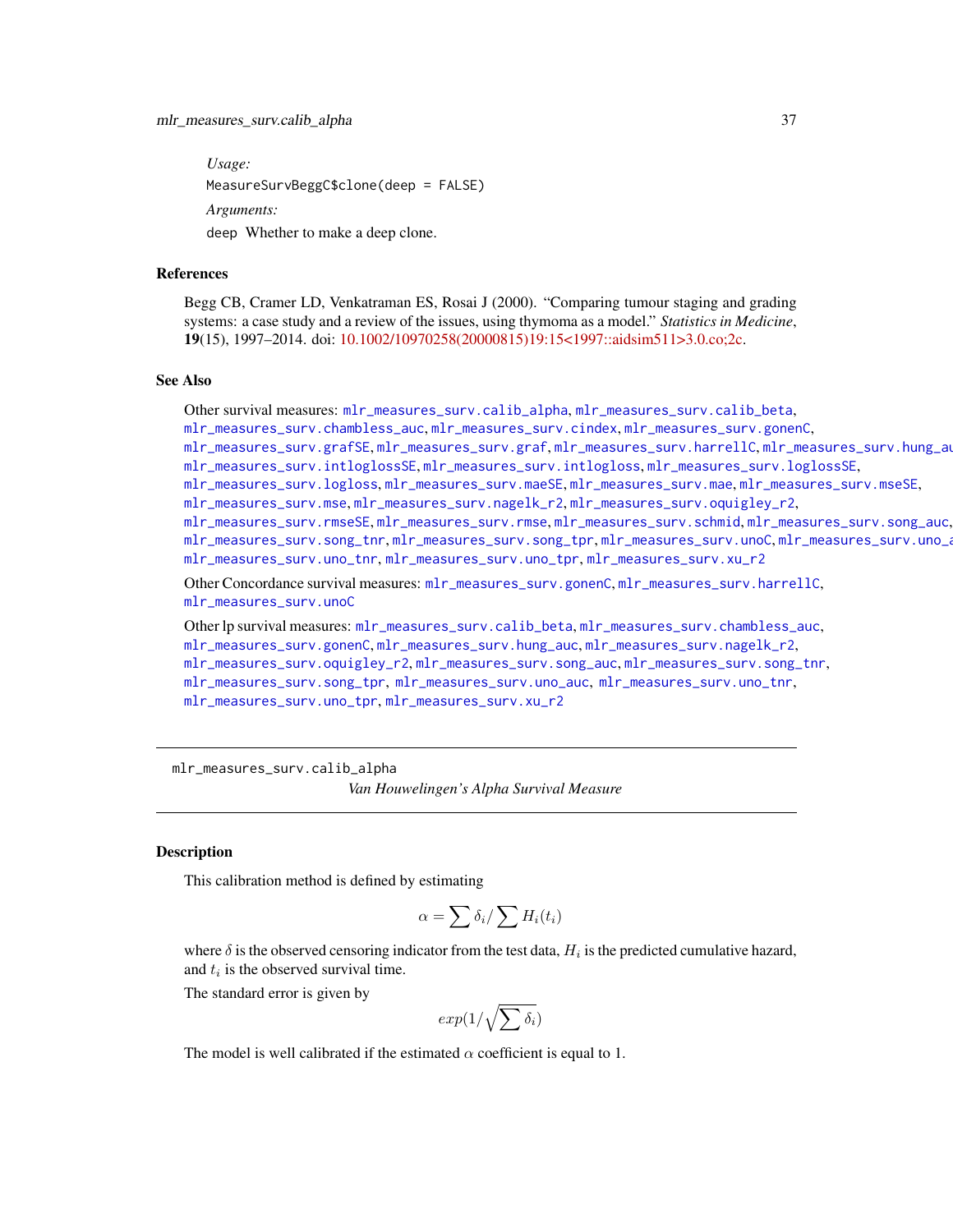*Usage:*

```
MeasureSurvBeggC$clone(deep = FALSE)
```

*Arguments:*

`deep` Whether to make a deep clone.

## References

Begg CB, Cramer LD, Venkatraman ES, Rosai J (2000). "Comparing tumour staging and grading systems: a case study and a review of the issues, using thymoma as a model." *Statistics in Medicine*, **19**(15), 1997–2014. doi: 10.1002/10970258(20000815)19:15<1997::aidsim511>3.0.co;2c.

## See Also

Other survival measures: `mlr_measures_surv.calib_alpha`, `mlr_measures_surv.calib_beta`, `mlr_measures_surv.chambless_auc`, `mlr_measures_surv.cindex`, `mlr_measures_surv.gonenC`, `mlr_measures_surv.grafSE`, `mlr_measures_surv.graf`, `mlr_measures_surv.harrellC`, `mlr_measures_surv.hung_auc`, `mlr_measures_surv.intloglossSE`, `mlr_measures_surv.intlogloss`, `mlr_measures_surv.loglossSE`, `mlr_measures_surv.logloss`, `mlr_measures_surv.maeSE`, `mlr_measures_surv.mae`, `mlr_measures_surv.mseSE`, `mlr_measures_surv.mse`, `mlr_measures_surv.nagelk_r2`, `mlr_measures_surv.oquigley_r2`, `mlr_measures_surv.rmseSE`, `mlr_measures_surv.rmse`, `mlr_measures_surv.schmid`, `mlr_measures_surv.song_auc`, `mlr_measures_surv.song_tnr`, `mlr_measures_surv.song_tpr`, `mlr_measures_surv.unoC`, `mlr_measures_surv.uno_auc`, `mlr_measures_surv.uno_tnr`, `mlr_measures_surv.uno_tpr`, `mlr_measures_surv.xu_r2`

Other Concordance survival measures: `mlr_measures_surv.gonenC`, `mlr_measures_surv.harrellC`, `mlr_measures_surv.unoC`

Other lp survival measures: `mlr_measures_surv.calib_beta`, `mlr_measures_surv.chambless_auc`, `mlr_measures_surv.gonenC`, `mlr_measures_surv.hung_auc`, `mlr_measures_surv.nagelk_r2`, `mlr_measures_surv.oquigley_r2`, `mlr_measures_surv.song_auc`, `mlr_measures_surv.song_tnr`, `mlr_measures_surv.song_tpr`, `mlr_measures_surv.uno_auc`, `mlr_measures_surv.uno_tnr`, `mlr_measures_surv.uno_tpr`, `mlr_measures_surv.xu_r2`

---

# mlr_measures_surv.calib_alpha — *Van Houwelingen's Alpha Survival Measure*

---

## Description

This calibration method is defined by estimating

$$\alpha = \sum \delta_i / \sum H_i(t_i)$$

where $\delta$ is the observed censoring indicator from the test data, $H_i$ is the predicted cumulative hazard, and $t_i$ is the observed survival time.

The standard error is given by

$$exp(1/\sqrt{\sum \delta_i})$$

The model is well calibrated if the estimated $\alpha$ coefficient is equal to 1.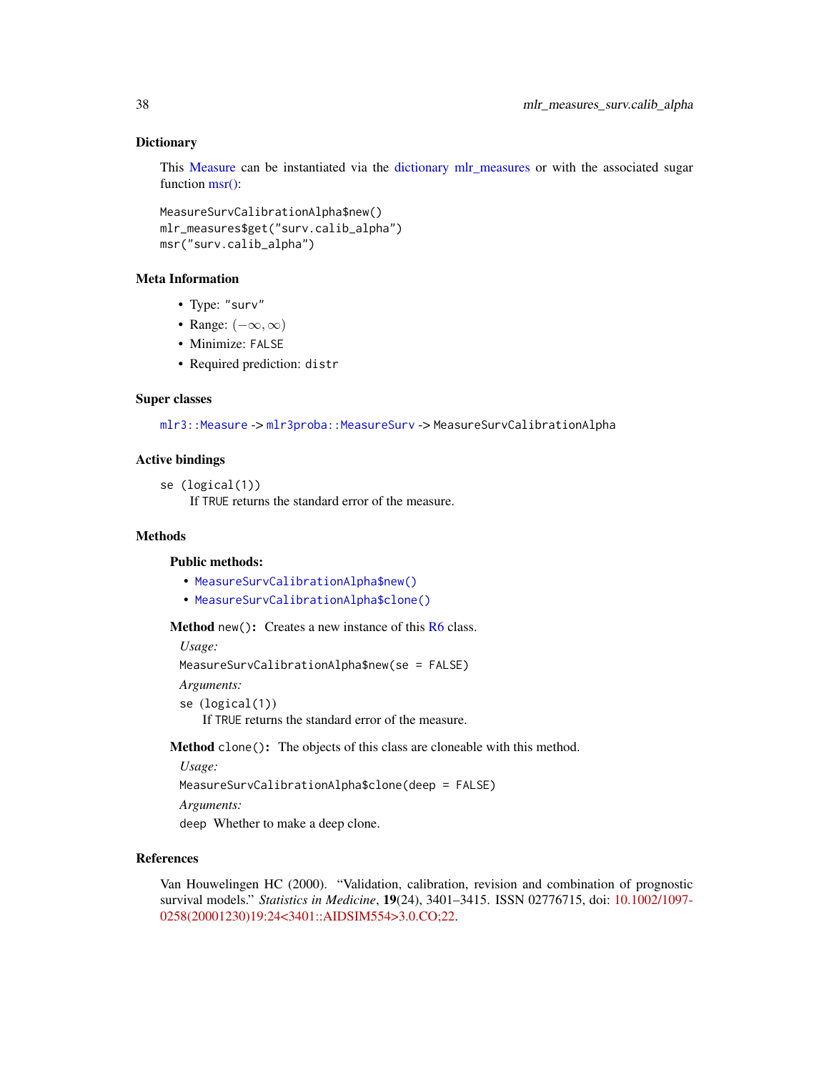### Dictionary

This Measure can be instantiated via the dictionary mlr_measures or with the associated sugar function msr():

```
MeasureSurvCalibrationAlpha$new()
mlr_measures$get("surv.calib_alpha")
msr("surv.calib_alpha")
```

### Meta Information

- Type: "surv"
- Range: $(-\infty, \infty)$
- Minimize: FALSE
- Required prediction: distr

### Super classes

mlr3::Measure -> mlr3proba::MeasureSurv -> MeasureSurvCalibrationAlpha

### Active bindings

se (logical(1))
: If TRUE returns the standard error of the measure.

### Methods

#### Public methods:

- MeasureSurvCalibrationAlpha$new()
- MeasureSurvCalibrationAlpha$clone()

**Method** new(): Creates a new instance of this R6 class.

*Usage:*

```
MeasureSurvCalibrationAlpha$new(se = FALSE)
```

*Arguments:*

se (logical(1))
: If TRUE returns the standard error of the measure.

**Method** clone(): The objects of this class are cloneable with this method.

*Usage:*

```
MeasureSurvCalibrationAlpha$clone(deep = FALSE)
```

*Arguments:*

deep Whether to make a deep clone.

### References

Van Houwelingen HC (2000). "Validation, calibration, revision and combination of prognostic survival models." *Statistics in Medicine*, **19**(24), 3401–3415. ISSN 02776715, doi: 10.1002/1097-0258(20001230)19:24<3401::AIDSIM554>3.0.CO;22.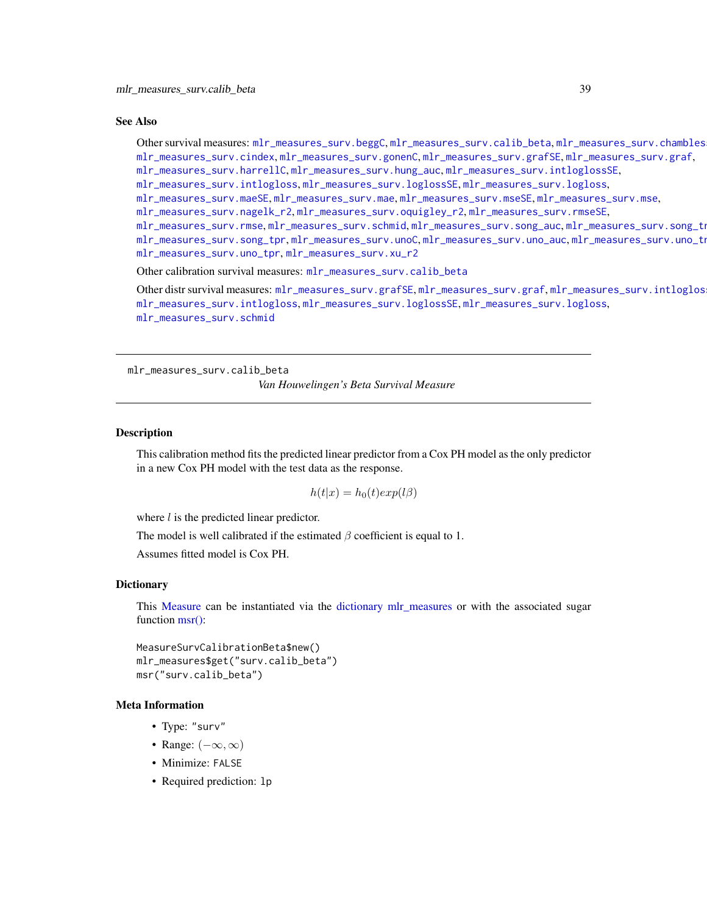## See Also

Other survival measures: mlr_measures_surv.beggC, mlr_measures_surv.calib_beta, mlr_measures_surv.chambless mlr_measures_surv.cindex, mlr_measures_surv.gonenC, mlr_measures_surv.grafSE, mlr_measures_surv.graf, mlr_measures_surv.harrellC, mlr_measures_surv.hung_auc, mlr_measures_surv.intloglossSE, mlr_measures_surv.intlogloss, mlr_measures_surv.loglossSE, mlr_measures_surv.logloss, mlr_measures_surv.maeSE, mlr_measures_surv.mae, mlr_measures_surv.mseSE, mlr_measures_surv.mse, mlr_measures_surv.nagelk_r2, mlr_measures_surv.oquigley_r2, mlr_measures_surv.rmseSE, mlr_measures_surv.rmse, mlr_measures_surv.schmid, mlr_measures_surv.song_auc, mlr_measures_surv.song_tn mlr_measures_surv.song_tpr, mlr_measures_surv.unoC, mlr_measures_surv.uno_auc, mlr_measures_surv.uno_tn mlr_measures_surv.uno_tpr, mlr_measures_surv.xu_r2

Other calibration survival measures: mlr_measures_surv.calib_beta

Other distr survival measures: mlr_measures_surv.grafSE, mlr_measures_surv.graf, mlr_measures_surv.intloglos mlr_measures_surv.intlogloss, mlr_measures_surv.loglossSE, mlr_measures_surv.logloss, mlr_measures_surv.schmid

---

mlr_measures_surv.calib_beta

*Van Houwelingen's Beta Survival Measure*

---

## Description

This calibration method fits the predicted linear predictor from a Cox PH model as the only predictor in a new Cox PH model with the test data as the response.

$$h(t|x) = h_0(t)exp(l\beta)$$

where $l$ is the predicted linear predictor.

The model is well calibrated if the estimated $\beta$ coefficient is equal to 1.

Assumes fitted model is Cox PH.

## Dictionary

This Measure can be instantiated via the dictionary mlr_measures or with the associated sugar function msr():

```
MeasureSurvCalibrationBeta$new()
mlr_measures$get("surv.calib_beta")
msr("surv.calib_beta")
```

## Meta Information

- Type: "surv"
- Range: $(-\infty, \infty)$
- Minimize: FALSE
- Required prediction: lp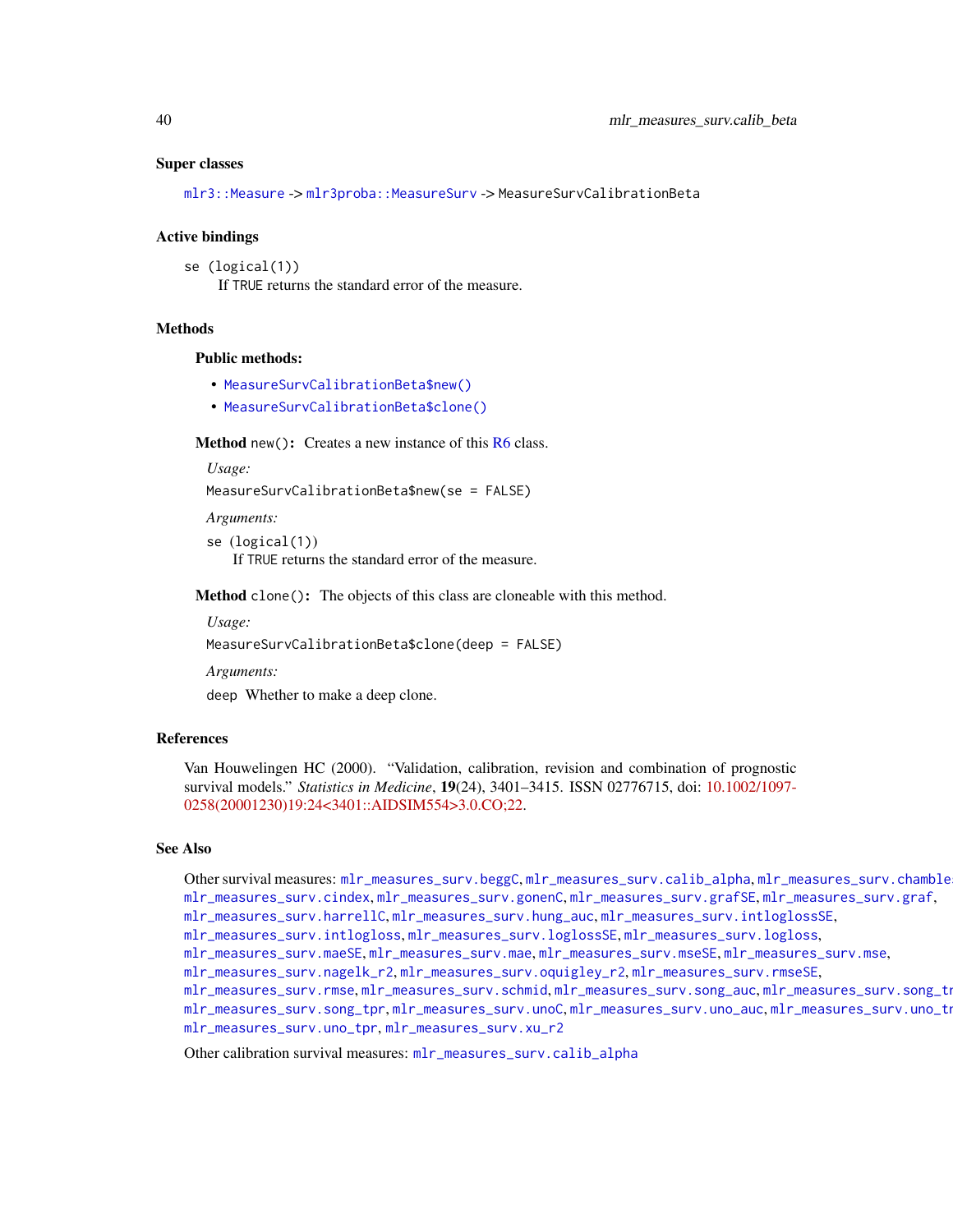## Super classes

`mlr3::Measure` -> `mlr3proba::MeasureSurv` -> `MeasureSurvCalibrationBeta`

## Active bindings

`se` (logical(1))
: If TRUE returns the standard error of the measure.

## Methods

### Public methods:

- `MeasureSurvCalibrationBeta$new()`
- `MeasureSurvCalibrationBeta$clone()`

**Method** `new()`: Creates a new instance of this R6 class.

*Usage:*

```
MeasureSurvCalibrationBeta$new(se = FALSE)
```

*Arguments:*

`se` (logical(1))
: If TRUE returns the standard error of the measure.

**Method** `clone()`: The objects of this class are cloneable with this method.

*Usage:*

```
MeasureSurvCalibrationBeta$clone(deep = FALSE)
```

*Arguments:*

`deep` Whether to make a deep clone.

## References

Van Houwelingen HC (2000). "Validation, calibration, revision and combination of prognostic survival models." *Statistics in Medicine*, **19**(24), 3401–3415. ISSN 02776715, doi: 10.1002/1097-0258(20001230)19:24<3401::AIDSIM554>3.0.CO;22.

## See Also

Other survival measures: `mlr_measures_surv.beggC`, `mlr_measures_surv.calib_alpha`, `mlr_measures_surv.chamble`, `mlr_measures_surv.cindex`, `mlr_measures_surv.gonenC`, `mlr_measures_surv.grafSE`, `mlr_measures_surv.graf`, `mlr_measures_surv.harrellC`, `mlr_measures_surv.hung_auc`, `mlr_measures_surv.intloglossSE`, `mlr_measures_surv.intlogloss`, `mlr_measures_surv.loglossSE`, `mlr_measures_surv.logloss`, `mlr_measures_surv.maeSE`, `mlr_measures_surv.mae`, `mlr_measures_surv.mseSE`, `mlr_measures_surv.mse`, `mlr_measures_surv.nagelk_r2`, `mlr_measures_surv.oquigley_r2`, `mlr_measures_surv.rmseSE`, `mlr_measures_surv.rmse`, `mlr_measures_surv.schmid`, `mlr_measures_surv.song_auc`, `mlr_measures_surv.song_tr`, `mlr_measures_surv.song_tpr`, `mlr_measures_surv.unoC`, `mlr_measures_surv.uno_auc`, `mlr_measures_surv.uno_tr`, `mlr_measures_surv.uno_tpr`, `mlr_measures_surv.xu_r2`

Other calibration survival measures: `mlr_measures_surv.calib_alpha`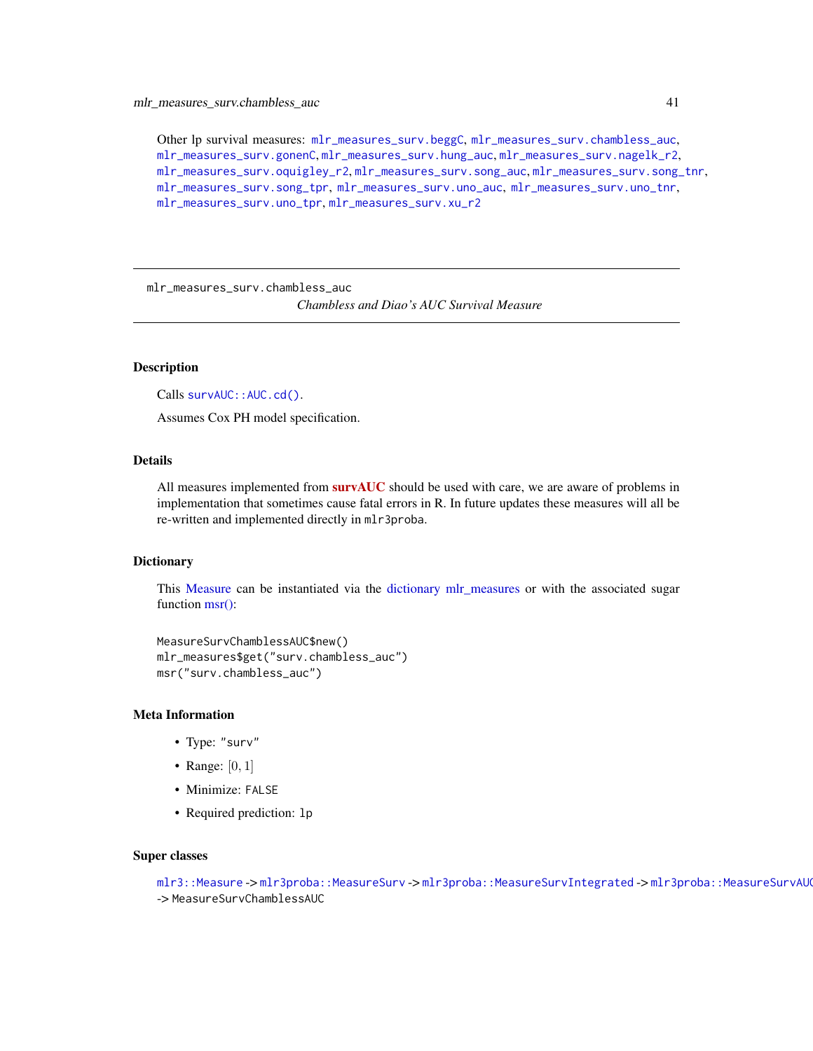Other lp survival measures: mlr_measures_surv.beggC, mlr_measures_surv.chambless_auc, mlr_measures_surv.gonenC, mlr_measures_surv.hung_auc, mlr_measures_surv.nagelk_r2, mlr_measures_surv.oquigley_r2, mlr_measures_surv.song_auc, mlr_measures_surv.song_tnr, mlr_measures_surv.song_tpr, mlr_measures_surv.uno_auc, mlr_measures_surv.uno_tnr, mlr_measures_surv.uno_tpr, mlr_measures_surv.xu_r2

---

mlr_measures_surv.chambless_auc

*Chambless and Diao's AUC Survival Measure*

---

## Description

Calls survAUC::AUC.cd().

Assumes Cox PH model specification.

## Details

All measures implemented from **survAUC** should be used with care, we are aware of problems in implementation that sometimes cause fatal errors in R. In future updates these measures will all be re-written and implemented directly in mlr3proba.

## Dictionary

This Measure can be instantiated via the dictionary mlr_measures or with the associated sugar function msr():

```
MeasureSurvChamblessAUC$new()
mlr_measures$get("surv.chambless_auc")
msr("surv.chambless_auc")
```

## Meta Information

- Type: "surv"
- Range: $[0, 1]$
- Minimize: FALSE
- Required prediction: lp

## Super classes

mlr3::Measure -> mlr3proba::MeasureSurv -> mlr3proba::MeasureSurvIntegrated -> mlr3proba::MeasureSurvAUC -> MeasureSurvChamblessAUC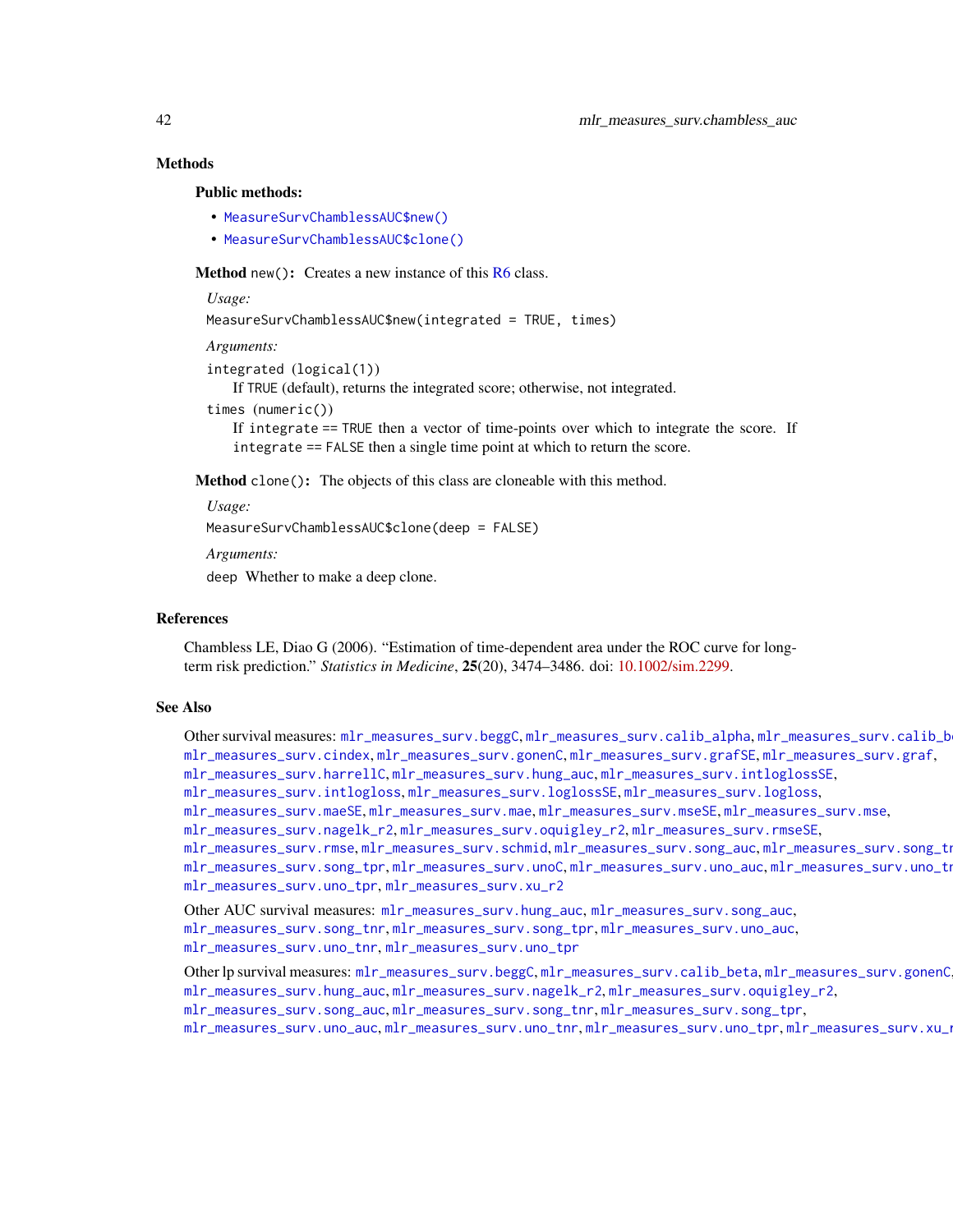## Methods

### Public methods:

- `MeasureSurvChamblessAUC$new()`
- `MeasureSurvChamblessAUC$clone()`

**Method** `new()`**:** Creates a new instance of this R6 class.

*Usage:*

```
MeasureSurvChamblessAUC$new(integrated = TRUE, times)
```

*Arguments:*

`integrated` (`logical(1)`)
If `TRUE` (default), returns the integrated score; otherwise, not integrated.

`times` (`numeric()`)
If `integrate` == `TRUE` then a vector of time-points over which to integrate the score. If `integrate` == `FALSE` then a single time point at which to return the score.

**Method** `clone()`**:** The objects of this class are cloneable with this method.

*Usage:*

```
MeasureSurvChamblessAUC$clone(deep = FALSE)
```

*Arguments:*

`deep` Whether to make a deep clone.

## References

Chambless LE, Diao G (2006). "Estimation of time-dependent area under the ROC curve for long-term risk prediction." *Statistics in Medicine*, **25**(20), 3474–3486. doi: 10.1002/sim.2299.

## See Also

Other survival measures: `mlr_measures_surv.beggC`, `mlr_measures_surv.calib_alpha`, `mlr_measures_surv.calib_beta`, `mlr_measures_surv.cindex`, `mlr_measures_surv.gonenC`, `mlr_measures_surv.grafSE`, `mlr_measures_surv.graf`, `mlr_measures_surv.harrellC`, `mlr_measures_surv.hung_auc`, `mlr_measures_surv.intloglossSE`, `mlr_measures_surv.intlogloss`, `mlr_measures_surv.loglossSE`, `mlr_measures_surv.logloss`, `mlr_measures_surv.maeSE`, `mlr_measures_surv.mae`, `mlr_measures_surv.mseSE`, `mlr_measures_surv.mse`, `mlr_measures_surv.nagelk_r2`, `mlr_measures_surv.oquigley_r2`, `mlr_measures_surv.rmseSE`, `mlr_measures_surv.rmse`, `mlr_measures_surv.schmid`, `mlr_measures_surv.song_auc`, `mlr_measures_surv.song_tnr`, `mlr_measures_surv.song_tpr`, `mlr_measures_surv.unoC`, `mlr_measures_surv.uno_auc`, `mlr_measures_surv.uno_tnr`, `mlr_measures_surv.uno_tpr`, `mlr_measures_surv.xu_r2`

Other AUC survival measures: `mlr_measures_surv.hung_auc`, `mlr_measures_surv.song_auc`, `mlr_measures_surv.song_tnr`, `mlr_measures_surv.song_tpr`, `mlr_measures_surv.uno_auc`, `mlr_measures_surv.uno_tnr`, `mlr_measures_surv.uno_tpr`

Other lp survival measures: `mlr_measures_surv.beggC`, `mlr_measures_surv.calib_beta`, `mlr_measures_surv.gonenC`, `mlr_measures_surv.hung_auc`, `mlr_measures_surv.nagelk_r2`, `mlr_measures_surv.oquigley_r2`, `mlr_measures_surv.song_auc`, `mlr_measures_surv.song_tnr`, `mlr_measures_surv.song_tpr`, `mlr_measures_surv.uno_auc`, `mlr_measures_surv.uno_tnr`, `mlr_measures_surv.uno_tpr`, `mlr_measures_surv.xu_r2`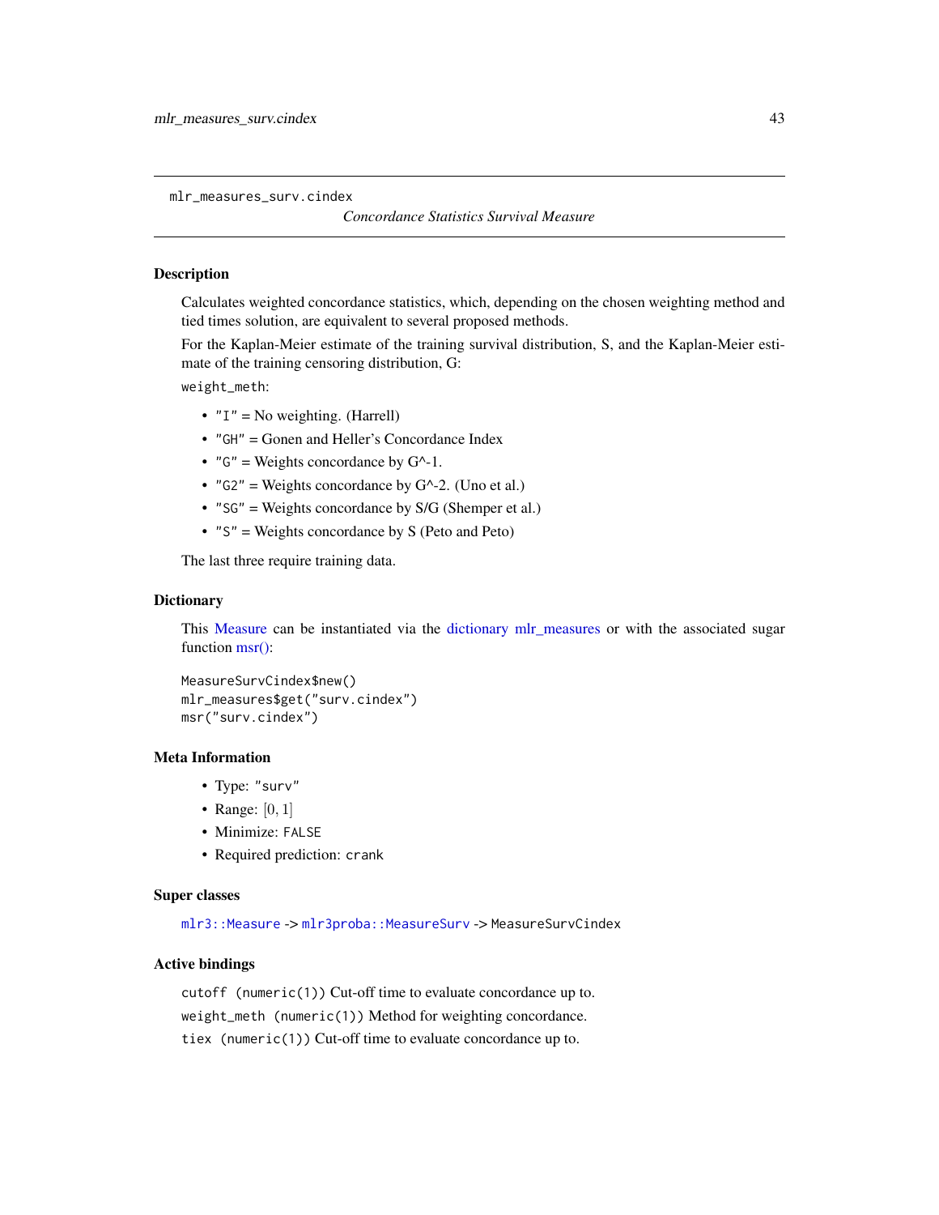mlr_measures_surv.cindex

*Concordance Statistics Survival Measure*

## Description

Calculates weighted concordance statistics, which, depending on the chosen weighting method and tied times solution, are equivalent to several proposed methods.

For the Kaplan-Meier estimate of the training survival distribution, S, and the Kaplan-Meier estimate of the training censoring distribution, G:

`weight_meth`:

- `"I"` = No weighting. (Harrell)
- `"GH"` = Gonen and Heller's Concordance Index
- `"G"` = Weights concordance by G^-1.
- `"G2"` = Weights concordance by G^-2. (Uno et al.)
- `"SG"` = Weights concordance by S/G (Shemper et al.)
- `"S"` = Weights concordance by S (Peto and Peto)

The last three require training data.

## Dictionary

This Measure can be instantiated via the dictionary mlr_measures or with the associated sugar function msr():

```
MeasureSurvCindex$new()
mlr_measures$get("surv.cindex")
msr("surv.cindex")
```

## Meta Information

- Type: `"surv"`
- Range: $[0, 1]$
- Minimize: `FALSE`
- Required prediction: `crank`

## Super classes

`mlr3::Measure` -> `mlr3proba::MeasureSurv` -> `MeasureSurvCindex`

## Active bindings

`cutoff (numeric(1))` Cut-off time to evaluate concordance up to.

`weight_meth (numeric(1))` Method for weighting concordance.

`tiex (numeric(1))` Cut-off time to evaluate concordance up to.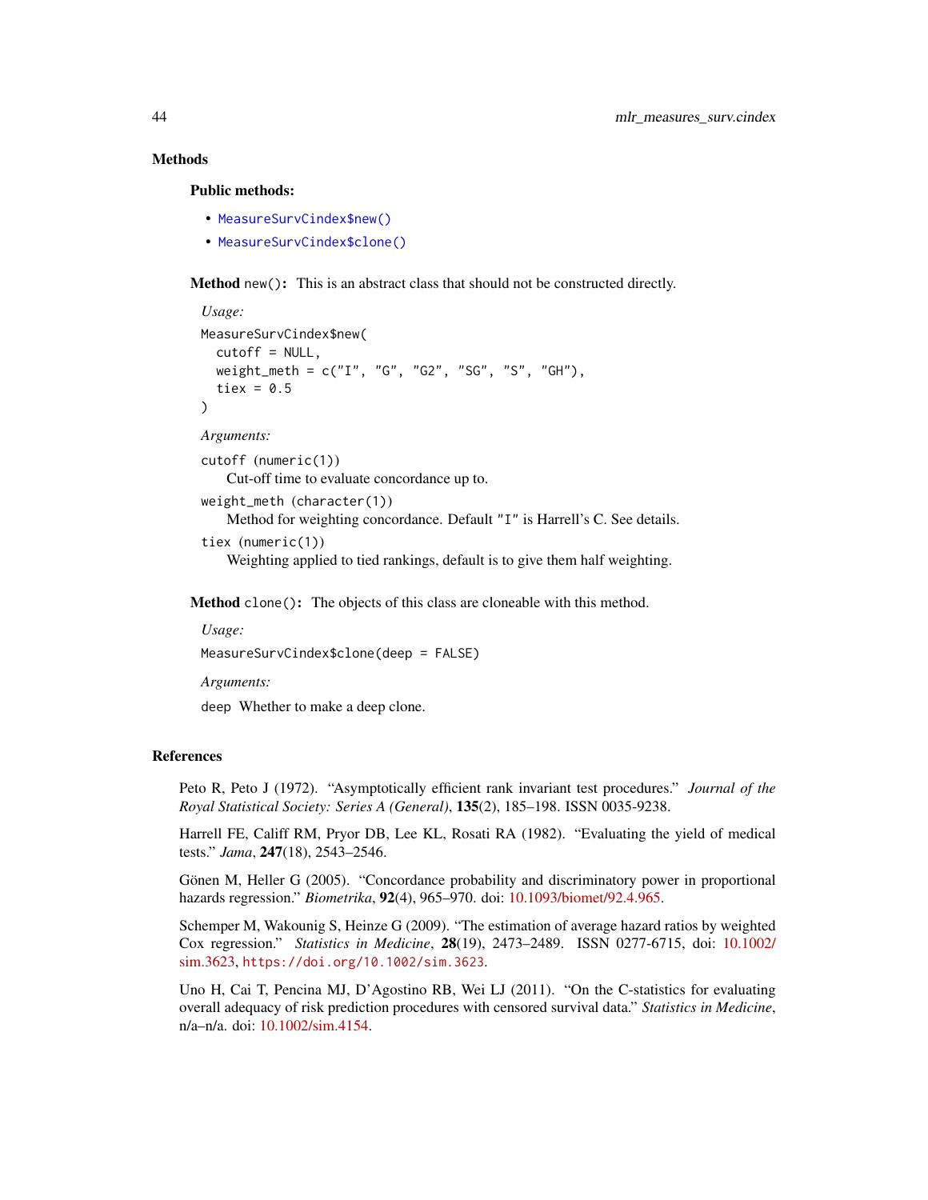## Methods

### Public methods:

- `MeasureSurvCindex$new()`
- `MeasureSurvCindex$clone()`

**Method** `new()`**:** This is an abstract class that should not be constructed directly.

*Usage:*

```
MeasureSurvCindex$new(
  cutoff = NULL,
  weight_meth = c("I", "G", "G2", "SG", "S", "GH"),
  tiex = 0.5
)
```

*Arguments:*

`cutoff` (`numeric(1)`)
: Cut-off time to evaluate concordance up to.

`weight_meth` (`character(1)`)
: Method for weighting concordance. Default `"I"` is Harrell's C. See details.

`tiex` (`numeric(1)`)
: Weighting applied to tied rankings, default is to give them half weighting.

**Method** `clone()`**:** The objects of this class are cloneable with this method.

*Usage:*

```
MeasureSurvCindex$clone(deep = FALSE)
```

*Arguments:*

`deep` Whether to make a deep clone.

## References

Peto R, Peto J (1972). "Asymptotically efficient rank invariant test procedures." *Journal of the Royal Statistical Society: Series A (General)*, **135**(2), 185–198. ISSN 0035-9238.

Harrell FE, Califf RM, Pryor DB, Lee KL, Rosati RA (1982). "Evaluating the yield of medical tests." *Jama*, **247**(18), 2543–2546.

Gönen M, Heller G (2005). "Concordance probability and discriminatory power in proportional hazards regression." *Biometrika*, **92**(4), 965–970. doi: 10.1093/biomet/92.4.965.

Schemper M, Wakounig S, Heinze G (2009). "The estimation of average hazard ratios by weighted Cox regression." *Statistics in Medicine*, **28**(19), 2473–2489. ISSN 0277-6715, doi: 10.1002/sim.3623, `https://doi.org/10.1002/sim.3623`.

Uno H, Cai T, Pencina MJ, D'Agostino RB, Wei LJ (2011). "On the C-statistics for evaluating overall adequacy of risk prediction procedures with censored survival data." *Statistics in Medicine*, n/a–n/a. doi: 10.1002/sim.4154.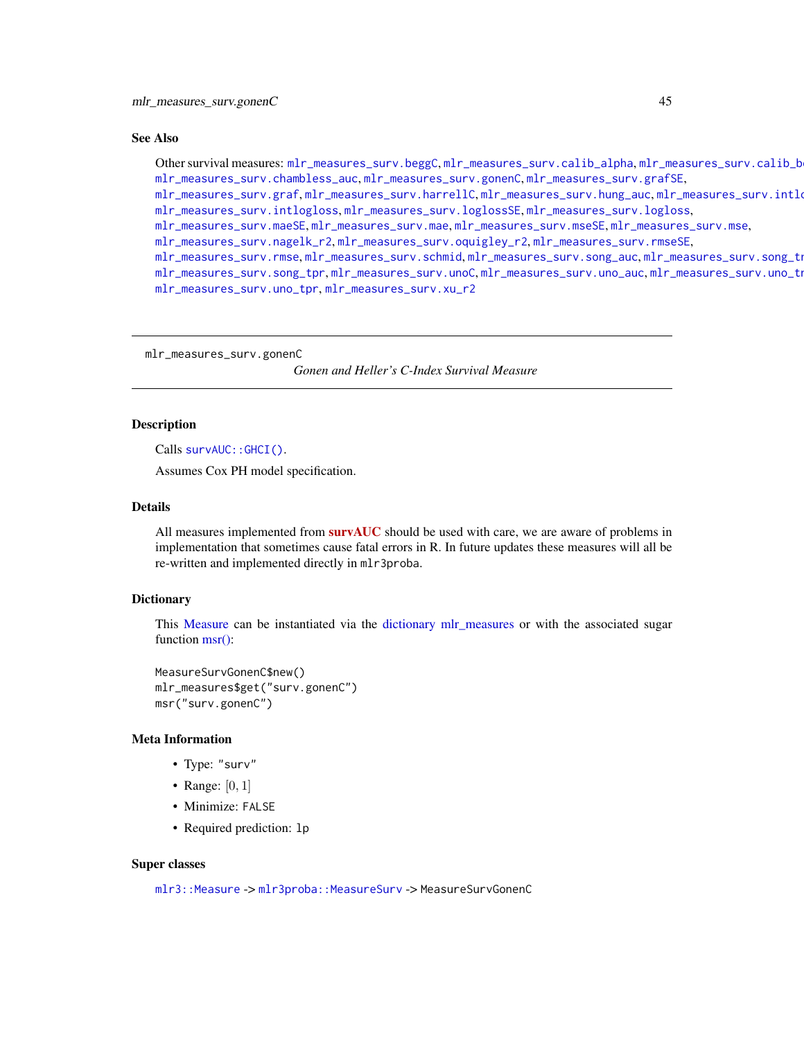### See Also

Other survival measures: mlr_measures_surv.beggC, mlr_measures_surv.calib_alpha, mlr_measures_surv.calib_be mlr_measures_surv.chambless_auc, mlr_measures_surv.gonenC, mlr_measures_surv.grafSE, mlr_measures_surv.graf, mlr_measures_surv.harrellC, mlr_measures_surv.hung_auc, mlr_measures_surv.intlo mlr_measures_surv.intlogloss, mlr_measures_surv.loglossSE, mlr_measures_surv.logloss, mlr_measures_surv.maeSE, mlr_measures_surv.mae, mlr_measures_surv.mseSE, mlr_measures_surv.mse, mlr_measures_surv.nagelk_r2, mlr_measures_surv.oquigley_r2, mlr_measures_surv.rmseSE, mlr_measures_surv.rmse, mlr_measures_surv.schmid, mlr_measures_surv.song_auc, mlr_measures_surv.song_tr mlr_measures_surv.song_tpr, mlr_measures_surv.unoC, mlr_measures_surv.uno_auc, mlr_measures_surv.uno_tr mlr_measures_surv.uno_tpr, mlr_measures_surv.xu_r2

---

## mlr_measures_surv.gonenC

*Gonen and Heller's C-Index Survival Measure*

---

### Description

Calls survAUC::GHCI().

Assumes Cox PH model specification.

### Details

All measures implemented from **survAUC** should be used with care, we are aware of problems in implementation that sometimes cause fatal errors in R. In future updates these measures will all be re-written and implemented directly in mlr3proba.

### Dictionary

This Measure can be instantiated via the dictionary mlr_measures or with the associated sugar function msr():

```
MeasureSurvGonenC$new()
mlr_measures$get("surv.gonenC")
msr("surv.gonenC")
```

### Meta Information

- Type: "surv"
- Range: $[0, 1]$
- Minimize: FALSE
- Required prediction: lp

### Super classes

mlr3::Measure -> mlr3proba::MeasureSurv -> MeasureSurvGonenC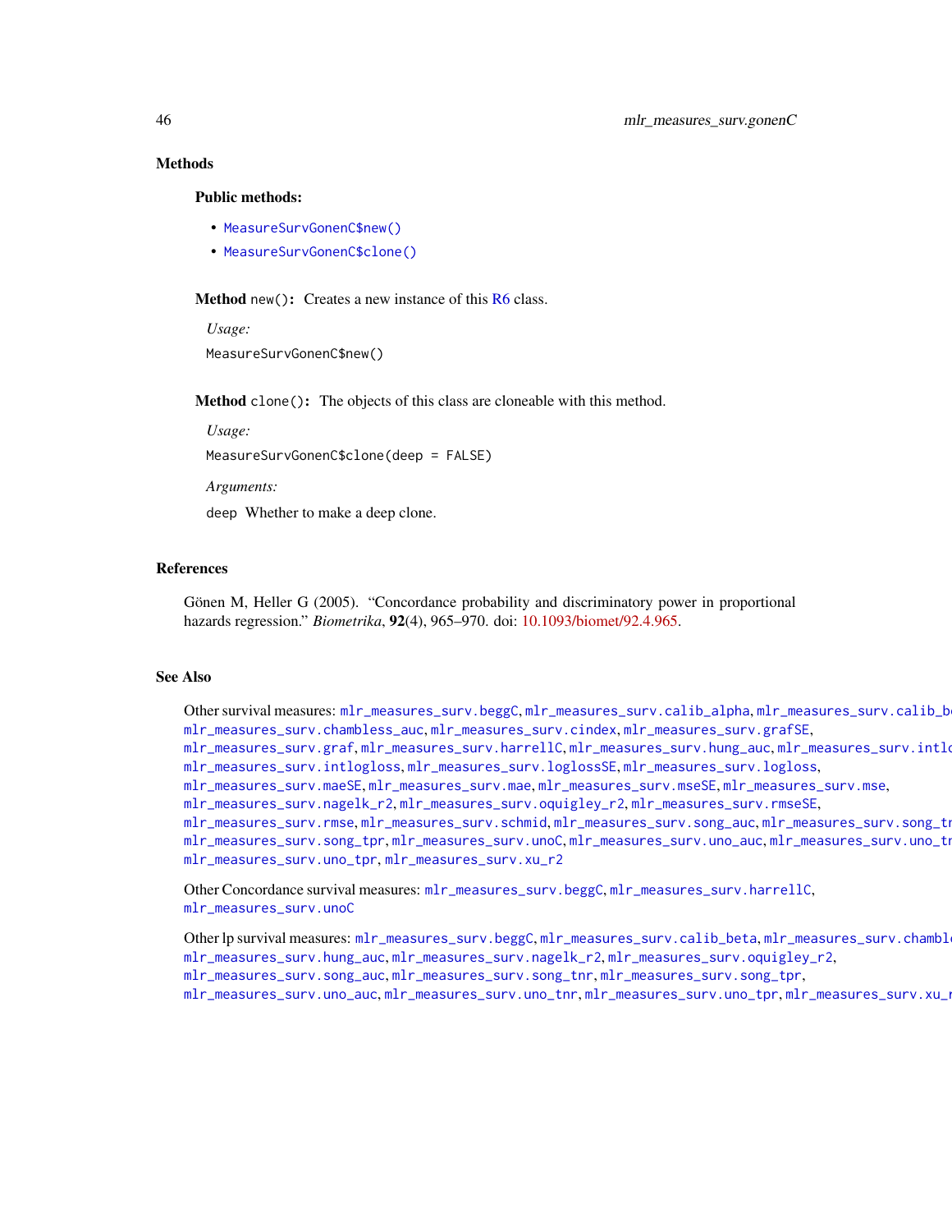## Methods

### Public methods:

- `MeasureSurvGonenC$new()`
- `MeasureSurvGonenC$clone()`

**Method** `new()`**:** Creates a new instance of this R6 class.

*Usage:*

```
MeasureSurvGonenC$new()
```

**Method** `clone()`**:** The objects of this class are cloneable with this method.

*Usage:*

```
MeasureSurvGonenC$clone(deep = FALSE)
```

*Arguments:*

`deep` Whether to make a deep clone.

## References

Gönen M, Heller G (2005). "Concordance probability and discriminatory power in proportional hazards regression." *Biometrika*, **92**(4), 965–970. doi: 10.1093/biomet/92.4.965.

## See Also

Other survival measures: `mlr_measures_surv.beggC`, `mlr_measures_surv.calib_alpha`, `mlr_measures_surv.calib_be`
`mlr_measures_surv.chambless_auc`, `mlr_measures_surv.cindex`, `mlr_measures_surv.grafSE`,
`mlr_measures_surv.graf`, `mlr_measures_surv.harrellC`, `mlr_measures_surv.hung_auc`, `mlr_measures_surv.intlo`
`mlr_measures_surv.intlogloss`, `mlr_measures_surv.loglossSE`, `mlr_measures_surv.logloss`,
`mlr_measures_surv.maeSE`, `mlr_measures_surv.mae`, `mlr_measures_surv.mseSE`, `mlr_measures_surv.mse`,
`mlr_measures_surv.nagelk_r2`, `mlr_measures_surv.oquigley_r2`, `mlr_measures_surv.rmseSE`,
`mlr_measures_surv.rmse`, `mlr_measures_surv.schmid`, `mlr_measures_surv.song_auc`, `mlr_measures_surv.song_tr`
`mlr_measures_surv.song_tpr`, `mlr_measures_surv.unoC`, `mlr_measures_surv.uno_auc`, `mlr_measures_surv.uno_tr`
`mlr_measures_surv.uno_tpr`, `mlr_measures_surv.xu_r2`

Other Concordance survival measures: `mlr_measures_surv.beggC`, `mlr_measures_surv.harrellC`,
`mlr_measures_surv.unoC`

Other lp survival measures: `mlr_measures_surv.beggC`, `mlr_measures_surv.calib_beta`, `mlr_measures_surv.chambl`
`mlr_measures_surv.hung_auc`, `mlr_measures_surv.nagelk_r2`, `mlr_measures_surv.oquigley_r2`,
`mlr_measures_surv.song_auc`, `mlr_measures_surv.song_tnr`, `mlr_measures_surv.song_tpr`,
`mlr_measures_surv.uno_auc`, `mlr_measures_surv.uno_tnr`, `mlr_measures_surv.uno_tpr`, `mlr_measures_surv.xu_r`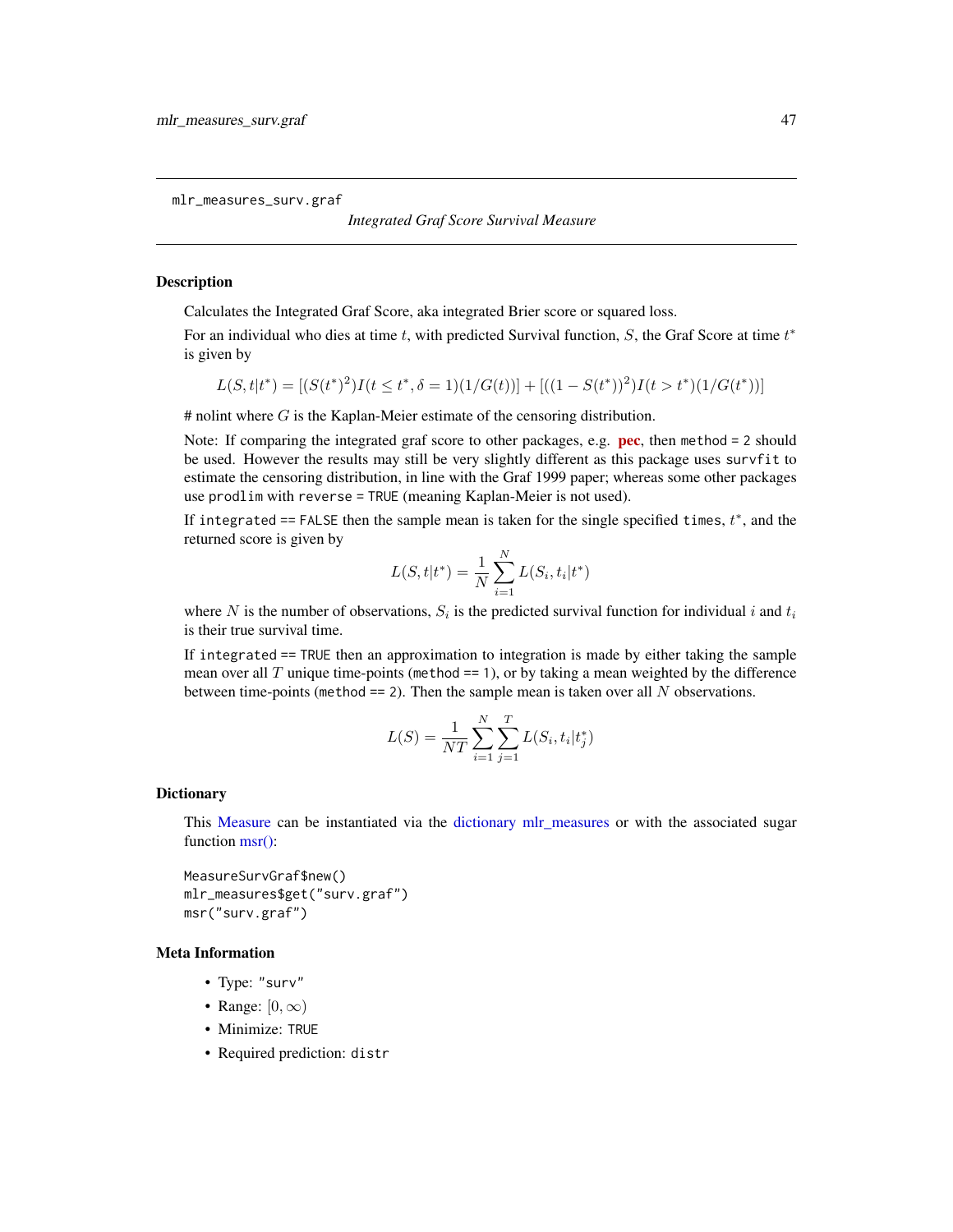mlr_measures_surv.graf

*Integrated Graf Score Survival Measure*

## Description

Calculates the Integrated Graf Score, aka integrated Brier score or squared loss.

For an individual who dies at time $t$, with predicted Survival function, $S$, the Graf Score at time $t^*$ is given by

$$L(S, t|t^*) = [(S(t^*)^2)I(t \leq t^*, \delta = 1)(1/G(t))] + [((1 - S(t^*))^2)I(t > t^*)(1/G(t^*))]$$

# nolint where $G$ is the Kaplan-Meier estimate of the censoring distribution.

Note: If comparing the integrated graf score to other packages, e.g. **pec**, then `method = 2` should be used. However the results may still be very slightly different as this package uses `survfit` to estimate the censoring distribution, in line with the Graf 1999 paper; whereas some other packages use `prodlim` with `reverse = TRUE` (meaning Kaplan-Meier is not used).

If `integrated == FALSE` then the sample mean is taken for the single specified `times`, $t^*$, and the returned score is given by

$$L(S, t|t^*) = \frac{1}{N} \sum_{i=1}^{N} L(S_i, t_i|t^*)$$

where $N$ is the number of observations, $S_i$ is the predicted survival function for individual $i$ and $t_i$ is their true survival time.

If `integrated == TRUE` then an approximation to integration is made by either taking the sample mean over all $T$ unique time-points (`method == 1`), or by taking a mean weighted by the difference between time-points (`method == 2`). Then the sample mean is taken over all $N$ observations.

$$L(S) = \frac{1}{NT} \sum_{i=1}^{N} \sum_{j=1}^{T} L(S_i, t_i|t_j^*)$$

## Dictionary

This Measure can be instantiated via the dictionary mlr_measures or with the associated sugar function msr():

```
MeasureSurvGraf$new()
mlr_measures$get("surv.graf")
msr("surv.graf")
```

## Meta Information

- Type: "surv"
- Range: $[0, \infty)$
- Minimize: TRUE
- Required prediction: distr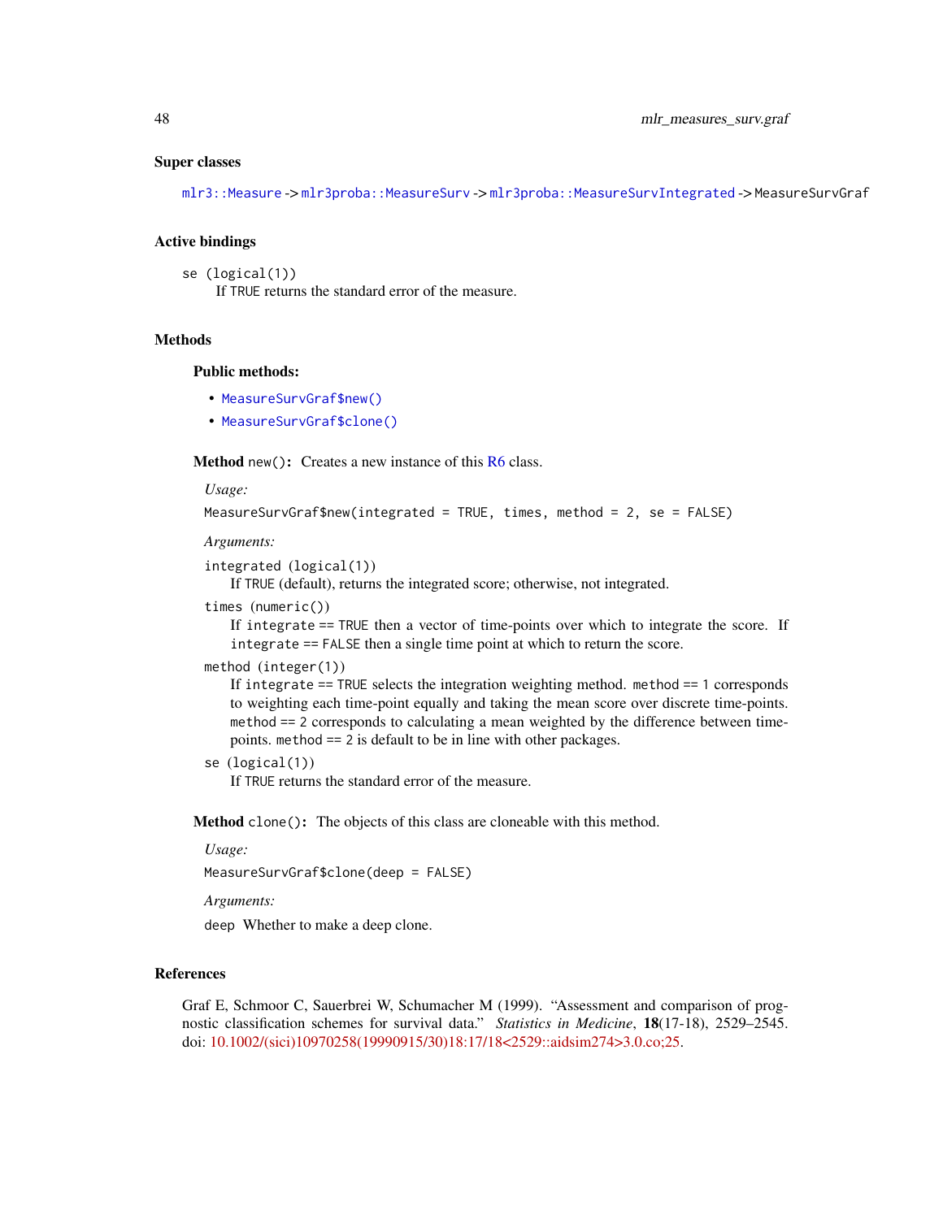### Super classes

`mlr3::Measure` -> `mlr3proba::MeasureSurv` -> `mlr3proba::MeasureSurvIntegrated` -> `MeasureSurvGraf`

### Active bindings

`se` (logical(1))
: If TRUE returns the standard error of the measure.

### Methods

#### Public methods:

- `MeasureSurvGraf$new()`
- `MeasureSurvGraf$clone()`

**Method** `new()`**:** Creates a new instance of this R6 class.

*Usage:*

```
MeasureSurvGraf$new(integrated = TRUE, times, method = 2, se = FALSE)
```

*Arguments:*

`integrated` (logical(1))
: If TRUE (default), returns the integrated score; otherwise, not integrated.

`times` (numeric())
: If `integrate` == TRUE then a vector of time-points over which to integrate the score. If `integrate` == FALSE then a single time point at which to return the score.

`method` (integer(1))
: If `integrate` == TRUE selects the integration weighting method. `method` == 1 corresponds to weighting each time-point equally and taking the mean score over discrete time-points. `method` == 2 corresponds to calculating a mean weighted by the difference between time-points. `method` == 2 is default to be in line with other packages.

`se` (logical(1))
: If TRUE returns the standard error of the measure.

**Method** `clone()`**:** The objects of this class are cloneable with this method.

*Usage:*

```
MeasureSurvGraf$clone(deep = FALSE)
```

*Arguments:*

`deep` Whether to make a deep clone.

### References

Graf E, Schmoor C, Sauerbrei W, Schumacher M (1999). "Assessment and comparison of prognostic classification schemes for survival data." *Statistics in Medicine*, **18**(17-18), 2529–2545. doi: 10.1002/(sici)10970258(19990915/30)18:17/18<2529::aidsim274>3.0.co;25.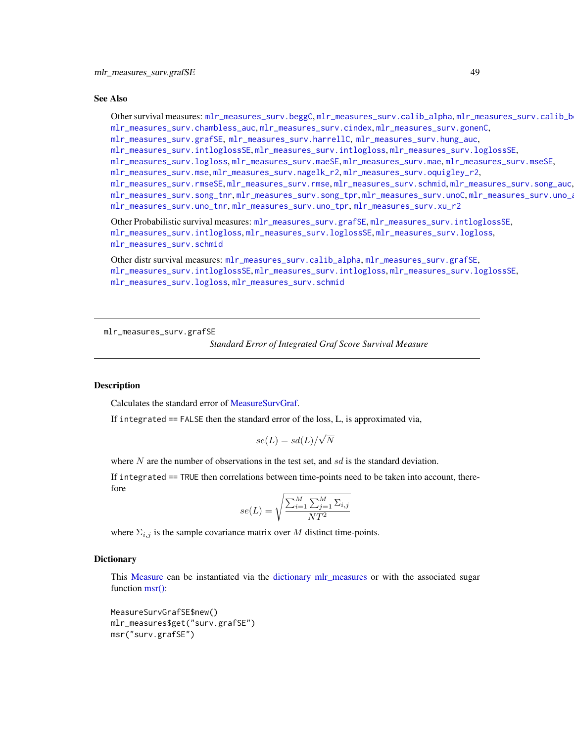## See Also

Other survival measures: mlr_measures_surv.beggC, mlr_measures_surv.calib_alpha, mlr_measures_surv.calib_beta, mlr_measures_surv.chambless_auc, mlr_measures_surv.cindex, mlr_measures_surv.gonenC, mlr_measures_surv.grafSE, mlr_measures_surv.harrellC, mlr_measures_surv.hung_auc, mlr_measures_surv.intloglossSE, mlr_measures_surv.intlogloss, mlr_measures_surv.loglossSE, mlr_measures_surv.logloss, mlr_measures_surv.maeSE, mlr_measures_surv.mae, mlr_measures_surv.mseSE, mlr_measures_surv.mse, mlr_measures_surv.nagelk_r2, mlr_measures_surv.oquigley_r2, mlr_measures_surv.rmseSE, mlr_measures_surv.rmse, mlr_measures_surv.schmid, mlr_measures_surv.song_auc, mlr_measures_surv.song_tnr, mlr_measures_surv.song_tpr, mlr_measures_surv.unoC, mlr_measures_surv.uno_auc, mlr_measures_surv.uno_tnr, mlr_measures_surv.uno_tpr, mlr_measures_surv.xu_r2

Other Probabilistic survival measures: mlr_measures_surv.grafSE, mlr_measures_surv.intloglossSE, mlr_measures_surv.intlogloss, mlr_measures_surv.loglossSE, mlr_measures_surv.logloss, mlr_measures_surv.schmid

Other distr survival measures: mlr_measures_surv.calib_alpha, mlr_measures_surv.grafSE, mlr_measures_surv.intloglossSE, mlr_measures_surv.intlogloss, mlr_measures_surv.loglossSE, mlr_measures_surv.logloss, mlr_measures_surv.schmid

---

# mlr_measures_surv.grafSE

*Standard Error of Integrated Graf Score Survival Measure*

## Description

Calculates the standard error of MeasureSurvGraf.

If integrated == FALSE then the standard error of the loss, L, is approximated via,

$$se(L) = sd(L)/\sqrt{N}$$

where $N$ are the number of observations in the test set, and $sd$ is the standard deviation.

If integrated == TRUE then correlations between time-points need to be taken into account, therefore

$$se(L) = \sqrt{\frac{\sum_{i=1}^{M}\sum_{j=1}^{M}\Sigma_{i,j}}{NT^2}}$$

where $\Sigma_{i,j}$ is the sample covariance matrix over $M$ distinct time-points.

## Dictionary

This Measure can be instantiated via the dictionary mlr_measures or with the associated sugar function msr():

```
MeasureSurvGrafSE$new()
mlr_measures$get("surv.grafSE")
msr("surv.grafSE")
```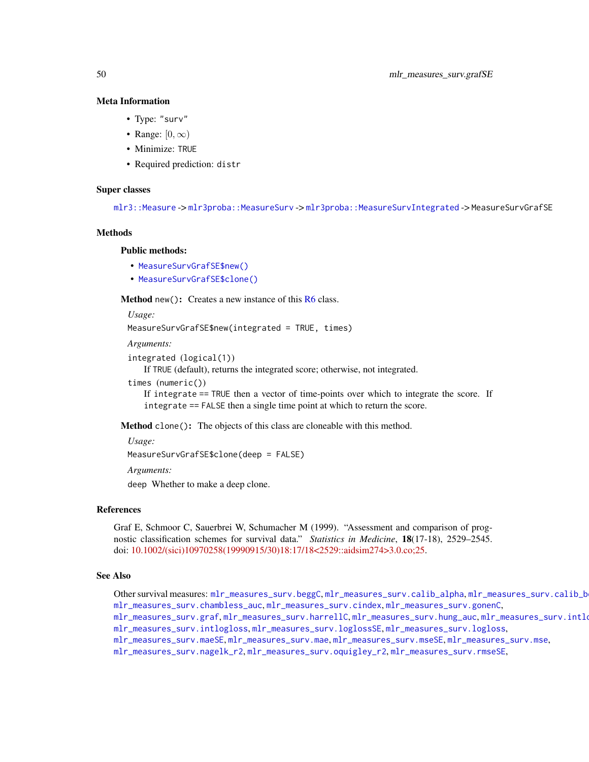### Meta Information

- Type: "surv"
- Range: $[0, \infty)$
- Minimize: TRUE
- Required prediction: distr

### Super classes

mlr3::Measure -> mlr3proba::MeasureSurv -> mlr3proba::MeasureSurvIntegrated -> MeasureSurvGrafSE

### Methods

#### Public methods:

- MeasureSurvGrafSE$new()
- MeasureSurvGrafSE$clone()

**Method** new()**:** Creates a new instance of this R6 class.

*Usage:*

```
MeasureSurvGrafSE$new(integrated = TRUE, times)
```

*Arguments:*

integrated (logical(1))
: If TRUE (default), returns the integrated score; otherwise, not integrated.

times (numeric())
: If integrate == TRUE then a vector of time-points over which to integrate the score. If integrate == FALSE then a single time point at which to return the score.

**Method** clone()**:** The objects of this class are cloneable with this method.

*Usage:*

```
MeasureSurvGrafSE$clone(deep = FALSE)
```

*Arguments:*

deep Whether to make a deep clone.

### References

Graf E, Schmoor C, Sauerbrei W, Schumacher M (1999). "Assessment and comparison of prognostic classification schemes for survival data." *Statistics in Medicine*, **18**(17-18), 2529–2545. doi: 10.1002/(sici)10970258(19990915/30)18:17/18<2529::aidsim274>3.0.co;25.

### See Also

Other survival measures: mlr_measures_surv.beggC, mlr_measures_surv.calib_alpha, mlr_measures_surv.calib_beta, mlr_measures_surv.chambless_auc, mlr_measures_surv.cindex, mlr_measures_surv.gonenC, mlr_measures_surv.graf, mlr_measures_surv.harrellC, mlr_measures_surv.hung_auc, mlr_measures_surv.intloglossSE, mlr_measures_surv.intlogloss, mlr_measures_surv.loglossSE, mlr_measures_surv.logloss, mlr_measures_surv.maeSE, mlr_measures_surv.mae, mlr_measures_surv.mseSE, mlr_measures_surv.mse, mlr_measures_surv.nagelk_r2, mlr_measures_surv.oquigley_r2, mlr_measures_surv.rmseSE,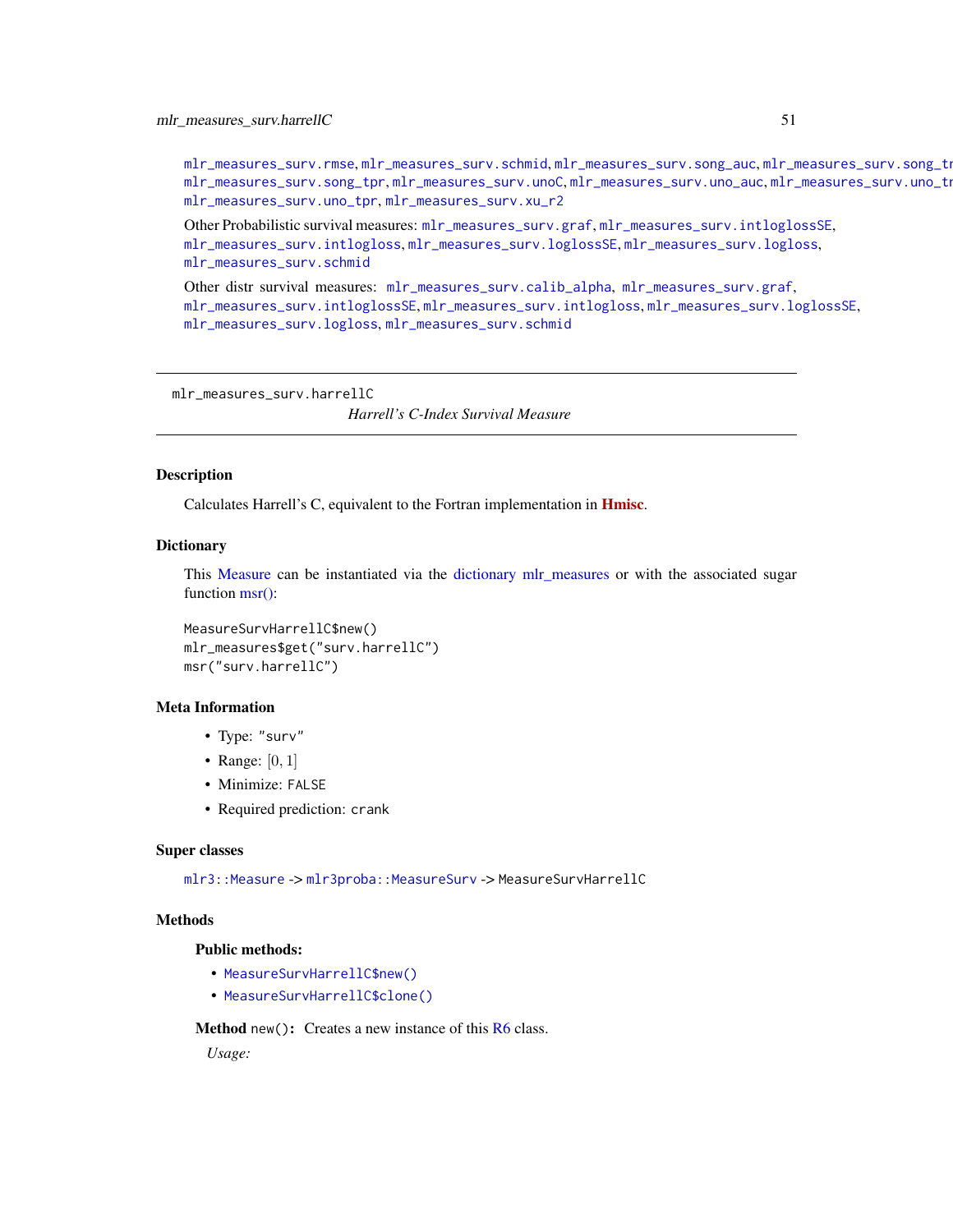mlr_measures_surv.rmse, mlr_measures_surv.schmid, mlr_measures_surv.song_auc, mlr_measures_surv.song_tnr, mlr_measures_surv.song_tpr, mlr_measures_surv.unoC, mlr_measures_surv.uno_auc, mlr_measures_surv.uno_tnr, mlr_measures_surv.uno_tpr, mlr_measures_surv.xu_r2

Other Probabilistic survival measures: mlr_measures_surv.graf, mlr_measures_surv.intloglossSE, mlr_measures_surv.intlogloss, mlr_measures_surv.loglossSE, mlr_measures_surv.logloss, mlr_measures_surv.schmid

Other distr survival measures: mlr_measures_surv.calib_alpha, mlr_measures_surv.graf, mlr_measures_surv.intloglossSE, mlr_measures_surv.intlogloss, mlr_measures_surv.loglossSE, mlr_measures_surv.logloss, mlr_measures_surv.schmid

---

mlr_measures_surv.harrellC

*Harrell's C-Index Survival Measure*

---

## Description

Calculates Harrell's C, equivalent to the Fortran implementation in **Hmisc**.

## Dictionary

This Measure can be instantiated via the dictionary mlr_measures or with the associated sugar function msr():

```
MeasureSurvHarrellC$new()
mlr_measures$get("surv.harrellC")
msr("surv.harrellC")
```

## Meta Information

- Type: "surv"
- Range: $[0, 1]$
- Minimize: FALSE
- Required prediction: crank

## Super classes

mlr3::Measure -> mlr3proba::MeasureSurv -> MeasureSurvHarrellC

## Methods

### Public methods:

- MeasureSurvHarrellC$new()
- MeasureSurvHarrellC$clone()

**Method** new()**:** Creates a new instance of this R6 class.

*Usage:*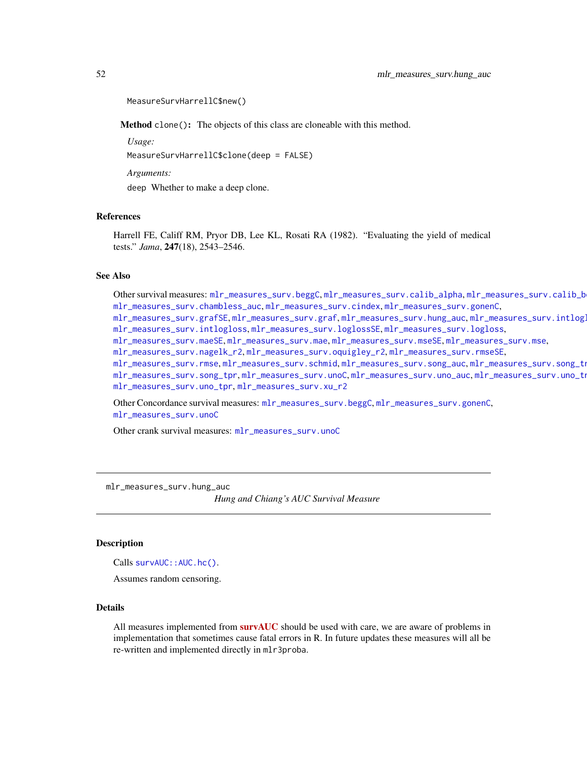```
MeasureSurvHarrellC$new()
```

**Method** `clone()`: The objects of this class are cloneable with this method.

*Usage:*

```
MeasureSurvHarrellC$clone(deep = FALSE)
```

*Arguments:*

`deep` Whether to make a deep clone.

## References

Harrell FE, Califf RM, Pryor DB, Lee KL, Rosati RA (1982). "Evaluating the yield of medical tests." *Jama*, **247**(18), 2543–2546.

## See Also

Other survival measures: `mlr_measures_surv.beggC`, `mlr_measures_surv.calib_alpha`, `mlr_measures_surv.calib_beta`, `mlr_measures_surv.chambless_auc`, `mlr_measures_surv.cindex`, `mlr_measures_surv.gonenC`, `mlr_measures_surv.grafSE`, `mlr_measures_surv.graf`, `mlr_measures_surv.hung_auc`, `mlr_measures_surv.intloglossSE`, `mlr_measures_surv.intlogloss`, `mlr_measures_surv.loglossSE`, `mlr_measures_surv.logloss`, `mlr_measures_surv.maeSE`, `mlr_measures_surv.mae`, `mlr_measures_surv.mseSE`, `mlr_measures_surv.mse`, `mlr_measures_surv.nagelk_r2`, `mlr_measures_surv.oquigley_r2`, `mlr_measures_surv.rmseSE`, `mlr_measures_surv.rmse`, `mlr_measures_surv.schmid`, `mlr_measures_surv.song_auc`, `mlr_measures_surv.song_tnr`, `mlr_measures_surv.song_tpr`, `mlr_measures_surv.unoC`, `mlr_measures_surv.uno_auc`, `mlr_measures_surv.uno_tnr`, `mlr_measures_surv.uno_tpr`, `mlr_measures_surv.xu_r2`

Other Concordance survival measures: `mlr_measures_surv.beggC`, `mlr_measures_surv.gonenC`, `mlr_measures_surv.unoC`

Other crank survival measures: `mlr_measures_surv.unoC`

---

`mlr_measures_surv.hung_auc` *Hung and Chiang's AUC Survival Measure*

---

## Description

Calls `survAUC::AUC.hc()`.

Assumes random censoring.

## Details

All measures implemented from **survAUC** should be used with care, we are aware of problems in implementation that sometimes cause fatal errors in R. In future updates these measures will all be re-written and implemented directly in `mlr3proba`.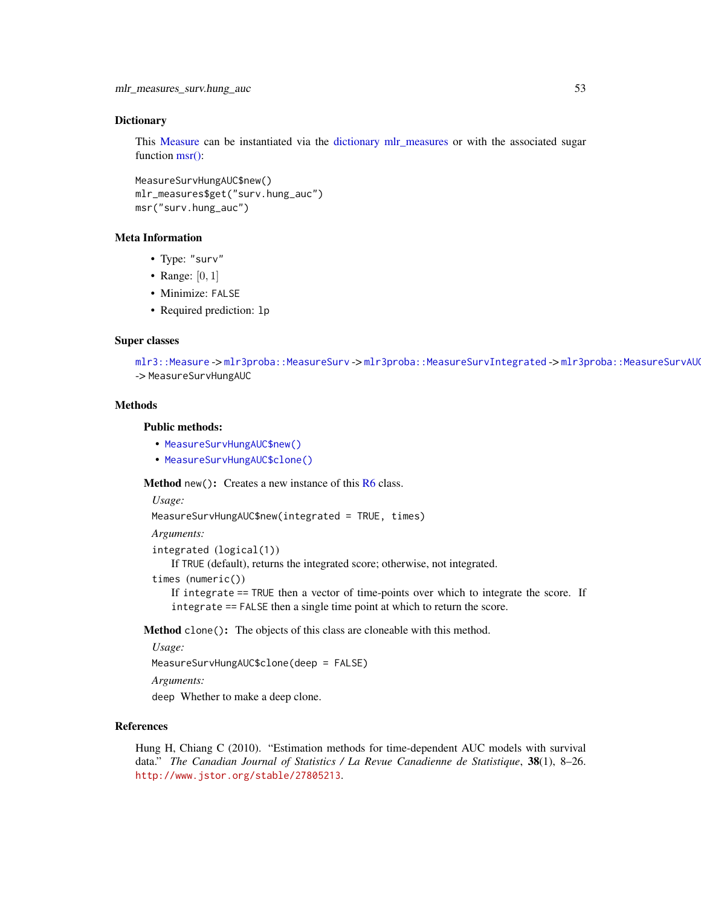## Dictionary

This Measure can be instantiated via the dictionary mlr_measures or with the associated sugar function msr():

```
MeasureSurvHungAUC$new()
mlr_measures$get("surv.hung_auc")
msr("surv.hung_auc")
```

## Meta Information

- Type: "surv"
- Range: $[0, 1]$
- Minimize: FALSE
- Required prediction: lp

## Super classes

mlr3::Measure -> mlr3proba::MeasureSurv -> mlr3proba::MeasureSurvIntegrated -> mlr3proba::MeasureSurvAUC -> MeasureSurvHungAUC

## Methods

### Public methods:

- MeasureSurvHungAUC$new()
- MeasureSurvHungAUC$clone()

**Method** new(): Creates a new instance of this R6 class.

*Usage:*

```
MeasureSurvHungAUC$new(integrated = TRUE, times)
```

*Arguments:*

integrated (logical(1))
: If TRUE (default), returns the integrated score; otherwise, not integrated.

times (numeric())
: If integrate == TRUE then a vector of time-points over which to integrate the score. If integrate == FALSE then a single time point at which to return the score.

**Method** clone(): The objects of this class are cloneable with this method.

*Usage:*

```
MeasureSurvHungAUC$clone(deep = FALSE)
```

*Arguments:*

deep Whether to make a deep clone.

## References

Hung H, Chiang C (2010). "Estimation methods for time-dependent AUC models with survival data." *The Canadian Journal of Statistics / La Revue Canadienne de Statistique*, **38**(1), 8–26. http://www.jstor.org/stable/27805213.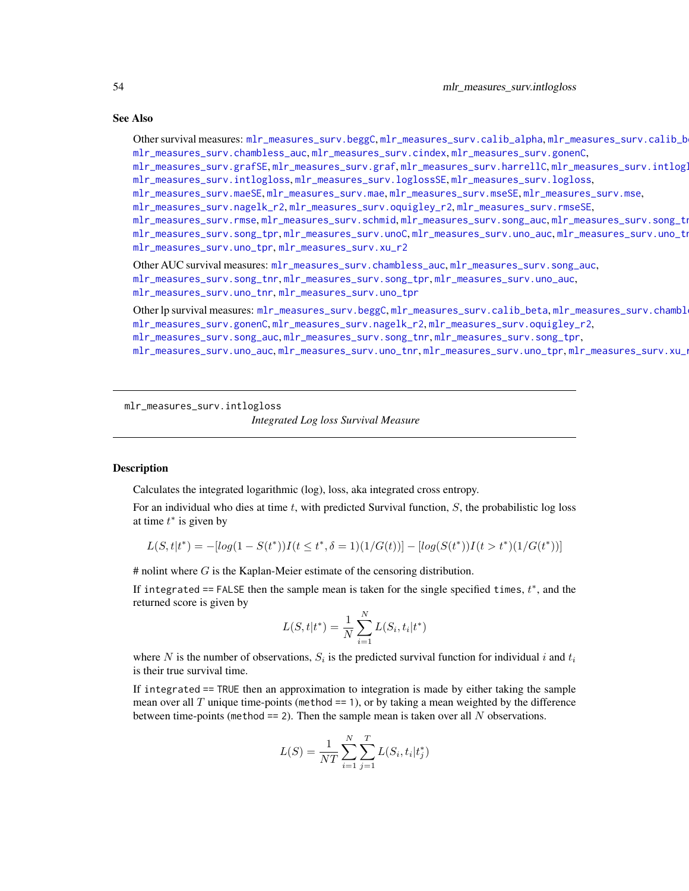## See Also

Other survival measures: mlr_measures_surv.beggC, mlr_measures_surv.calib_alpha, mlr_measures_surv.calib_be mlr_measures_surv.chambless_auc, mlr_measures_surv.cindex, mlr_measures_surv.gonenC, mlr_measures_surv.grafSE, mlr_measures_surv.graf, mlr_measures_surv.harrellC, mlr_measures_surv.intlogl mlr_measures_surv.intlogloss, mlr_measures_surv.loglossSE, mlr_measures_surv.logloss, mlr_measures_surv.maeSE, mlr_measures_surv.mae, mlr_measures_surv.mseSE, mlr_measures_surv.mse, mlr_measures_surv.nagelk_r2, mlr_measures_surv.oquigley_r2, mlr_measures_surv.rmseSE, mlr_measures_surv.rmse, mlr_measures_surv.schmid, mlr_measures_surv.song_auc, mlr_measures_surv.song_tr mlr_measures_surv.song_tpr, mlr_measures_surv.unoC, mlr_measures_surv.uno_auc, mlr_measures_surv.uno_tr mlr_measures_surv.uno_tpr, mlr_measures_surv.xu_r2

Other AUC survival measures: mlr_measures_surv.chambless_auc, mlr_measures_surv.song_auc, mlr_measures_surv.song_tnr, mlr_measures_surv.song_tpr, mlr_measures_surv.uno_auc, mlr_measures_surv.uno_tnr, mlr_measures_surv.uno_tpr

Other lp survival measures: mlr_measures_surv.beggC, mlr_measures_surv.calib_beta, mlr_measures_surv.chambl mlr_measures_surv.gonenC, mlr_measures_surv.nagelk_r2, mlr_measures_surv.oquigley_r2, mlr_measures_surv.song_auc, mlr_measures_surv.song_tnr, mlr_measures_surv.song_tpr, mlr_measures_surv.uno_auc, mlr_measures_surv.uno_tnr, mlr_measures_surv.uno_tpr, mlr_measures_surv.xu_r

---

mlr_measures_surv.intlogloss

*Integrated Log loss Survival Measure*

---

## Description

Calculates the integrated logarithmic (log), loss, aka integrated cross entropy.

For an individual who dies at time $t$, with predicted Survival function, $S$, the probabilistic log loss at time $t^*$ is given by

$$L(S, t|t^*) = -[log(1 - S(t^*))I(t \leq t^*, \delta = 1)(1/G(t))] - [log(S(t^*))I(t > t^*)(1/G(t^*))]$$

# nolint where $G$ is the Kaplan-Meier estimate of the censoring distribution.

If integrated == FALSE then the sample mean is taken for the single specified times, $t^*$, and the returned score is given by

$$L(S, t|t^*) = \frac{1}{N} \sum_{i=1}^{N} L(S_i, t_i|t^*)$$

where $N$ is the number of observations, $S_i$ is the predicted survival function for individual $i$ and $t_i$ is their true survival time.

If integrated == TRUE then an approximation to integration is made by either taking the sample mean over all $T$ unique time-points (method == 1), or by taking a mean weighted by the difference between time-points (method == 2). Then the sample mean is taken over all $N$ observations.

$$L(S) = \frac{1}{NT} \sum_{i=1}^{N} \sum_{j=1}^{T} L(S_i, t_i|t_j^*)$$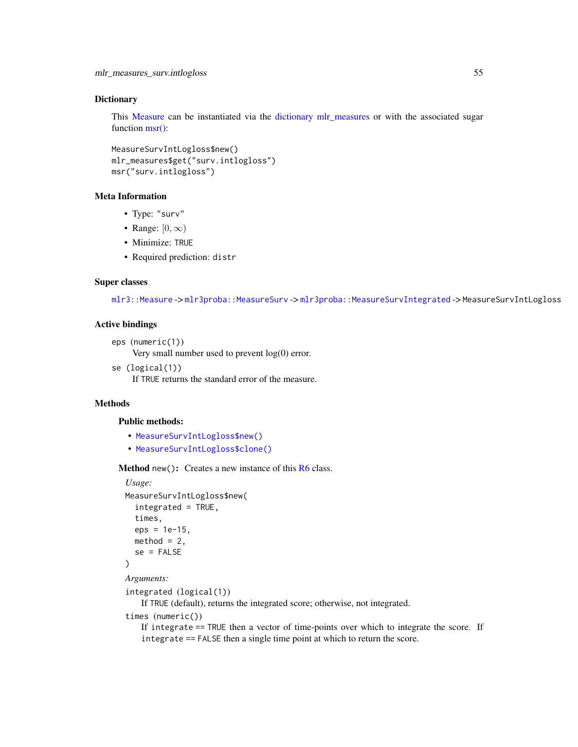## Dictionary

This Measure can be instantiated via the dictionary mlr_measures or with the associated sugar function msr():

```
MeasureSurvIntLogloss$new()
mlr_measures$get("surv.intlogloss")
msr("surv.intlogloss")
```

## Meta Information

- Type: "surv"
- Range: $[0, \infty)$
- Minimize: TRUE
- Required prediction: distr

## Super classes

`mlr3::Measure` -> `mlr3proba::MeasureSurv` -> `mlr3proba::MeasureSurvIntegrated` -> `MeasureSurvIntLogloss`

## Active bindings

`eps` (numeric(1))
: Very small number used to prevent log(0) error.

`se` (logical(1))
: If TRUE returns the standard error of the measure.

## Methods

### Public methods:

- `MeasureSurvIntLogloss$new()`
- `MeasureSurvIntLogloss$clone()`

**Method** `new()`**:** Creates a new instance of this R6 class.

*Usage:*

```
MeasureSurvIntLogloss$new(
  integrated = TRUE,
  times,
  eps = 1e-15,
  method = 2,
  se = FALSE
)
```

*Arguments:*

`integrated` (logical(1))
: If TRUE (default), returns the integrated score; otherwise, not integrated.

`times` (numeric())
: If `integrate` == TRUE then a vector of time-points over which to integrate the score. If `integrate` == FALSE then a single time point at which to return the score.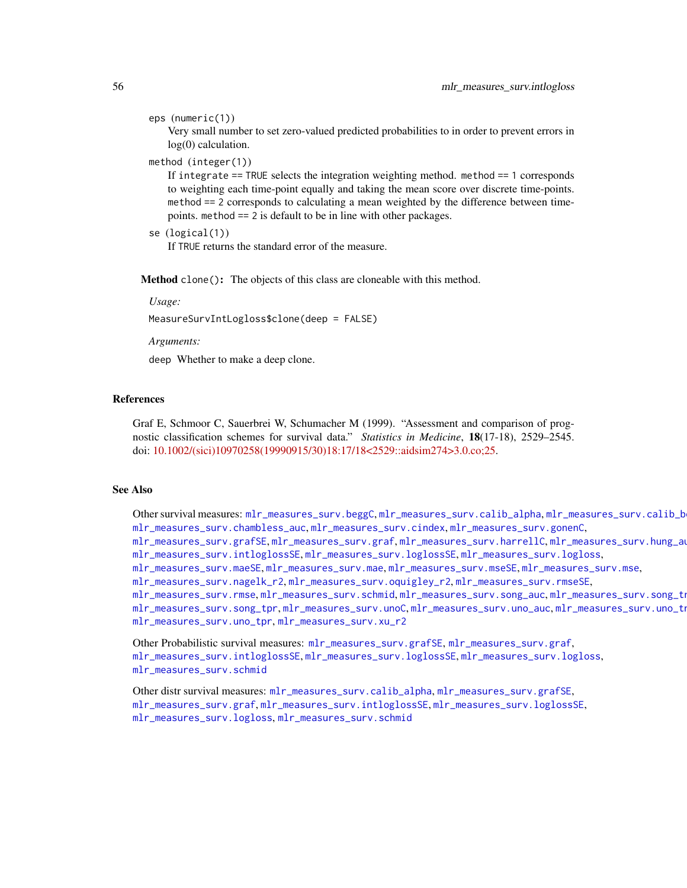eps (numeric(1))
: Very small number to set zero-valued predicted probabilities to in order to prevent errors in log(0) calculation.

method (integer(1))
: If integrate == TRUE selects the integration weighting method. method == 1 corresponds to weighting each time-point equally and taking the mean score over discrete time-points. method == 2 corresponds to calculating a mean weighted by the difference between time-points. method == 2 is default to be in line with other packages.

se (logical(1))
: If TRUE returns the standard error of the measure.

**Method** clone(): The objects of this class are cloneable with this method.

*Usage:*

```
MeasureSurvIntLogloss$clone(deep = FALSE)
```

*Arguments:*

deep Whether to make a deep clone.

## References

Graf E, Schmoor C, Sauerbrei W, Schumacher M (1999). "Assessment and comparison of prognostic classification schemes for survival data." *Statistics in Medicine*, **18**(17-18), 2529–2545. doi: 10.1002/(sici)10970258(19990915/30)18:17/18<2529::aidsim274>3.0.co;25.

## See Also

Other survival measures: mlr_measures_surv.beggC, mlr_measures_surv.calib_alpha, mlr_measures_surv.calib_beta, mlr_measures_surv.chambless_auc, mlr_measures_surv.cindex, mlr_measures_surv.gonenC, mlr_measures_surv.grafSE, mlr_measures_surv.graf, mlr_measures_surv.harrellC, mlr_measures_surv.hung_auc, mlr_measures_surv.intloglossSE, mlr_measures_surv.loglossSE, mlr_measures_surv.logloss, mlr_measures_surv.maeSE, mlr_measures_surv.mae, mlr_measures_surv.mseSE, mlr_measures_surv.mse, mlr_measures_surv.nagelk_r2, mlr_measures_surv.oquigley_r2, mlr_measures_surv.rmseSE, mlr_measures_surv.rmse, mlr_measures_surv.schmid, mlr_measures_surv.song_auc, mlr_measures_surv.song_tnr, mlr_measures_surv.song_tpr, mlr_measures_surv.unoC, mlr_measures_surv.uno_auc, mlr_measures_surv.uno_tnr, mlr_measures_surv.uno_tpr, mlr_measures_surv.xu_r2

Other Probabilistic survival measures: mlr_measures_surv.grafSE, mlr_measures_surv.graf, mlr_measures_surv.intloglossSE, mlr_measures_surv.loglossSE, mlr_measures_surv.logloss, mlr_measures_surv.schmid

Other distr survival measures: mlr_measures_surv.calib_alpha, mlr_measures_surv.grafSE, mlr_measures_surv.graf, mlr_measures_surv.intloglossSE, mlr_measures_surv.loglossSE, mlr_measures_surv.logloss, mlr_measures_surv.schmid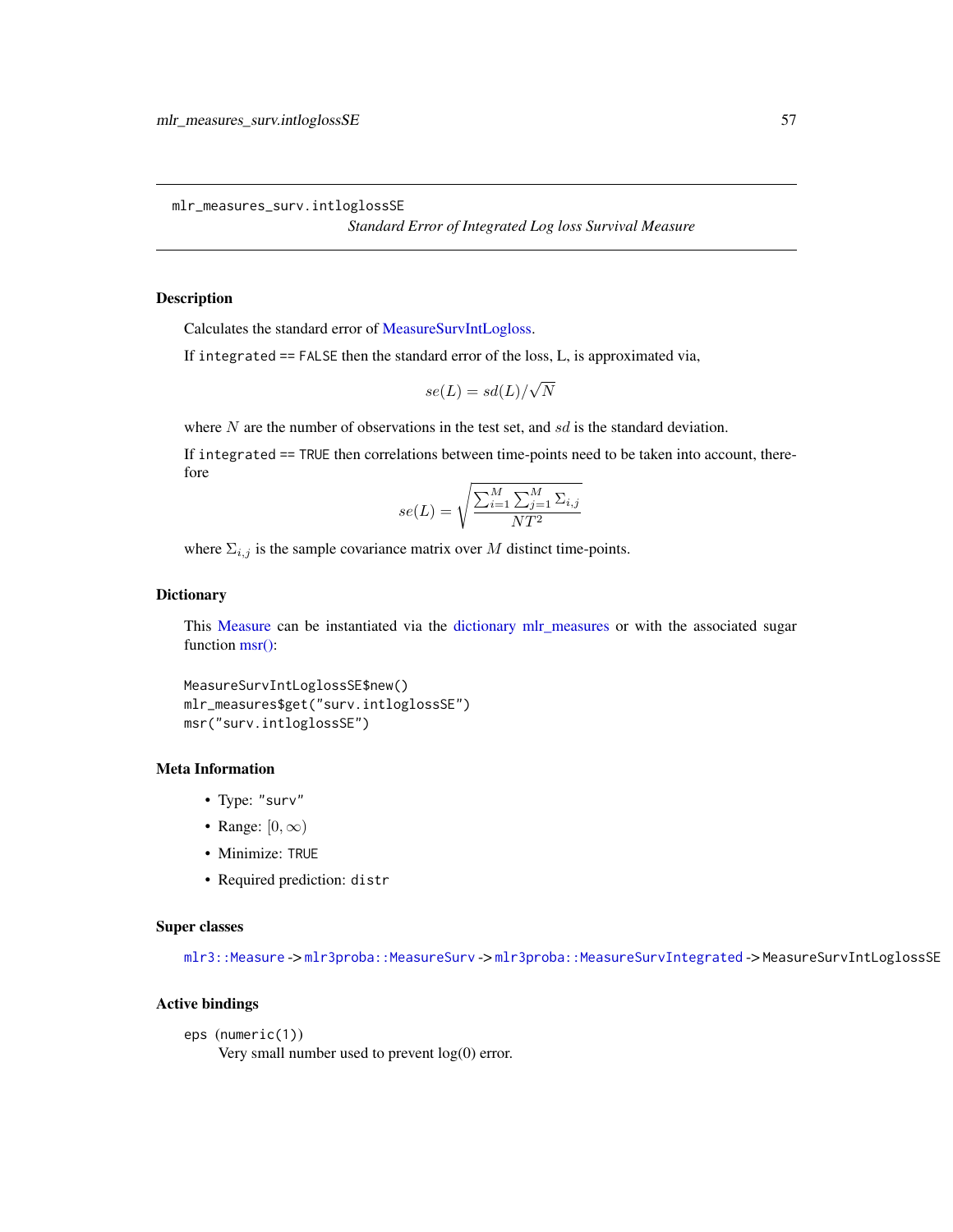## mlr_measures_surv.intloglossSE

*Standard Error of Integrated Log loss Survival Measure*

### Description

Calculates the standard error of MeasureSurvIntLogloss.

If `integrated == FALSE` then the standard error of the loss, L, is approximated via,

$$se(L) = sd(L)/\sqrt{N}$$

where $N$ are the number of observations in the test set, and $sd$ is the standard deviation.

If `integrated == TRUE` then correlations between time-points need to be taken into account, therefore

$$se(L) = \sqrt{\frac{\sum_{i=1}^{M} \sum_{j=1}^{M} \Sigma_{i,j}}{NT^2}}$$

where $\Sigma_{i,j}$ is the sample covariance matrix over $M$ distinct time-points.

### Dictionary

This Measure can be instantiated via the dictionary mlr_measures or with the associated sugar function msr():

```
MeasureSurvIntLoglossSE$new()
mlr_measures$get("surv.intloglossSE")
msr("surv.intloglossSE")
```

### Meta Information

- Type: `"surv"`
- Range: $[0, \infty)$
- Minimize: `TRUE`
- Required prediction: `distr`

### Super classes

`mlr3::Measure` -> `mlr3proba::MeasureSurv` -> `mlr3proba::MeasureSurvIntegrated` -> `MeasureSurvIntLoglossSE`

### Active bindings

`eps` (`numeric(1)`)
: Very small number used to prevent log(0) error.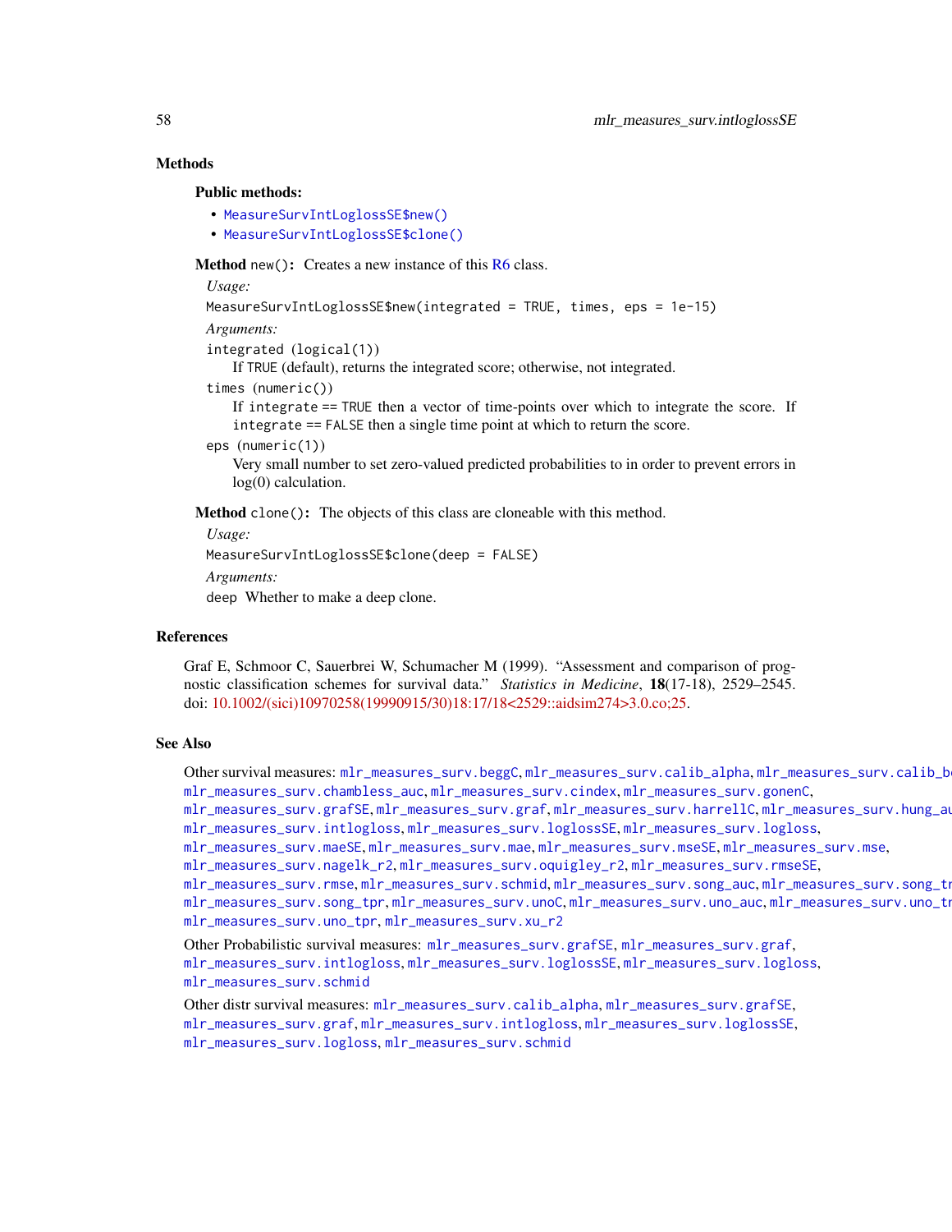## Methods

### Public methods:

- `MeasureSurvIntLoglossSE$new()`
- `MeasureSurvIntLoglossSE$clone()`

**Method** `new()`: Creates a new instance of this R6 class.

*Usage:*

```
MeasureSurvIntLoglossSE$new(integrated = TRUE, times, eps = 1e-15)
```

*Arguments:*

`integrated` (`logical(1)`)
: If `TRUE` (default), returns the integrated score; otherwise, not integrated.

`times` (`numeric()`)
: If `integrate == TRUE` then a vector of time-points over which to integrate the score. If `integrate == FALSE` then a single time point at which to return the score.

`eps` (`numeric(1)`)
: Very small number to set zero-valued predicted probabilities to in order to prevent errors in log(0) calculation.

**Method** `clone()`: The objects of this class are cloneable with this method.

*Usage:*

```
MeasureSurvIntLoglossSE$clone(deep = FALSE)
```

*Arguments:*

`deep` Whether to make a deep clone.

## References

Graf E, Schmoor C, Sauerbrei W, Schumacher M (1999). "Assessment and comparison of prognostic classification schemes for survival data." *Statistics in Medicine*, **18**(17-18), 2529–2545. doi: 10.1002/(sici)10970258(19990915/30)18:17/18<2529::aidsim274>3.0.co;25.

## See Also

Other survival measures: `mlr_measures_surv.beggC`, `mlr_measures_surv.calib_alpha`, `mlr_measures_surv.calib_beta`, `mlr_measures_surv.chambless_auc`, `mlr_measures_surv.cindex`, `mlr_measures_surv.gonenC`, `mlr_measures_surv.grafSE`, `mlr_measures_surv.graf`, `mlr_measures_surv.harrellC`, `mlr_measures_surv.hung_auc`, `mlr_measures_surv.intlogloss`, `mlr_measures_surv.loglossSE`, `mlr_measures_surv.logloss`, `mlr_measures_surv.maeSE`, `mlr_measures_surv.mae`, `mlr_measures_surv.mseSE`, `mlr_measures_surv.mse`, `mlr_measures_surv.nagelk_r2`, `mlr_measures_surv.oquigley_r2`, `mlr_measures_surv.rmseSE`, `mlr_measures_surv.rmse`, `mlr_measures_surv.schmid`, `mlr_measures_surv.song_auc`, `mlr_measures_surv.song_tnr`, `mlr_measures_surv.song_tpr`, `mlr_measures_surv.unoC`, `mlr_measures_surv.uno_auc`, `mlr_measures_surv.uno_tnr`, `mlr_measures_surv.uno_tpr`, `mlr_measures_surv.xu_r2`

Other Probabilistic survival measures: `mlr_measures_surv.grafSE`, `mlr_measures_surv.graf`, `mlr_measures_surv.intlogloss`, `mlr_measures_surv.loglossSE`, `mlr_measures_surv.logloss`, `mlr_measures_surv.schmid`

Other distr survival measures: `mlr_measures_surv.calib_alpha`, `mlr_measures_surv.grafSE`, `mlr_measures_surv.graf`, `mlr_measures_surv.intlogloss`, `mlr_measures_surv.loglossSE`, `mlr_measures_surv.logloss`, `mlr_measures_surv.schmid`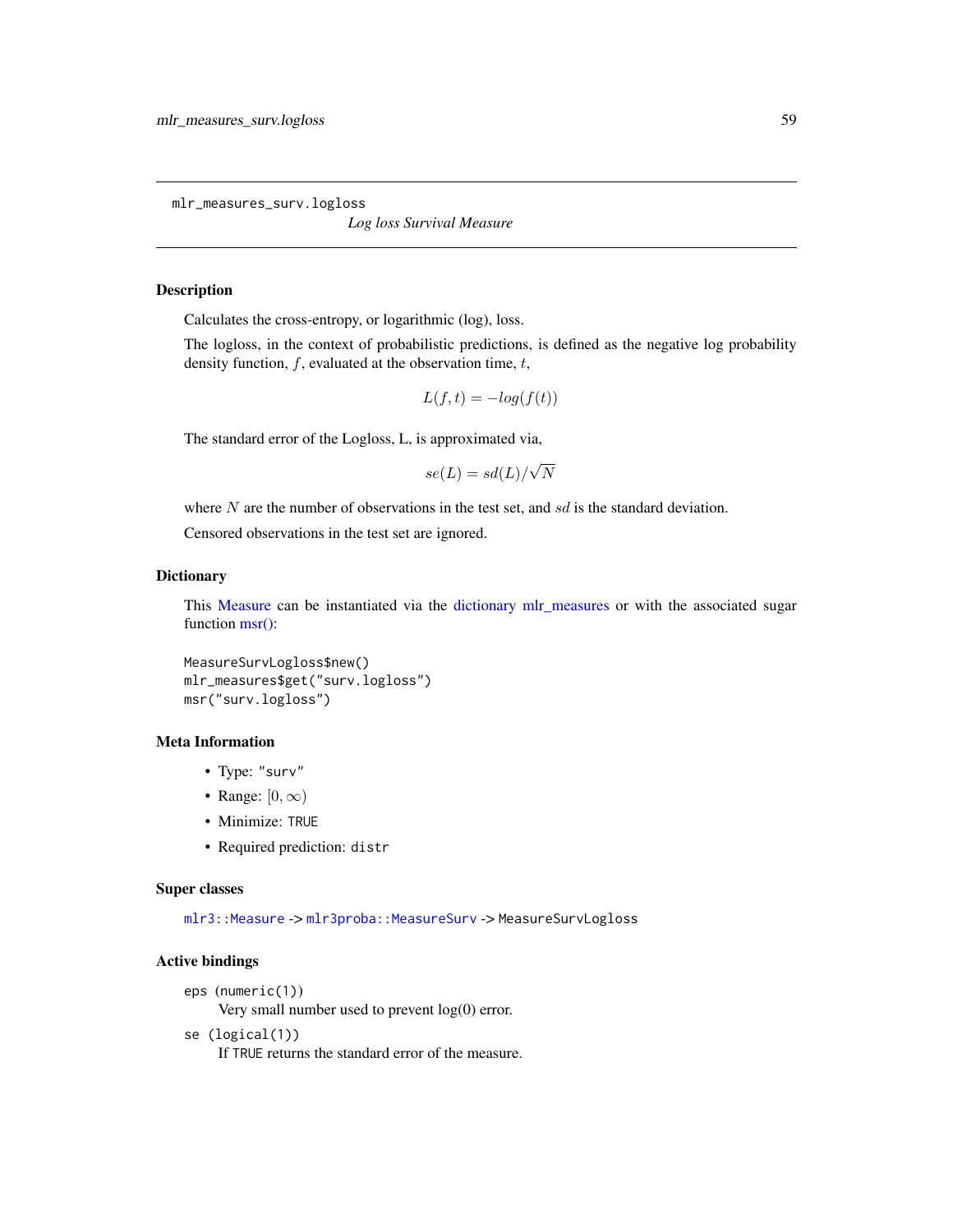mlr_measures_surv.logloss

*Log loss Survival Measure*

## Description

Calculates the cross-entropy, or logarithmic (log), loss.

The logloss, in the context of probabilistic predictions, is defined as the negative log probability density function, $f$, evaluated at the observation time, $t$,

$$L(f, t) = -log(f(t))$$

The standard error of the Logloss, L, is approximated via,

$$se(L) = sd(L)/\sqrt{N}$$

where $N$ are the number of observations in the test set, and $sd$ is the standard deviation.

Censored observations in the test set are ignored.

## Dictionary

This Measure can be instantiated via the dictionary mlr_measures or with the associated sugar function msr():

```
MeasureSurvLogloss$new()
mlr_measures$get("surv.logloss")
msr("surv.logloss")
```

## Meta Information

- Type: "surv"
- Range: $[0, \infty)$
- Minimize: TRUE
- Required prediction: distr

## Super classes

`mlr3::Measure` -> `mlr3proba::MeasureSurv` -> `MeasureSurvLogloss`

## Active bindings

`eps (numeric(1))`
: Very small number used to prevent log(0) error.

`se (logical(1))`
: If TRUE returns the standard error of the measure.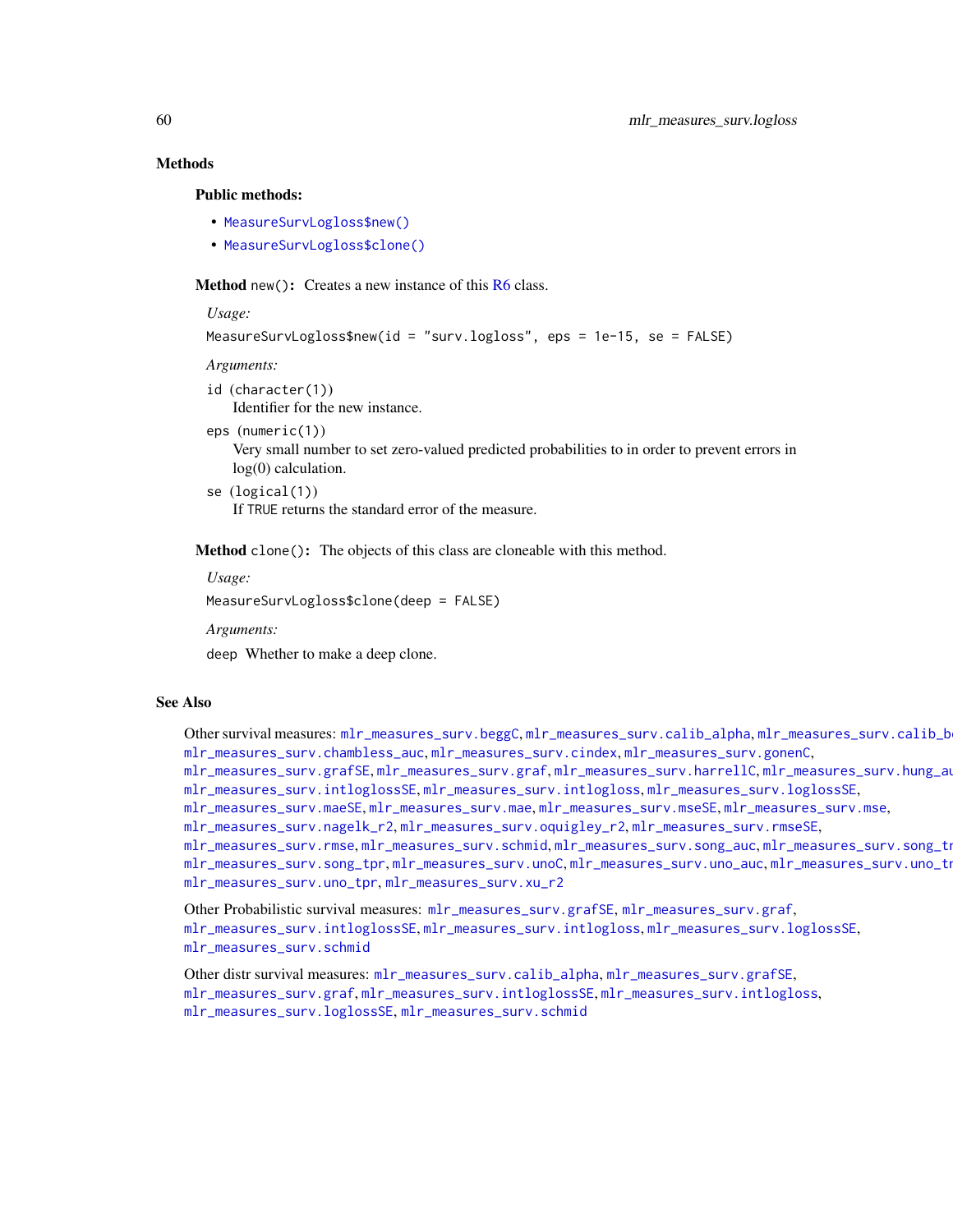## Methods

### Public methods:

- `MeasureSurvLogloss$new()`
- `MeasureSurvLogloss$clone()`

**Method** `new()`: Creates a new instance of this R6 class.

*Usage:*

```
MeasureSurvLogloss$new(id = "surv.logloss", eps = 1e-15, se = FALSE)
```

*Arguments:*

`id` (`character(1)`)
: Identifier for the new instance.

`eps` (`numeric(1)`)
: Very small number to set zero-valued predicted probabilities to in order to prevent errors in log(0) calculation.

`se` (`logical(1)`)
: If `TRUE` returns the standard error of the measure.

**Method** `clone()`: The objects of this class are cloneable with this method.

*Usage:*

```
MeasureSurvLogloss$clone(deep = FALSE)
```

*Arguments:*

`deep` Whether to make a deep clone.

## See Also

Other survival measures: `mlr_measures_surv.beggC`, `mlr_measures_surv.calib_alpha`, `mlr_measures_surv.calib_be`, `mlr_measures_surv.chambless_auc`, `mlr_measures_surv.cindex`, `mlr_measures_surv.gonenC`, `mlr_measures_surv.grafSE`, `mlr_measures_surv.graf`, `mlr_measures_surv.harrellC`, `mlr_measures_surv.hung_au`, `mlr_measures_surv.intloglossSE`, `mlr_measures_surv.intlogloss`, `mlr_measures_surv.loglossSE`, `mlr_measures_surv.maeSE`, `mlr_measures_surv.mae`, `mlr_measures_surv.mseSE`, `mlr_measures_surv.mse`, `mlr_measures_surv.nagelk_r2`, `mlr_measures_surv.oquigley_r2`, `mlr_measures_surv.rmseSE`, `mlr_measures_surv.rmse`, `mlr_measures_surv.schmid`, `mlr_measures_surv.song_auc`, `mlr_measures_surv.song_tn`, `mlr_measures_surv.song_tpr`, `mlr_measures_surv.unoC`, `mlr_measures_surv.uno_auc`, `mlr_measures_surv.uno_tn`, `mlr_measures_surv.uno_tpr`, `mlr_measures_surv.xu_r2`

Other Probabilistic survival measures: `mlr_measures_surv.grafSE`, `mlr_measures_surv.graf`, `mlr_measures_surv.intloglossSE`, `mlr_measures_surv.intlogloss`, `mlr_measures_surv.loglossSE`, `mlr_measures_surv.schmid`

Other distr survival measures: `mlr_measures_surv.calib_alpha`, `mlr_measures_surv.grafSE`, `mlr_measures_surv.graf`, `mlr_measures_surv.intloglossSE`, `mlr_measures_surv.intlogloss`, `mlr_measures_surv.loglossSE`, `mlr_measures_surv.schmid`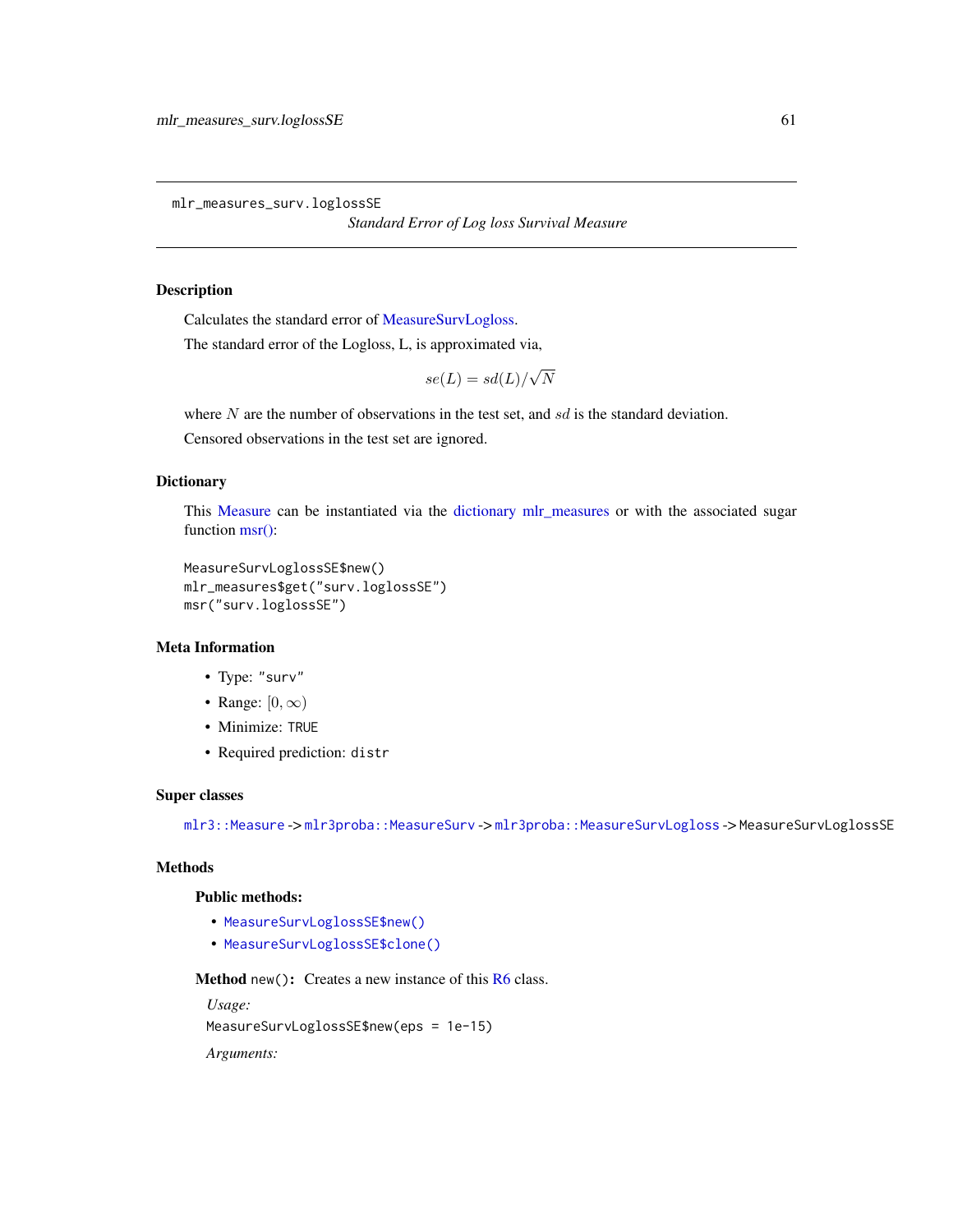mlr_measures_surv.loglossSE *Standard Error of Log loss Survival Measure*

## Description

Calculates the standard error of MeasureSurvLogloss.

The standard error of the Logloss, L, is approximated via,

$$se(L) = sd(L)/\sqrt{N}$$

where $N$ are the number of observations in the test set, and $sd$ is the standard deviation.

Censored observations in the test set are ignored.

## Dictionary

This Measure can be instantiated via the dictionary mlr_measures or with the associated sugar function msr():

```
MeasureSurvLoglossSE$new()
mlr_measures$get("surv.loglossSE")
msr("surv.loglossSE")
```

## Meta Information

- Type: "surv"
- Range: $[0, \infty)$
- Minimize: TRUE
- Required prediction: distr

## Super classes

mlr3::Measure -> mlr3proba::MeasureSurv -> mlr3proba::MeasureSurvLogloss -> MeasureSurvLoglossSE

## Methods

### Public methods:

- MeasureSurvLoglossSE$new()
- MeasureSurvLoglossSE$clone()

**Method** new()**:** Creates a new instance of this R6 class.

*Usage:*

```
MeasureSurvLoglossSE$new(eps = 1e-15)
```

*Arguments:*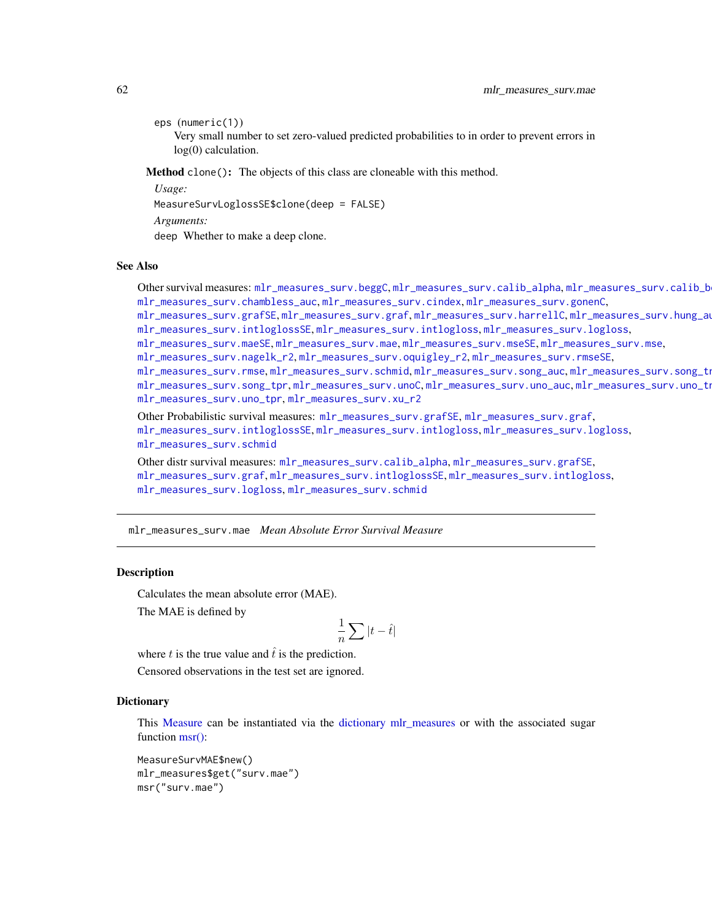eps (numeric(1))
: Very small number to set zero-valued predicted probabilities to in order to prevent errors in log(0) calculation.

**Method** `clone()`: The objects of this class are cloneable with this method.

*Usage:*

```
MeasureSurvLoglossSE$clone(deep = FALSE)
```

*Arguments:*

`deep` Whether to make a deep clone.

## See Also

Other survival measures: `mlr_measures_surv.beggC`, `mlr_measures_surv.calib_alpha`, `mlr_measures_surv.calib_be`
`mlr_measures_surv.chambless_auc`, `mlr_measures_surv.cindex`, `mlr_measures_surv.gonenC`, `mlr_measures_surv.grafSE`, `mlr_measures_surv.graf`, `mlr_measures_surv.harrellC`, `mlr_measures_surv.hung_au`
`mlr_measures_surv.intloglossSE`, `mlr_measures_surv.intlogloss`, `mlr_measures_surv.logloss`, `mlr_measures_surv.maeSE`, `mlr_measures_surv.mae`, `mlr_measures_surv.mseSE`, `mlr_measures_surv.mse`, `mlr_measures_surv.nagelk_r2`, `mlr_measures_surv.oquigley_r2`, `mlr_measures_surv.rmseSE`, `mlr_measures_surv.rmse`, `mlr_measures_surv.schmid`, `mlr_measures_surv.song_auc`, `mlr_measures_surv.song_tr`
`mlr_measures_surv.song_tpr`, `mlr_measures_surv.unoC`, `mlr_measures_surv.uno_auc`, `mlr_measures_surv.uno_tr`
`mlr_measures_surv.uno_tpr`, `mlr_measures_surv.xu_r2`

Other Probabilistic survival measures: `mlr_measures_surv.grafSE`, `mlr_measures_surv.graf`, `mlr_measures_surv.intloglossSE`, `mlr_measures_surv.intlogloss`, `mlr_measures_surv.logloss`, `mlr_measures_surv.schmid`

Other distr survival measures: `mlr_measures_surv.calib_alpha`, `mlr_measures_surv.grafSE`, `mlr_measures_surv.graf`, `mlr_measures_surv.intloglossSE`, `mlr_measures_surv.intlogloss`, `mlr_measures_surv.logloss`, `mlr_measures_surv.schmid`

---

# mlr_measures_surv.mae *Mean Absolute Error Survival Measure*

## Description

Calculates the mean absolute error (MAE).

The MAE is defined by

$$\frac{1}{n} \sum |t - \hat{t}|$$

where $t$ is the true value and $\hat{t}$ is the prediction.

Censored observations in the test set are ignored.

## Dictionary

This Measure can be instantiated via the dictionary mlr_measures or with the associated sugar function msr():

```
MeasureSurvMAE$new()
mlr_measures$get("surv.mae")
msr("surv.mae")
```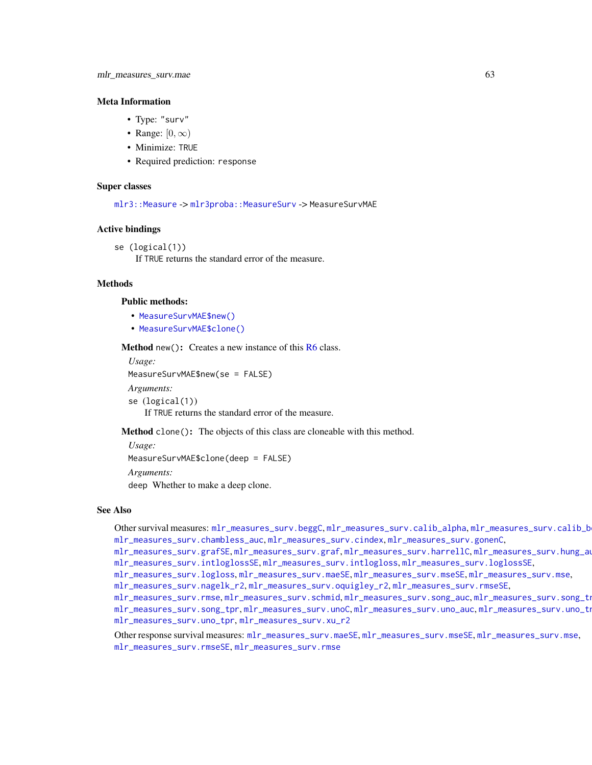## Meta Information

- Type: `"surv"`
- Range: $[0, \infty)$
- Minimize: `TRUE`
- Required prediction: `response`

## Super classes

`mlr3::Measure` -> `mlr3proba::MeasureSurv` -> `MeasureSurvMAE`

## Active bindings

`se (logical(1))`
  If `TRUE` returns the standard error of the measure.

## Methods

### Public methods:

- `MeasureSurvMAE$new()`
- `MeasureSurvMAE$clone()`

**Method** `new()`: Creates a new instance of this R6 class.

*Usage:*

```
MeasureSurvMAE$new(se = FALSE)
```

*Arguments:*

`se (logical(1))`
  If `TRUE` returns the standard error of the measure.

**Method** `clone()`: The objects of this class are cloneable with this method.

*Usage:*

```
MeasureSurvMAE$clone(deep = FALSE)
```

*Arguments:*

`deep` Whether to make a deep clone.

## See Also

Other survival measures: `mlr_measures_surv.beggC`, `mlr_measures_surv.calib_alpha`, `mlr_measures_surv.calib_be`, `mlr_measures_surv.chambless_auc`, `mlr_measures_surv.cindex`, `mlr_measures_surv.gonenC`, `mlr_measures_surv.grafSE`, `mlr_measures_surv.graf`, `mlr_measures_surv.harrellC`, `mlr_measures_surv.hung_au`, `mlr_measures_surv.intloglossSE`, `mlr_measures_surv.intlogloss`, `mlr_measures_surv.loglossSE`, `mlr_measures_surv.logloss`, `mlr_measures_surv.maeSE`, `mlr_measures_surv.mseSE`, `mlr_measures_surv.mse`, `mlr_measures_surv.nagelk_r2`, `mlr_measures_surv.oquigley_r2`, `mlr_measures_surv.rmseSE`, `mlr_measures_surv.rmse`, `mlr_measures_surv.schmid`, `mlr_measures_surv.song_auc`, `mlr_measures_surv.song_tr`, `mlr_measures_surv.song_tpr`, `mlr_measures_surv.unoC`, `mlr_measures_surv.uno_auc`, `mlr_measures_surv.uno_tr`, `mlr_measures_surv.uno_tpr`, `mlr_measures_surv.xu_r2`

Other response survival measures: `mlr_measures_surv.maeSE`, `mlr_measures_surv.mseSE`, `mlr_measures_surv.mse`, `mlr_measures_surv.rmseSE`, `mlr_measures_surv.rmse`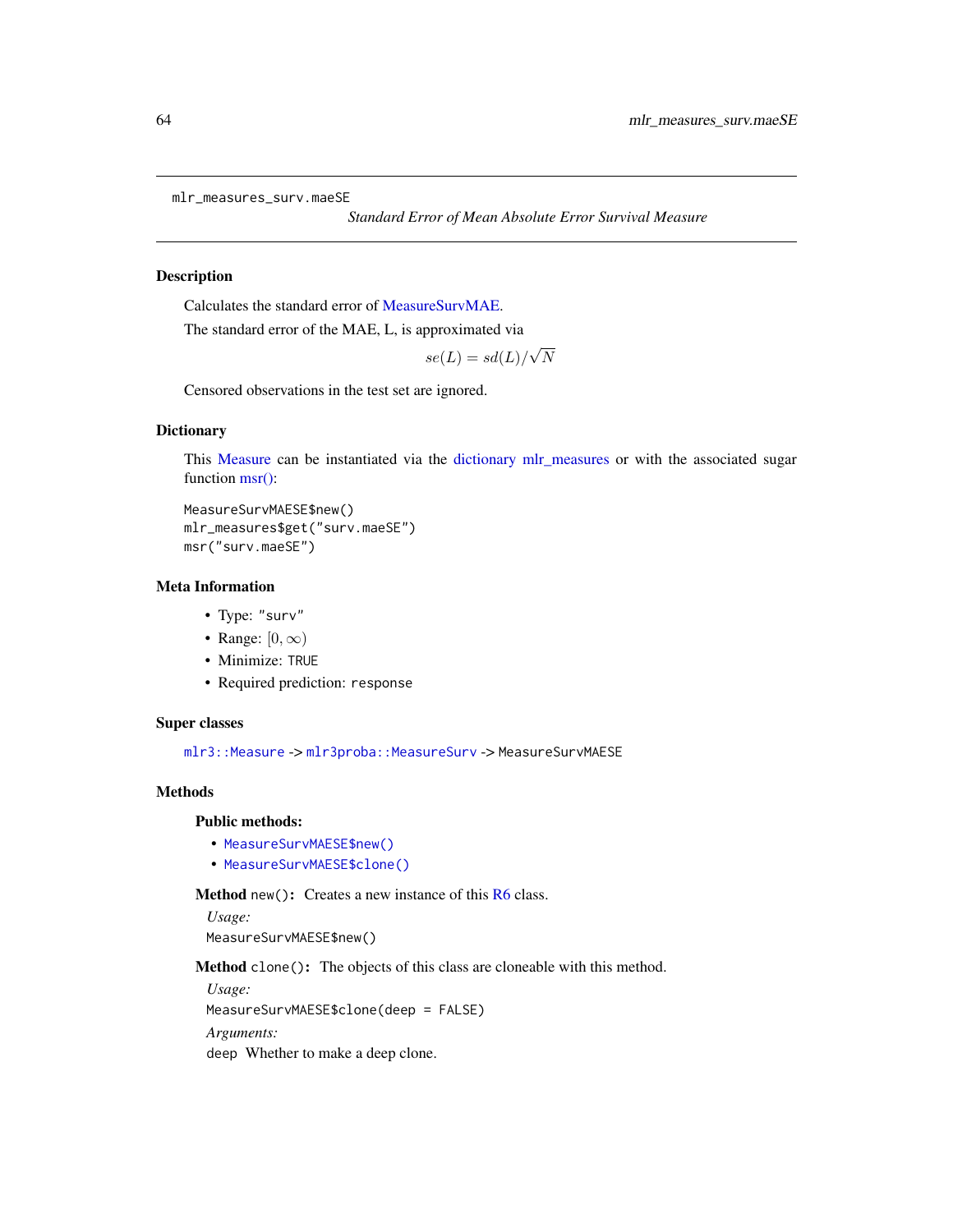mlr_measures_surv.maeSE

*Standard Error of Mean Absolute Error Survival Measure*

## Description

Calculates the standard error of MeasureSurvMAE.

The standard error of the MAE, L, is approximated via

$$se(L) = sd(L)/\sqrt{N}$$

Censored observations in the test set are ignored.

## Dictionary

This Measure can be instantiated via the dictionary mlr_measures or with the associated sugar function msr():

```
MeasureSurvMAESE$new()
mlr_measures$get("surv.maeSE")
msr("surv.maeSE")
```

## Meta Information

- Type: "surv"
- Range: $[0, \infty)$
- Minimize: TRUE
- Required prediction: response

## Super classes

mlr3::Measure -> mlr3proba::MeasureSurv -> MeasureSurvMAESE

## Methods

### Public methods:

- MeasureSurvMAESE$new()
- MeasureSurvMAESE$clone()

**Method** new()**:** Creates a new instance of this R6 class.

*Usage:*

```
MeasureSurvMAESE$new()
```

**Method** clone()**:** The objects of this class are cloneable with this method.

*Usage:*

```
MeasureSurvMAESE$clone(deep = FALSE)
```

*Arguments:*

deep Whether to make a deep clone.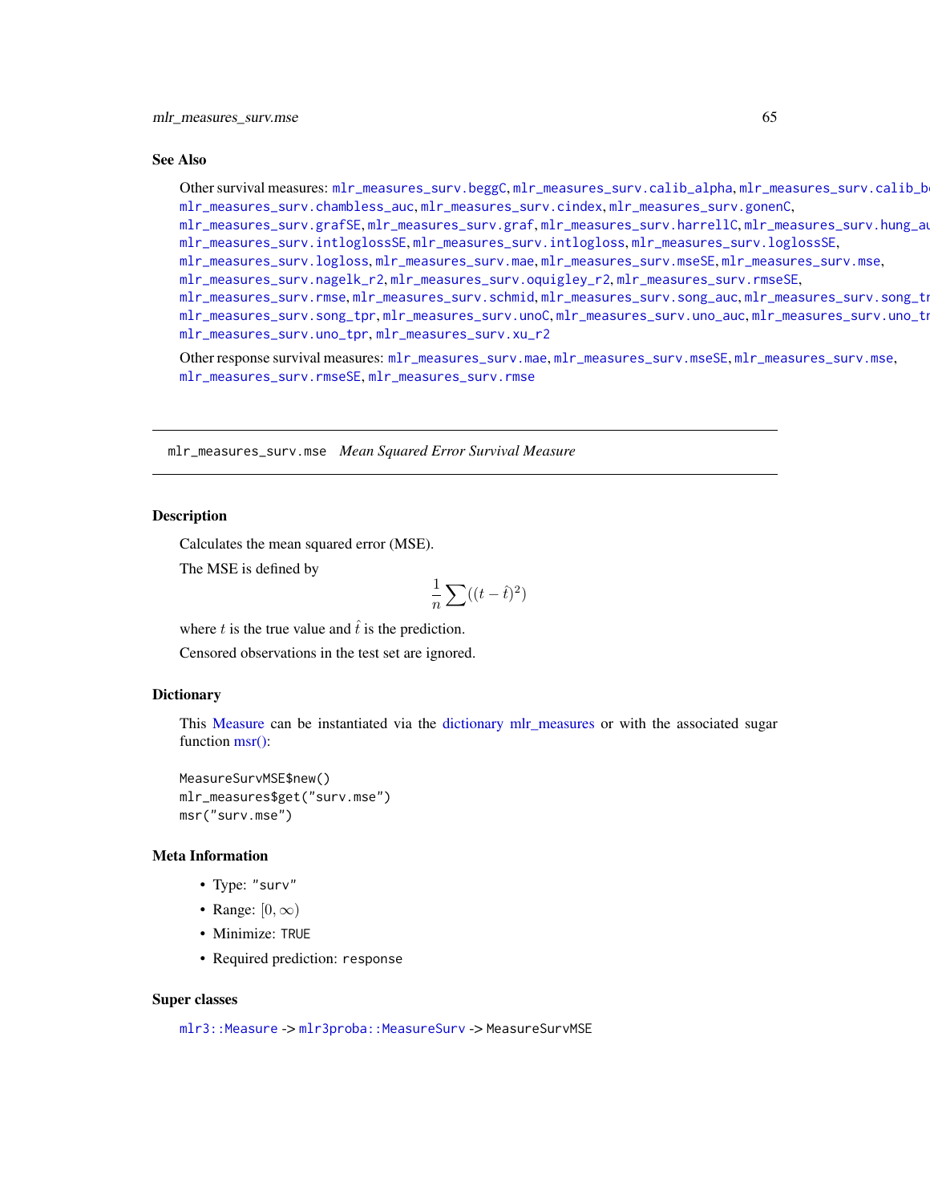## See Also

Other survival measures: mlr_measures_surv.beggC, mlr_measures_surv.calib_alpha, mlr_measures_surv.calib_beta, mlr_measures_surv.chambless_auc, mlr_measures_surv.cindex, mlr_measures_surv.gonenC, mlr_measures_surv.grafSE, mlr_measures_surv.graf, mlr_measures_surv.harrellC, mlr_measures_surv.hung_auc, mlr_measures_surv.intloglossSE, mlr_measures_surv.intlogloss, mlr_measures_surv.loglossSE, mlr_measures_surv.logloss, mlr_measures_surv.mae, mlr_measures_surv.mseSE, mlr_measures_surv.mse, mlr_measures_surv.nagelk_r2, mlr_measures_surv.oquigley_r2, mlr_measures_surv.rmseSE, mlr_measures_surv.rmse, mlr_measures_surv.schmid, mlr_measures_surv.song_auc, mlr_measures_surv.song_tnr, mlr_measures_surv.song_tpr, mlr_measures_surv.unoC, mlr_measures_surv.uno_auc, mlr_measures_surv.uno_tnr, mlr_measures_surv.uno_tpr, mlr_measures_surv.xu_r2

Other response survival measures: mlr_measures_surv.mae, mlr_measures_surv.mseSE, mlr_measures_surv.mse, mlr_measures_surv.rmseSE, mlr_measures_surv.rmse

---

# mlr_measures_surv.mse *Mean Squared Error Survival Measure*

---

## Description

Calculates the mean squared error (MSE).

The MSE is defined by

$$\frac{1}{n}\sum((t - \hat{t})^2)$$

where $t$ is the true value and $\hat{t}$ is the prediction.

Censored observations in the test set are ignored.

## Dictionary

This Measure can be instantiated via the dictionary mlr_measures or with the associated sugar function msr():

```
MeasureSurvMSE$new()
mlr_measures$get("surv.mse")
msr("surv.mse")
```

## Meta Information

- Type: "surv"
- Range: $[0, \infty)$
- Minimize: TRUE
- Required prediction: response

## Super classes

mlr3::Measure -> mlr3proba::MeasureSurv -> MeasureSurvMSE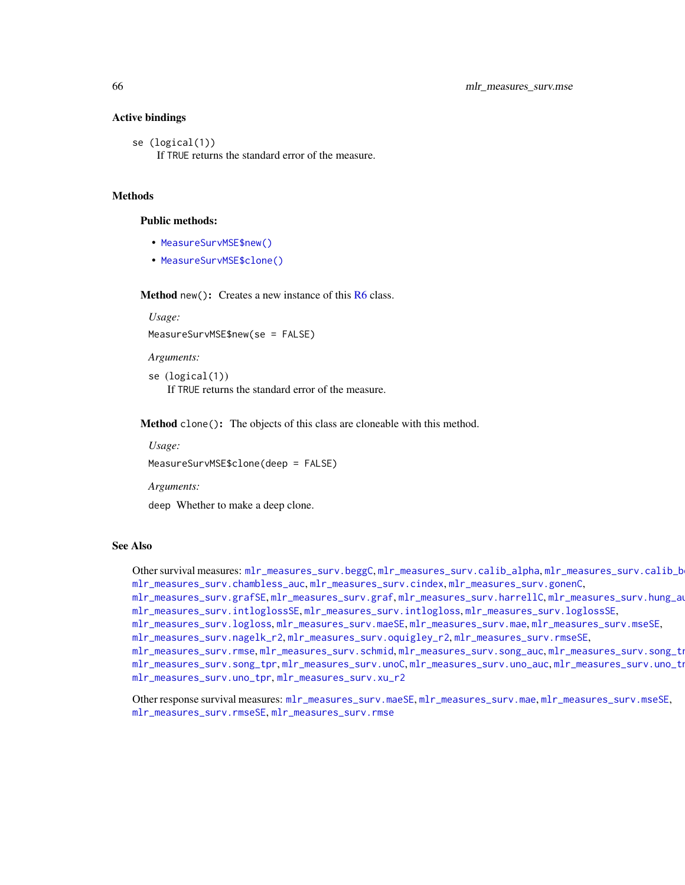### Active bindings

`se` (logical(1))
If TRUE returns the standard error of the measure.

### Methods

#### Public methods:

- MeasureSurvMSE$new()
- MeasureSurvMSE$clone()

**Method** `new()`: Creates a new instance of this R6 class.

*Usage:*

```
MeasureSurvMSE$new(se = FALSE)
```

*Arguments:*

`se` (logical(1))
If TRUE returns the standard error of the measure.

**Method** `clone()`: The objects of this class are cloneable with this method.

*Usage:*

```
MeasureSurvMSE$clone(deep = FALSE)
```

*Arguments:*

`deep` Whether to make a deep clone.

### See Also

Other survival measures: mlr_measures_surv.beggC, mlr_measures_surv.calib_alpha, mlr_measures_surv.calib_beta, mlr_measures_surv.chambless_auc, mlr_measures_surv.cindex, mlr_measures_surv.gonenC, mlr_measures_surv.grafSE, mlr_measures_surv.graf, mlr_measures_surv.harrellC, mlr_measures_surv.hung_auc, mlr_measures_surv.intloglossSE, mlr_measures_surv.intlogloss, mlr_measures_surv.loglossSE, mlr_measures_surv.logloss, mlr_measures_surv.maeSE, mlr_measures_surv.mae, mlr_measures_surv.mseSE, mlr_measures_surv.nagelk_r2, mlr_measures_surv.oquigley_r2, mlr_measures_surv.rmseSE, mlr_measures_surv.rmse, mlr_measures_surv.schmid, mlr_measures_surv.song_auc, mlr_measures_surv.song_tnr, mlr_measures_surv.song_tpr, mlr_measures_surv.unoC, mlr_measures_surv.uno_auc, mlr_measures_surv.uno_tnr, mlr_measures_surv.uno_tpr, mlr_measures_surv.xu_r2

Other response survival measures: mlr_measures_surv.maeSE, mlr_measures_surv.mae, mlr_measures_surv.mseSE, mlr_measures_surv.rmseSE, mlr_measures_surv.rmse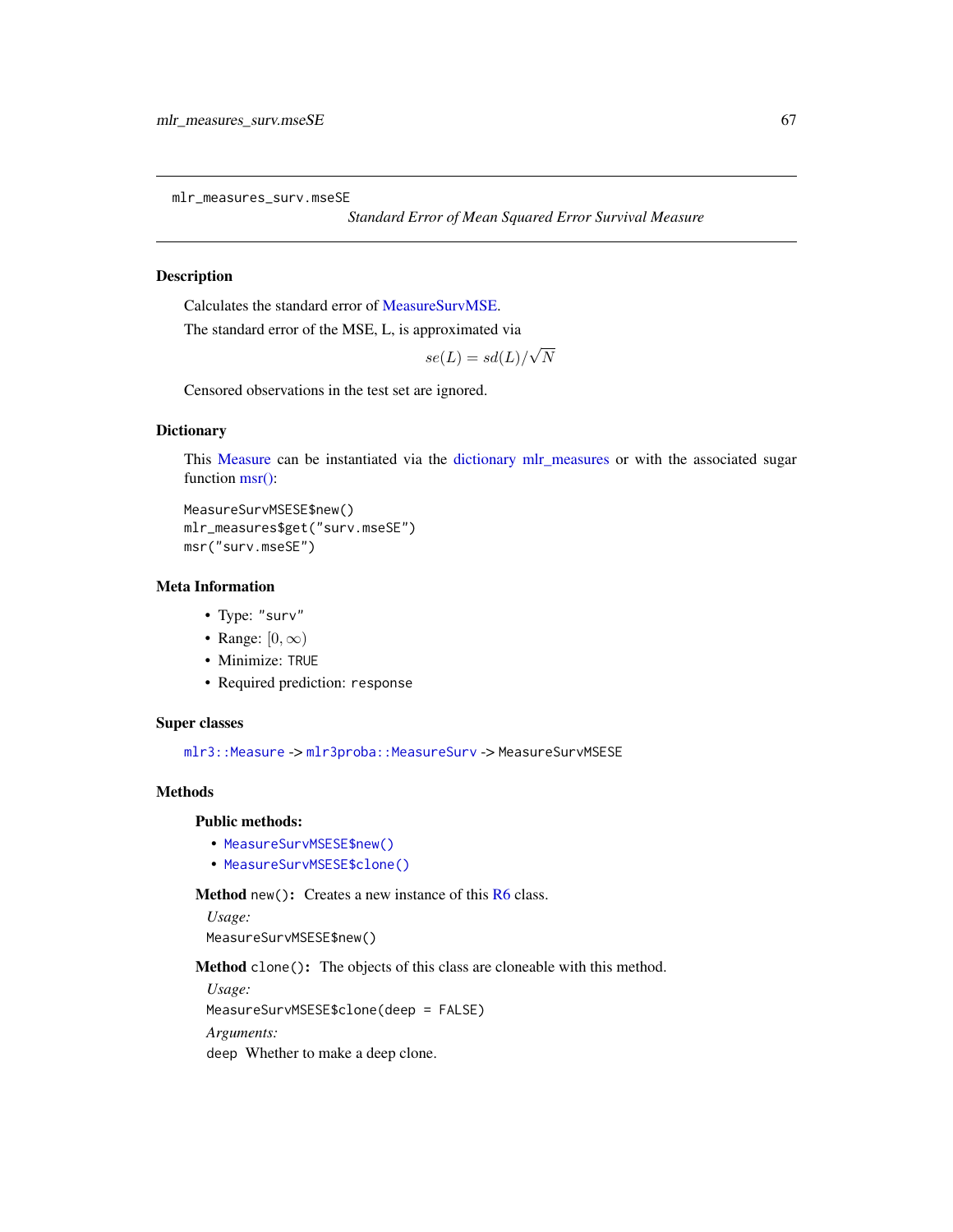mlr_measures_surv.mseSE

*Standard Error of Mean Squared Error Survival Measure*

## Description

Calculates the standard error of MeasureSurvMSE.

The standard error of the MSE, L, is approximated via

$$se(L) = sd(L)/\sqrt{N}$$

Censored observations in the test set are ignored.

## Dictionary

This Measure can be instantiated via the dictionary mlr_measures or with the associated sugar function msr():

```
MeasureSurvMSESE$new()
mlr_measures$get("surv.mseSE")
msr("surv.mseSE")
```

## Meta Information

- Type: "surv"
- Range: $[0, \infty)$
- Minimize: TRUE
- Required prediction: response

## Super classes

mlr3::Measure -> mlr3proba::MeasureSurv -> MeasureSurvMSESE

## Methods

### Public methods:

- MeasureSurvMSESE$new()
- MeasureSurvMSESE$clone()

**Method** new()**:** Creates a new instance of this R6 class.

*Usage:*

```
MeasureSurvMSESE$new()
```

**Method** clone()**:** The objects of this class are cloneable with this method.

*Usage:*

```
MeasureSurvMSESE$clone(deep = FALSE)
```

*Arguments:*

deep Whether to make a deep clone.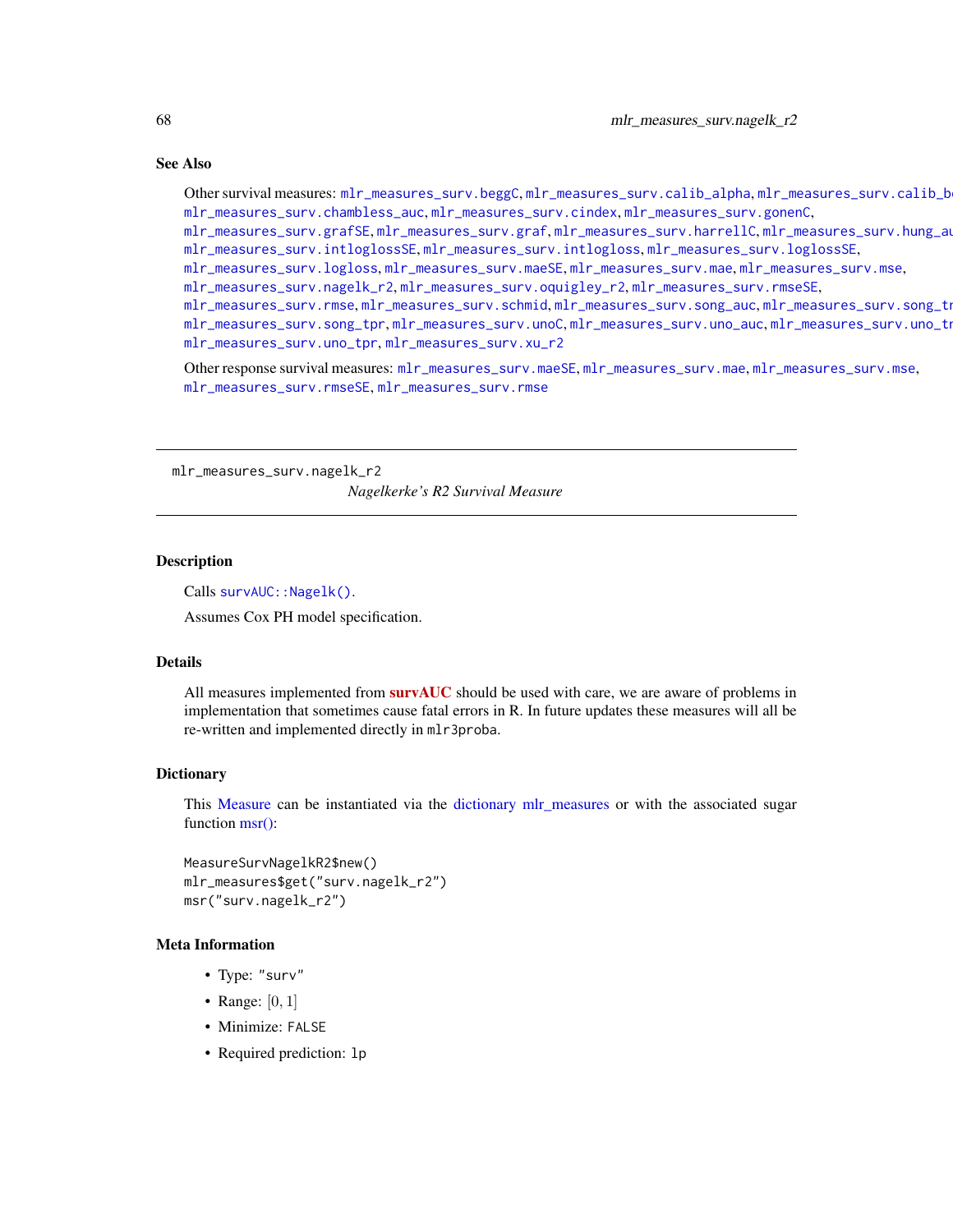## See Also

Other survival measures: mlr_measures_surv.beggC, mlr_measures_surv.calib_alpha, mlr_measures_surv.calib_beta, mlr_measures_surv.chambless_auc, mlr_measures_surv.cindex, mlr_measures_surv.gonenC, mlr_measures_surv.grafSE, mlr_measures_surv.graf, mlr_measures_surv.harrellC, mlr_measures_surv.hung_auc, mlr_measures_surv.intloglossSE, mlr_measures_surv.intlogloss, mlr_measures_surv.loglossSE, mlr_measures_surv.logloss, mlr_measures_surv.maeSE, mlr_measures_surv.mae, mlr_measures_surv.mse, mlr_measures_surv.nagelk_r2, mlr_measures_surv.oquigley_r2, mlr_measures_surv.rmseSE, mlr_measures_surv.rmse, mlr_measures_surv.schmid, mlr_measures_surv.song_auc, mlr_measures_surv.song_tnr, mlr_measures_surv.song_tpr, mlr_measures_surv.unoC, mlr_measures_surv.uno_auc, mlr_measures_surv.uno_tnr, mlr_measures_surv.uno_tpr, mlr_measures_surv.xu_r2

Other response survival measures: mlr_measures_surv.maeSE, mlr_measures_surv.mae, mlr_measures_surv.mse, mlr_measures_surv.rmseSE, mlr_measures_surv.rmse

---

# mlr_measures_surv.nagelk_r2

*Nagelkerke's R2 Survival Measure*

---

## Description

Calls survAUC::Nagelk().

Assumes Cox PH model specification.

## Details

All measures implemented from **survAUC** should be used with care, we are aware of problems in implementation that sometimes cause fatal errors in R. In future updates these measures will all be re-written and implemented directly in mlr3proba.

## Dictionary

This Measure can be instantiated via the dictionary mlr_measures or with the associated sugar function msr():

```
MeasureSurvNagelkR2$new()
mlr_measures$get("surv.nagelk_r2")
msr("surv.nagelk_r2")
```

## Meta Information

- Type: "surv"
- Range: $[0, 1]$
- Minimize: FALSE
- Required prediction: lp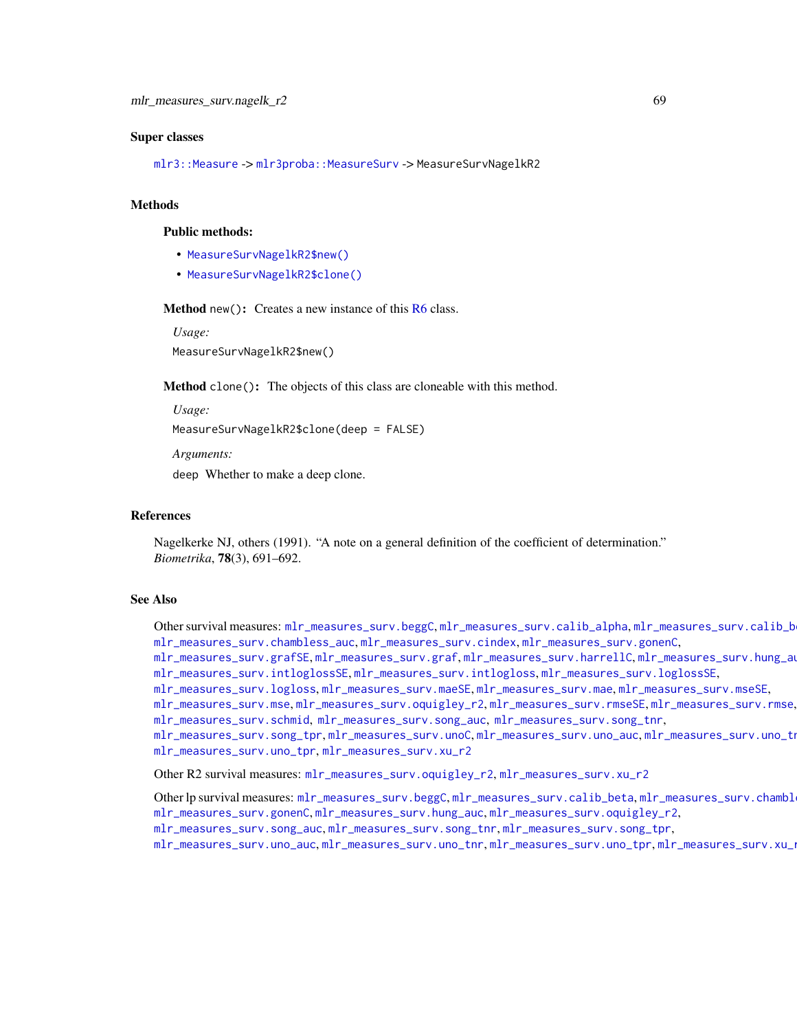## Super classes

mlr3::Measure -> mlr3proba::MeasureSurv -> MeasureSurvNagelkR2

## Methods

### Public methods:

- MeasureSurvNagelkR2$new()
- MeasureSurvNagelkR2$clone()

**Method** `new()`: Creates a new instance of this R6 class.

*Usage:*

```
MeasureSurvNagelkR2$new()
```

**Method** `clone()`: The objects of this class are cloneable with this method.

*Usage:*

```
MeasureSurvNagelkR2$clone(deep = FALSE)
```

*Arguments:*

`deep` Whether to make a deep clone.

## References

Nagelkerke NJ, others (1991). "A note on a general definition of the coefficient of determination." *Biometrika*, **78**(3), 691–692.

## See Also

Other survival measures: mlr_measures_surv.beggC, mlr_measures_surv.calib_alpha, mlr_measures_surv.calib_beta, mlr_measures_surv.chambless_auc, mlr_measures_surv.cindex, mlr_measures_surv.gonenC, mlr_measures_surv.grafSE, mlr_measures_surv.graf, mlr_measures_surv.harrellC, mlr_measures_surv.hung_auc, mlr_measures_surv.intloglossSE, mlr_measures_surv.intlogloss, mlr_measures_surv.loglossSE, mlr_measures_surv.logloss, mlr_measures_surv.maeSE, mlr_measures_surv.mae, mlr_measures_surv.mseSE, mlr_measures_surv.mse, mlr_measures_surv.oquigley_r2, mlr_measures_surv.rmseSE, mlr_measures_surv.rmse, mlr_measures_surv.schmid, mlr_measures_surv.song_auc, mlr_measures_surv.song_tnr, mlr_measures_surv.song_tpr, mlr_measures_surv.unoC, mlr_measures_surv.uno_auc, mlr_measures_surv.uno_tnr, mlr_measures_surv.uno_tpr, mlr_measures_surv.xu_r2

Other R2 survival measures: mlr_measures_surv.oquigley_r2, mlr_measures_surv.xu_r2

Other lp survival measures: mlr_measures_surv.beggC, mlr_measures_surv.calib_beta, mlr_measures_surv.chambless_auc, mlr_measures_surv.gonenC, mlr_measures_surv.hung_auc, mlr_measures_surv.oquigley_r2, mlr_measures_surv.song_auc, mlr_measures_surv.song_tnr, mlr_measures_surv.song_tpr, mlr_measures_surv.uno_auc, mlr_measures_surv.uno_tnr, mlr_measures_surv.uno_tpr, mlr_measures_surv.xu_r2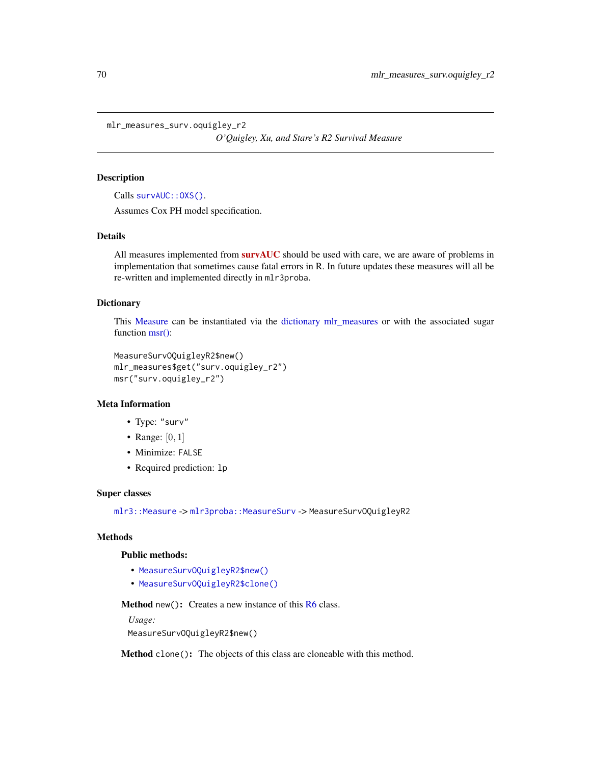# mlr_measures_surv.oquigley_r2

*O'Quigley, Xu, and Stare's R2 Survival Measure*

## Description

Calls `survAUC::OXS()`.

Assumes Cox PH model specification.

## Details

All measures implemented from **survAUC** should be used with care, we are aware of problems in implementation that sometimes cause fatal errors in R. In future updates these measures will all be re-written and implemented directly in `mlr3proba`.

## Dictionary

This Measure can be instantiated via the dictionary mlr_measures or with the associated sugar function msr():

```
MeasureSurvOQuigleyR2$new()
mlr_measures$get("surv.oquigley_r2")
msr("surv.oquigley_r2")
```

## Meta Information

- Type: `"surv"`
- Range: $[0, 1]$
- Minimize: `FALSE`
- Required prediction: `lp`

## Super classes

`mlr3::Measure` -> `mlr3proba::MeasureSurv` -> `MeasureSurvOQuigleyR2`

## Methods

### Public methods:

- `MeasureSurvOQuigleyR2$new()`
- `MeasureSurvOQuigleyR2$clone()`

**Method** `new()`**:** Creates a new instance of this R6 class.

*Usage:*

```
MeasureSurvOQuigleyR2$new()
```

**Method** `clone()`**:** The objects of this class are cloneable with this method.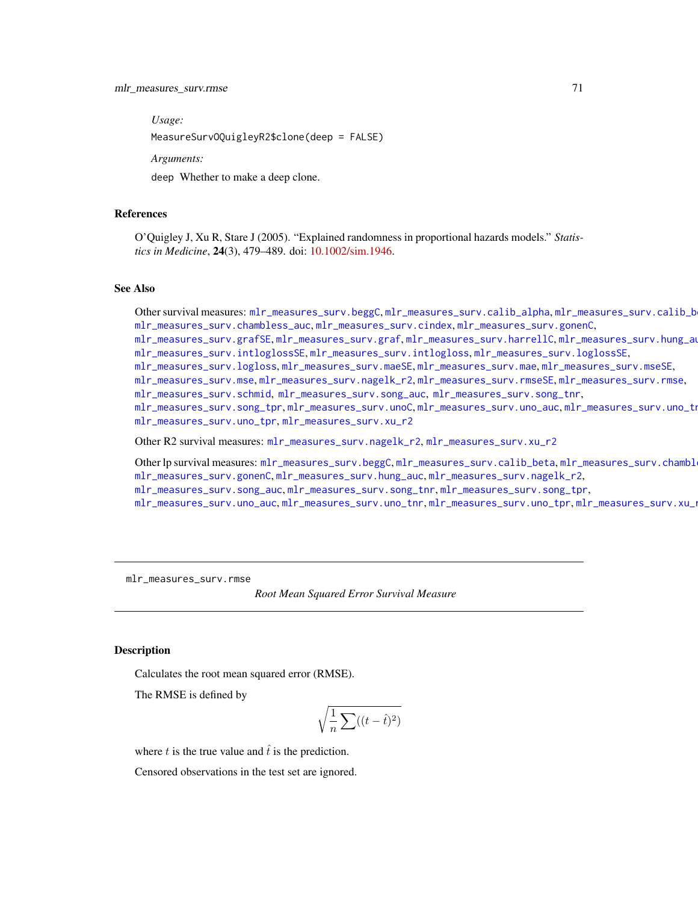*Usage:*

```
MeasureSurvOQuigleyR2$clone(deep = FALSE)
```

*Arguments:*

`deep` Whether to make a deep clone.

## References

O'Quigley J, Xu R, Stare J (2005). "Explained randomness in proportional hazards models." *Statistics in Medicine*, **24**(3), 479–489. doi: 10.1002/sim.1946.

## See Also

Other survival measures: mlr_measures_surv.beggC, mlr_measures_surv.calib_alpha, mlr_measures_surv.calib_be mlr_measures_surv.chambless_auc, mlr_measures_surv.cindex, mlr_measures_surv.gonenC, mlr_measures_surv.grafSE, mlr_measures_surv.graf, mlr_measures_surv.harrellC, mlr_measures_surv.hung_au mlr_measures_surv.intloglossSE, mlr_measures_surv.intlogloss, mlr_measures_surv.loglossSE, mlr_measures_surv.logloss, mlr_measures_surv.maeSE, mlr_measures_surv.mae, mlr_measures_surv.mseSE, mlr_measures_surv.mse, mlr_measures_surv.nagelk_r2, mlr_measures_surv.rmseSE, mlr_measures_surv.rmse, mlr_measures_surv.schmid, mlr_measures_surv.song_auc, mlr_measures_surv.song_tnr, mlr_measures_surv.song_tpr, mlr_measures_surv.unoC, mlr_measures_surv.uno_auc, mlr_measures_surv.uno_tr mlr_measures_surv.uno_tpr, mlr_measures_surv.xu_r2

Other R2 survival measures: mlr_measures_surv.nagelk_r2, mlr_measures_surv.xu_r2

Other lp survival measures: mlr_measures_surv.beggC, mlr_measures_surv.calib_beta, mlr_measures_surv.chambl mlr_measures_surv.gonenC, mlr_measures_surv.hung_auc, mlr_measures_surv.nagelk_r2, mlr_measures_surv.song_auc, mlr_measures_surv.song_tnr, mlr_measures_surv.song_tpr, mlr_measures_surv.uno_auc, mlr_measures_surv.uno_tnr, mlr_measures_surv.uno_tpr, mlr_measures_surv.xu_r

---

# mlr_measures_surv.rmse

*Root Mean Squared Error Survival Measure*

## Description

Calculates the root mean squared error (RMSE).

The RMSE is defined by

$$\sqrt{\frac{1}{n}\sum((t-\hat{t})^2)}$$

where $t$ is the true value and $\hat{t}$ is the prediction.

Censored observations in the test set are ignored.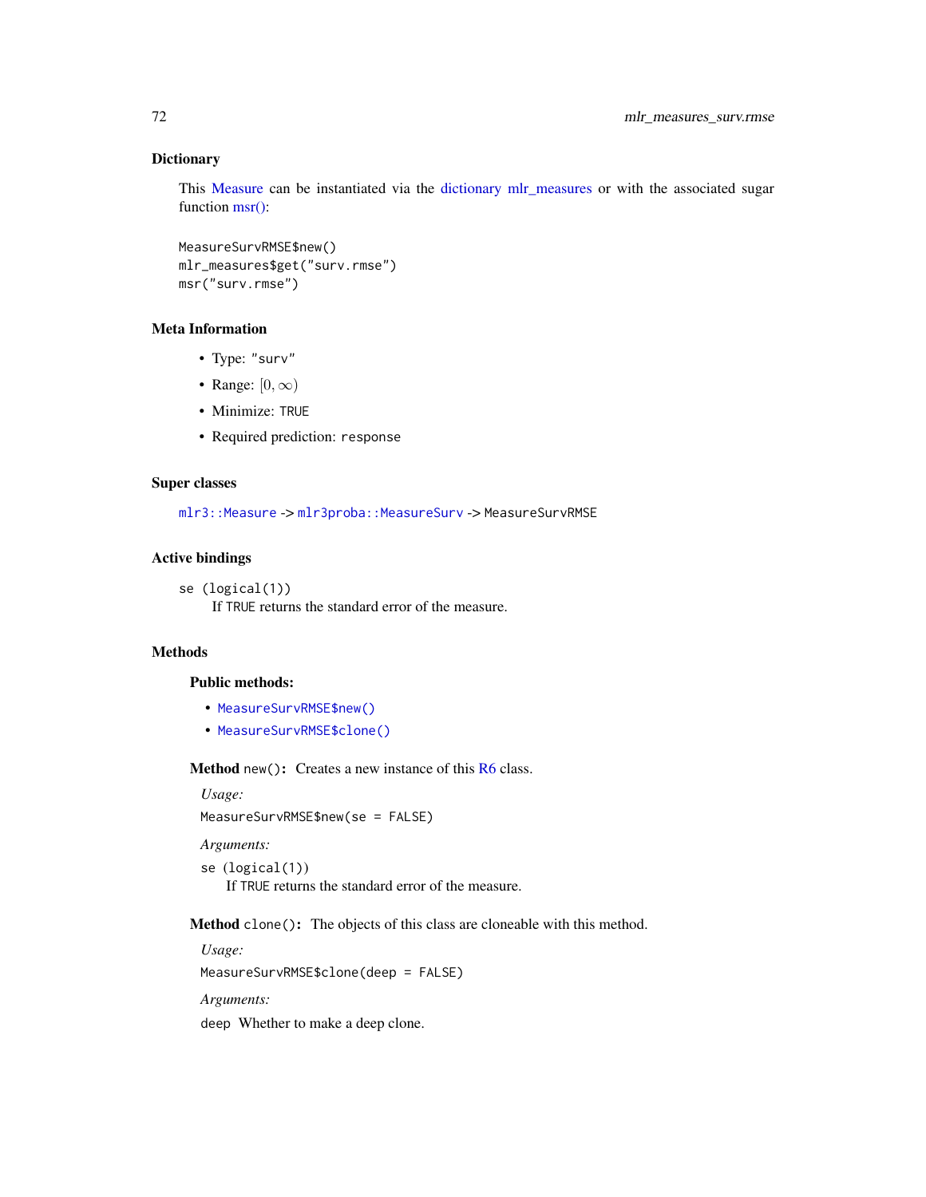## Dictionary

This Measure can be instantiated via the dictionary mlr_measures or with the associated sugar function msr():

```
MeasureSurvRMSE$new()
mlr_measures$get("surv.rmse")
msr("surv.rmse")
```

## Meta Information

- Type: "surv"
- Range: $[0, \infty)$
- Minimize: TRUE
- Required prediction: response

## Super classes

mlr3::Measure -> mlr3proba::MeasureSurv -> MeasureSurvRMSE

## Active bindings

se (logical(1))
: If TRUE returns the standard error of the measure.

## Methods

### Public methods:

- MeasureSurvRMSE$new()
- MeasureSurvRMSE$clone()

**Method** new(): Creates a new instance of this R6 class.

*Usage:*

```
MeasureSurvRMSE$new(se = FALSE)
```

*Arguments:*

se (logical(1))
: If TRUE returns the standard error of the measure.

**Method** clone(): The objects of this class are cloneable with this method.

*Usage:*

```
MeasureSurvRMSE$clone(deep = FALSE)
```

*Arguments:*

deep Whether to make a deep clone.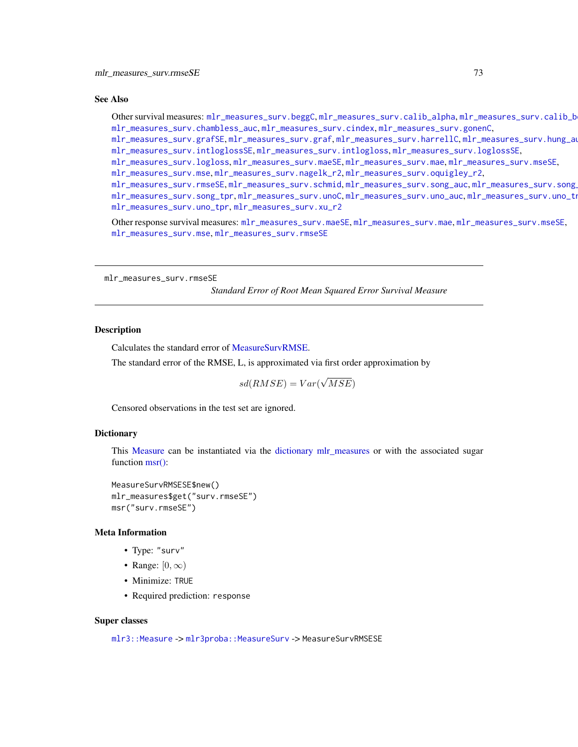### See Also

Other survival measures: `mlr_measures_surv.beggC`, `mlr_measures_surv.calib_alpha`, `mlr_measures_surv.calib_beta`, `mlr_measures_surv.chambless_auc`, `mlr_measures_surv.cindex`, `mlr_measures_surv.gonenC`, `mlr_measures_surv.grafSE`, `mlr_measures_surv.graf`, `mlr_measures_surv.harrellC`, `mlr_measures_surv.hung_auc`, `mlr_measures_surv.intloglossSE`, `mlr_measures_surv.intlogloss`, `mlr_measures_surv.loglossSE`, `mlr_measures_surv.logloss`, `mlr_measures_surv.maeSE`, `mlr_measures_surv.mae`, `mlr_measures_surv.mseSE`, `mlr_measures_surv.mse`, `mlr_measures_surv.nagelk_r2`, `mlr_measures_surv.oquigley_r2`, `mlr_measures_surv.rmseSE`, `mlr_measures_surv.schmid`, `mlr_measures_surv.song_auc`, `mlr_measures_surv.song_tnr`, `mlr_measures_surv.song_tpr`, `mlr_measures_surv.unoC`, `mlr_measures_surv.uno_auc`, `mlr_measures_surv.uno_tnr`, `mlr_measures_surv.uno_tpr`, `mlr_measures_surv.xu_r2`

Other response survival measures: `mlr_measures_surv.maeSE`, `mlr_measures_surv.mae`, `mlr_measures_surv.mseSE`, `mlr_measures_surv.mse`, `mlr_measures_surv.rmseSE`

---

## mlr_measures_surv.rmseSE — *Standard Error of Root Mean Squared Error Survival Measure*

### Description

Calculates the standard error of MeasureSurvRMSE.

The standard error of the RMSE, L, is approximated via first order approximation by

$$sd(RMSE) = Var(\sqrt{MSE})$$

Censored observations in the test set are ignored.

### Dictionary

This Measure can be instantiated via the dictionary mlr_measures or with the associated sugar function msr():

```
MeasureSurvRMSESE$new()
mlr_measures$get("surv.rmseSE")
msr("surv.rmseSE")
```

### Meta Information

- Type: `"surv"`
- Range: $[0, \infty)$
- Minimize: `TRUE`
- Required prediction: `response`

### Super classes

`mlr3::Measure` -> `mlr3proba::MeasureSurv` -> `MeasureSurvRMSESE`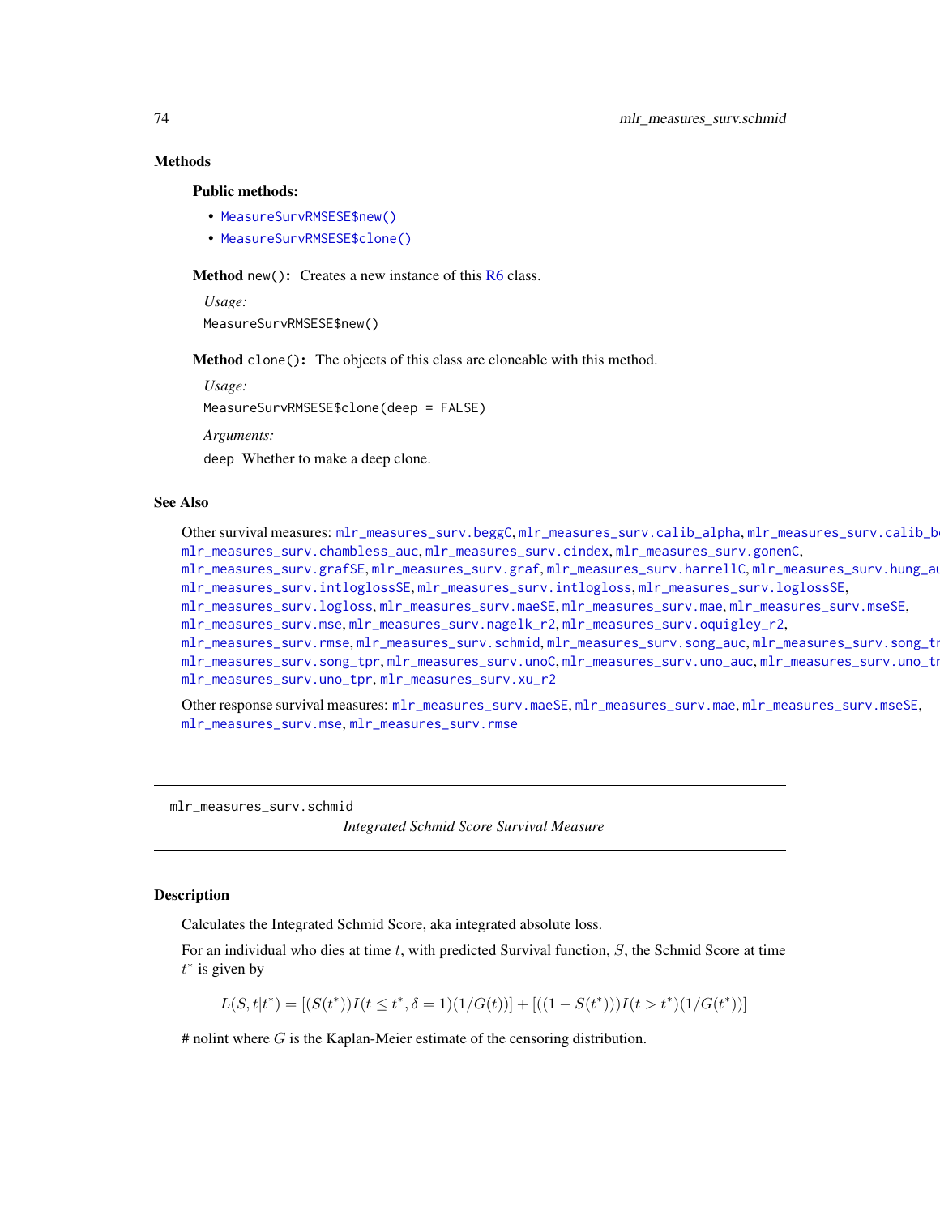### Methods

#### Public methods:

- `MeasureSurvRMSESE$new()`
- `MeasureSurvRMSESE$clone()`

**Method** `new()`: Creates a new instance of this R6 class.

*Usage:*

```
MeasureSurvRMSESE$new()
```

**Method** `clone()`: The objects of this class are cloneable with this method.

*Usage:*

```
MeasureSurvRMSESE$clone(deep = FALSE)
```

*Arguments:*

`deep` Whether to make a deep clone.

### See Also

Other survival measures: `mlr_measures_surv.beggC`, `mlr_measures_surv.calib_alpha`, `mlr_measures_surv.calib_be`, `mlr_measures_surv.chambless_auc`, `mlr_measures_surv.cindex`, `mlr_measures_surv.gonenC`, `mlr_measures_surv.grafSE`, `mlr_measures_surv.graf`, `mlr_measures_surv.harrellC`, `mlr_measures_surv.hung_au`, `mlr_measures_surv.intloglossSE`, `mlr_measures_surv.intlogloss`, `mlr_measures_surv.loglossSE`, `mlr_measures_surv.logloss`, `mlr_measures_surv.maeSE`, `mlr_measures_surv.mae`, `mlr_measures_surv.mseSE`, `mlr_measures_surv.mse`, `mlr_measures_surv.nagelk_r2`, `mlr_measures_surv.oquigley_r2`, `mlr_measures_surv.rmse`, `mlr_measures_surv.schmid`, `mlr_measures_surv.song_auc`, `mlr_measures_surv.song_tr`, `mlr_measures_surv.song_tpr`, `mlr_measures_surv.unoC`, `mlr_measures_surv.uno_auc`, `mlr_measures_surv.uno_tr`, `mlr_measures_surv.uno_tpr`, `mlr_measures_surv.xu_r2`

Other response survival measures: `mlr_measures_surv.maeSE`, `mlr_measures_surv.mae`, `mlr_measures_surv.mseSE`, `mlr_measures_surv.mse`, `mlr_measures_surv.rmse`

---

## mlr_measures_surv.schmid

*Integrated Schmid Score Survival Measure*

---

### Description

Calculates the Integrated Schmid Score, aka integrated absolute loss.

For an individual who dies at time $t$, with predicted Survival function, $S$, the Schmid Score at time $t^*$ is given by

$$L(S, t|t^*) = [(S(t^*))I(t \leq t^*, \delta = 1)(1/G(t))] + [((1 - S(t^*)))I(t > t^*)(1/G(t^*))]$$

# nolint where $G$ is the Kaplan-Meier estimate of the censoring distribution.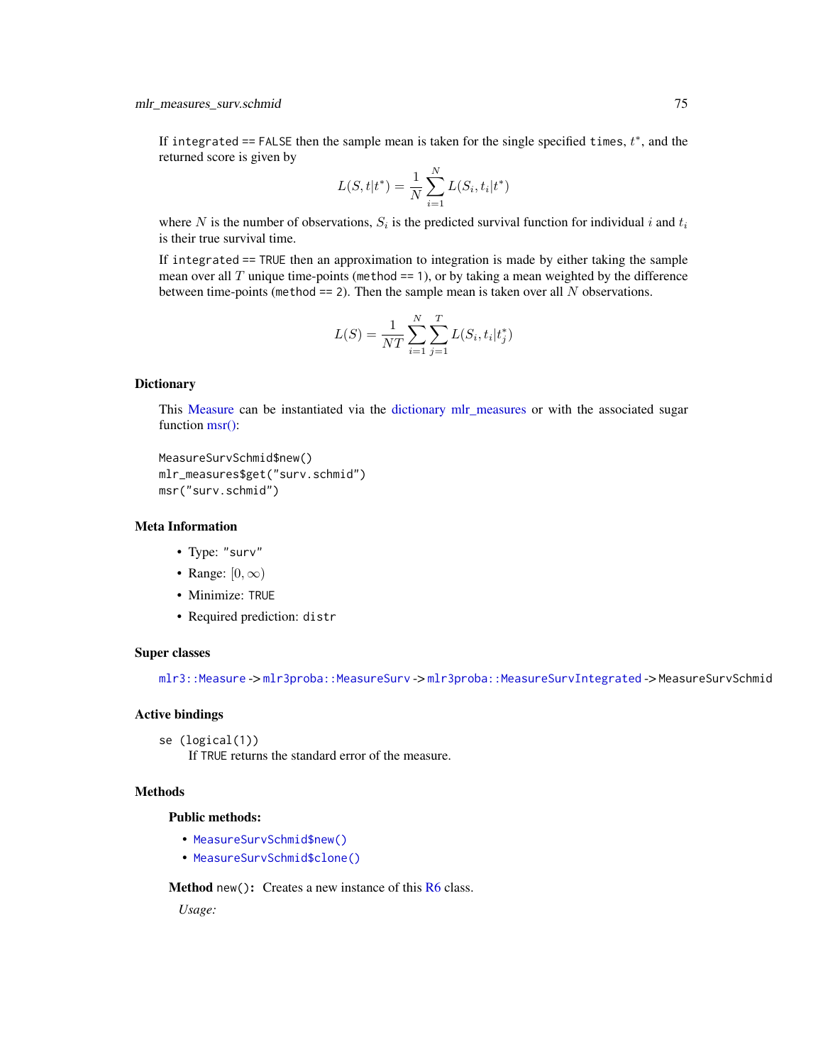If `integrated == FALSE` then the sample mean is taken for the single specified `times`, $t^*$, and the returned score is given by

$$L(S, t|t^*) = \frac{1}{N} \sum_{i=1}^{N} L(S_i, t_i|t^*)$$

where $N$ is the number of observations, $S_i$ is the predicted survival function for individual $i$ and $t_i$ is their true survival time.

If `integrated == TRUE` then an approximation to integration is made by either taking the sample mean over all $T$ unique time-points (`method == 1`), or by taking a mean weighted by the difference between time-points (`method == 2`). Then the sample mean is taken over all $N$ observations.

$$L(S) = \frac{1}{NT} \sum_{i=1}^{N} \sum_{j=1}^{T} L(S_i, t_i|t_j^*)$$

## Dictionary

This Measure can be instantiated via the dictionary mlr_measures or with the associated sugar function msr():

```
MeasureSurvSchmid$new()
mlr_measures$get("surv.schmid")
msr("surv.schmid")
```

## Meta Information

- Type: "surv"
- Range: $[0, \infty)$
- Minimize: TRUE
- Required prediction: distr

## Super classes

`mlr3::Measure` -> `mlr3proba::MeasureSurv` -> `mlr3proba::MeasureSurvIntegrated` -> `MeasureSurvSchmid`

## Active bindings

`se (logical(1))`
: If TRUE returns the standard error of the measure.

## Methods

### Public methods:

- `MeasureSurvSchmid$new()`
- `MeasureSurvSchmid$clone()`

**Method** `new()`: Creates a new instance of this R6 class.

*Usage:*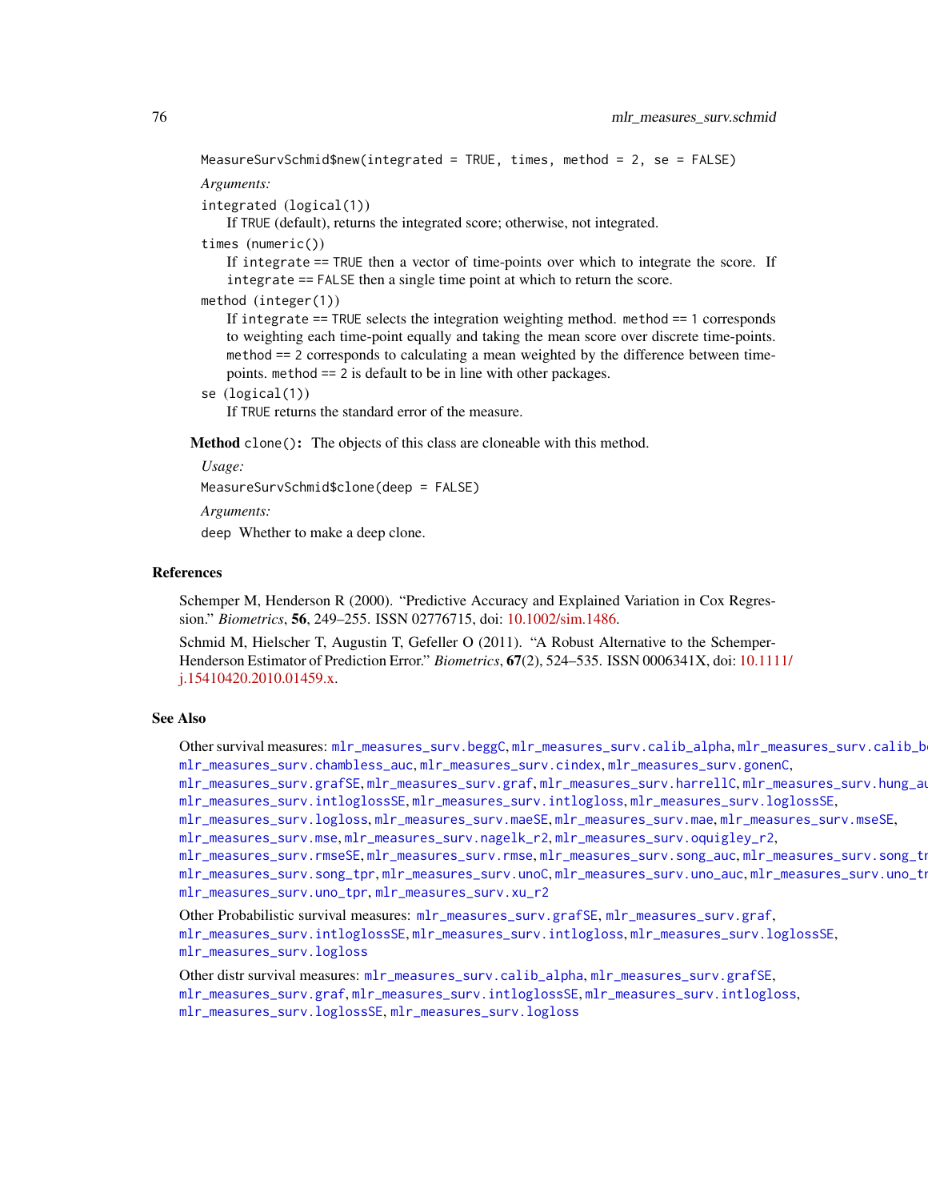```
MeasureSurvSchmid$new(integrated = TRUE, times, method = 2, se = FALSE)
```

*Arguments:*

`integrated` (logical(1))
If TRUE (default), returns the integrated score; otherwise, not integrated.

`times` (numeric())
If integrate == TRUE then a vector of time-points over which to integrate the score. If integrate == FALSE then a single time point at which to return the score.

`method` (integer(1))
If integrate == TRUE selects the integration weighting method. method == 1 corresponds to weighting each time-point equally and taking the mean score over discrete time-points. method == 2 corresponds to calculating a mean weighted by the difference between time-points. method == 2 is default to be in line with other packages.

`se` (logical(1))
If TRUE returns the standard error of the measure.

**Method** `clone()`**:** The objects of this class are cloneable with this method.

*Usage:*

```
MeasureSurvSchmid$clone(deep = FALSE)
```

*Arguments:*

`deep` Whether to make a deep clone.

## References

Schemper M, Henderson R (2000). "Predictive Accuracy and Explained Variation in Cox Regression." *Biometrics*, **56**, 249–255. ISSN 02776715, doi: 10.1002/sim.1486.

Schmid M, Hielscher T, Augustin T, Gefeller O (2011). "A Robust Alternative to the Schemper-Henderson Estimator of Prediction Error." *Biometrics*, **67**(2), 524–535. ISSN 0006341X, doi: 10.1111/j.15410420.2010.01459.x.

## See Also

Other survival measures: mlr_measures_surv.beggC, mlr_measures_surv.calib_alpha, mlr_measures_surv.calib_be mlr_measures_surv.chambless_auc, mlr_measures_surv.cindex, mlr_measures_surv.gonenC, mlr_measures_surv.grafSE, mlr_measures_surv.graf, mlr_measures_surv.harrellC, mlr_measures_surv.hung_au mlr_measures_surv.intloglossSE, mlr_measures_surv.intlogloss, mlr_measures_surv.loglossSE, mlr_measures_surv.logloss, mlr_measures_surv.maeSE, mlr_measures_surv.mae, mlr_measures_surv.mseSE, mlr_measures_surv.mse, mlr_measures_surv.nagelk_r2, mlr_measures_surv.oquigley_r2, mlr_measures_surv.rmseSE, mlr_measures_surv.rmse, mlr_measures_surv.song_auc, mlr_measures_surv.song_tr mlr_measures_surv.song_tpr, mlr_measures_surv.unoC, mlr_measures_surv.uno_auc, mlr_measures_surv.uno_tr mlr_measures_surv.uno_tpr, mlr_measures_surv.xu_r2

Other Probabilistic survival measures: mlr_measures_surv.grafSE, mlr_measures_surv.graf, mlr_measures_surv.intloglossSE, mlr_measures_surv.intlogloss, mlr_measures_surv.loglossSE, mlr_measures_surv.logloss

Other distr survival measures: mlr_measures_surv.calib_alpha, mlr_measures_surv.grafSE, mlr_measures_surv.graf, mlr_measures_surv.intloglossSE, mlr_measures_surv.intlogloss, mlr_measures_surv.loglossSE, mlr_measures_surv.logloss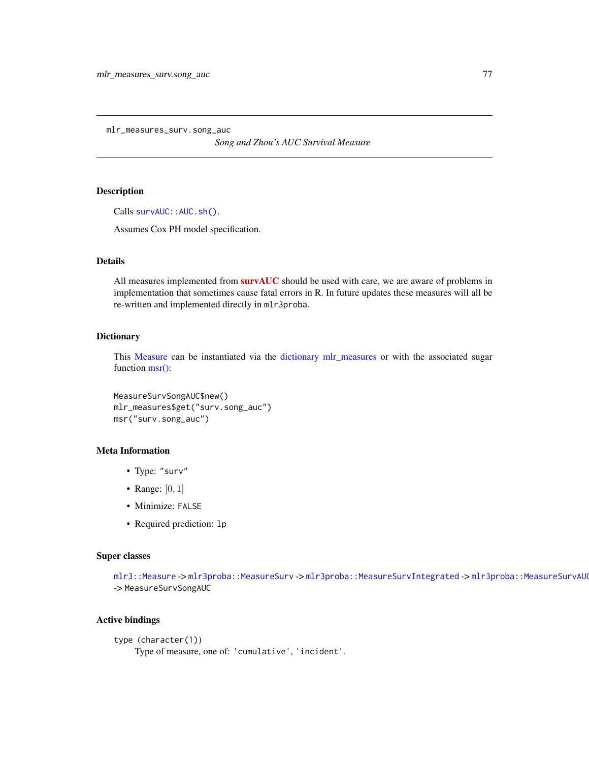mlr_measures_surv.song_auc

*Song and Zhou's AUC Survival Measure*

## Description

Calls survAUC::AUC.sh().

Assumes Cox PH model specification.

## Details

All measures implemented from **survAUC** should be used with care, we are aware of problems in implementation that sometimes cause fatal errors in R. In future updates these measures will all be re-written and implemented directly in `mlr3proba`.

## Dictionary

This Measure can be instantiated via the dictionary mlr_measures or with the associated sugar function msr():

```
MeasureSurvSongAUC$new()
mlr_measures$get("surv.song_auc")
msr("surv.song_auc")
```

## Meta Information

- Type: `"surv"`
- Range: $[0, 1]$
- Minimize: `FALSE`
- Required prediction: `lp`

## Super classes

`mlr3::Measure` -> `mlr3proba::MeasureSurv` -> `mlr3proba::MeasureSurvIntegrated` -> `mlr3proba::MeasureSurvAUC` -> `MeasureSurvSongAUC`

## Active bindings

`type` (`character(1)`)
: Type of measure, one of: `'cumulative'`, `'incident'`.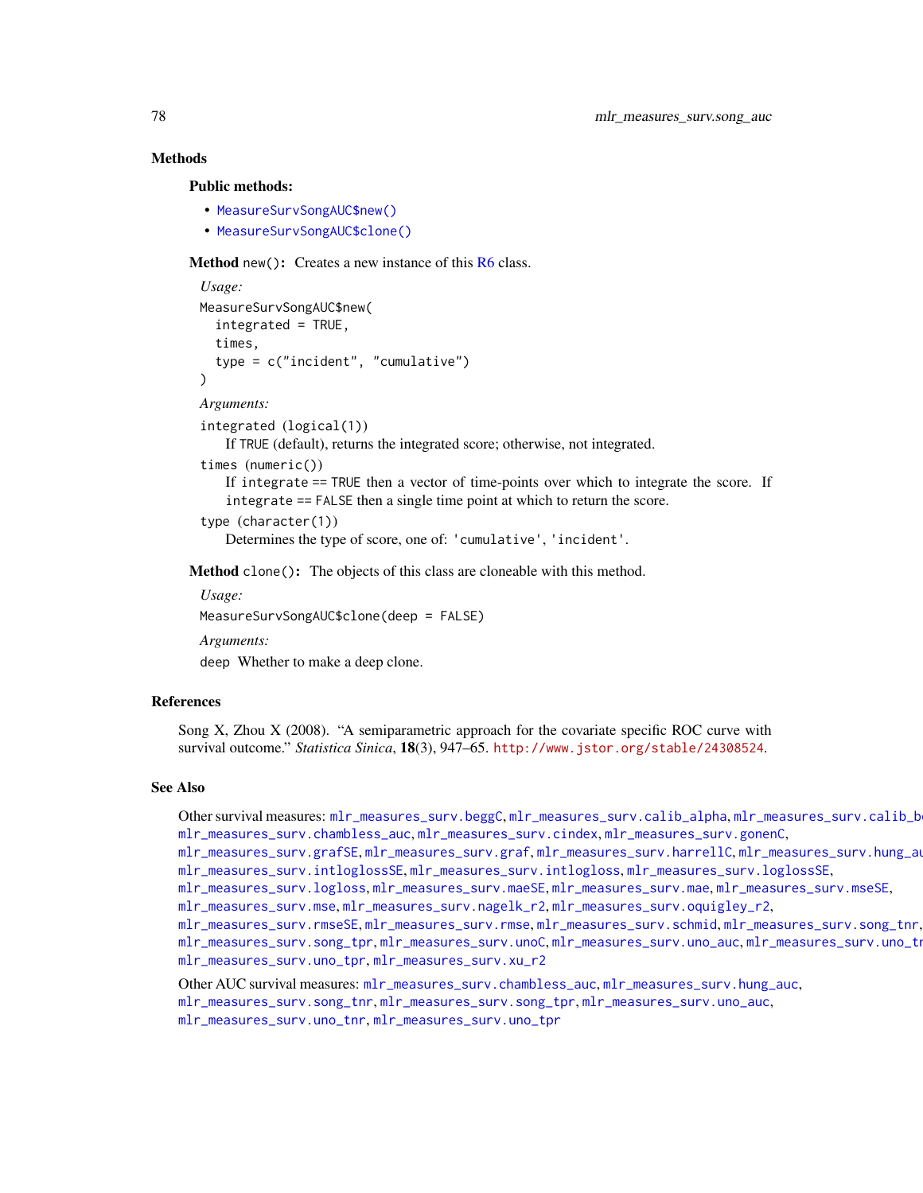## Methods

### Public methods:

- MeasureSurvSongAUC$new()
- MeasureSurvSongAUC$clone()

**Method** `new()`: Creates a new instance of this R6 class.

*Usage:*

```
MeasureSurvSongAUC$new(
  integrated = TRUE,
  times,
  type = c("incident", "cumulative")
)
```

*Arguments:*

`integrated` (`logical(1)`)
If `TRUE` (default), returns the integrated score; otherwise, not integrated.

`times` (`numeric()`)
If `integrate == TRUE` then a vector of time-points over which to integrate the score. If `integrate == FALSE` then a single time point at which to return the score.

`type` (`character(1)`)
Determines the type of score, one of: `'cumulative'`, `'incident'`.

**Method** `clone()`: The objects of this class are cloneable with this method.

*Usage:*

```
MeasureSurvSongAUC$clone(deep = FALSE)
```

*Arguments:*

`deep` Whether to make a deep clone.

## References

Song X, Zhou X (2008). "A semiparametric approach for the covariate specific ROC curve with survival outcome." *Statistica Sinica*, **18**(3), 947–65. http://www.jstor.org/stable/24308524.

## See Also

Other survival measures: mlr_measures_surv.beggC, mlr_measures_surv.calib_alpha, mlr_measures_surv.calib_beta, mlr_measures_surv.chambless_auc, mlr_measures_surv.cindex, mlr_measures_surv.gonenC, mlr_measures_surv.grafSE, mlr_measures_surv.graf, mlr_measures_surv.harrellC, mlr_measures_surv.hung_auc, mlr_measures_surv.intloglossSE, mlr_measures_surv.intlogloss, mlr_measures_surv.loglossSE, mlr_measures_surv.logloss, mlr_measures_surv.maeSE, mlr_measures_surv.mae, mlr_measures_surv.mseSE, mlr_measures_surv.mse, mlr_measures_surv.nagelk_r2, mlr_measures_surv.oquigley_r2, mlr_measures_surv.rmseSE, mlr_measures_surv.rmse, mlr_measures_surv.schmid, mlr_measures_surv.song_tnr, mlr_measures_surv.song_tpr, mlr_measures_surv.unoC, mlr_measures_surv.uno_auc, mlr_measures_surv.uno_tnr, mlr_measures_surv.uno_tpr, mlr_measures_surv.xu_r2

Other AUC survival measures: mlr_measures_surv.chambless_auc, mlr_measures_surv.hung_auc, mlr_measures_surv.song_tnr, mlr_measures_surv.song_tpr, mlr_measures_surv.uno_auc, mlr_measures_surv.uno_tnr, mlr_measures_surv.uno_tpr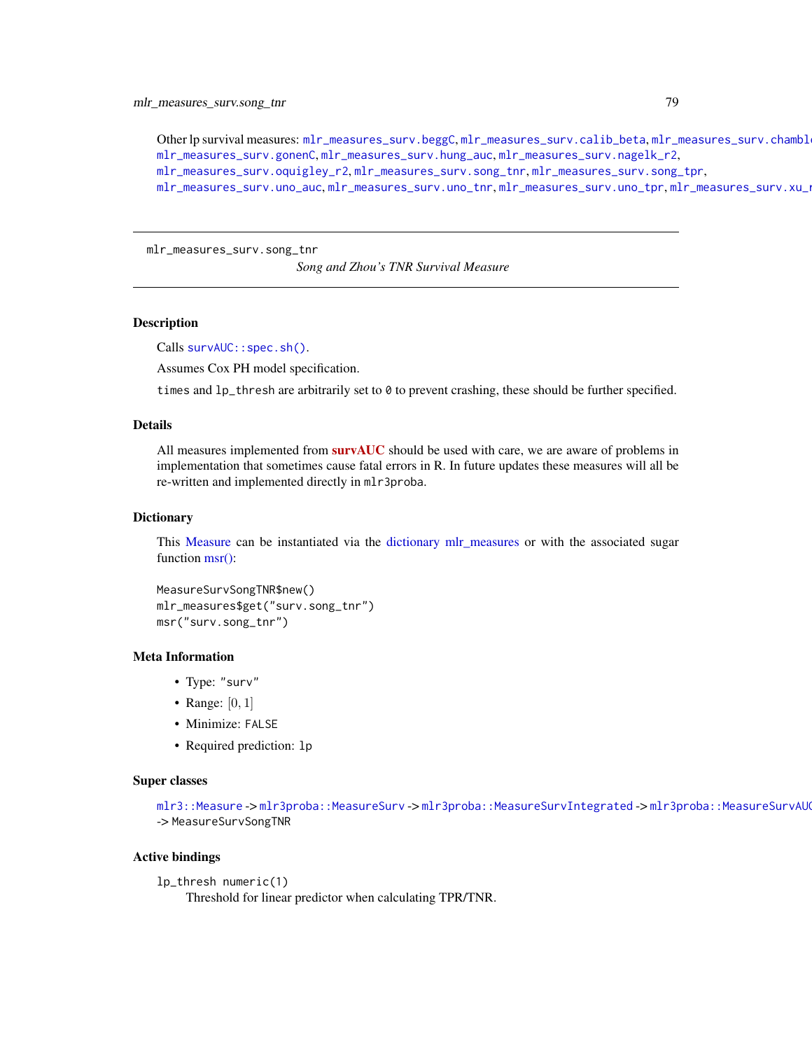Other lp survival measures: mlr_measures_surv.beggC, mlr_measures_surv.calib_beta, mlr_measures_surv.chambl
mlr_measures_surv.gonenC, mlr_measures_surv.hung_auc, mlr_measures_surv.nagelk_r2, mlr_measures_surv.oquigley_r2, mlr_measures_surv.song_tnr, mlr_measures_surv.song_tpr, mlr_measures_surv.uno_auc, mlr_measures_surv.uno_tnr, mlr_measures_surv.uno_tpr, mlr_measures_surv.xu_r

---

# mlr_measures_surv.song_tnr

*Song and Zhou's TNR Survival Measure*

---

## Description

Calls survAUC::spec.sh().

Assumes Cox PH model specification.

times and lp_thresh are arbitrarily set to 0 to prevent crashing, these should be further specified.

## Details

All measures implemented from **survAUC** should be used with care, we are aware of problems in implementation that sometimes cause fatal errors in R. In future updates these measures will all be re-written and implemented directly in mlr3proba.

## Dictionary

This Measure can be instantiated via the dictionary mlr_measures or with the associated sugar function msr():

```
MeasureSurvSongTNR$new()
mlr_measures$get("surv.song_tnr")
msr("surv.song_tnr")
```

## Meta Information

- Type: "surv"
- Range: $[0, 1]$
- Minimize: FALSE
- Required prediction: lp

## Super classes

mlr3::Measure -> mlr3proba::MeasureSurv -> mlr3proba::MeasureSurvIntegrated -> mlr3proba::MeasureSurvAUC
-> MeasureSurvSongTNR

## Active bindings

lp_thresh numeric(1)
: Threshold for linear predictor when calculating TPR/TNR.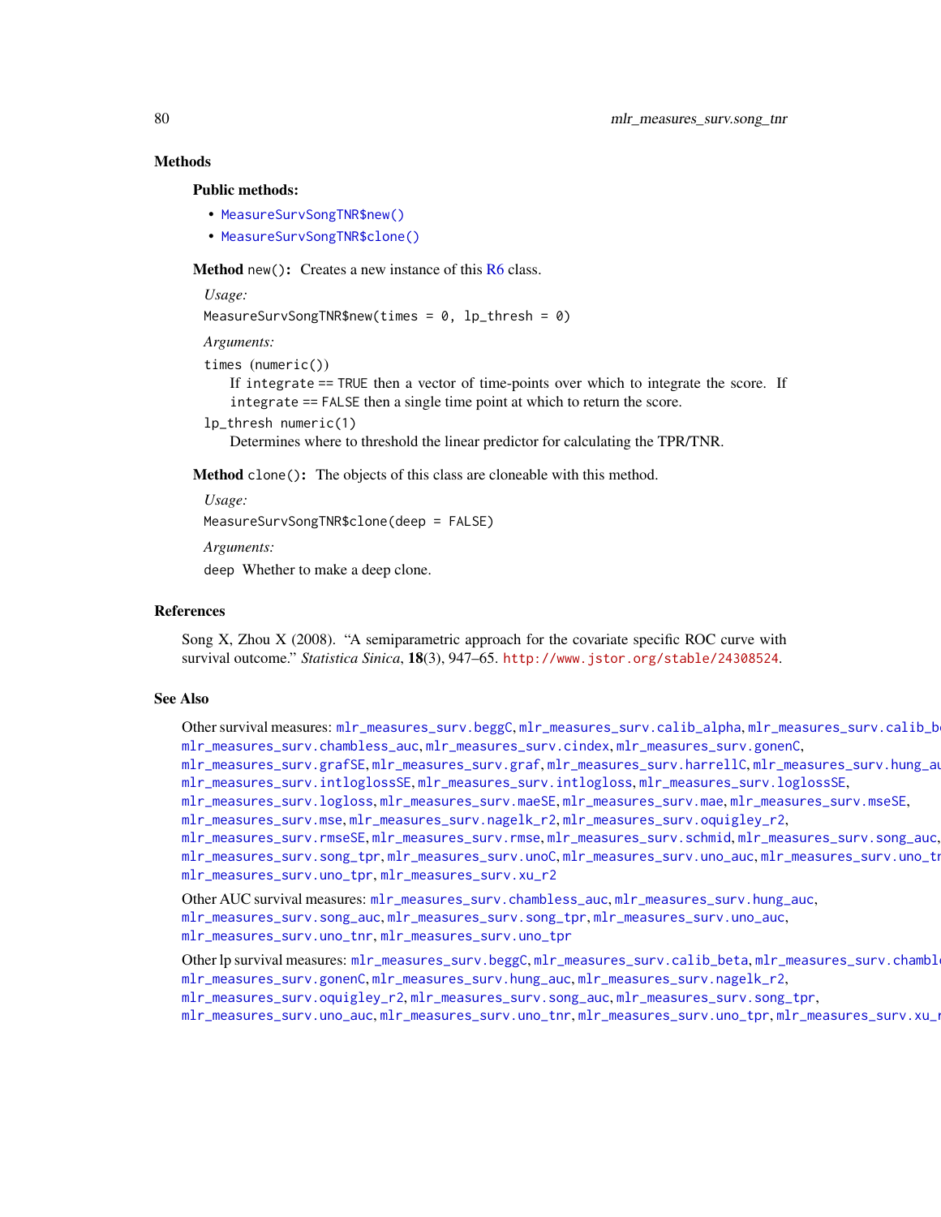## Methods

### Public methods:

- `MeasureSurvSongTNR$new()`
- `MeasureSurvSongTNR$clone()`

**Method** `new()`: Creates a new instance of this R6 class.

*Usage:*

```
MeasureSurvSongTNR$new(times = 0, lp_thresh = 0)
```

*Arguments:*

`times` (`numeric()`)
: If `integrate == TRUE` then a vector of time-points over which to integrate the score. If `integrate == FALSE` then a single time point at which to return the score.

`lp_thresh` `numeric(1)`
: Determines where to threshold the linear predictor for calculating the TPR/TNR.

**Method** `clone()`: The objects of this class are cloneable with this method.

*Usage:*

```
MeasureSurvSongTNR$clone(deep = FALSE)
```

*Arguments:*

`deep` Whether to make a deep clone.

## References

Song X, Zhou X (2008). "A semiparametric approach for the covariate specific ROC curve with survival outcome." *Statistica Sinica*, **18**(3), 947–65. http://www.jstor.org/stable/24308524.

## See Also

Other survival measures: `mlr_measures_surv.beggC`, `mlr_measures_surv.calib_alpha`, `mlr_measures_surv.calib_beta`, `mlr_measures_surv.chambless_auc`, `mlr_measures_surv.cindex`, `mlr_measures_surv.gonenC`, `mlr_measures_surv.grafSE`, `mlr_measures_surv.graf`, `mlr_measures_surv.harrellC`, `mlr_measures_surv.hung_auc`, `mlr_measures_surv.intloglossSE`, `mlr_measures_surv.intlogloss`, `mlr_measures_surv.loglossSE`, `mlr_measures_surv.logloss`, `mlr_measures_surv.maeSE`, `mlr_measures_surv.mae`, `mlr_measures_surv.mseSE`, `mlr_measures_surv.mse`, `mlr_measures_surv.nagelk_r2`, `mlr_measures_surv.oquigley_r2`, `mlr_measures_surv.rmseSE`, `mlr_measures_surv.rmse`, `mlr_measures_surv.schmid`, `mlr_measures_surv.song_auc`, `mlr_measures_surv.song_tpr`, `mlr_measures_surv.unoC`, `mlr_measures_surv.uno_auc`, `mlr_measures_surv.uno_tnr`, `mlr_measures_surv.uno_tpr`, `mlr_measures_surv.xu_r2`

Other AUC survival measures: `mlr_measures_surv.chambless_auc`, `mlr_measures_surv.hung_auc`, `mlr_measures_surv.song_auc`, `mlr_measures_surv.song_tpr`, `mlr_measures_surv.uno_auc`, `mlr_measures_surv.uno_tnr`, `mlr_measures_surv.uno_tpr`

Other lp survival measures: `mlr_measures_surv.beggC`, `mlr_measures_surv.calib_beta`, `mlr_measures_surv.chambless_auc`, `mlr_measures_surv.gonenC`, `mlr_measures_surv.hung_auc`, `mlr_measures_surv.nagelk_r2`, `mlr_measures_surv.oquigley_r2`, `mlr_measures_surv.song_auc`, `mlr_measures_surv.song_tpr`, `mlr_measures_surv.uno_auc`, `mlr_measures_surv.uno_tnr`, `mlr_measures_surv.uno_tpr`, `mlr_measures_surv.xu_r2`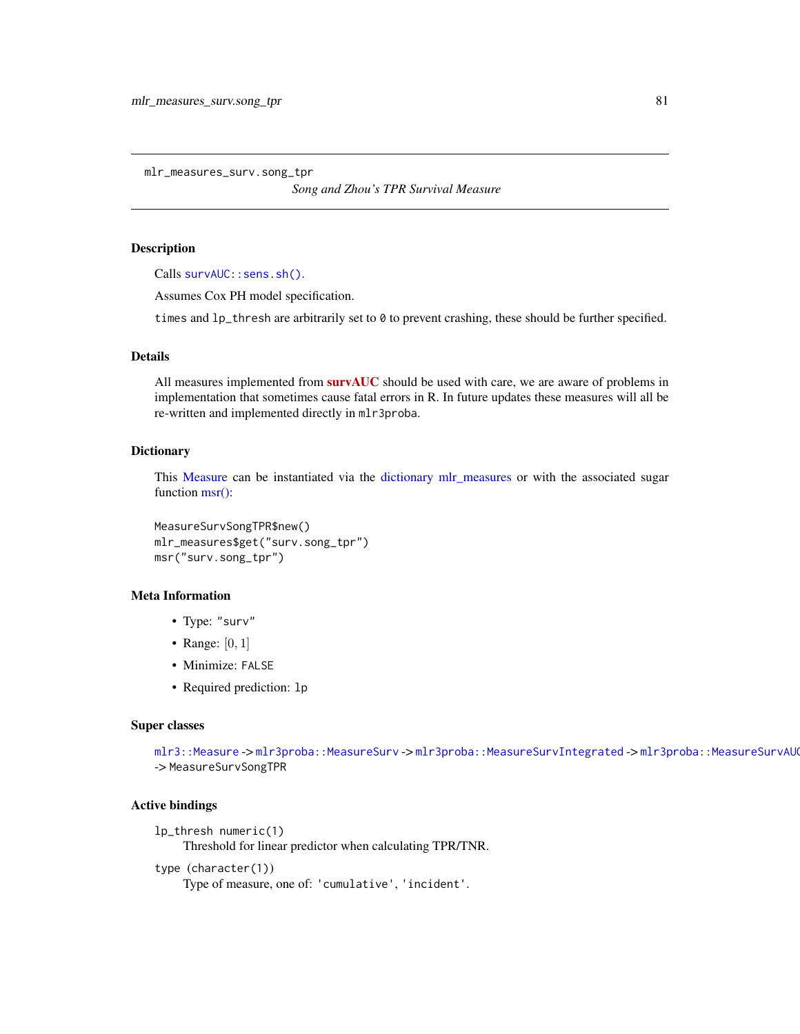mlr_measures_surv.song_tpr

*Song and Zhou's TPR Survival Measure*

## Description

Calls `survAUC::sens.sh()`.

Assumes Cox PH model specification.

`times` and `lp_thresh` are arbitrarily set to `0` to prevent crashing, these should be further specified.

## Details

All measures implemented from **survAUC** should be used with care, we are aware of problems in implementation that sometimes cause fatal errors in R. In future updates these measures will all be re-written and implemented directly in `mlr3proba`.

## Dictionary

This Measure can be instantiated via the dictionary mlr_measures or with the associated sugar function msr():

```
MeasureSurvSongTPR$new()
mlr_measures$get("surv.song_tpr")
msr("surv.song_tpr")
```

## Meta Information

- Type: "surv"
- Range: $[0, 1]$
- Minimize: `FALSE`
- Required prediction: `lp`

## Super classes

`mlr3::Measure` -> `mlr3proba::MeasureSurv` -> `mlr3proba::MeasureSurvIntegrated` -> `mlr3proba::MeasureSurvAUC` -> `MeasureSurvSongTPR`

## Active bindings

`lp_thresh numeric(1)`
: Threshold for linear predictor when calculating TPR/TNR.

`type (character(1))`
: Type of measure, one of: `'cumulative'`, `'incident'`.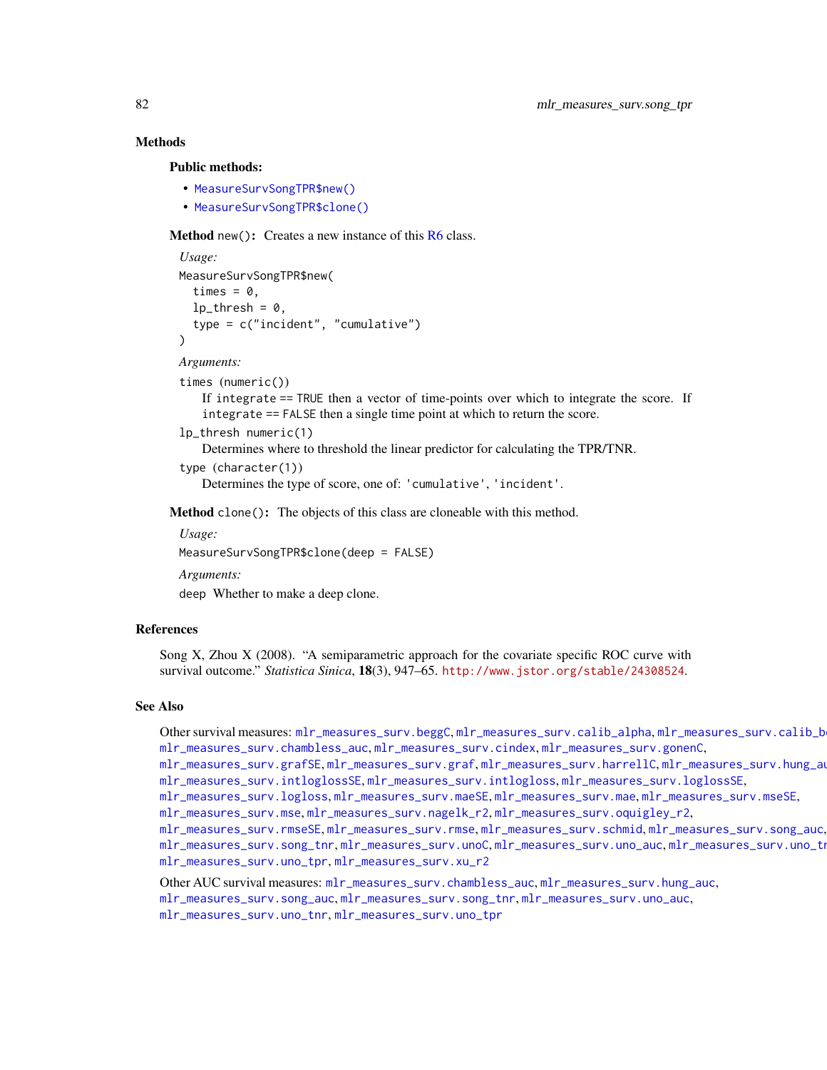## Methods

### Public methods:

- `MeasureSurvSongTPR$new()`
- `MeasureSurvSongTPR$clone()`

**Method** `new()`: Creates a new instance of this R6 class.

*Usage:*

```
MeasureSurvSongTPR$new(
  times = 0,
  lp_thresh = 0,
  type = c("incident", "cumulative")
)
```

*Arguments:*

`times` (`numeric()`)
: If `integrate` == `TRUE` then a vector of time-points over which to integrate the score. If `integrate` == `FALSE` then a single time point at which to return the score.

`lp_thresh` `numeric(1)`
: Determines where to threshold the linear predictor for calculating the TPR/TNR.

`type` (`character(1)`)
: Determines the type of score, one of: `'cumulative'`, `'incident'`.

**Method** `clone()`: The objects of this class are cloneable with this method.

*Usage:*

```
MeasureSurvSongTPR$clone(deep = FALSE)
```

*Arguments:*

`deep` Whether to make a deep clone.

## References

Song X, Zhou X (2008). "A semiparametric approach for the covariate specific ROC curve with survival outcome." *Statistica Sinica*, **18**(3), 947–65. http://www.jstor.org/stable/24308524.

## See Also

Other survival measures: `mlr_measures_surv.beggC`, `mlr_measures_surv.calib_alpha`, `mlr_measures_surv.calib_beta`, `mlr_measures_surv.chambless_auc`, `mlr_measures_surv.cindex`, `mlr_measures_surv.gonenC`, `mlr_measures_surv.grafSE`, `mlr_measures_surv.graf`, `mlr_measures_surv.harrellC`, `mlr_measures_surv.hung_auc`, `mlr_measures_surv.intloglossSE`, `mlr_measures_surv.intlogloss`, `mlr_measures_surv.loglossSE`, `mlr_measures_surv.logloss`, `mlr_measures_surv.maeSE`, `mlr_measures_surv.mae`, `mlr_measures_surv.mseSE`, `mlr_measures_surv.mse`, `mlr_measures_surv.nagelk_r2`, `mlr_measures_surv.oquigley_r2`, `mlr_measures_surv.rmseSE`, `mlr_measures_surv.rmse`, `mlr_measures_surv.schmid`, `mlr_measures_surv.song_auc`, `mlr_measures_surv.song_tnr`, `mlr_measures_surv.unoC`, `mlr_measures_surv.uno_auc`, `mlr_measures_surv.uno_tnr`, `mlr_measures_surv.uno_tpr`, `mlr_measures_surv.xu_r2`

Other AUC survival measures: `mlr_measures_surv.chambless_auc`, `mlr_measures_surv.hung_auc`, `mlr_measures_surv.song_auc`, `mlr_measures_surv.song_tnr`, `mlr_measures_surv.uno_auc`, `mlr_measures_surv.uno_tnr`, `mlr_measures_surv.uno_tpr`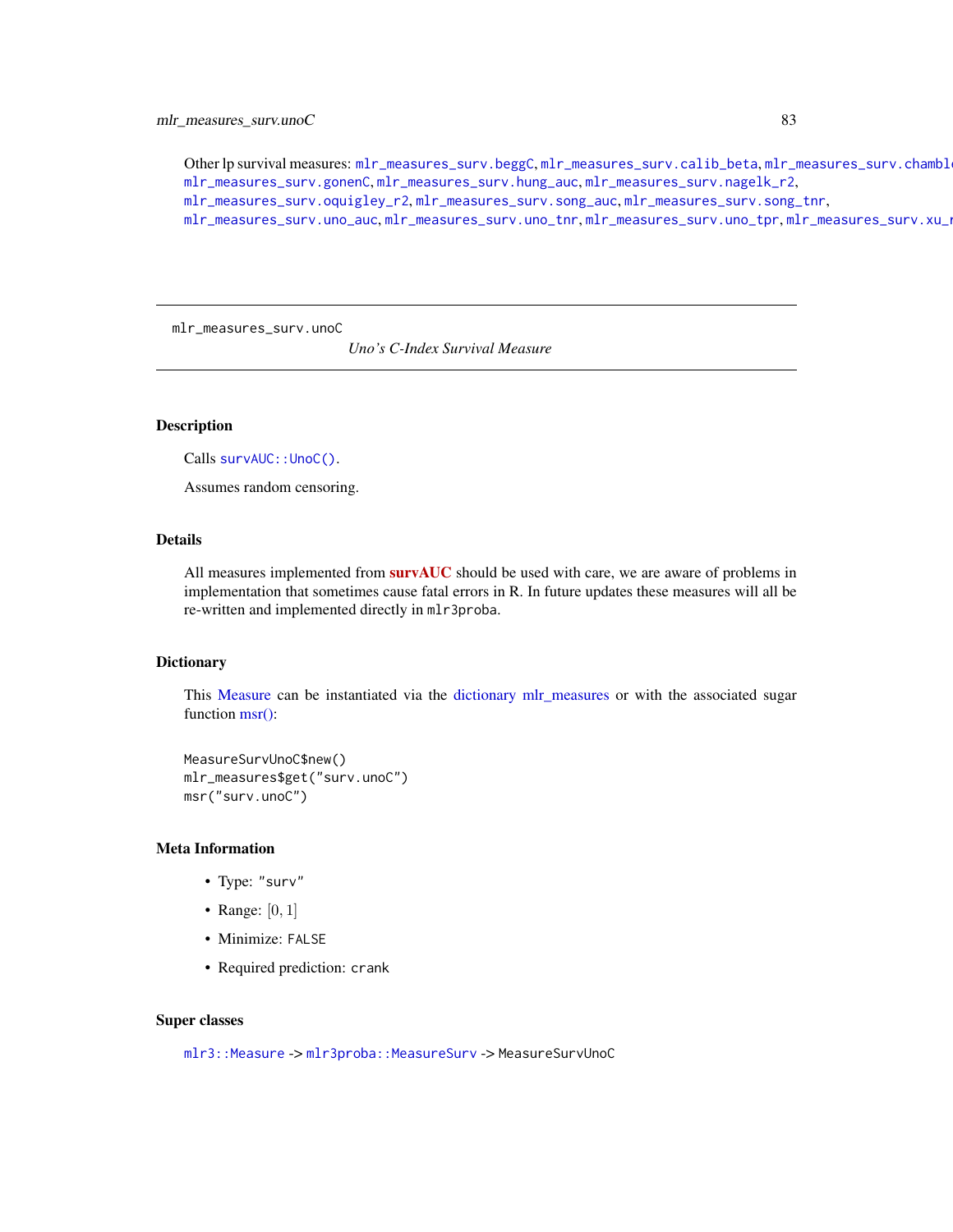Other lp survival measures: `mlr_measures_surv.beggC`, `mlr_measures_surv.calib_beta`, `mlr_measures_surv.chambl`
`mlr_measures_surv.gonenC`, `mlr_measures_surv.hung_auc`, `mlr_measures_surv.nagelk_r2`,
`mlr_measures_surv.oquigley_r2`, `mlr_measures_surv.song_auc`, `mlr_measures_surv.song_tnr`,
`mlr_measures_surv.uno_auc`, `mlr_measures_surv.uno_tnr`, `mlr_measures_surv.uno_tpr`, `mlr_measures_surv.xu_r`

---

## mlr_measures_surv.unoC

*Uno's C-Index Survival Measure*

---

### Description

Calls `survAUC::UnoC()`.

Assumes random censoring.

### Details

All measures implemented from **survAUC** should be used with care, we are aware of problems in implementation that sometimes cause fatal errors in R. In future updates these measures will all be re-written and implemented directly in `mlr3proba`.

### Dictionary

This Measure can be instantiated via the dictionary mlr_measures or with the associated sugar function msr():

```
MeasureSurvUnoC$new()
mlr_measures$get("surv.unoC")
msr("surv.unoC")
```

### Meta Information

- Type: `"surv"`
- Range: $[0, 1]$
- Minimize: `FALSE`
- Required prediction: `crank`

### Super classes

`mlr3::Measure` -> `mlr3proba::MeasureSurv` -> `MeasureSurvUnoC`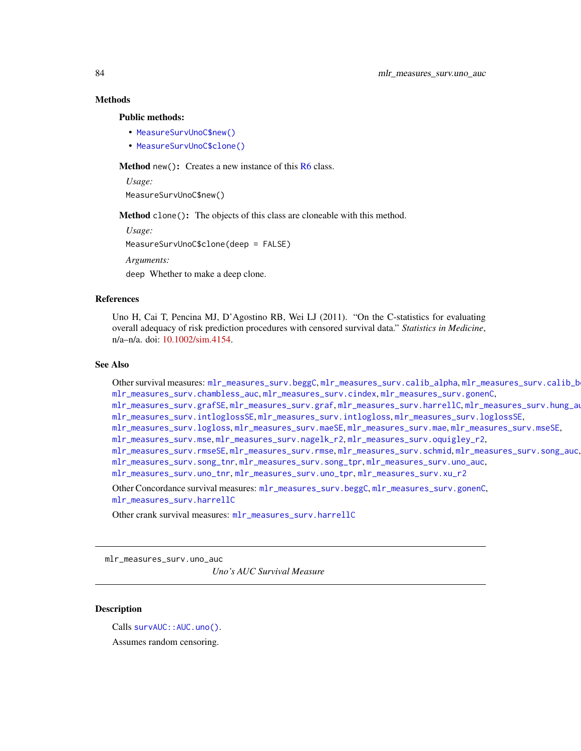## Methods

### Public methods:

- MeasureSurvUnoC$new()
- MeasureSurvUnoC$clone()

**Method** `new()`: Creates a new instance of this R6 class.

*Usage:*

```
MeasureSurvUnoC$new()
```

**Method** `clone()`: The objects of this class are cloneable with this method.

*Usage:*

```
MeasureSurvUnoC$clone(deep = FALSE)
```

*Arguments:*

`deep` Whether to make a deep clone.

## References

Uno H, Cai T, Pencina MJ, D'Agostino RB, Wei LJ (2011). "On the C-statistics for evaluating overall adequacy of risk prediction procedures with censored survival data." *Statistics in Medicine*, n/a–n/a. doi: 10.1002/sim.4154.

## See Also

Other survival measures: mlr_measures_surv.beggC, mlr_measures_surv.calib_alpha, mlr_measures_surv.calib_beta, mlr_measures_surv.chambless_auc, mlr_measures_surv.cindex, mlr_measures_surv.gonenC, mlr_measures_surv.grafSE, mlr_measures_surv.graf, mlr_measures_surv.harrellC, mlr_measures_surv.hung_auc, mlr_measures_surv.intloglossSE, mlr_measures_surv.intlogloss, mlr_measures_surv.loglossSE, mlr_measures_surv.logloss, mlr_measures_surv.maeSE, mlr_measures_surv.mae, mlr_measures_surv.mseSE, mlr_measures_surv.mse, mlr_measures_surv.nagelk_r2, mlr_measures_surv.oquigley_r2, mlr_measures_surv.rmseSE, mlr_measures_surv.rmse, mlr_measures_surv.schmid, mlr_measures_surv.song_auc, mlr_measures_surv.song_tnr, mlr_measures_surv.song_tpr, mlr_measures_surv.uno_auc, mlr_measures_surv.uno_tnr, mlr_measures_surv.uno_tpr, mlr_measures_surv.xu_r2

Other Concordance survival measures: mlr_measures_surv.beggC, mlr_measures_surv.gonenC, mlr_measures_surv.harrellC

Other crank survival measures: mlr_measures_surv.harrellC

---

# mlr_measures_surv.uno_auc

*Uno's AUC Survival Measure*

---

## Description

Calls `survAUC::AUC.uno()`.

Assumes random censoring.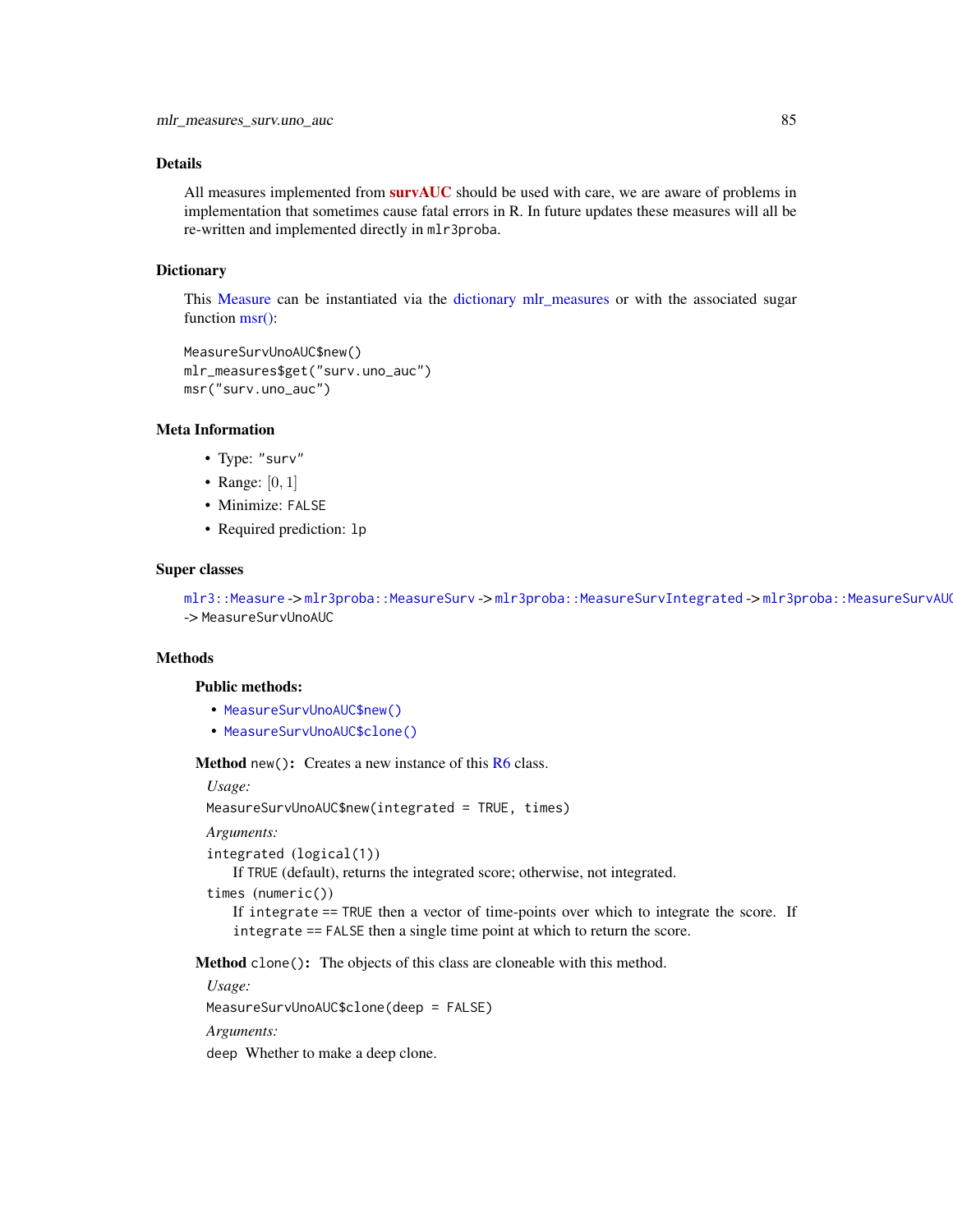## Details

All measures implemented from **survAUC** should be used with care, we are aware of problems in implementation that sometimes cause fatal errors in R. In future updates these measures will all be re-written and implemented directly in `mlr3proba`.

## Dictionary

This Measure can be instantiated via the dictionary mlr_measures or with the associated sugar function msr():

```
MeasureSurvUnoAUC$new()
mlr_measures$get("surv.uno_auc")
msr("surv.uno_auc")
```

## Meta Information

- Type: "surv"
- Range: $[0, 1]$
- Minimize: FALSE
- Required prediction: lp

## Super classes

`mlr3::Measure` -> `mlr3proba::MeasureSurv` -> `mlr3proba::MeasureSurvIntegrated` -> `mlr3proba::MeasureSurvAUC` -> `MeasureSurvUnoAUC`

## Methods

### Public methods:

- `MeasureSurvUnoAUC$new()`
- `MeasureSurvUnoAUC$clone()`

**Method** `new()`: Creates a new instance of this R6 class.

*Usage:*

```
MeasureSurvUnoAUC$new(integrated = TRUE, times)
```

*Arguments:*

`integrated` (`logical(1)`)
If TRUE (default), returns the integrated score; otherwise, not integrated.

`times` (`numeric()`)
If `integrate` == TRUE then a vector of time-points over which to integrate the score. If `integrate` == FALSE then a single time point at which to return the score.

**Method** `clone()`: The objects of this class are cloneable with this method.

*Usage:*

```
MeasureSurvUnoAUC$clone(deep = FALSE)
```

*Arguments:*

`deep` Whether to make a deep clone.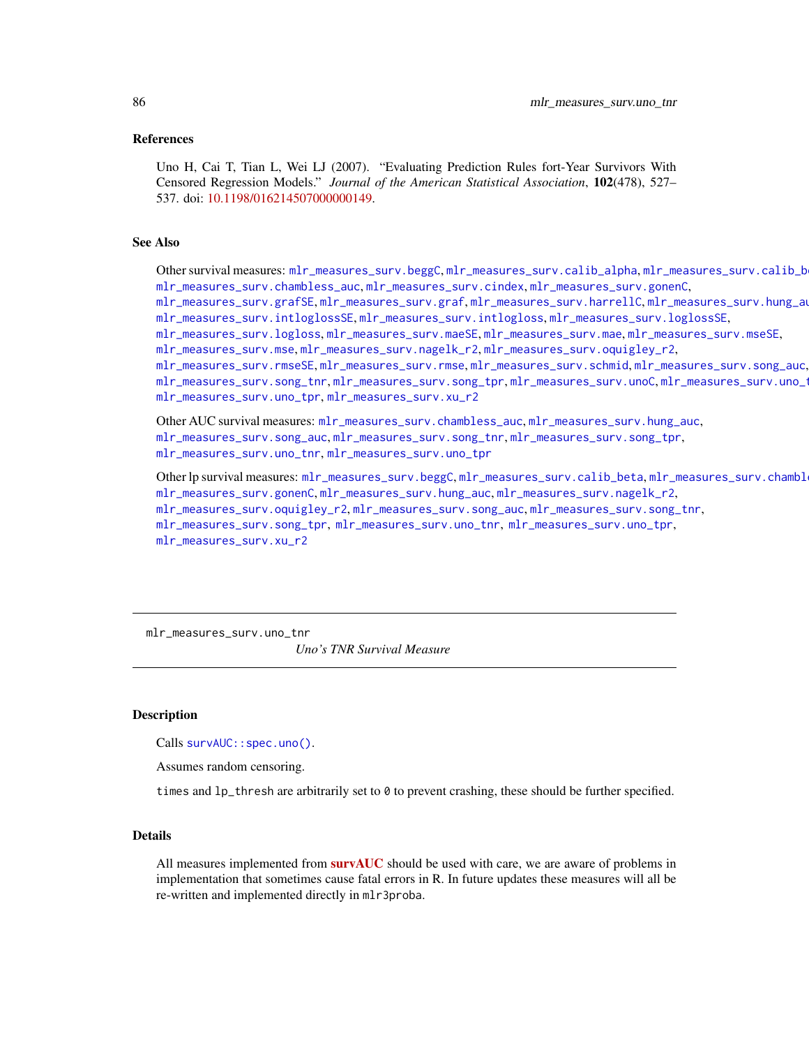### References

Uno H, Cai T, Tian L, Wei LJ (2007). "Evaluating Prediction Rules fort-Year Survivors With Censored Regression Models." *Journal of the American Statistical Association*, **102**(478), 527–537. doi: 10.1198/016214507000000149.

### See Also

Other survival measures: `mlr_measures_surv.beggC`, `mlr_measures_surv.calib_alpha`, `mlr_measures_surv.calib_beta`, `mlr_measures_surv.chambless_auc`, `mlr_measures_surv.cindex`, `mlr_measures_surv.gonenC`, `mlr_measures_surv.grafSE`, `mlr_measures_surv.graf`, `mlr_measures_surv.harrellC`, `mlr_measures_surv.hung_auc`, `mlr_measures_surv.intloglossSE`, `mlr_measures_surv.intlogloss`, `mlr_measures_surv.loglossSE`, `mlr_measures_surv.logloss`, `mlr_measures_surv.maeSE`, `mlr_measures_surv.mae`, `mlr_measures_surv.mseSE`, `mlr_measures_surv.mse`, `mlr_measures_surv.nagelk_r2`, `mlr_measures_surv.oquigley_r2`, `mlr_measures_surv.rmseSE`, `mlr_measures_surv.rmse`, `mlr_measures_surv.schmid`, `mlr_measures_surv.song_auc`, `mlr_measures_surv.song_tnr`, `mlr_measures_surv.song_tpr`, `mlr_measures_surv.unoC`, `mlr_measures_surv.uno_tnr`, `mlr_measures_surv.uno_tpr`, `mlr_measures_surv.xu_r2`

Other AUC survival measures: `mlr_measures_surv.chambless_auc`, `mlr_measures_surv.hung_auc`, `mlr_measures_surv.song_auc`, `mlr_measures_surv.song_tnr`, `mlr_measures_surv.song_tpr`, `mlr_measures_surv.uno_tnr`, `mlr_measures_surv.uno_tpr`

Other lp survival measures: `mlr_measures_surv.beggC`, `mlr_measures_surv.calib_beta`, `mlr_measures_surv.chambless_auc`, `mlr_measures_surv.gonenC`, `mlr_measures_surv.hung_auc`, `mlr_measures_surv.nagelk_r2`, `mlr_measures_surv.oquigley_r2`, `mlr_measures_surv.song_auc`, `mlr_measures_surv.song_tnr`, `mlr_measures_surv.song_tpr`, `mlr_measures_surv.uno_tnr`, `mlr_measures_surv.uno_tpr`, `mlr_measures_surv.xu_r2`

---

## mlr_measures_surv.uno_tnr

*Uno's TNR Survival Measure*

---

### Description

Calls `survAUC::spec.uno()`.

Assumes random censoring.

`times` and `lp_thresh` are arbitrarily set to `0` to prevent crashing, these should be further specified.

### Details

All measures implemented from **survAUC** should be used with care, we are aware of problems in implementation that sometimes cause fatal errors in R. In future updates these measures will all be re-written and implemented directly in `mlr3proba`.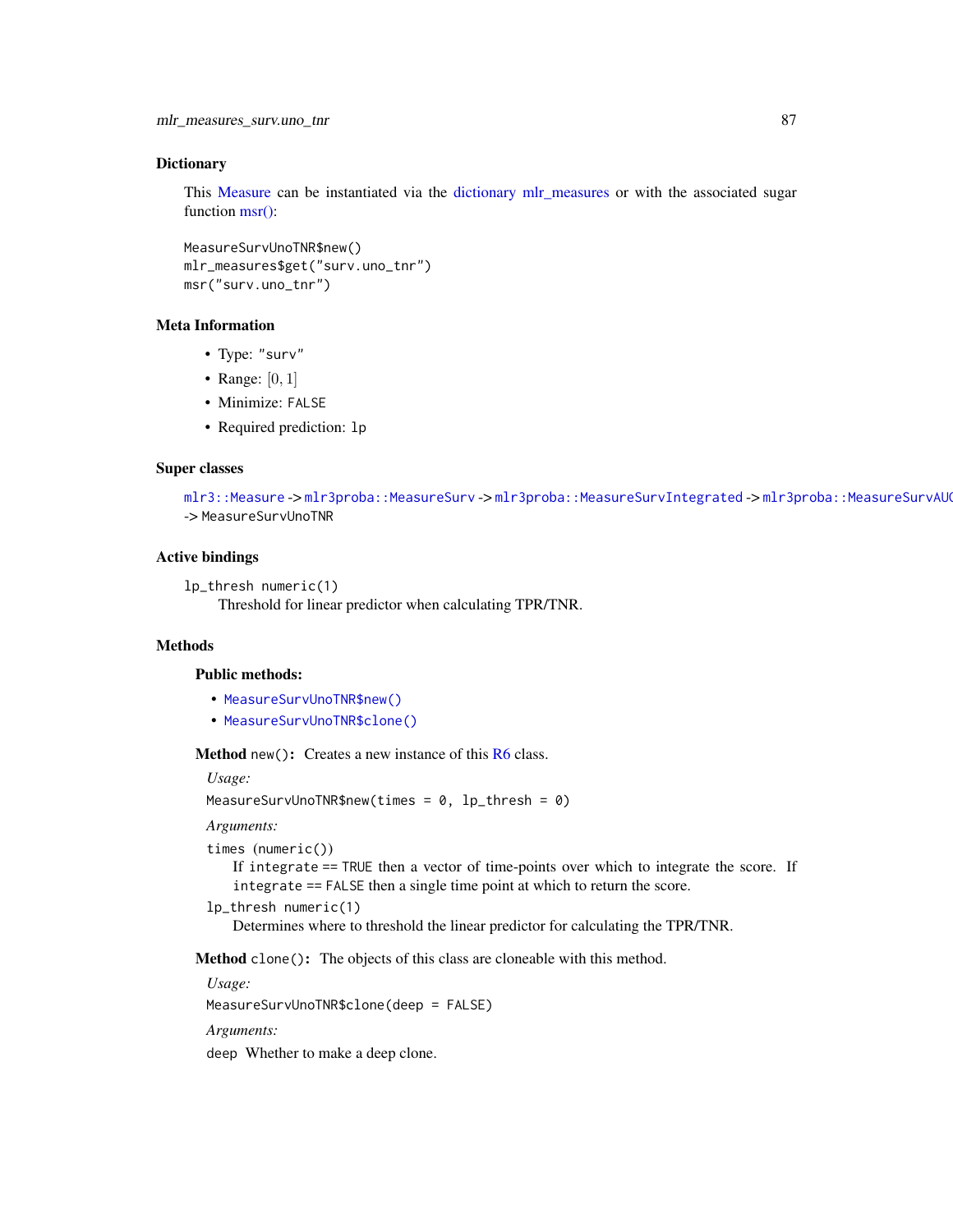## Dictionary

This Measure can be instantiated via the dictionary mlr_measures or with the associated sugar function msr():

```
MeasureSurvUnoTNR$new()
mlr_measures$get("surv.uno_tnr")
msr("surv.uno_tnr")
```

## Meta Information

- Type: "surv"
- Range: $[0, 1]$
- Minimize: FALSE
- Required prediction: lp

## Super classes

mlr3::Measure -> mlr3proba::MeasureSurv -> mlr3proba::MeasureSurvIntegrated -> mlr3proba::MeasureSurvAUC -> MeasureSurvUnoTNR

## Active bindings

`lp_thresh` numeric(1)
: Threshold for linear predictor when calculating TPR/TNR.

## Methods

### Public methods:

- MeasureSurvUnoTNR$new()
- MeasureSurvUnoTNR$clone()

**Method** `new()`: Creates a new instance of this R6 class.

*Usage:*

```
MeasureSurvUnoTNR$new(times = 0, lp_thresh = 0)
```

*Arguments:*

`times` (numeric())
: If `integrate` == TRUE then a vector of time-points over which to integrate the score. If `integrate` == FALSE then a single time point at which to return the score.

`lp_thresh` numeric(1)
: Determines where to threshold the linear predictor for calculating the TPR/TNR.

**Method** `clone()`: The objects of this class are cloneable with this method.

*Usage:*

```
MeasureSurvUnoTNR$clone(deep = FALSE)
```

*Arguments:*

`deep` Whether to make a deep clone.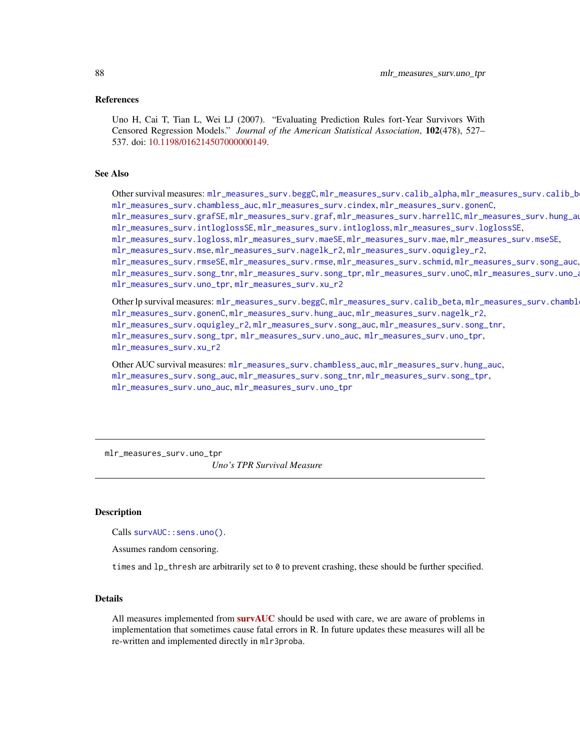### References

Uno H, Cai T, Tian L, Wei LJ (2007). "Evaluating Prediction Rules fort-Year Survivors With Censored Regression Models." *Journal of the American Statistical Association*, **102**(478), 527–537. doi: 10.1198/016214507000000149.

### See Also

Other survival measures: `mlr_measures_surv.beggC`, `mlr_measures_surv.calib_alpha`, `mlr_measures_surv.calib_beta`, `mlr_measures_surv.chambless_auc`, `mlr_measures_surv.cindex`, `mlr_measures_surv.gonenC`, `mlr_measures_surv.grafSE`, `mlr_measures_surv.graf`, `mlr_measures_surv.harrellC`, `mlr_measures_surv.hung_auc`, `mlr_measures_surv.intloglossSE`, `mlr_measures_surv.intlogloss`, `mlr_measures_surv.loglossSE`, `mlr_measures_surv.logloss`, `mlr_measures_surv.maeSE`, `mlr_measures_surv.mae`, `mlr_measures_surv.mseSE`, `mlr_measures_surv.mse`, `mlr_measures_surv.nagelk_r2`, `mlr_measures_surv.oquigley_r2`, `mlr_measures_surv.rmseSE`, `mlr_measures_surv.rmse`, `mlr_measures_surv.schmid`, `mlr_measures_surv.song_auc`, `mlr_measures_surv.song_tnr`, `mlr_measures_surv.song_tpr`, `mlr_measures_surv.unoC`, `mlr_measures_surv.uno_auc`, `mlr_measures_surv.uno_tpr`, `mlr_measures_surv.xu_r2`

Other lp survival measures: `mlr_measures_surv.beggC`, `mlr_measures_surv.calib_beta`, `mlr_measures_surv.chambless_auc`, `mlr_measures_surv.gonenC`, `mlr_measures_surv.hung_auc`, `mlr_measures_surv.nagelk_r2`, `mlr_measures_surv.oquigley_r2`, `mlr_measures_surv.song_auc`, `mlr_measures_surv.song_tnr`, `mlr_measures_surv.song_tpr`, `mlr_measures_surv.uno_auc`, `mlr_measures_surv.uno_tpr`, `mlr_measures_surv.xu_r2`

Other AUC survival measures: `mlr_measures_surv.chambless_auc`, `mlr_measures_surv.hung_auc`, `mlr_measures_surv.song_auc`, `mlr_measures_surv.song_tnr`, `mlr_measures_surv.song_tpr`, `mlr_measures_surv.uno_auc`, `mlr_measures_surv.uno_tpr`

---

## mlr_measures_surv.uno_tpr

*Uno's TPR Survival Measure*

---

### Description

Calls `survAUC::sens.uno()`.

Assumes random censoring.

`times` and `lp_thresh` are arbitrarily set to `0` to prevent crashing, these should be further specified.

### Details

All measures implemented from **survAUC** should be used with care, we are aware of problems in implementation that sometimes cause fatal errors in R. In future updates these measures will all be re-written and implemented directly in `mlr3proba`.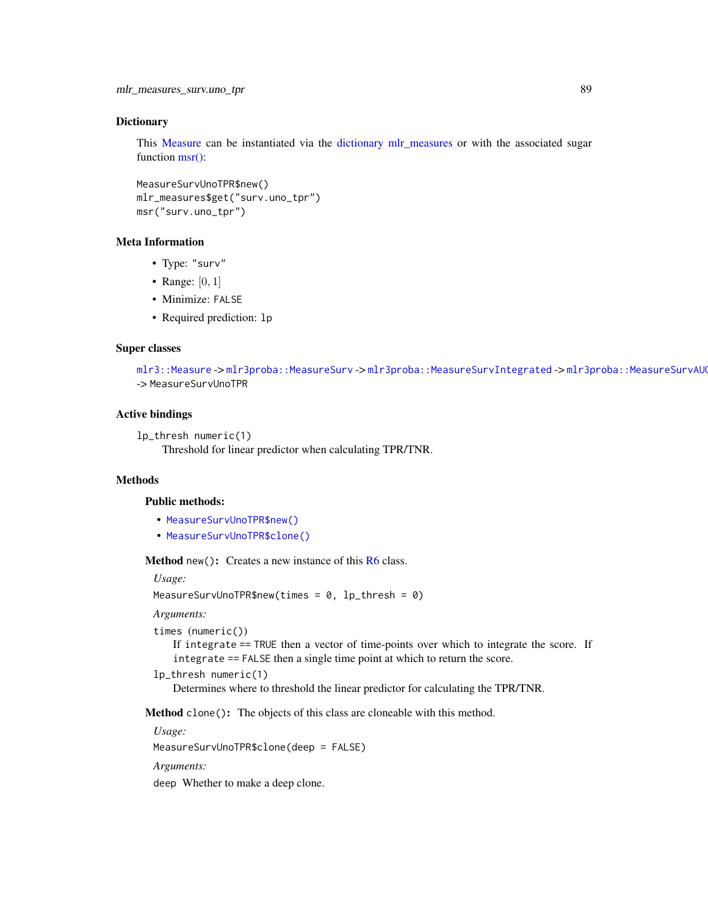## Dictionary

This Measure can be instantiated via the dictionary mlr_measures or with the associated sugar function msr():

```
MeasureSurvUnoTPR$new()
mlr_measures$get("surv.uno_tpr")
msr("surv.uno_tpr")
```

## Meta Information

- Type: "surv"
- Range: $[0, 1]$
- Minimize: FALSE
- Required prediction: lp

## Super classes

mlr3::Measure -> mlr3proba::MeasureSurv -> mlr3proba::MeasureSurvIntegrated -> mlr3proba::MeasureSurvAUC -> MeasureSurvUnoTPR

## Active bindings

`lp_thresh` numeric(1)
Threshold for linear predictor when calculating TPR/TNR.

## Methods

### Public methods:

- MeasureSurvUnoTPR$new()
- MeasureSurvUnoTPR$clone()

**Method** `new()`: Creates a new instance of this R6 class.

*Usage:*

```
MeasureSurvUnoTPR$new(times = 0, lp_thresh = 0)
```

*Arguments:*

`times` (numeric())
If `integrate` == TRUE then a vector of time-points over which to integrate the score. If `integrate` == FALSE then a single time point at which to return the score.

`lp_thresh` numeric(1)
Determines where to threshold the linear predictor for calculating the TPR/TNR.

**Method** `clone()`: The objects of this class are cloneable with this method.

*Usage:*

```
MeasureSurvUnoTPR$clone(deep = FALSE)
```

*Arguments:*

`deep` Whether to make a deep clone.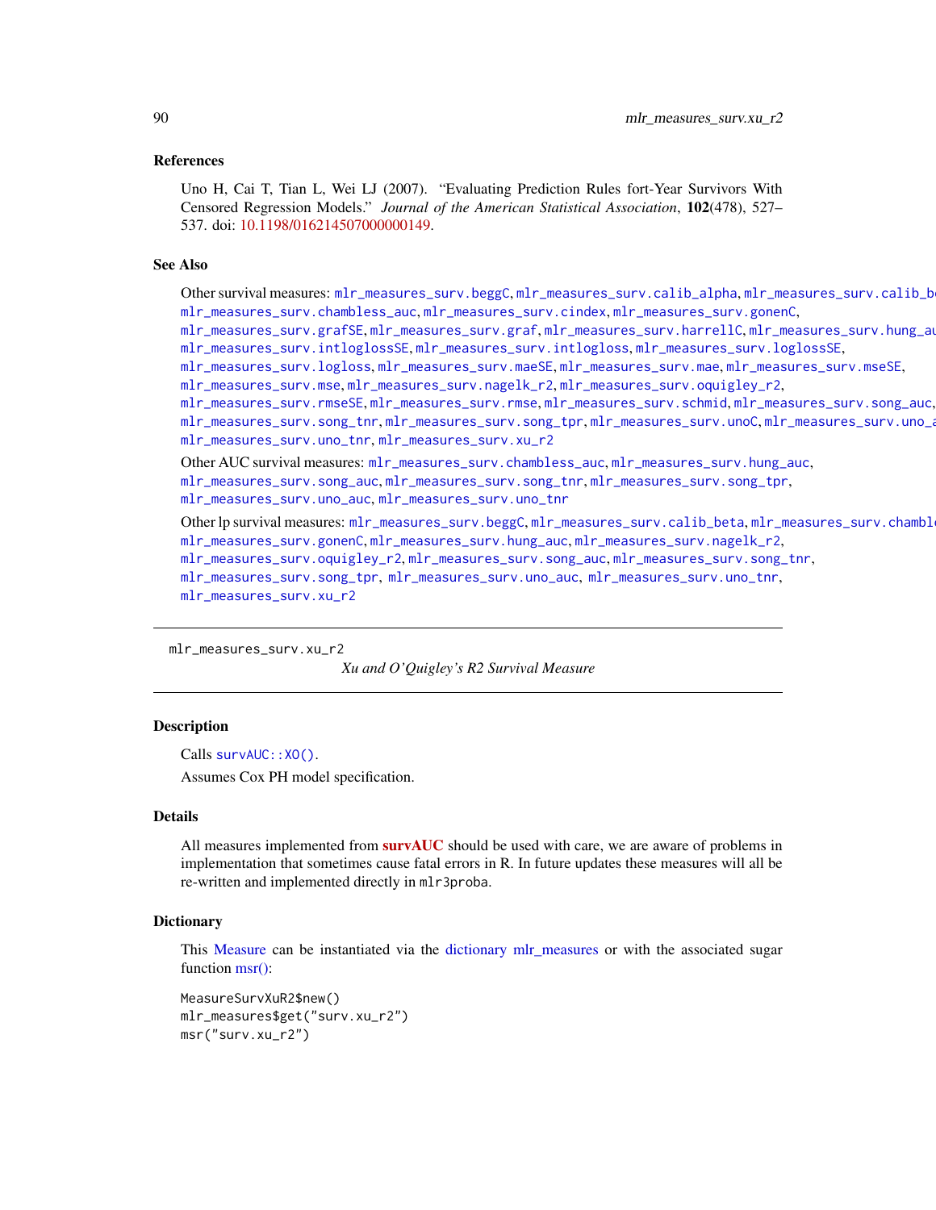### References

Uno H, Cai T, Tian L, Wei LJ (2007). "Evaluating Prediction Rules fort-Year Survivors With Censored Regression Models." *Journal of the American Statistical Association*, **102**(478), 527–537. doi: 10.1198/016214507000000149.

### See Also

Other survival measures: mlr_measures_surv.beggC, mlr_measures_surv.calib_alpha, mlr_measures_surv.calib_beta, mlr_measures_surv.chambless_auc, mlr_measures_surv.cindex, mlr_measures_surv.gonenC, mlr_measures_surv.grafSE, mlr_measures_surv.graf, mlr_measures_surv.harrellC, mlr_measures_surv.hung_auc, mlr_measures_surv.intloglossSE, mlr_measures_surv.intlogloss, mlr_measures_surv.loglossSE, mlr_measures_surv.logloss, mlr_measures_surv.maeSE, mlr_measures_surv.mae, mlr_measures_surv.mseSE, mlr_measures_surv.mse, mlr_measures_surv.nagelk_r2, mlr_measures_surv.oquigley_r2, mlr_measures_surv.rmseSE, mlr_measures_surv.rmse, mlr_measures_surv.schmid, mlr_measures_surv.song_auc, mlr_measures_surv.song_tnr, mlr_measures_surv.song_tpr, mlr_measures_surv.unoC, mlr_measures_surv.uno_auc, mlr_measures_surv.uno_tnr, mlr_measures_surv.xu_r2

Other AUC survival measures: mlr_measures_surv.chambless_auc, mlr_measures_surv.hung_auc, mlr_measures_surv.song_auc, mlr_measures_surv.song_tnr, mlr_measures_surv.song_tpr, mlr_measures_surv.uno_auc, mlr_measures_surv.uno_tnr

Other lp survival measures: mlr_measures_surv.beggC, mlr_measures_surv.calib_beta, mlr_measures_surv.chambless_auc, mlr_measures_surv.gonenC, mlr_measures_surv.hung_auc, mlr_measures_surv.nagelk_r2, mlr_measures_surv.oquigley_r2, mlr_measures_surv.song_auc, mlr_measures_surv.song_tnr, mlr_measures_surv.song_tpr, mlr_measures_surv.uno_auc, mlr_measures_surv.uno_tnr, mlr_measures_surv.xu_r2

---

## mlr_measures_surv.xu_r2 — *Xu and O'Quigley's R2 Survival Measure*

### Description

Calls survAUC::XO().

Assumes Cox PH model specification.

### Details

All measures implemented from **survAUC** should be used with care, we are aware of problems in implementation that sometimes cause fatal errors in R. In future updates these measures will all be re-written and implemented directly in mlr3proba.

### Dictionary

This Measure can be instantiated via the dictionary mlr_measures or with the associated sugar function msr():

```
MeasureSurvXuR2$new()
mlr_measures$get("surv.xu_r2")
msr("surv.xu_r2")
```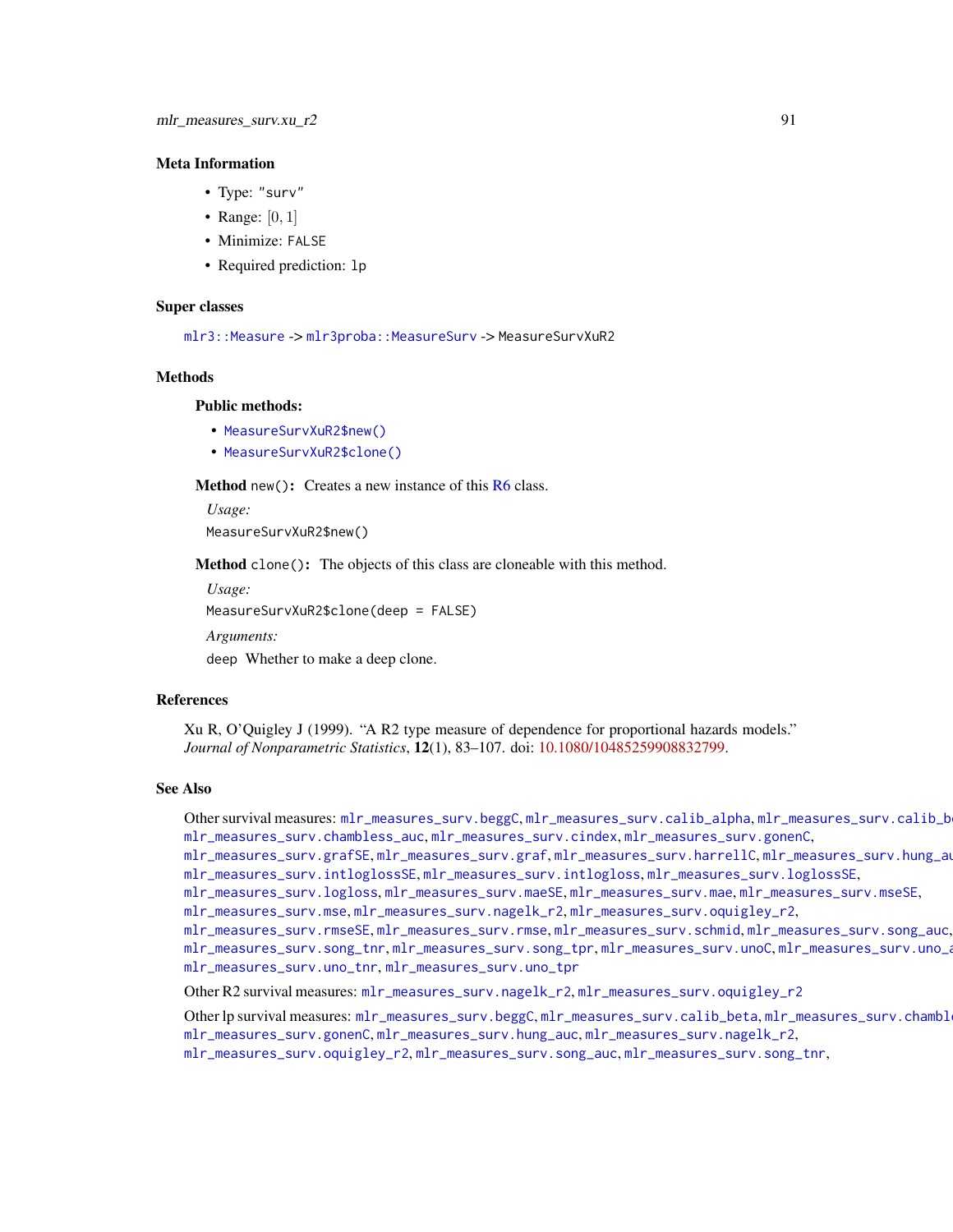### Meta Information

- Type: "surv"
- Range: $[0, 1]$
- Minimize: FALSE
- Required prediction: lp

### Super classes

mlr3::Measure -> mlr3proba::MeasureSurv -> MeasureSurvXuR2

### Methods

#### Public methods:

- MeasureSurvXuR2$new()
- MeasureSurvXuR2$clone()

**Method** `new()`: Creates a new instance of this R6 class.

*Usage:*

```
MeasureSurvXuR2$new()
```

**Method** `clone()`: The objects of this class are cloneable with this method.

*Usage:*

```
MeasureSurvXuR2$clone(deep = FALSE)
```

*Arguments:*

deep Whether to make a deep clone.

### References

Xu R, O'Quigley J (1999). "A R2 type measure of dependence for proportional hazards models." *Journal of Nonparametric Statistics*, **12**(1), 83–107. doi: 10.1080/10485259908832799.

### See Also

Other survival measures: mlr_measures_surv.beggC, mlr_measures_surv.calib_alpha, mlr_measures_surv.calib_beta, mlr_measures_surv.chambless_auc, mlr_measures_surv.cindex, mlr_measures_surv.gonenC, mlr_measures_surv.grafSE, mlr_measures_surv.graf, mlr_measures_surv.harrellC, mlr_measures_surv.hung_auc, mlr_measures_surv.intloglossSE, mlr_measures_surv.intlogloss, mlr_measures_surv.loglossSE, mlr_measures_surv.logloss, mlr_measures_surv.maeSE, mlr_measures_surv.mae, mlr_measures_surv.mseSE, mlr_measures_surv.mse, mlr_measures_surv.nagelk_r2, mlr_measures_surv.oquigley_r2, mlr_measures_surv.rmseSE, mlr_measures_surv.rmse, mlr_measures_surv.schmid, mlr_measures_surv.song_auc, mlr_measures_surv.song_tnr, mlr_measures_surv.song_tpr, mlr_measures_surv.unoC, mlr_measures_surv.uno_auc, mlr_measures_surv.uno_tnr, mlr_measures_surv.uno_tpr

Other R2 survival measures: mlr_measures_surv.nagelk_r2, mlr_measures_surv.oquigley_r2

Other lp survival measures: mlr_measures_surv.beggC, mlr_measures_surv.calib_beta, mlr_measures_surv.chambless_auc, mlr_measures_surv.gonenC, mlr_measures_surv.hung_auc, mlr_measures_surv.nagelk_r2, mlr_measures_surv.oquigley_r2, mlr_measures_surv.song_auc, mlr_measures_surv.song_tnr,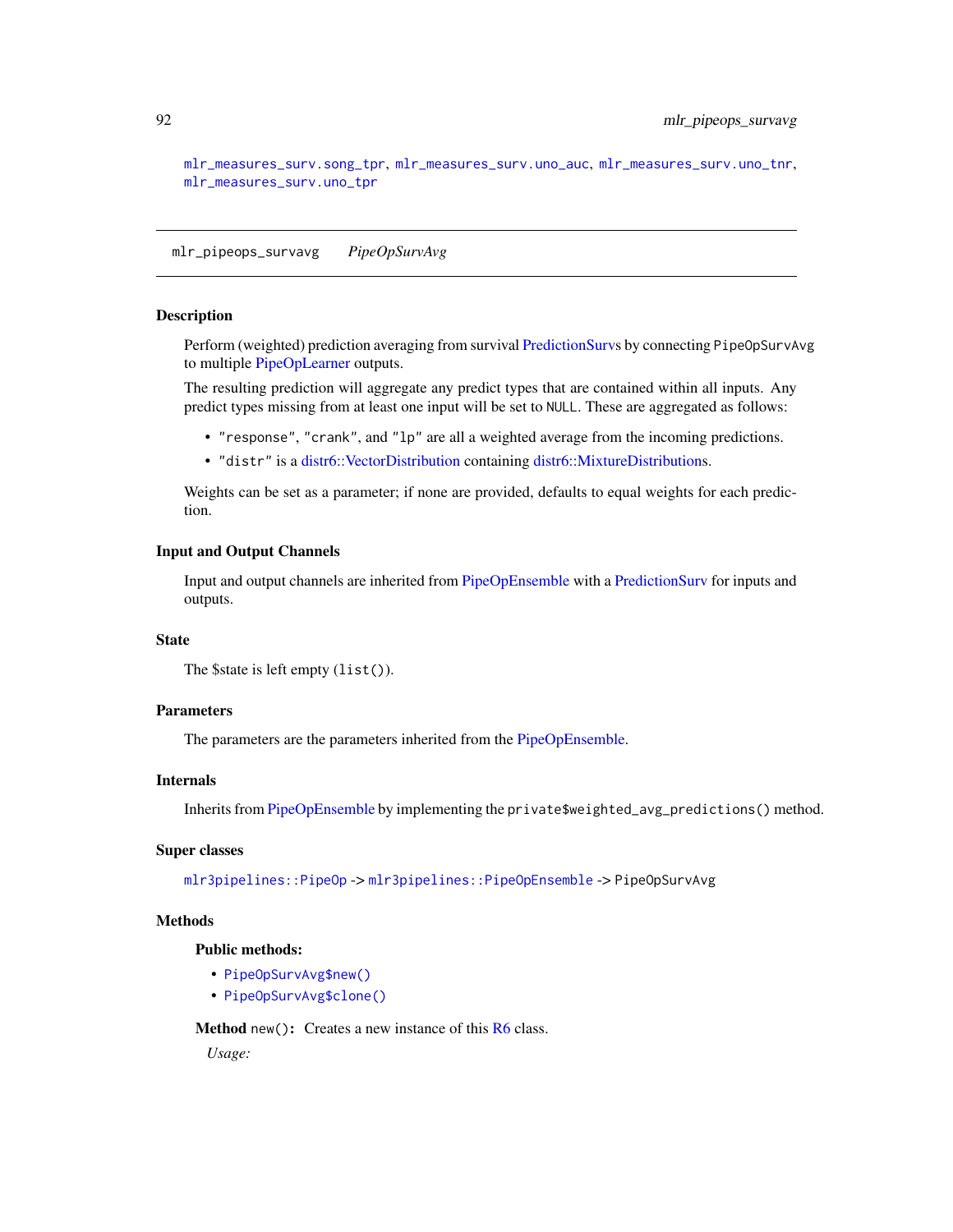mlr_measures_surv.song_tpr, mlr_measures_surv.uno_auc, mlr_measures_surv.uno_tnr, mlr_measures_surv.uno_tpr

---

mlr_pipeops_survavg    *PipeOpSurvAvg*

---

### Description

Perform (weighted) prediction averaging from survival PredictionSurvs by connecting PipeOpSurvAvg to multiple PipeOpLearner outputs.

The resulting prediction will aggregate any predict types that are contained within all inputs. Any predict types missing from at least one input will be set to NULL. These are aggregated as follows:

- "response", "crank", and "lp" are all a weighted average from the incoming predictions.
- "distr" is a distr6::VectorDistribution containing distr6::MixtureDistributions.

Weights can be set as a parameter; if none are provided, defaults to equal weights for each prediction.

### Input and Output Channels

Input and output channels are inherited from PipeOpEnsemble with a PredictionSurv for inputs and outputs.

### State

The $state is left empty (list()).

### Parameters

The parameters are the parameters inherited from the PipeOpEnsemble.

### Internals

Inherits from PipeOpEnsemble by implementing the private$weighted_avg_predictions() method.

### Super classes

mlr3pipelines::PipeOp -> mlr3pipelines::PipeOpEnsemble -> PipeOpSurvAvg

### Methods

**Public methods:**

- PipeOpSurvAvg$new()
- PipeOpSurvAvg$clone()

**Method** new()**:** Creates a new instance of this R6 class.

*Usage:*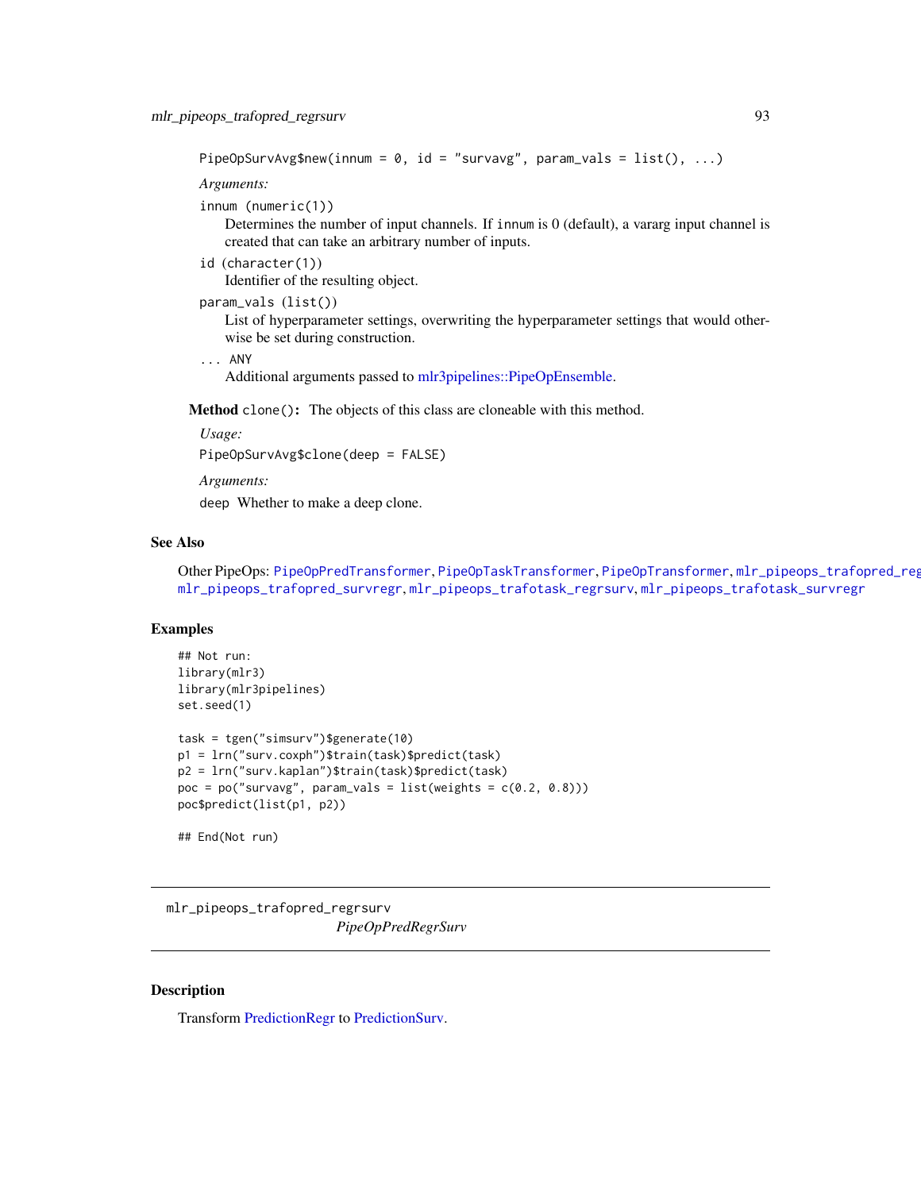```
PipeOpSurvAvg$new(innum = 0, id = "survavg", param_vals = list(), ...)
```

*Arguments:*

`innum` (`numeric(1)`)
: Determines the number of input channels. If `innum` is 0 (default), a vararg input channel is created that can take an arbitrary number of inputs.

`id` (`character(1)`)
: Identifier of the resulting object.

`param_vals` (`list()`)
: List of hyperparameter settings, overwriting the hyperparameter settings that would otherwise be set during construction.

`...` ANY
: Additional arguments passed to mlr3pipelines::PipeOpEnsemble.

**Method** `clone()`: The objects of this class are cloneable with this method.

*Usage:*

```
PipeOpSurvAvg$clone(deep = FALSE)
```

*Arguments:*

`deep` Whether to make a deep clone.

## See Also

Other PipeOps: `PipeOpPredTransformer`, `PipeOpTaskTransformer`, `PipeOpTransformer`, `mlr_pipeops_trafopred_reg`
`mlr_pipeops_trafopred_survregr`, `mlr_pipeops_trafotask_regrsurv`, `mlr_pipeops_trafotask_survregr`

## Examples

```
## Not run:
library(mlr3)
library(mlr3pipelines)
set.seed(1)

task = tgen("simsurv")$generate(10)
p1 = lrn("surv.coxph")$train(task)$predict(task)
p2 = lrn("surv.kaplan")$train(task)$predict(task)
poc = po("survavg", param_vals = list(weights = c(0.2, 0.8)))
poc$predict(list(p1, p2))

## End(Not run)
```

---

# mlr_pipeops_trafopred_regrsurv
*PipeOpPredRegrSurv*

---

## Description

Transform PredictionRegr to PredictionSurv.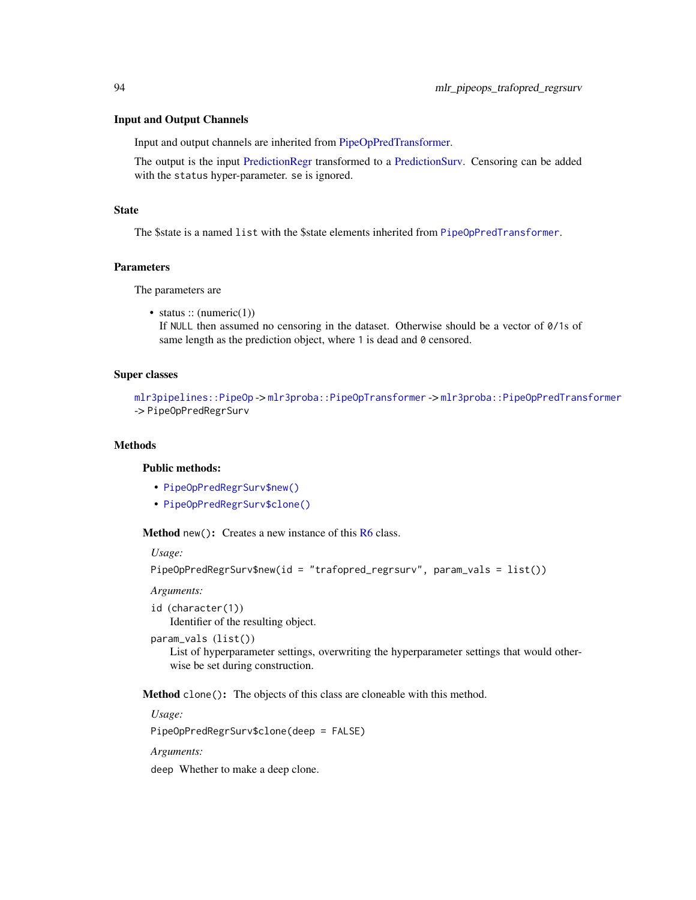### Input and Output Channels

Input and output channels are inherited from PipeOpPredTransformer.

The output is the input PredictionRegr transformed to a PredictionSurv. Censoring can be added with the `status` hyper-parameter. `se` is ignored.

### State

The $state is a named `list` with the $state elements inherited from `PipeOpPredTransformer`.

### Parameters

The parameters are

- status :: (numeric(1))
  If `NULL` then assumed no censoring in the dataset. Otherwise should be a vector of `0/1`s of same length as the prediction object, where `1` is dead and `0` censored.

### Super classes

`mlr3pipelines::PipeOp` -> `mlr3proba::PipeOpTransformer` -> `mlr3proba::PipeOpPredTransformer` -> `PipeOpPredRegrSurv`

### Methods

#### Public methods:

- `PipeOpPredRegrSurv$new()`
- `PipeOpPredRegrSurv$clone()`

**Method** `new()`**:** Creates a new instance of this R6 class.

*Usage:*

```
PipeOpPredRegrSurv$new(id = "trafopred_regrsurv", param_vals = list())
```

*Arguments:*

`id` (`character(1)`)
Identifier of the resulting object.

`param_vals` (`list()`)
List of hyperparameter settings, overwriting the hyperparameter settings that would otherwise be set during construction.

**Method** `clone()`**:** The objects of this class are cloneable with this method.

*Usage:*

```
PipeOpPredRegrSurv$clone(deep = FALSE)
```

*Arguments:*

`deep` Whether to make a deep clone.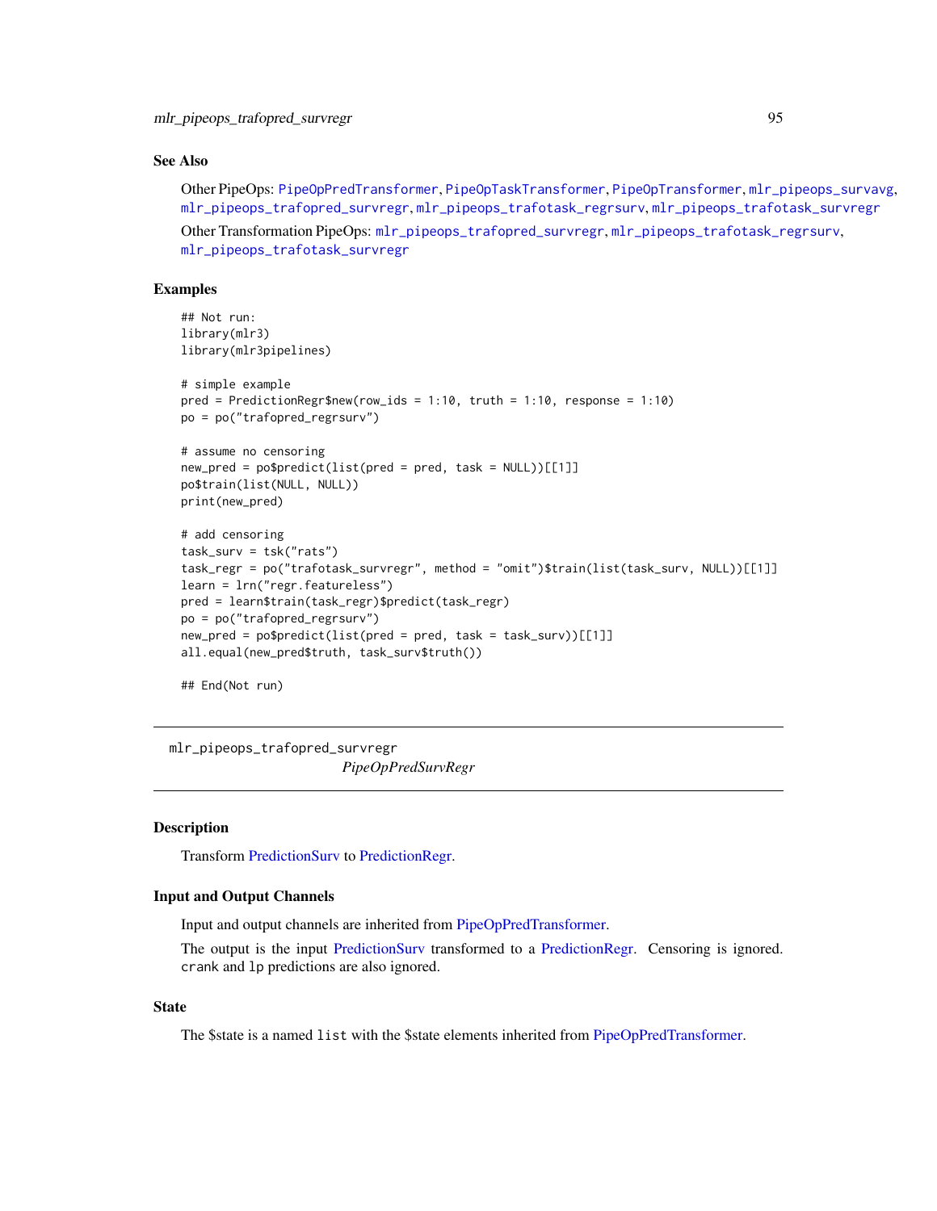## See Also

Other PipeOps: `PipeOpPredTransformer`, `PipeOpTaskTransformer`, `PipeOpTransformer`, `mlr_pipeops_survavg`, `mlr_pipeops_trafopred_survregr`, `mlr_pipeops_trafotask_regrsurv`, `mlr_pipeops_trafotask_survregr`

Other Transformation PipeOps: `mlr_pipeops_trafopred_survregr`, `mlr_pipeops_trafotask_regrsurv`, `mlr_pipeops_trafotask_survregr`

## Examples

```
## Not run:
library(mlr3)
library(mlr3pipelines)

# simple example
pred = PredictionRegr$new(row_ids = 1:10, truth = 1:10, response = 1:10)
po = po("trafopred_regrsurv")

# assume no censoring
new_pred = po$predict(list(pred = pred, task = NULL))[[1]]
po$train(list(NULL, NULL))
print(new_pred)

# add censoring
task_surv = tsk("rats")
task_regr = po("trafotask_survregr", method = "omit")$train(list(task_surv, NULL))[[1]]
learn = lrn("regr.featureless")
pred = learn$train(task_regr)$predict(task_regr)
po = po("trafopred_regrsurv")
new_pred = po$predict(list(pred = pred, task = task_surv))[[1]]
all.equal(new_pred$truth, task_surv$truth())

## End(Not run)
```

---

# mlr_pipeops_trafopred_survregr &nbsp;&nbsp;&nbsp; *PipeOpPredSurvRegr*

---

## Description

Transform PredictionSurv to PredictionRegr.

## Input and Output Channels

Input and output channels are inherited from PipeOpPredTransformer.

The output is the input PredictionSurv transformed to a PredictionRegr. Censoring is ignored. `crank` and `lp` predictions are also ignored.

## State

The $state is a named `list` with the $state elements inherited from PipeOpPredTransformer.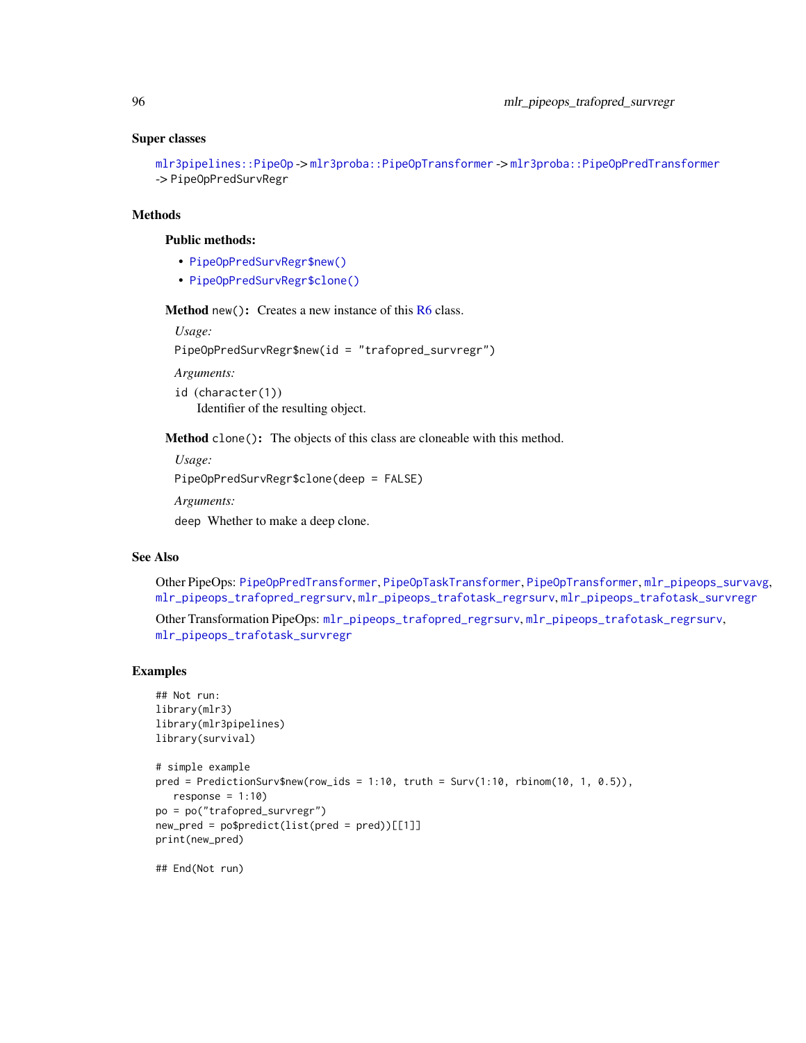### Super classes

`mlr3pipelines::PipeOp` -> `mlr3proba::PipeOpTransformer` -> `mlr3proba::PipeOpPredTransformer` -> `PipeOpPredSurvRegr`

### Methods

#### Public methods:

- `PipeOpPredSurvRegr$new()`
- `PipeOpPredSurvRegr$clone()`

**Method** `new()`**:** Creates a new instance of this R6 class.

*Usage:*

`PipeOpPredSurvRegr$new(id = "trafopred_survregr")`

*Arguments:*

`id` (`character(1)`)
Identifier of the resulting object.

**Method** `clone()`**:** The objects of this class are cloneable with this method.

*Usage:*

`PipeOpPredSurvRegr$clone(deep = FALSE)`

*Arguments:*

`deep` Whether to make a deep clone.

### See Also

Other PipeOps: `PipeOpPredTransformer`, `PipeOpTaskTransformer`, `PipeOpTransformer`, `mlr_pipeops_survavg`, `mlr_pipeops_trafopred_regrsurv`, `mlr_pipeops_trafotask_regrsurv`, `mlr_pipeops_trafotask_survregr`

Other Transformation PipeOps: `mlr_pipeops_trafopred_regrsurv`, `mlr_pipeops_trafotask_regrsurv`, `mlr_pipeops_trafotask_survregr`

### Examples

```
## Not run:
library(mlr3)
library(mlr3pipelines)
library(survival)

# simple example
pred = PredictionSurv$new(row_ids = 1:10, truth = Surv(1:10, rbinom(10, 1, 0.5)),
   response = 1:10)
po = po("trafopred_survregr")
new_pred = po$predict(list(pred = pred))[[1]]
print(new_pred)

## End(Not run)
```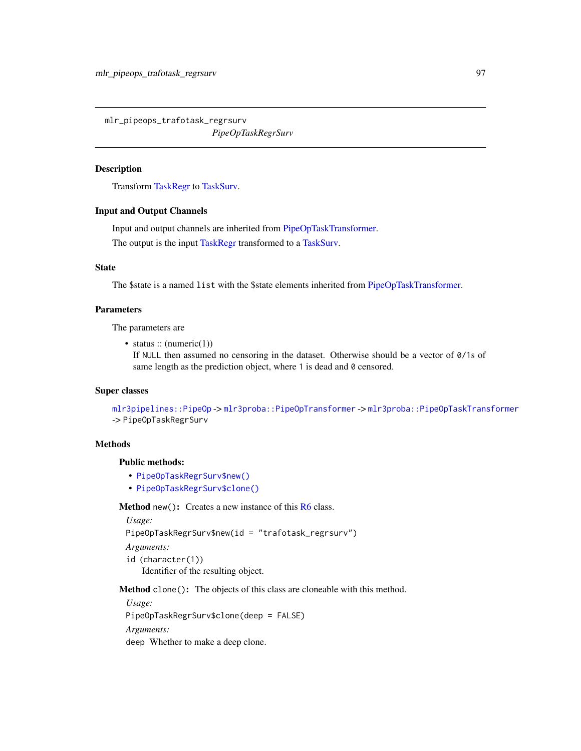mlr_pipeops_trafotask_regrsurv

*PipeOpTaskRegrSurv*

## Description

Transform TaskRegr to TaskSurv.

## Input and Output Channels

Input and output channels are inherited from PipeOpTaskTransformer.

The output is the input TaskRegr transformed to a TaskSurv.

## State

The $state is a named `list` with the $state elements inherited from PipeOpTaskTransformer.

## Parameters

The parameters are

- status :: (numeric(1))
  If `NULL` then assumed no censoring in the dataset. Otherwise should be a vector of `0/1`s of same length as the prediction object, where `1` is dead and `0` censored.

## Super classes

`mlr3pipelines::PipeOp` -> `mlr3proba::PipeOpTransformer` -> `mlr3proba::PipeOpTaskTransformer` -> `PipeOpTaskRegrSurv`

## Methods

### Public methods:

- `PipeOpTaskRegrSurv$new()`
- `PipeOpTaskRegrSurv$clone()`

**Method** `new()`**:** Creates a new instance of this R6 class.

*Usage:*

```
PipeOpTaskRegrSurv$new(id = "trafotask_regrsurv")
```

*Arguments:*

`id` (`character(1)`)
Identifier of the resulting object.

**Method** `clone()`**:** The objects of this class are cloneable with this method.

*Usage:*

```
PipeOpTaskRegrSurv$clone(deep = FALSE)
```

*Arguments:*

`deep` Whether to make a deep clone.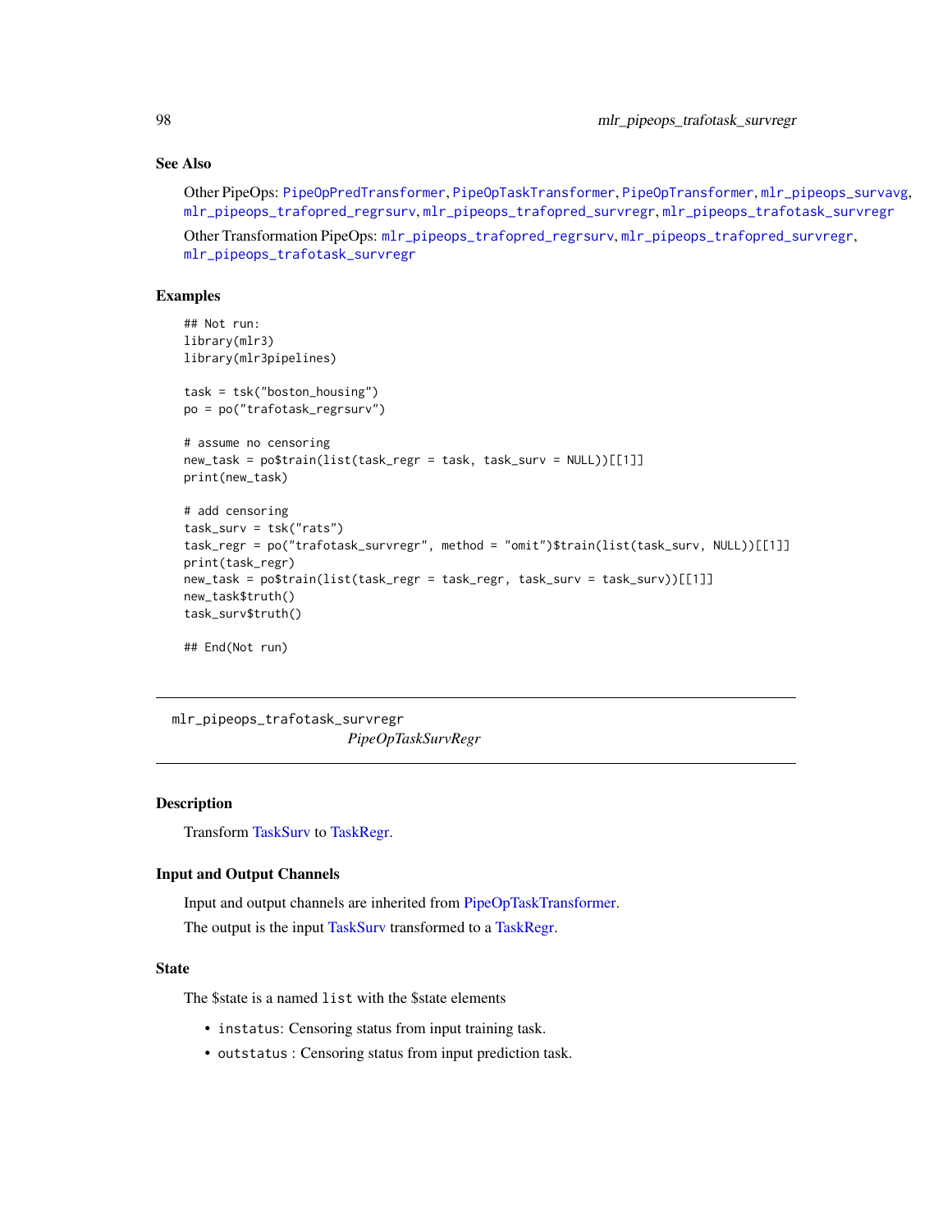### See Also

Other PipeOps: PipeOpPredTransformer, PipeOpTaskTransformer, PipeOpTransformer, mlr_pipeops_survavg, mlr_pipeops_trafopred_regrsurv, mlr_pipeops_trafopred_survregr, mlr_pipeops_trafotask_survregr

Other Transformation PipeOps: mlr_pipeops_trafopred_regrsurv, mlr_pipeops_trafopred_survregr, mlr_pipeops_trafotask_survregr

### Examples

```
## Not run:
library(mlr3)
library(mlr3pipelines)

task = tsk("boston_housing")
po = po("trafotask_regrsurv")

# assume no censoring
new_task = po$train(list(task_regr = task, task_surv = NULL))[[1]]
print(new_task)

# add censoring
task_surv = tsk("rats")
task_regr = po("trafotask_survregr", method = "omit")$train(list(task_surv, NULL))[[1]]
print(task_regr)
new_task = po$train(list(task_regr = task_regr, task_surv = task_surv))[[1]]
new_task$truth()
task_surv$truth()

## End(Not run)
```

---

## mlr_pipeops_trafotask_survregr — *PipeOpTaskSurvRegr*

### Description

Transform TaskSurv to TaskRegr.

### Input and Output Channels

Input and output channels are inherited from PipeOpTaskTransformer.

The output is the input TaskSurv transformed to a TaskRegr.

### State

The $state is a named list with the $state elements

- instatus: Censoring status from input training task.
- outstatus : Censoring status from input prediction task.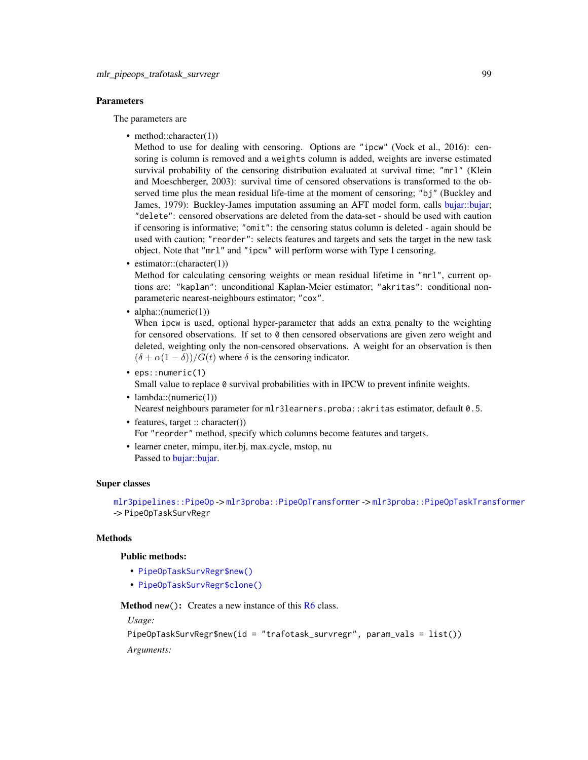### Parameters

The parameters are

- method::character(1))
  Method to use for dealing with censoring. Options are `"ipcw"` (Vock et al., 2016): censoring is column is removed and a `weights` column is added, weights are inverse estimated survival probability of the censoring distribution evaluated at survival time; `"mrl"` (Klein and Moeschberger, 2003): survival time of censored observations is transformed to the observed time plus the mean residual life-time at the moment of censoring; `"bj"` (Buckley and James, 1979): Buckley-James imputation assuming an AFT model form, calls bujar::bujar; `"delete"`: censored observations are deleted from the data-set - should be used with caution if censoring is informative; `"omit"`: the censoring status column is deleted - again should be used with caution; `"reorder"`: selects features and targets and sets the target in the new task object. Note that `"mrl"` and `"ipcw"` will perform worse with Type I censoring.
- estimator::(character(1))
  Method for calculating censoring weights or mean residual lifetime in `"mrl"`, current options are: `"kaplan"`: unconditional Kaplan-Meier estimator; `"akritas"`: conditional non-parameteric nearest-neighbours estimator; `"cox"`.
- alpha::(numeric(1))
  When `ipcw` is used, optional hyper-parameter that adds an extra penalty to the weighting for censored observations. If set to `0` then censored observations are given zero weight and deleted, weighting only the non-censored observations. A weight for an observation is then $(\delta + \alpha(1-\delta))/G(t)$ where $\delta$ is the censoring indicator.
- `eps::numeric(1)`
  Small value to replace `0` survival probabilities with in IPCW to prevent infinite weights.
- lambda::(numeric(1))
  Nearest neighbours parameter for `mlr3learners.proba::akritas` estimator, default `0.5`.
- features, target :: character())
  For `"reorder"` method, specify which columns become features and targets.
- learner cneter, mimpu, iter.bj, max.cycle, mstop, nu
  Passed to bujar::bujar.

### Super classes

`mlr3pipelines::PipeOp` -> `mlr3proba::PipeOpTransformer` -> `mlr3proba::PipeOpTaskTransformer` -> `PipeOpTaskSurvRegr`

### Methods

#### Public methods:

- `PipeOpTaskSurvRegr$new()`
- `PipeOpTaskSurvRegr$clone()`

**Method** `new()`**:** Creates a new instance of this R6 class.

*Usage:*

```
PipeOpTaskSurvRegr$new(id = "trafotask_survregr", param_vals = list())
```

*Arguments:*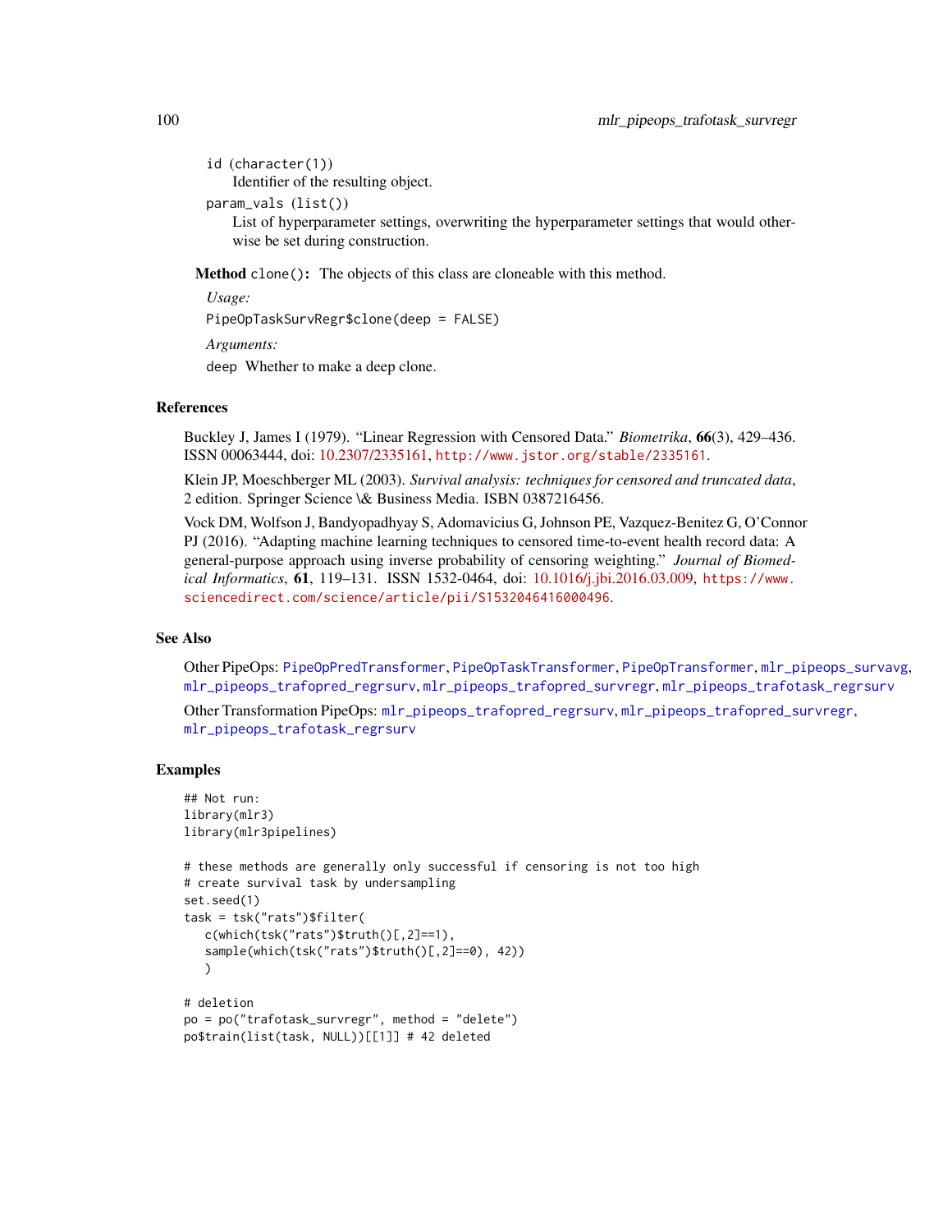id (character(1))
: Identifier of the resulting object.

param_vals (list())
: List of hyperparameter settings, overwriting the hyperparameter settings that would otherwise be set during construction.

**Method** `clone()`: The objects of this class are cloneable with this method.

*Usage:*

```
PipeOpTaskSurvRegr$clone(deep = FALSE)
```

*Arguments:*

`deep` Whether to make a deep clone.

## References

Buckley J, James I (1979). "Linear Regression with Censored Data." *Biometrika*, **66**(3), 429–436. ISSN 00063444, doi: 10.2307/2335161, http://www.jstor.org/stable/2335161.

Klein JP, Moeschberger ML (2003). *Survival analysis: techniques for censored and truncated data*, 2 edition. Springer Science \& Business Media. ISBN 0387216456.

Vock DM, Wolfson J, Bandyopadhyay S, Adomavicius G, Johnson PE, Vazquez-Benitez G, O'Connor PJ (2016). "Adapting machine learning techniques to censored time-to-event health record data: A general-purpose approach using inverse probability of censoring weighting." *Journal of Biomedical Informatics*, **61**, 119–131. ISSN 1532-0464, doi: 10.1016/j.jbi.2016.03.009, https://www.sciencedirect.com/science/article/pii/S1532046416000496.

## See Also

Other PipeOps: PipeOpPredTransformer, PipeOpTaskTransformer, PipeOpTransformer, mlr_pipeops_survavg, mlr_pipeops_trafopred_regrsurv, mlr_pipeops_trafopred_survregr, mlr_pipeops_trafotask_regrsurv

Other Transformation PipeOps: mlr_pipeops_trafopred_regrsurv, mlr_pipeops_trafopred_survregr, mlr_pipeops_trafotask_regrsurv

## Examples

```
## Not run:
library(mlr3)
library(mlr3pipelines)

# these methods are generally only successful if censoring is not too high
# create survival task by undersampling
set.seed(1)
task = tsk("rats")$filter(
   c(which(tsk("rats")$truth()[,2]==1),
   sample(which(tsk("rats")$truth()[,2]==0), 42))
   )

# deletion
po = po("trafotask_survregr", method = "delete")
po$train(list(task, NULL))[[1]] # 42 deleted
```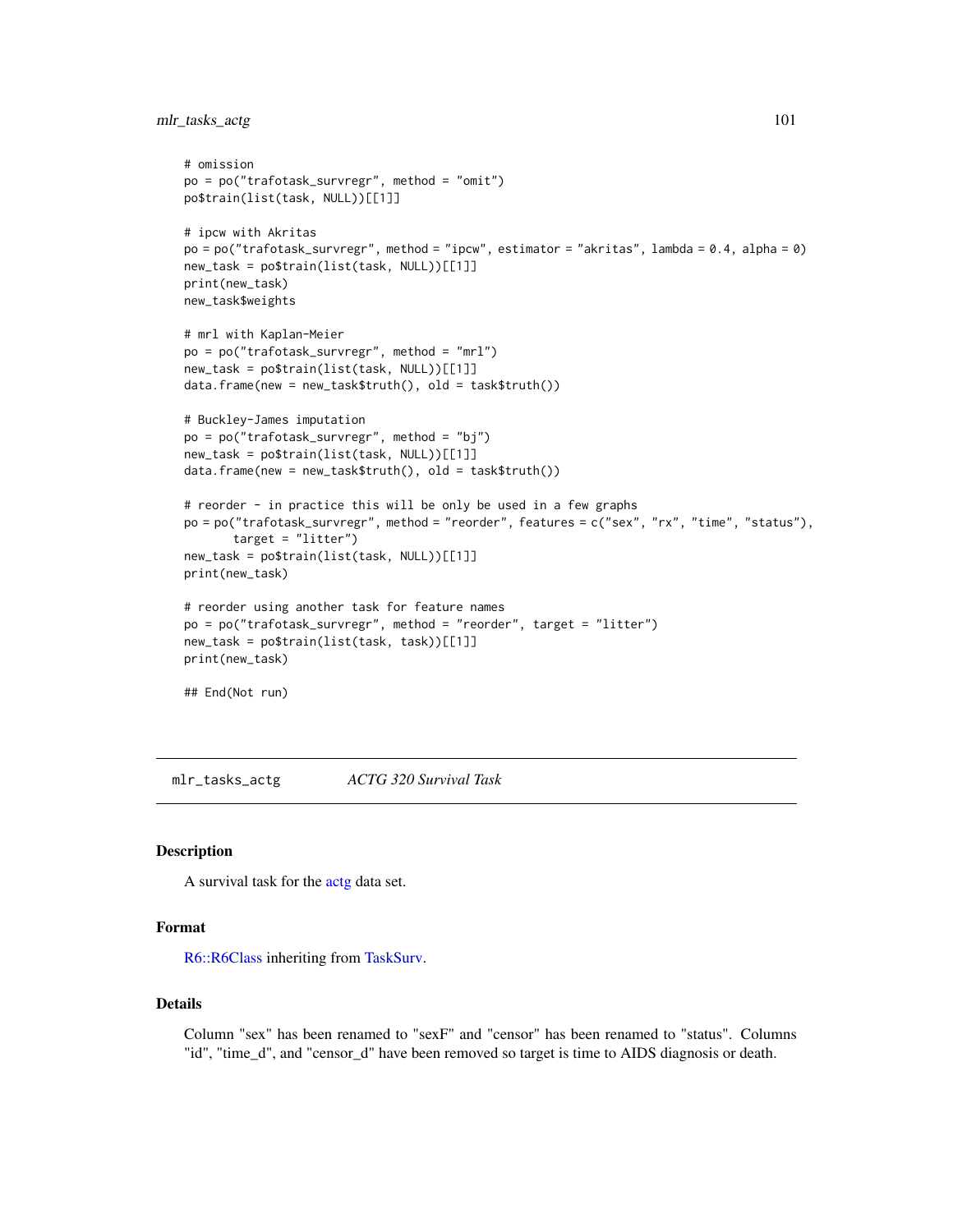```
# omission
po = po("trafotask_survregr", method = "omit")
po$train(list(task, NULL))[[1]]

# ipcw with Akritas
po = po("trafotask_survregr", method = "ipcw", estimator = "akritas", lambda = 0.4, alpha = 0)
new_task = po$train(list(task, NULL))[[1]]
print(new_task)
new_task$weights

# mrl with Kaplan-Meier
po = po("trafotask_survregr", method = "mrl")
new_task = po$train(list(task, NULL))[[1]]
data.frame(new = new_task$truth(), old = task$truth())

# Buckley-James imputation
po = po("trafotask_survregr", method = "bj")
new_task = po$train(list(task, NULL))[[1]]
data.frame(new = new_task$truth(), old = task$truth())

# reorder - in practice this will be only be used in a few graphs
po = po("trafotask_survregr", method = "reorder", features = c("sex", "rx", "time", "status"),
      target = "litter")
new_task = po$train(list(task, NULL))[[1]]
print(new_task)

# reorder using another task for feature names
po = po("trafotask_survregr", method = "reorder", target = "litter")
new_task = po$train(list(task, task))[[1]]
print(new_task)

## End(Not run)
```

---

## mlr_tasks_actg — *ACTG 320 Survival Task*

### Description

A survival task for the actg data set.

### Format

R6::R6Class inheriting from TaskSurv.

### Details

Column "sex" has been renamed to "sexF" and "censor" has been renamed to "status". Columns "id", "time_d", and "censor_d" have been removed so target is time to AIDS diagnosis or death.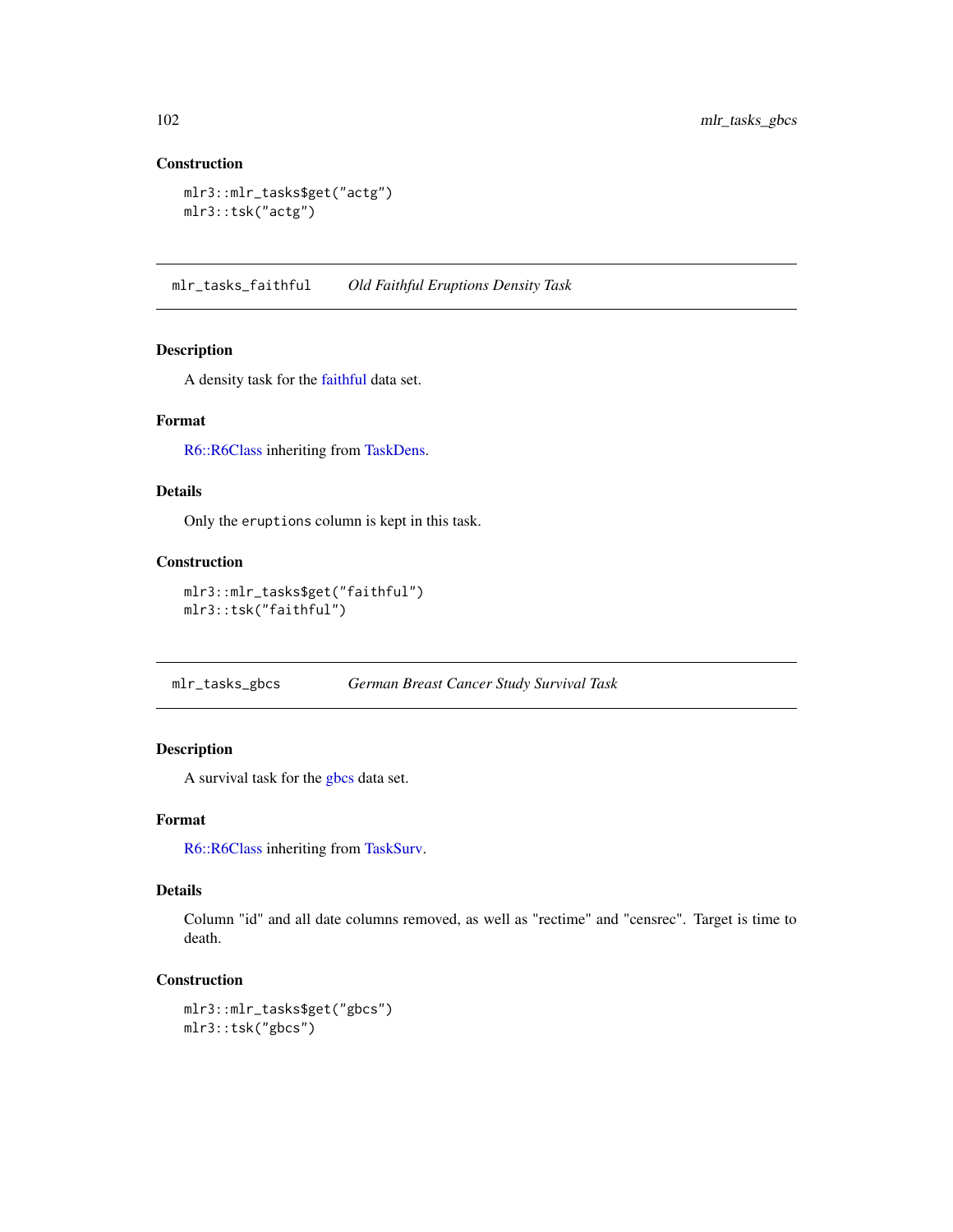### Construction

```
mlr3::mlr_tasks$get("actg")
mlr3::tsk("actg")
```

## mlr_tasks_faithful *Old Faithful Eruptions Density Task*

### Description

A density task for the faithful data set.

### Format

R6::R6Class inheriting from TaskDens.

### Details

Only the `eruptions` column is kept in this task.

### Construction

```
mlr3::mlr_tasks$get("faithful")
mlr3::tsk("faithful")
```

## mlr_tasks_gbcs *German Breast Cancer Study Survival Task*

### Description

A survival task for the gbcs data set.

### Format

R6::R6Class inheriting from TaskSurv.

### Details

Column "id" and all date columns removed, as well as "rectime" and "censrec". Target is time to death.

### Construction

```
mlr3::mlr_tasks$get("gbcs")
mlr3::tsk("gbcs")
```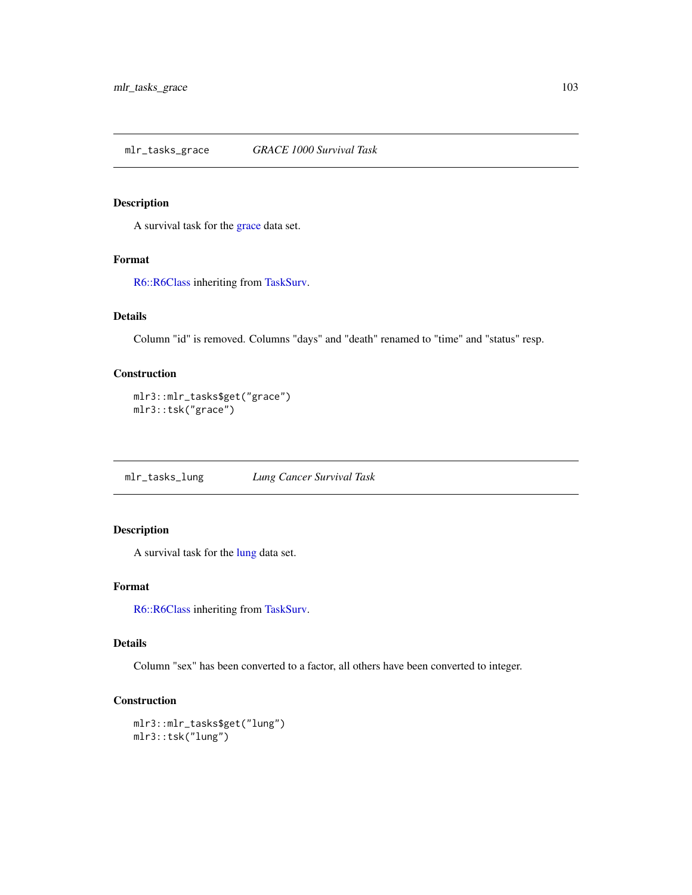## mlr_tasks_grace — *GRACE 1000 Survival Task*

### Description

A survival task for the grace data set.

### Format

R6::R6Class inheriting from TaskSurv.

### Details

Column "id" is removed. Columns "days" and "death" renamed to "time" and "status" resp.

### Construction

```
mlr3::mlr_tasks$get("grace")
mlr3::tsk("grace")
```

## mlr_tasks_lung — *Lung Cancer Survival Task*

### Description

A survival task for the lung data set.

### Format

R6::R6Class inheriting from TaskSurv.

### Details

Column "sex" has been converted to a factor, all others have been converted to integer.

### Construction

```
mlr3::mlr_tasks$get("lung")
mlr3::tsk("lung")
```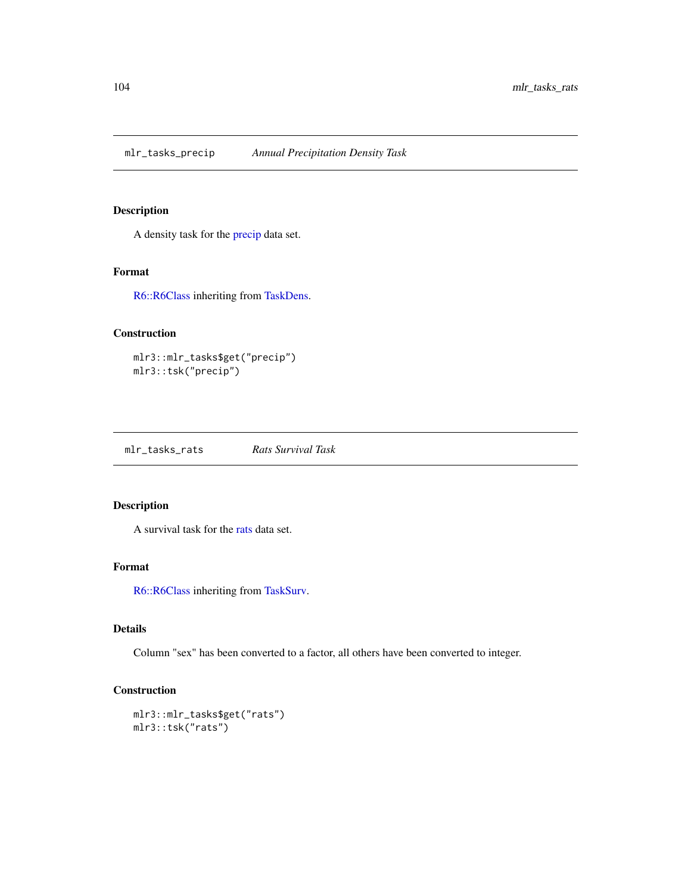# mlr_tasks_precip *Annual Precipitation Density Task*

## Description

A density task for the precip data set.

## Format

R6::R6Class inheriting from TaskDens.

## Construction

```
mlr3::mlr_tasks$get("precip")
mlr3::tsk("precip")
```

# mlr_tasks_rats *Rats Survival Task*

## Description

A survival task for the rats data set.

## Format

R6::R6Class inheriting from TaskSurv.

## Details

Column "sex" has been converted to a factor, all others have been converted to integer.

## Construction

```
mlr3::mlr_tasks$get("rats")
mlr3::tsk("rats")
```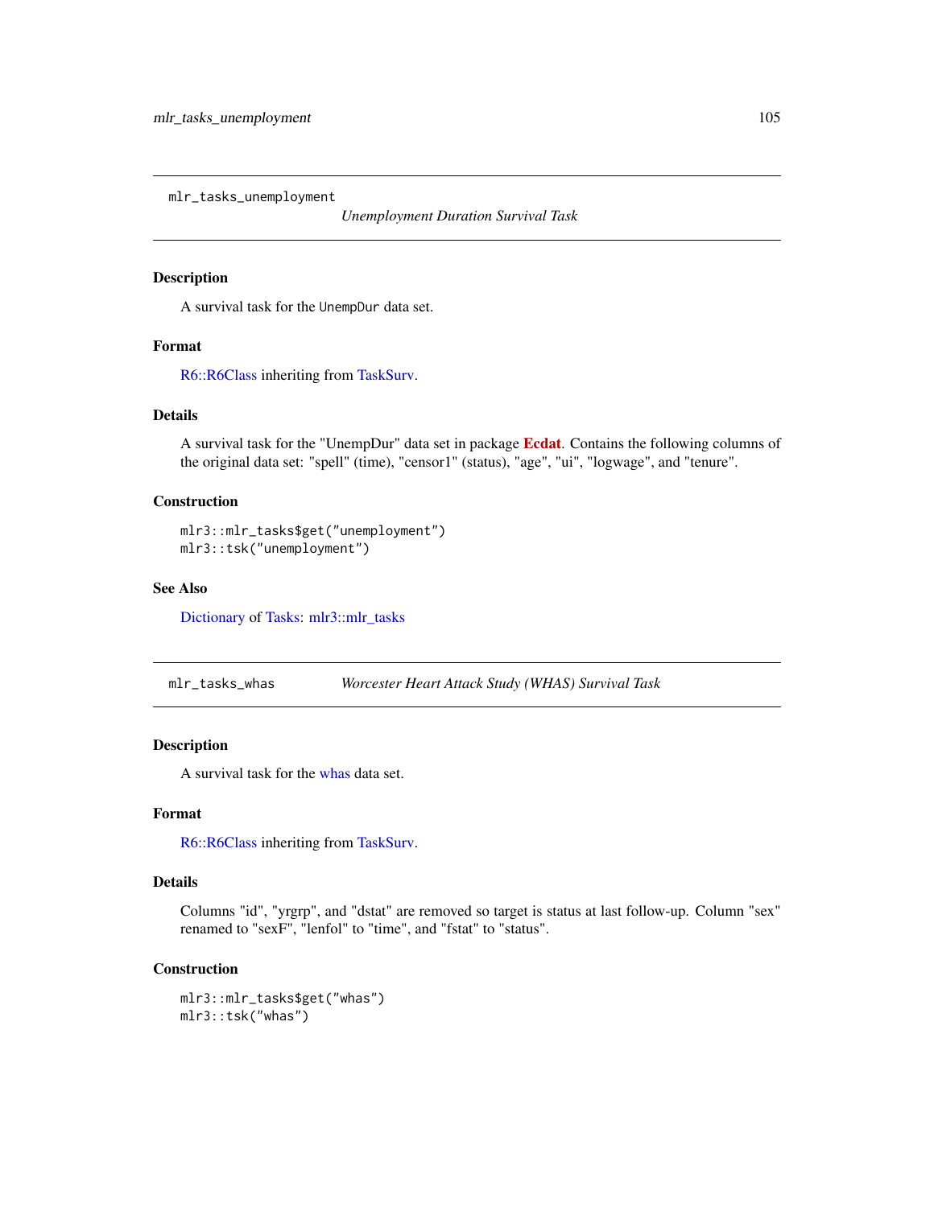## mlr_tasks_unemployment

*Unemployment Duration Survival Task*

### Description

A survival task for the UnempDur data set.

### Format

R6::R6Class inheriting from TaskSurv.

### Details

A survival task for the "UnempDur" data set in package **Ecdat**. Contains the following columns of the original data set: "spell" (time), "censor1" (status), "age", "ui", "logwage", and "tenure".

### Construction

```
mlr3::mlr_tasks$get("unemployment")
mlr3::tsk("unemployment")
```

### See Also

Dictionary of Tasks: mlr3::mlr_tasks

## mlr_tasks_whas

*Worcester Heart Attack Study (WHAS) Survival Task*

### Description

A survival task for the whas data set.

### Format

R6::R6Class inheriting from TaskSurv.

### Details

Columns "id", "yrgrp", and "dstat" are removed so target is status at last follow-up. Column "sex" renamed to "sexF", "lenfol" to "time", and "fstat" to "status".

### Construction

```
mlr3::mlr_tasks$get("whas")
mlr3::tsk("whas")
```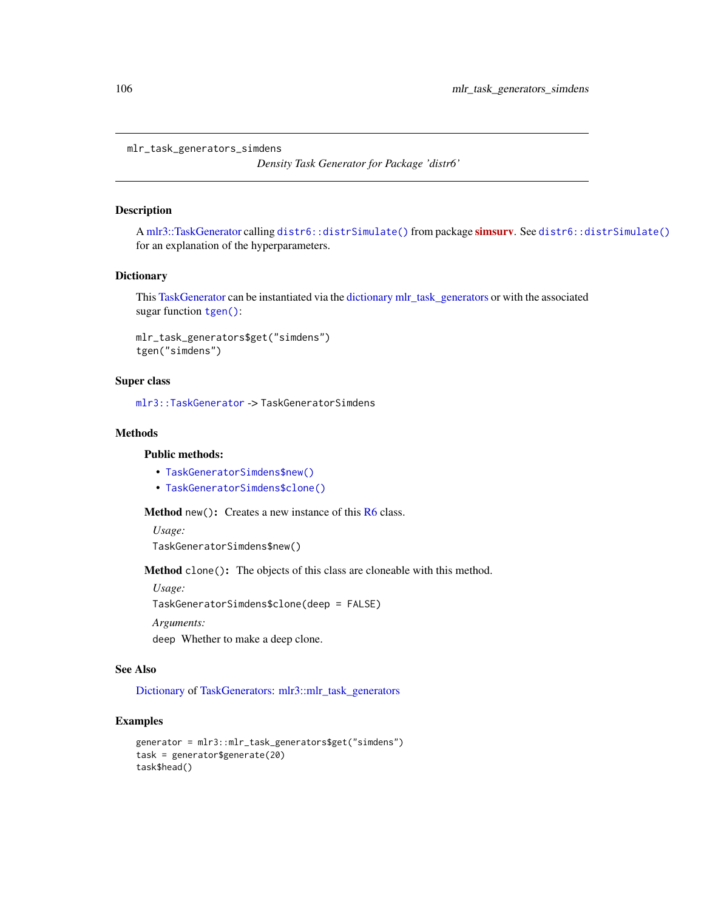mlr_task_generators_simdens

*Density Task Generator for Package 'distr6'*

## Description

A mlr3::TaskGenerator calling `distr6::distrSimulate()` from package **simsurv**. See `distr6::distrSimulate()` for an explanation of the hyperparameters.

## Dictionary

This TaskGenerator can be instantiated via the dictionary mlr_task_generators or with the associated sugar function `tgen()`:

```
mlr_task_generators$get("simdens")
tgen("simdens")
```

## Super class

`mlr3::TaskGenerator` -> `TaskGeneratorSimdens`

## Methods

### Public methods:

- `TaskGeneratorSimdens$new()`
- `TaskGeneratorSimdens$clone()`

**Method** `new()`: Creates a new instance of this R6 class.

*Usage:*

```
TaskGeneratorSimdens$new()
```

**Method** `clone()`: The objects of this class are cloneable with this method.

*Usage:*

```
TaskGeneratorSimdens$clone(deep = FALSE)
```

*Arguments:*

`deep` Whether to make a deep clone.

## See Also

Dictionary of TaskGenerators: mlr3::mlr_task_generators

## Examples

```
generator = mlr3::mlr_task_generators$get("simdens")
task = generator$generate(20)
task$head()
```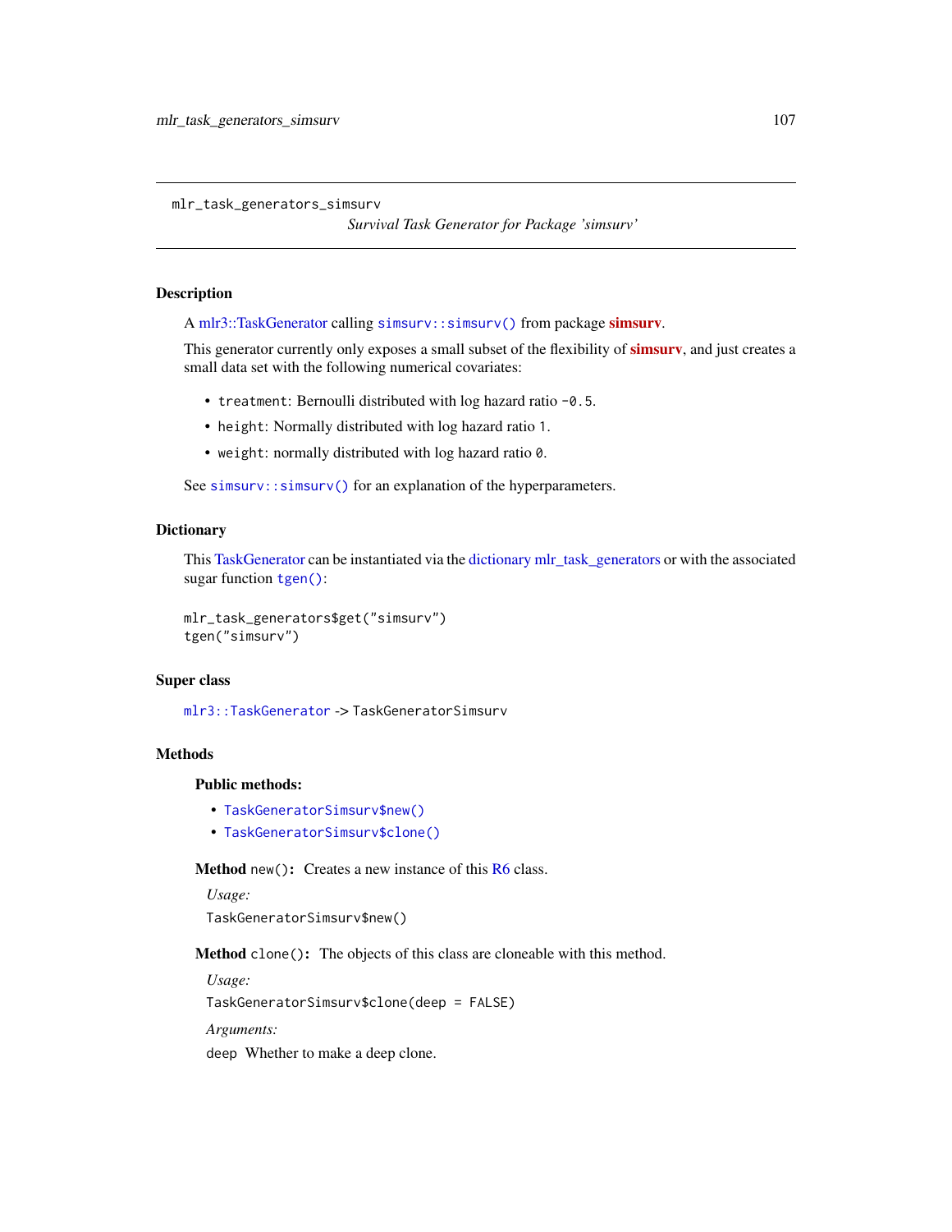# mlr_task_generators_simsurv

*Survival Task Generator for Package 'simsurv'*

## Description

A mlr3::TaskGenerator calling `simsurv::simsurv()` from package **simsurv**.

This generator currently only exposes a small subset of the flexibility of **simsurv**, and just creates a small data set with the following numerical covariates:

- `treatment`: Bernoulli distributed with log hazard ratio `-0.5`.
- `height`: Normally distributed with log hazard ratio `1`.
- `weight`: normally distributed with log hazard ratio `0`.

See `simsurv::simsurv()` for an explanation of the hyperparameters.

## Dictionary

This TaskGenerator can be instantiated via the dictionary mlr_task_generators or with the associated sugar function `tgen()`:

```
mlr_task_generators$get("simsurv")
tgen("simsurv")
```

## Super class

`mlr3::TaskGenerator` -> `TaskGeneratorSimsurv`

## Methods

### Public methods:

- `TaskGeneratorSimsurv$new()`
- `TaskGeneratorSimsurv$clone()`

**Method** `new()`**:** Creates a new instance of this R6 class.

*Usage:*

```
TaskGeneratorSimsurv$new()
```

**Method** `clone()`**:** The objects of this class are cloneable with this method.

*Usage:*

```
TaskGeneratorSimsurv$clone(deep = FALSE)
```

*Arguments:*

`deep` Whether to make a deep clone.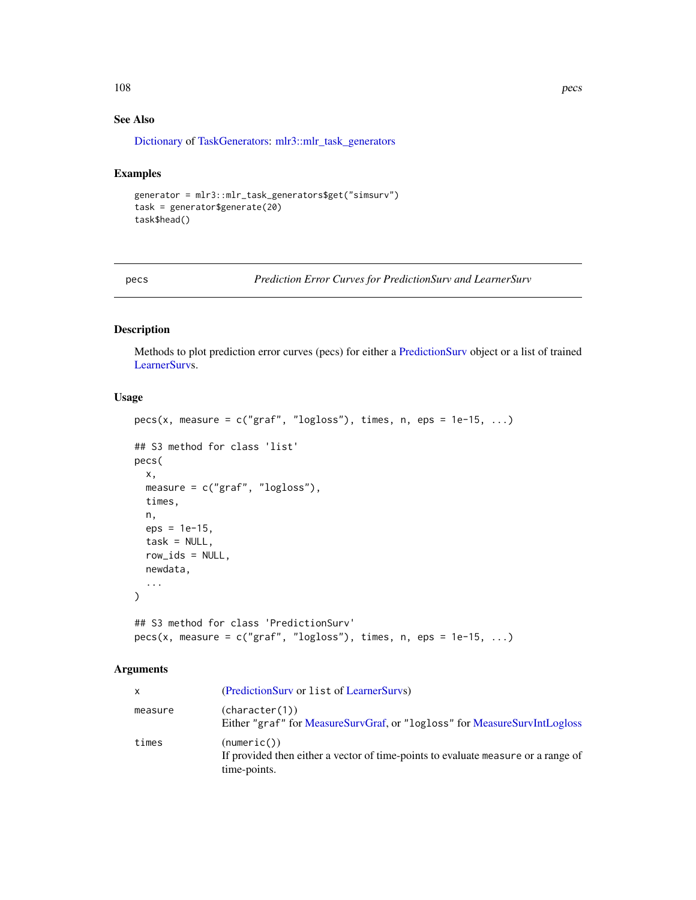## See Also

Dictionary of TaskGenerators: mlr3::mlr_task_generators

## Examples

```
generator = mlr3::mlr_task_generators$get("simsurv")
task = generator$generate(20)
task$head()
```

---

# pecs — *Prediction Error Curves for PredictionSurv and LearnerSurv*

---

## Description

Methods to plot prediction error curves (pecs) for either a PredictionSurv object or a list of trained LearnerSurvs.

## Usage

```
pecs(x, measure = c("graf", "logloss"), times, n, eps = 1e-15, ...)

## S3 method for class 'list'
pecs(
  x,
  measure = c("graf", "logloss"),
  times,
  n,
  eps = 1e-15,
  task = NULL,
  row_ids = NULL,
  newdata,
  ...
)

## S3 method for class 'PredictionSurv'
pecs(x, measure = c("graf", "logloss"), times, n, eps = 1e-15, ...)
```

## Arguments

| | |
|---|---|
| x | (PredictionSurv or list of LearnerSurvs) |
| measure | (character(1))<br>Either "graf" for MeasureSurvGraf, or "logloss" for MeasureSurvIntLogloss |
| times | (numeric())<br>If provided then either a vector of time-points to evaluate measure or a range of time-points. |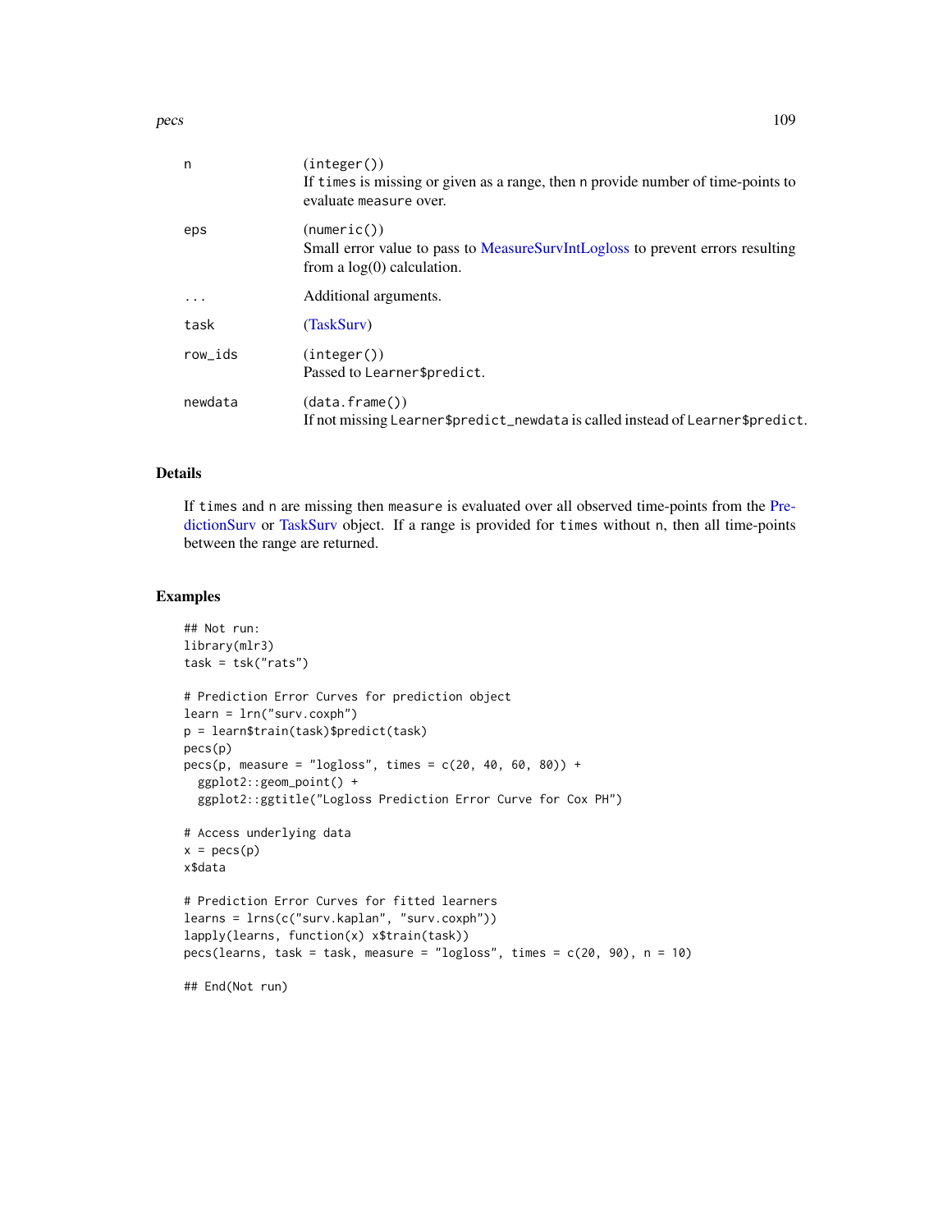| | |
|---|---|
| n | (integer())<br>If times is missing or given as a range, then n provide number of time-points to evaluate measure over. |
| eps | (numeric())<br>Small error value to pass to MeasureSurvIntLogloss to prevent errors resulting from a log(0) calculation. |
| ... | Additional arguments. |
| task | (TaskSurv) |
| row_ids | (integer())<br>Passed to Learner$predict. |
| newdata | (data.frame())<br>If not missing Learner$predict_newdata is called instead of Learner$predict. |

## Details

If times and n are missing then measure is evaluated over all observed time-points from the PredictionSurv or TaskSurv object. If a range is provided for times without n, then all time-points between the range are returned.

## Examples

```
## Not run:
library(mlr3)
task = tsk("rats")

# Prediction Error Curves for prediction object
learn = lrn("surv.coxph")
p = learn$train(task)$predict(task)
pecs(p)
pecs(p, measure = "logloss", times = c(20, 40, 60, 80)) +
  ggplot2::geom_point() +
  ggplot2::ggtitle("Logloss Prediction Error Curve for Cox PH")

# Access underlying data
x = pecs(p)
x$data

# Prediction Error Curves for fitted learners
learns = lrns(c("surv.kaplan", "surv.coxph"))
lapply(learns, function(x) x$train(task))
pecs(learns, task = task, measure = "logloss", times = c(20, 90), n = 10)

## End(Not run)
```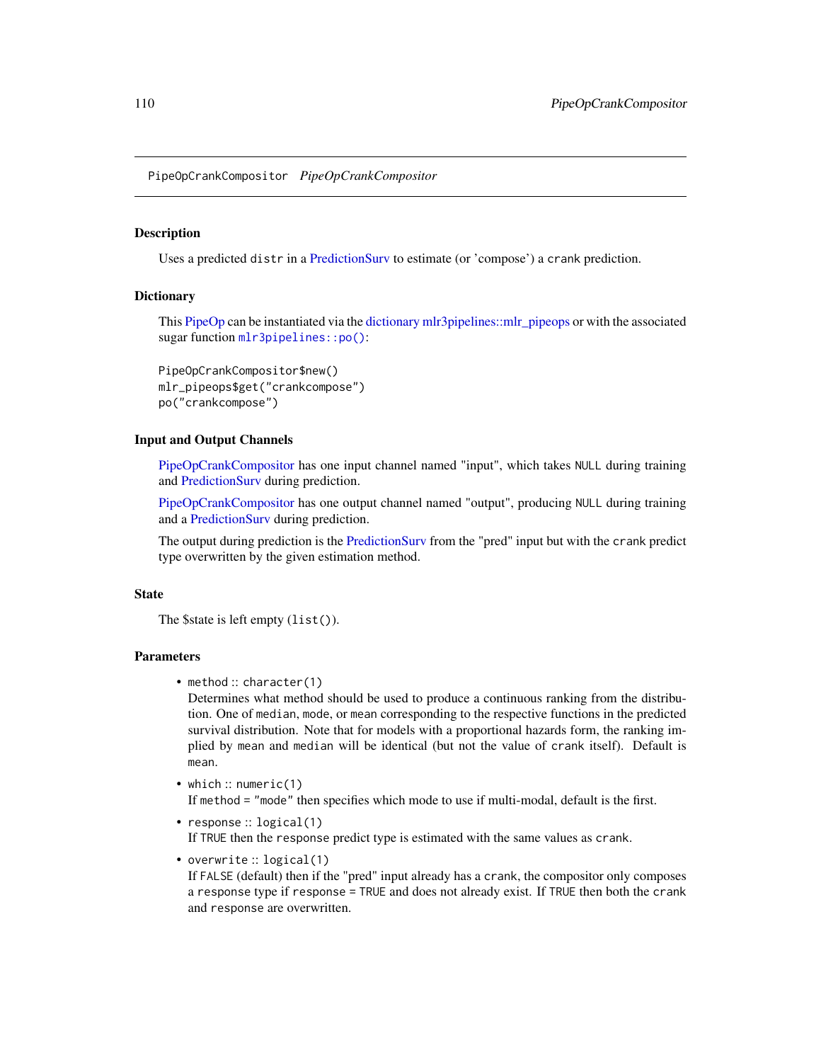PipeOpCrankCompositor *PipeOpCrankCompositor*

## Description

Uses a predicted `distr` in a PredictionSurv to estimate (or 'compose') a `crank` prediction.

## Dictionary

This PipeOp can be instantiated via the dictionary mlr3pipelines::mlr_pipeops or with the associated sugar function `mlr3pipelines::po()`:

```
PipeOpCrankCompositor$new()
mlr_pipeops$get("crankcompose")
po("crankcompose")
```

## Input and Output Channels

PipeOpCrankCompositor has one input channel named "input", which takes `NULL` during training and PredictionSurv during prediction.

PipeOpCrankCompositor has one output channel named "output", producing `NULL` during training and a PredictionSurv during prediction.

The output during prediction is the PredictionSurv from the "pred" input but with the `crank` predict type overwritten by the given estimation method.

## State

The $state is left empty (`list()`).

## Parameters

- `method` :: `character(1)`
  Determines what method should be used to produce a continuous ranking from the distribution. One of `median`, `mode`, or `mean` corresponding to the respective functions in the predicted survival distribution. Note that for models with a proportional hazards form, the ranking implied by `mean` and `median` will be identical (but not the value of `crank` itself). Default is `mean`.
- `which` :: `numeric(1)`
  If `method = "mode"` then specifies which mode to use if multi-modal, default is the first.
- `response` :: `logical(1)`
  If `TRUE` then the `response` predict type is estimated with the same values as `crank`.
- `overwrite` :: `logical(1)`
  If `FALSE` (default) then if the "pred" input already has a `crank`, the compositor only composes a `response` type if `response = TRUE` and does not already exist. If `TRUE` then both the `crank` and `response` are overwritten.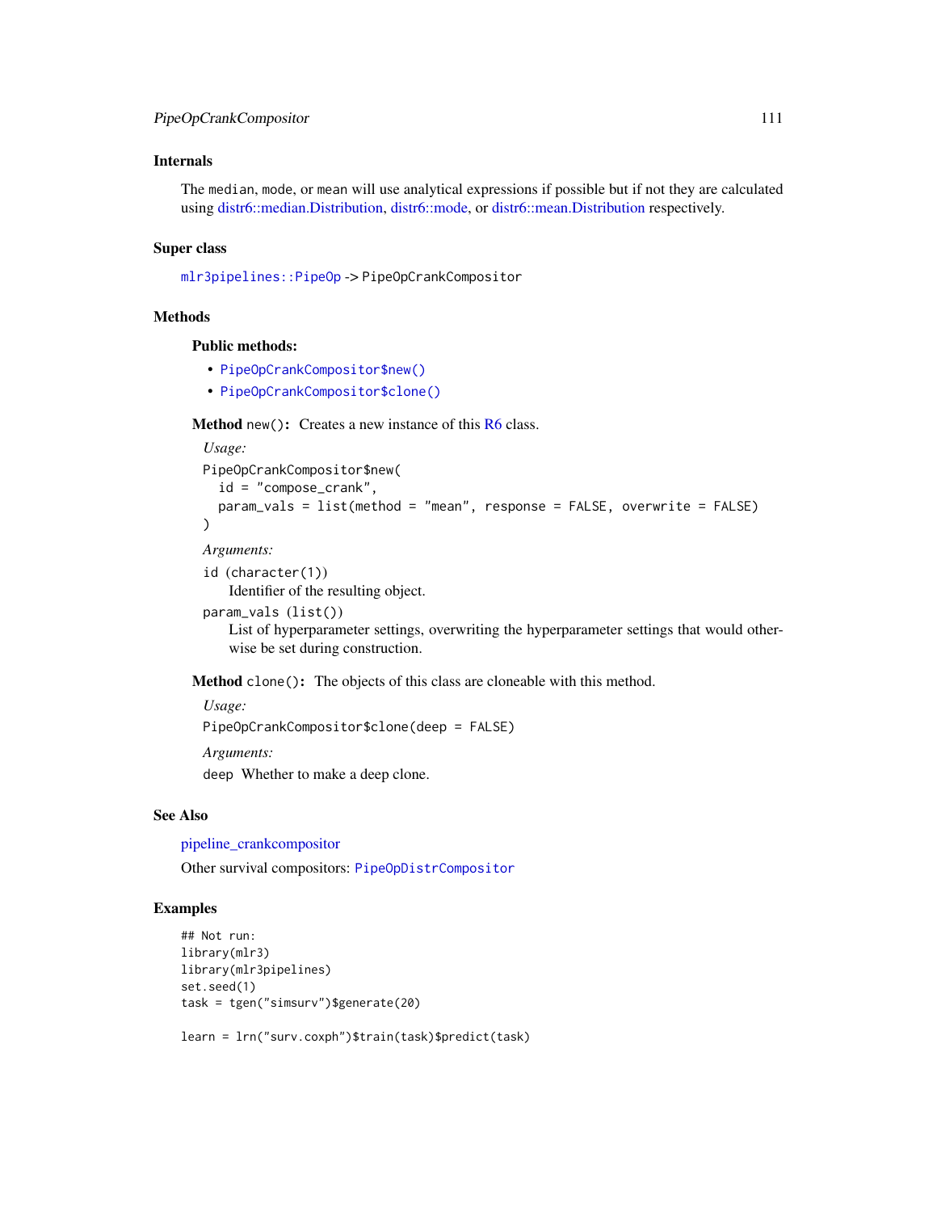## Internals

The `median`, `mode`, or `mean` will use analytical expressions if possible but if not they are calculated using distr6::median.Distribution, distr6::mode, or distr6::mean.Distribution respectively.

## Super class

`mlr3pipelines::PipeOp` -> `PipeOpCrankCompositor`

## Methods

### Public methods:

- `PipeOpCrankCompositor$new()`
- `PipeOpCrankCompositor$clone()`

**Method** `new()`: Creates a new instance of this R6 class.

*Usage:*

```
PipeOpCrankCompositor$new(
  id = "compose_crank",
  param_vals = list(method = "mean", response = FALSE, overwrite = FALSE)
)
```

*Arguments:*

`id` (`character(1)`)
 Identifier of the resulting object.

`param_vals` (`list()`)
 List of hyperparameter settings, overwriting the hyperparameter settings that would otherwise be set during construction.

**Method** `clone()`: The objects of this class are cloneable with this method.

*Usage:*

```
PipeOpCrankCompositor$clone(deep = FALSE)
```

*Arguments:*

`deep` Whether to make a deep clone.

## See Also

pipeline_crankcompositor

Other survival compositors: `PipeOpDistrCompositor`

## Examples

```
## Not run:
library(mlr3)
library(mlr3pipelines)
set.seed(1)
task = tgen("simsurv")$generate(20)

learn = lrn("surv.coxph")$train(task)$predict(task)
```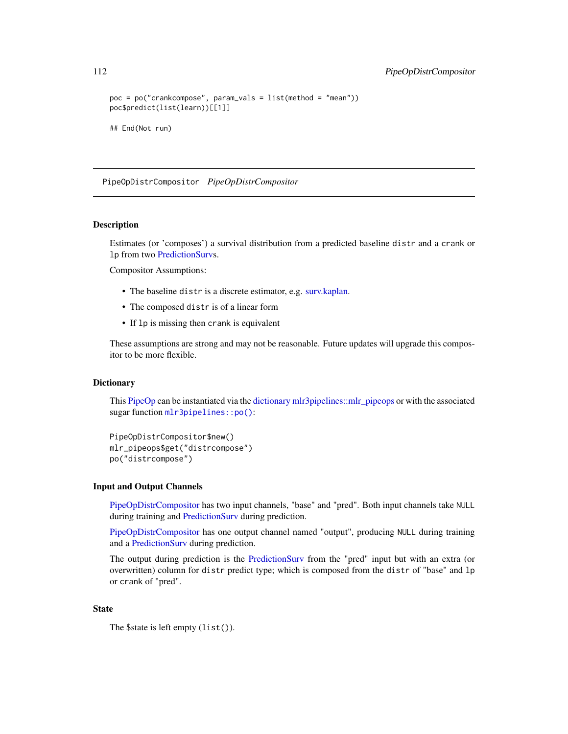```
poc = po("crankcompose", param_vals = list(method = "mean"))
poc$predict(list(learn))[[1]]

## End(Not run)
```

---

PipeOpDistrCompositor *PipeOpDistrCompositor*

---

### Description

Estimates (or 'composes') a survival distribution from a predicted baseline `distr` and a `crank` or `lp` from two PredictionSurvs.

Compositor Assumptions:

- The baseline `distr` is a discrete estimator, e.g. surv.kaplan.
- The composed `distr` is of a linear form
- If `lp` is missing then `crank` is equivalent

These assumptions are strong and may not be reasonable. Future updates will upgrade this compositor to be more flexible.

### Dictionary

This PipeOp can be instantiated via the dictionary mlr3pipelines::mlr_pipeops or with the associated sugar function `mlr3pipelines::po()`:

```
PipeOpDistrCompositor$new()
mlr_pipeops$get("distrcompose")
po("distrcompose")
```

### Input and Output Channels

PipeOpDistrCompositor has two input channels, "base" and "pred". Both input channels take `NULL` during training and PredictionSurv during prediction.

PipeOpDistrCompositor has one output channel named "output", producing `NULL` during training and a PredictionSurv during prediction.

The output during prediction is the PredictionSurv from the "pred" input but with an extra (or overwritten) column for `distr` predict type; which is composed from the `distr` of "base" and `lp` or `crank` of "pred".

### State

The $state is left empty (`list()`).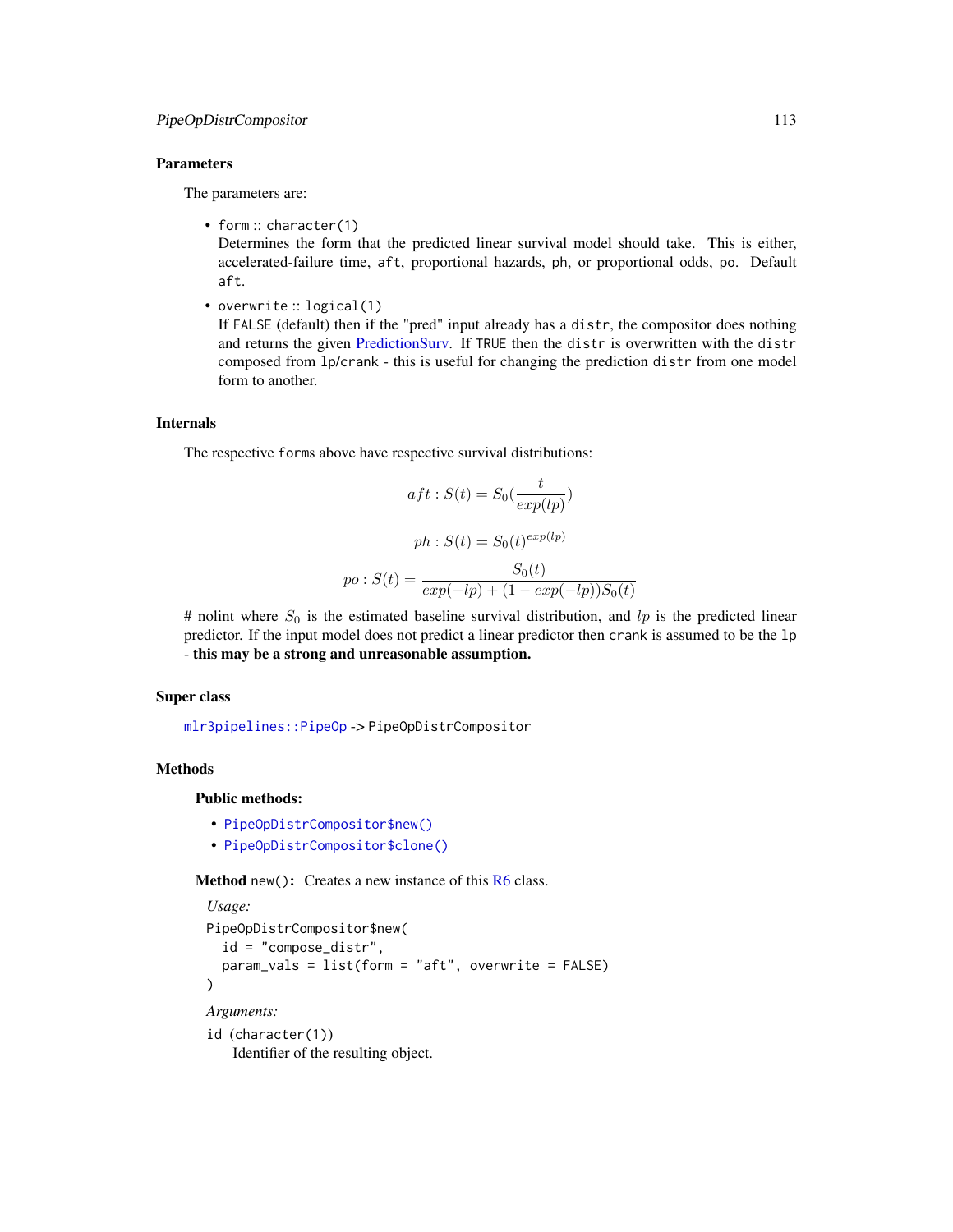### Parameters

The parameters are:

- `form` :: `character(1)`
  Determines the form that the predicted linear survival model should take. This is either, accelerated-failure time, `aft`, proportional hazards, `ph`, or proportional odds, `po`. Default `aft`.
- `overwrite` :: `logical(1)`
  If `FALSE` (default) then if the "pred" input already has a `distr`, the compositor does nothing and returns the given PredictionSurv. If `TRUE` then the `distr` is overwritten with the `distr` composed from `lp`/`crank` - this is useful for changing the prediction `distr` from one model form to another.

### Internals

The respective `form`s above have respective survival distributions:

$$aft : S(t) = S_0(\frac{t}{exp(lp)})$$

$$ph : S(t) = S_0(t)^{exp(lp)}$$

$$po : S(t) = \frac{S_0(t)}{exp(-lp) + (1 - exp(-lp))S_0(t)}$$

# nolint where $S_0$ is the estimated baseline survival distribution, and $lp$ is the predicted linear predictor. If the input model does not predict a linear predictor then `crank` is assumed to be the `lp` - **this may be a strong and unreasonable assumption.**

### Super class

`mlr3pipelines::PipeOp` -> `PipeOpDistrCompositor`

### Methods

#### Public methods:

- `PipeOpDistrCompositor$new()`
- `PipeOpDistrCompositor$clone()`

**Method** `new()`**:** Creates a new instance of this R6 class.

*Usage:*

```
PipeOpDistrCompositor$new(
  id = "compose_distr",
  param_vals = list(form = "aft", overwrite = FALSE)
)
```

*Arguments:*

`id` (`character(1)`)
  Identifier of the resulting object.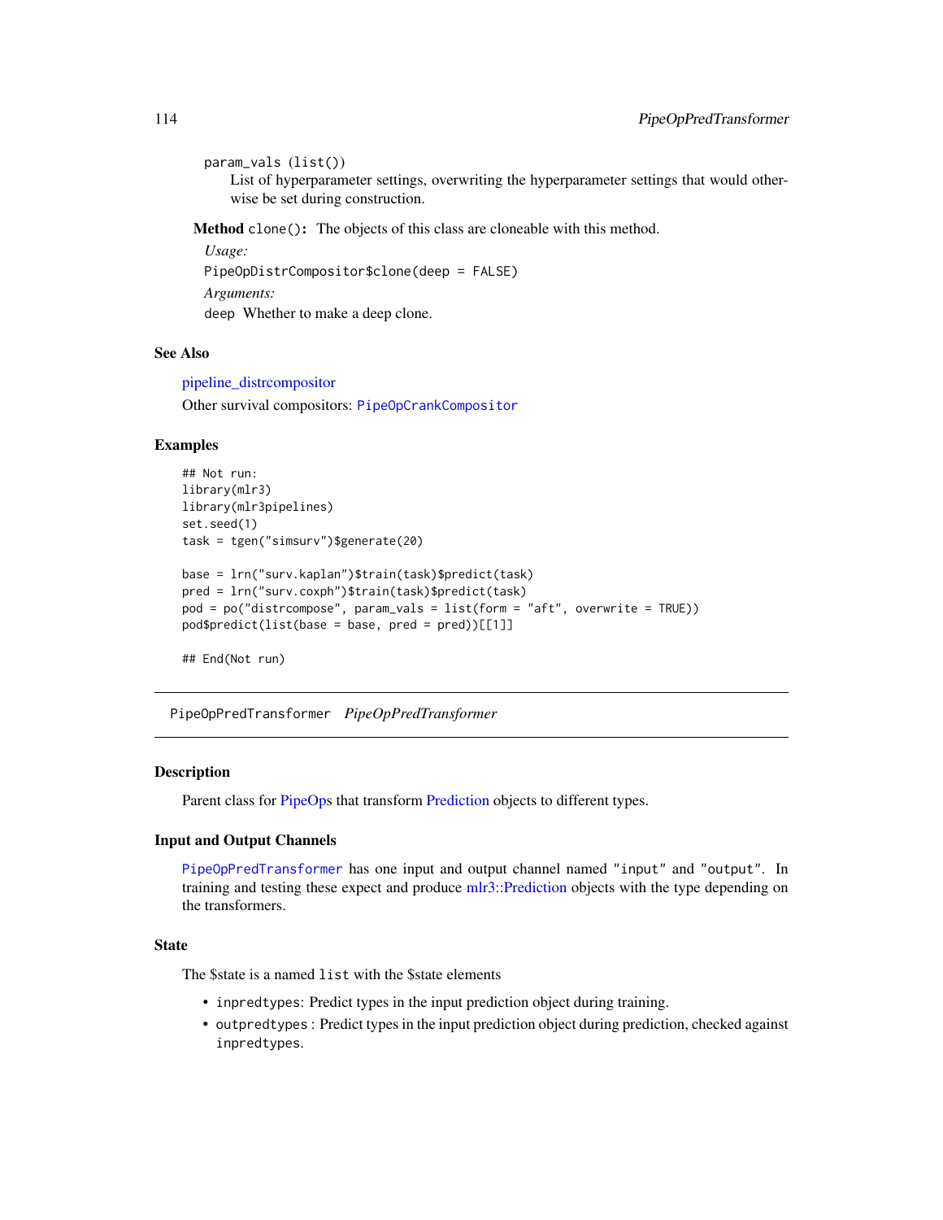param_vals (list())
List of hyperparameter settings, overwriting the hyperparameter settings that would otherwise be set during construction.

**Method** `clone()`: The objects of this class are cloneable with this method.

*Usage:*

```
PipeOpDistrCompositor$clone(deep = FALSE)
```

*Arguments:*

`deep` Whether to make a deep clone.

## See Also

pipeline_distrcompositor

Other survival compositors: `PipeOpCrankCompositor`

## Examples

```
## Not run:
library(mlr3)
library(mlr3pipelines)
set.seed(1)
task = tgen("simsurv")$generate(20)

base = lrn("surv.kaplan")$train(task)$predict(task)
pred = lrn("surv.coxph")$train(task)$predict(task)
pod = po("distrcompose", param_vals = list(form = "aft", overwrite = TRUE))
pod$predict(list(base = base, pred = pred))[[1]]

## End(Not run)
```

---

# PipeOpPredTransformer *PipeOpPredTransformer*

## Description

Parent class for PipeOps that transform Prediction objects to different types.

## Input and Output Channels

`PipeOpPredTransformer` has one input and output channel named "input" and "output". In training and testing these expect and produce mlr3::Prediction objects with the type depending on the transformers.

## State

The $state is a named `list` with the $state elements

- `inpredtypes`: Predict types in the input prediction object during training.
- `outpredtypes` : Predict types in the input prediction object during prediction, checked against `inpredtypes`.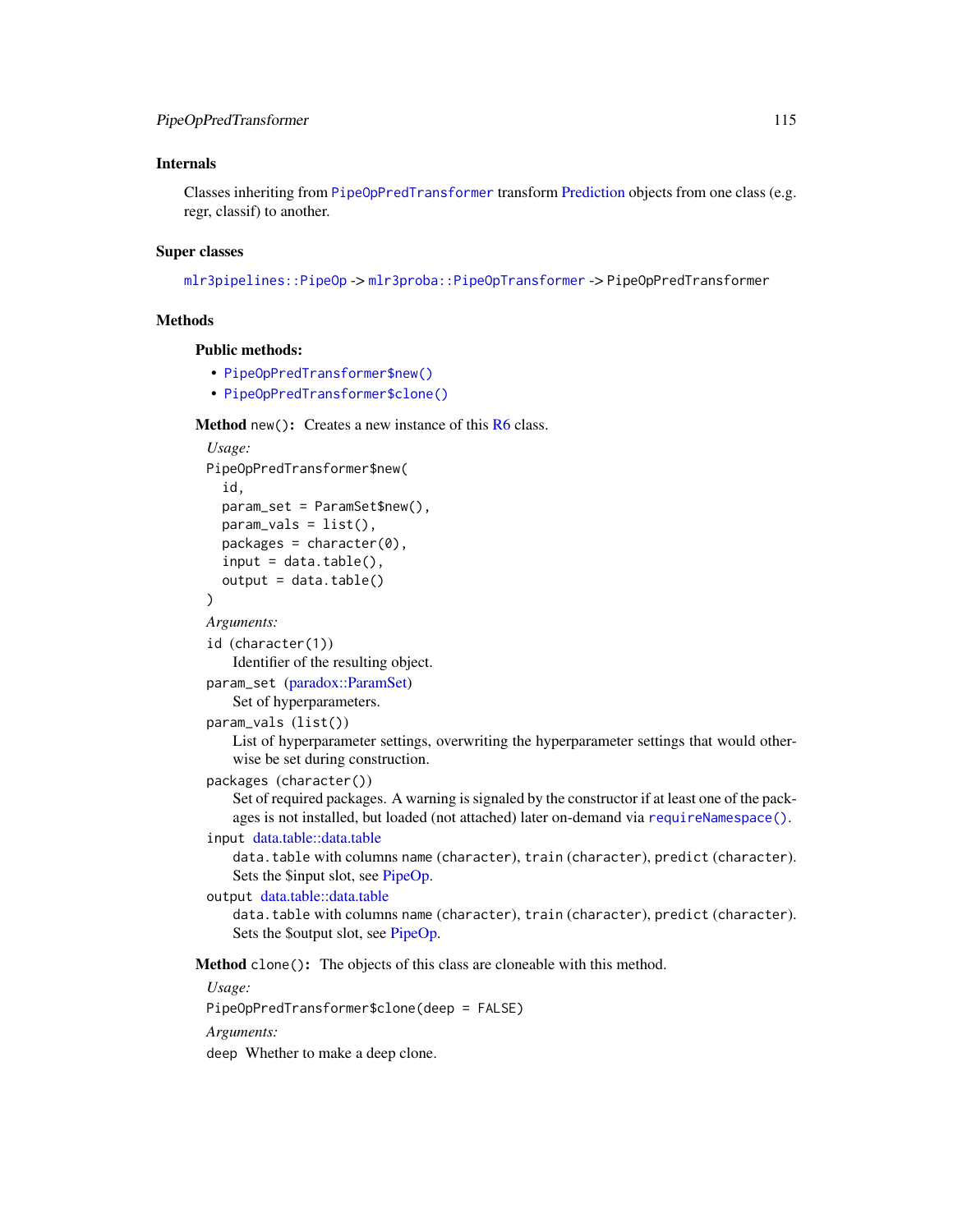## Internals

Classes inheriting from `PipeOpPredTransformer` transform Prediction objects from one class (e.g. regr, classif) to another.

## Super classes

`mlr3pipelines::PipeOp` -> `mlr3proba::PipeOpTransformer` -> `PipeOpPredTransformer`

## Methods

### Public methods:

- `PipeOpPredTransformer$new()`
- `PipeOpPredTransformer$clone()`

**Method** `new()`**:** Creates a new instance of this R6 class.

*Usage:*

```
PipeOpPredTransformer$new(
  id,
  param_set = ParamSet$new(),
  param_vals = list(),
  packages = character(0),
  input = data.table(),
  output = data.table()
)
```

*Arguments:*

`id` (`character(1)`)
Identifier of the resulting object.

`param_set` (paradox::ParamSet)
Set of hyperparameters.

`param_vals` (`list()`)
List of hyperparameter settings, overwriting the hyperparameter settings that would otherwise be set during construction.

`packages` (`character()`)
Set of required packages. A warning is signaled by the constructor if at least one of the packages is not installed, but loaded (not attached) later on-demand via `requireNamespace()`.

`input` data.table::data.table
`data.table` with columns `name` (`character`), `train` (`character`), `predict` (`character`). Sets the $input slot, see PipeOp.

`output` data.table::data.table
`data.table` with columns `name` (`character`), `train` (`character`), `predict` (`character`). Sets the $output slot, see PipeOp.

**Method** `clone()`**:** The objects of this class are cloneable with this method.

*Usage:*

```
PipeOpPredTransformer$clone(deep = FALSE)
```

*Arguments:*

`deep` Whether to make a deep clone.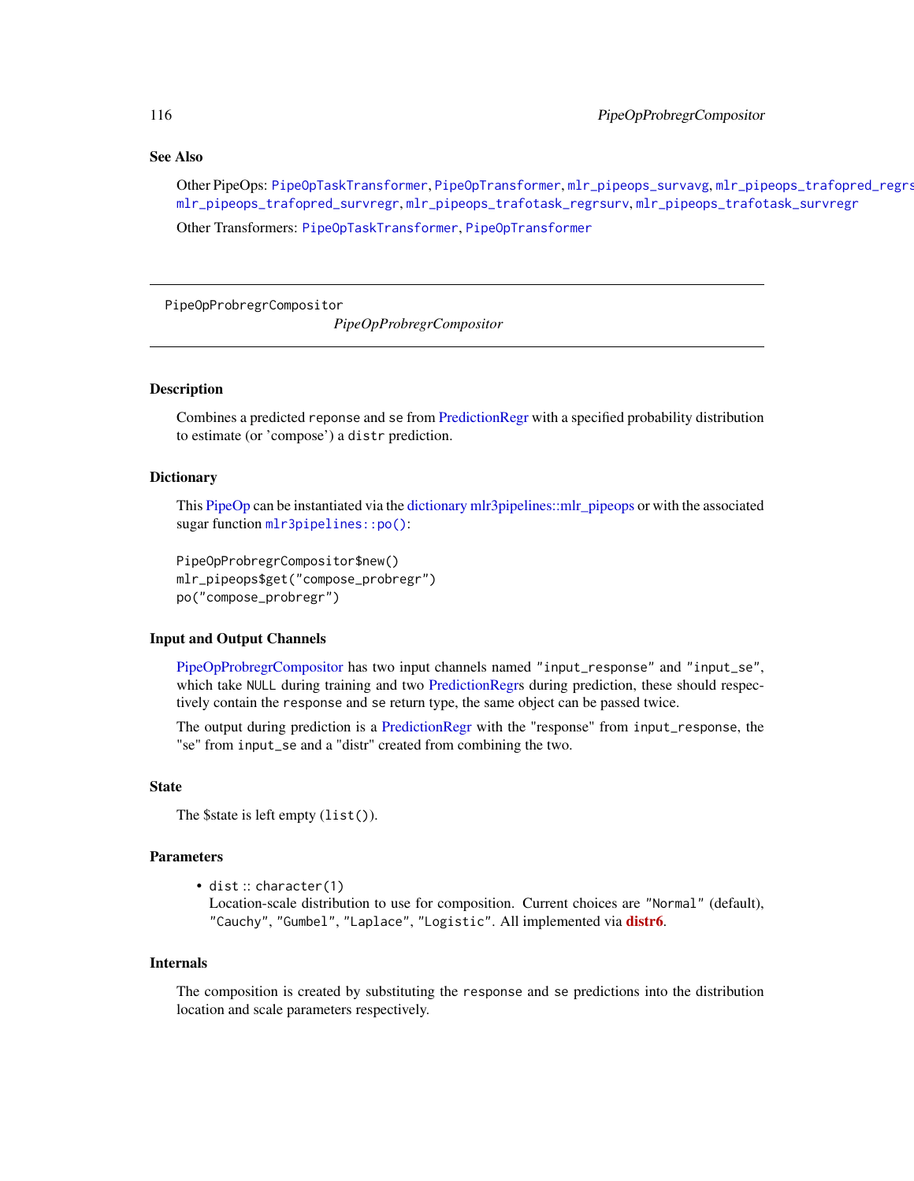### See Also

Other PipeOps: PipeOpTaskTransformer, PipeOpTransformer, mlr_pipeops_survavg, mlr_pipeops_trafopred_regrs mlr_pipeops_trafopred_survregr, mlr_pipeops_trafotask_regrsurv, mlr_pipeops_trafotask_survregr

Other Transformers: PipeOpTaskTransformer, PipeOpTransformer

---

PipeOpProbregrCompositor *PipeOpProbregrCompositor*

---

### Description

Combines a predicted reponse and se from PredictionRegr with a specified probability distribution to estimate (or 'compose') a distr prediction.

### Dictionary

This PipeOp can be instantiated via the dictionary mlr3pipelines::mlr_pipeops or with the associated sugar function mlr3pipelines::po():

```
PipeOpProbregrCompositor$new()
mlr_pipeops$get("compose_probregr")
po("compose_probregr")
```

### Input and Output Channels

PipeOpProbregrCompositor has two input channels named "input_response" and "input_se", which take NULL during training and two PredictionRegrs during prediction, these should respectively contain the response and se return type, the same object can be passed twice.

The output during prediction is a PredictionRegr with the "response" from input_response, the "se" from input_se and a "distr" created from combining the two.

### State

The $state is left empty (list()).

### Parameters

- dist :: character(1)
  Location-scale distribution to use for composition. Current choices are "Normal" (default), "Cauchy", "Gumbel", "Laplace", "Logistic". All implemented via **distr6**.

### Internals

The composition is created by substituting the response and se predictions into the distribution location and scale parameters respectively.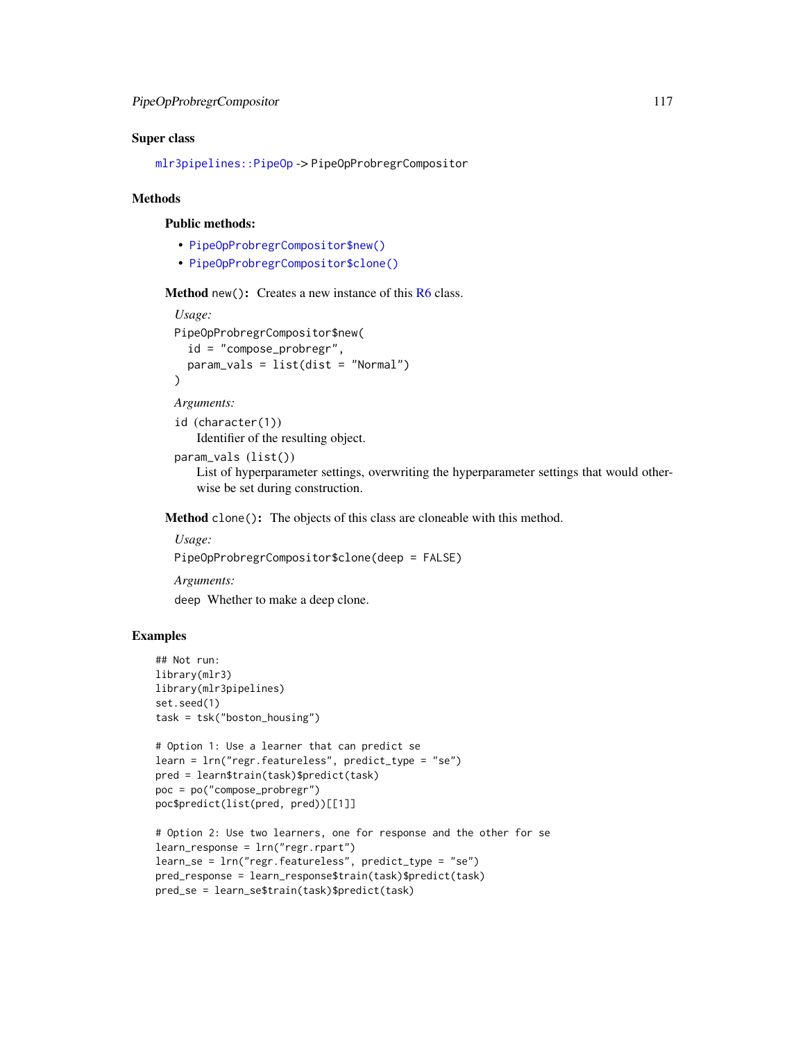### Super class

`mlr3pipelines::PipeOp` -> `PipeOpProbregrCompositor`

### Methods

#### Public methods:

- `PipeOpProbregrCompositor$new()`
- `PipeOpProbregrCompositor$clone()`

**Method** `new()`**:** Creates a new instance of this R6 class.

*Usage:*

```
PipeOpProbregrCompositor$new(
  id = "compose_probregr",
  param_vals = list(dist = "Normal")
)
```

*Arguments:*

`id` (`character(1)`)
Identifier of the resulting object.

`param_vals` (`list()`)
List of hyperparameter settings, overwriting the hyperparameter settings that would otherwise be set during construction.

**Method** `clone()`**:** The objects of this class are cloneable with this method.

*Usage:*

```
PipeOpProbregrCompositor$clone(deep = FALSE)
```

*Arguments:*

`deep` Whether to make a deep clone.

### Examples

```
## Not run:
library(mlr3)
library(mlr3pipelines)
set.seed(1)
task = tsk("boston_housing")

# Option 1: Use a learner that can predict se
learn = lrn("regr.featureless", predict_type = "se")
pred = learn$train(task)$predict(task)
poc = po("compose_probregr")
poc$predict(list(pred, pred))[[1]]

# Option 2: Use two learners, one for response and the other for se
learn_response = lrn("regr.rpart")
learn_se = lrn("regr.featureless", predict_type = "se")
pred_response = learn_response$train(task)$predict(task)
pred_se = learn_se$train(task)$predict(task)
```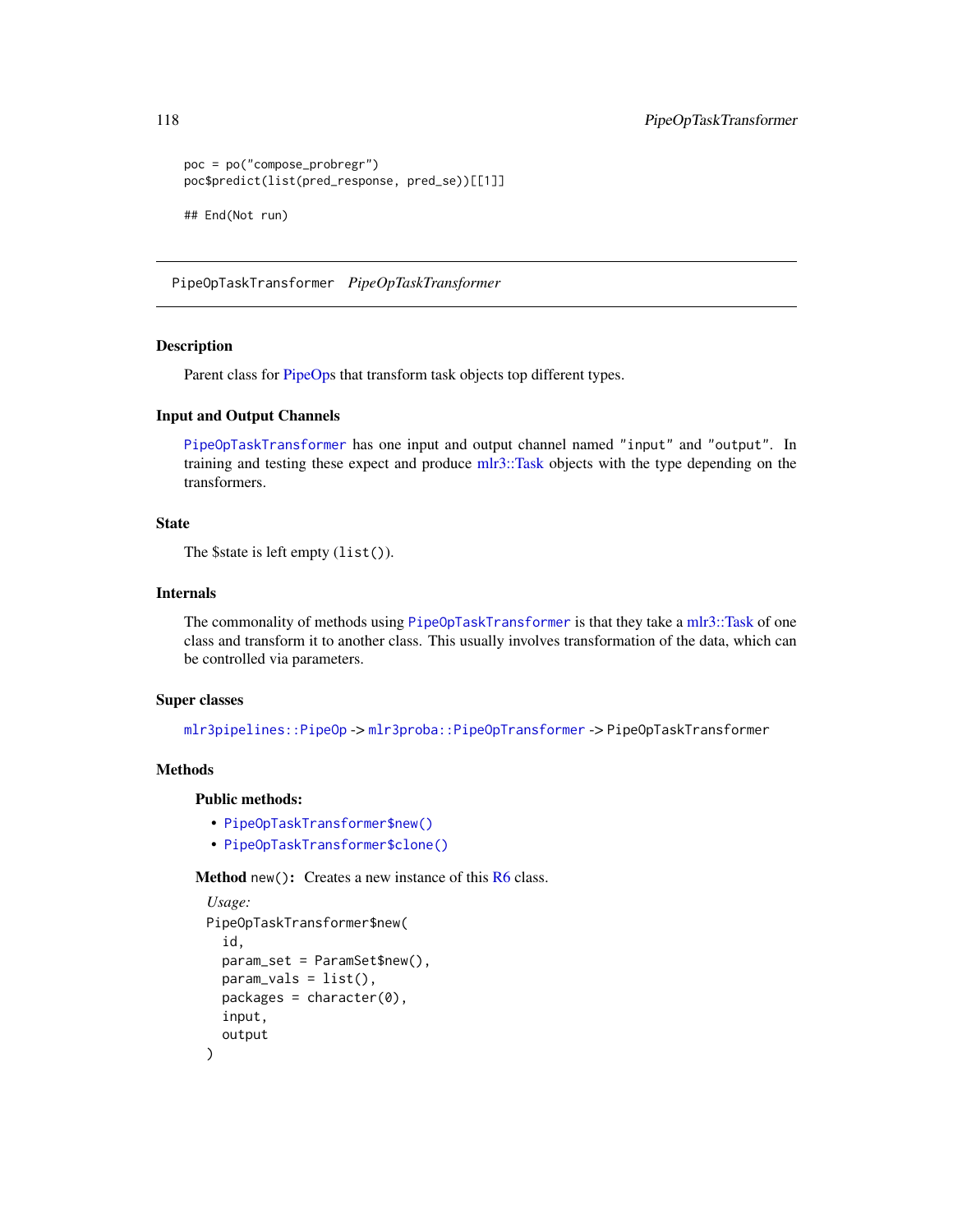```
poc = po("compose_probregr")
poc$predict(list(pred_response, pred_se))[[1]]

## End(Not run)
```

---

PipeOpTaskTransformer    *PipeOpTaskTransformer*

---

## Description

Parent class for PipeOps that transform task objects top different types.

## Input and Output Channels

`PipeOpTaskTransformer` has one input and output channel named "input" and "output". In training and testing these expect and produce mlr3::Task objects with the type depending on the transformers.

## State

The $state is left empty (`list()`).

## Internals

The commonality of methods using `PipeOpTaskTransformer` is that they take a mlr3::Task of one class and transform it to another class. This usually involves transformation of the data, which can be controlled via parameters.

## Super classes

`mlr3pipelines::PipeOp` -> `mlr3proba::PipeOpTransformer` -> `PipeOpTaskTransformer`

## Methods

### Public methods:

- `PipeOpTaskTransformer$new()`
- `PipeOpTaskTransformer$clone()`

**Method** `new()`**:** Creates a new instance of this R6 class.

*Usage:*

```
PipeOpTaskTransformer$new(
  id,
  param_set = ParamSet$new(),
  param_vals = list(),
  packages = character(0),
  input,
  output
)
```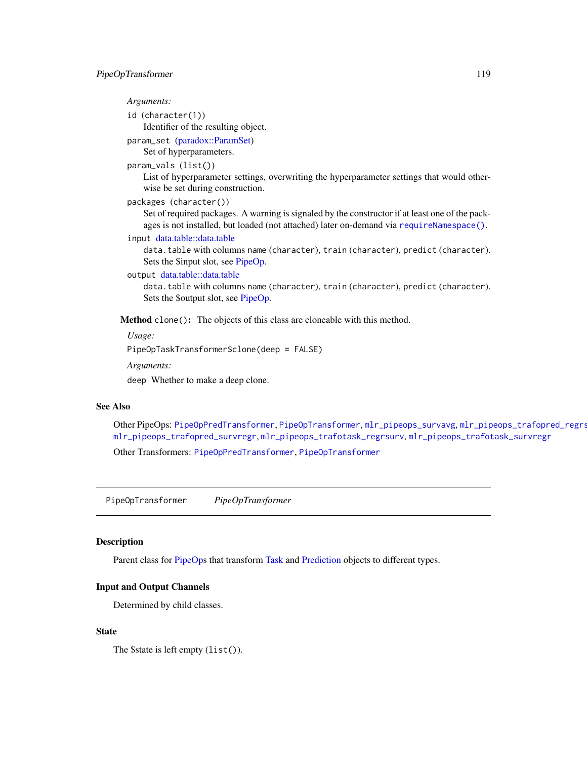*Arguments:*

`id` (`character(1)`)
: Identifier of the resulting object.

`param_set` (paradox::ParamSet)
: Set of hyperparameters.

`param_vals` (`list()`)
: List of hyperparameter settings, overwriting the hyperparameter settings that would otherwise be set during construction.

`packages` (`character()`)
: Set of required packages. A warning is signaled by the constructor if at least one of the packages is not installed, but loaded (not attached) later on-demand via `requireNamespace()`.

`input` data.table::data.table
: `data.table` with columns `name` (`character`), `train` (`character`), `predict` (`character`). Sets the $input slot, see PipeOp.

`output` data.table::data.table
: `data.table` with columns `name` (`character`), `train` (`character`), `predict` (`character`). Sets the $output slot, see PipeOp.

**Method** `clone()`**:** The objects of this class are cloneable with this method.

*Usage:*

```
PipeOpTaskTransformer$clone(deep = FALSE)
```

*Arguments:*

`deep` Whether to make a deep clone.

## See Also

Other PipeOps: `PipeOpPredTransformer`, `PipeOpTransformer`, `mlr_pipeops_survavg`, `mlr_pipeops_trafopred_regrs`
`mlr_pipeops_trafopred_survregr`, `mlr_pipeops_trafotask_regrsurv`, `mlr_pipeops_trafotask_survregr`

Other Transformers: `PipeOpPredTransformer`, `PipeOpTransformer`

---

`PipeOpTransformer` *PipeOpTransformer*

---

## Description

Parent class for PipeOps that transform Task and Prediction objects to different types.

## Input and Output Channels

Determined by child classes.

## State

The $state is left empty (`list()`).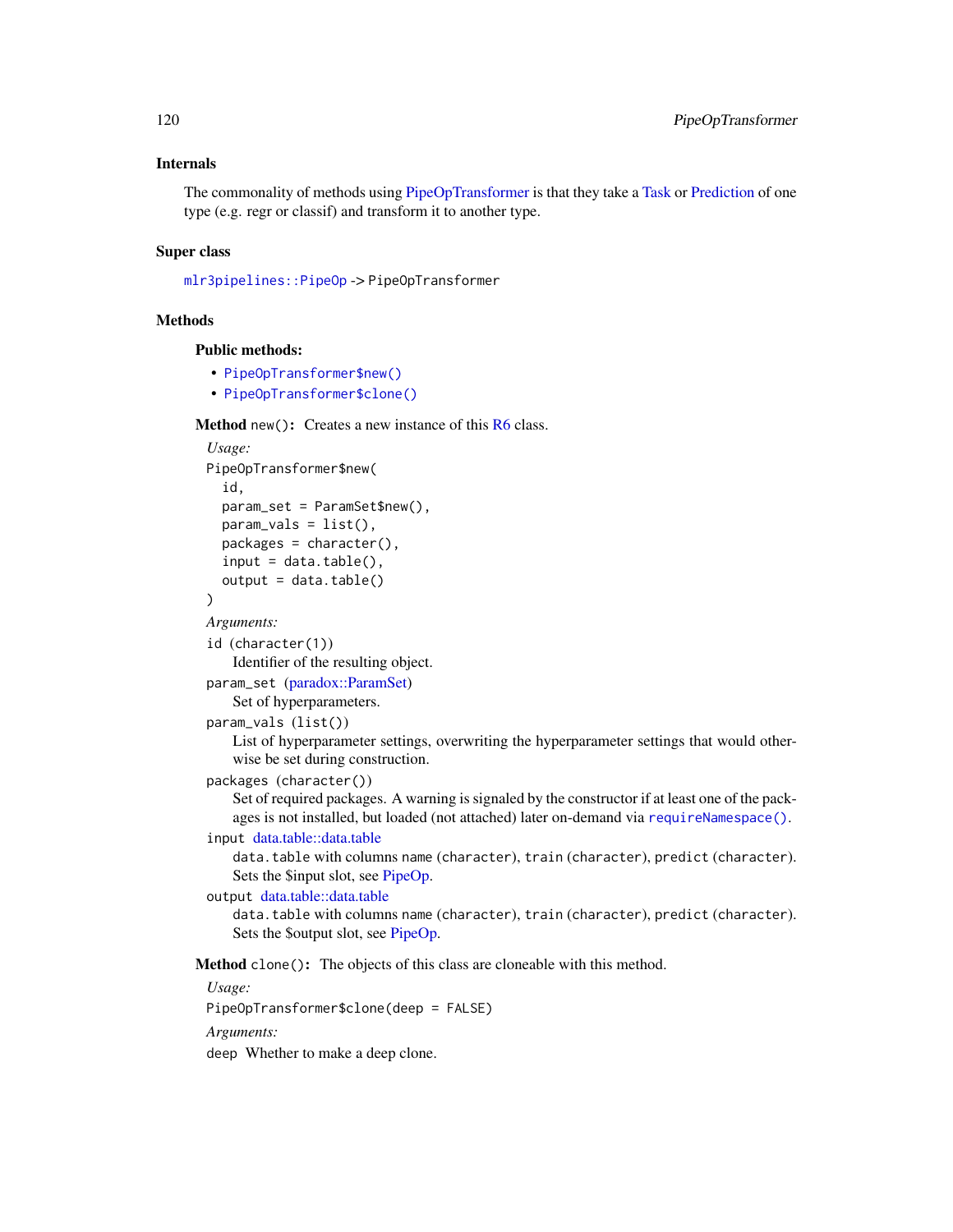### Internals

The commonality of methods using PipeOpTransformer is that they take a Task or Prediction of one type (e.g. regr or classif) and transform it to another type.

### Super class

`mlr3pipelines::PipeOp` -> `PipeOpTransformer`

### Methods

#### Public methods:

- `PipeOpTransformer$new()`
- `PipeOpTransformer$clone()`

**Method** `new()`: Creates a new instance of this R6 class.

*Usage:*

```
PipeOpTransformer$new(
  id,
  param_set = ParamSet$new(),
  param_vals = list(),
  packages = character(),
  input = data.table(),
  output = data.table()
)
```

*Arguments:*

`id` (`character(1)`)
: Identifier of the resulting object.

`param_set` (paradox::ParamSet)
: Set of hyperparameters.

`param_vals` (`list()`)
: List of hyperparameter settings, overwriting the hyperparameter settings that would otherwise be set during construction.

`packages` (`character()`)
: Set of required packages. A warning is signaled by the constructor if at least one of the packages is not installed, but loaded (not attached) later on-demand via `requireNamespace()`.

`input` data.table::data.table
: `data.table` with columns `name` (`character`), `train` (`character`), `predict` (`character`). Sets the $input slot, see PipeOp.

`output` data.table::data.table
: `data.table` with columns `name` (`character`), `train` (`character`), `predict` (`character`). Sets the $output slot, see PipeOp.

**Method** `clone()`: The objects of this class are cloneable with this method.

*Usage:*

```
PipeOpTransformer$clone(deep = FALSE)
```

*Arguments:*

`deep` Whether to make a deep clone.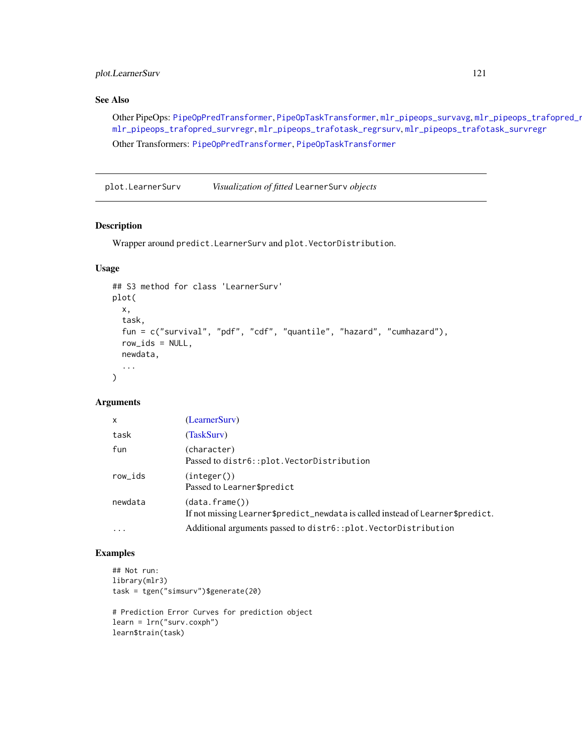## See Also

Other PipeOps: PipeOpPredTransformer, PipeOpTaskTransformer, mlr_pipeops_survavg, mlr_pipeops_trafopred_r mlr_pipeops_trafopred_survregr, mlr_pipeops_trafotask_regrsurv, mlr_pipeops_trafotask_survregr

Other Transformers: PipeOpPredTransformer, PipeOpTaskTransformer

---

plot.LearnerSurv    *Visualization of fitted* LearnerSurv *objects*

---

## Description

Wrapper around predict.LearnerSurv and plot.VectorDistribution.

## Usage

```
## S3 method for class 'LearnerSurv'
plot(
  x,
  task,
  fun = c("survival", "pdf", "cdf", "quantile", "hazard", "cumhazard"),
  row_ids = NULL,
  newdata,
  ...
)
```

## Arguments

| | |
|---|---|
| x | (LearnerSurv) |
| task | (TaskSurv) |
| fun | (character)<br>Passed to distr6::plot.VectorDistribution |
| row_ids | (integer())<br>Passed to Learner$predict |
| newdata | (data.frame())<br>If not missing Learner$predict_newdata is called instead of Learner$predict. |
| ... | Additional arguments passed to distr6::plot.VectorDistribution |

## Examples

```
## Not run:
library(mlr3)
task = tgen("simsurv")$generate(20)

# Prediction Error Curves for prediction object
learn = lrn("surv.coxph")
learn$train(task)
```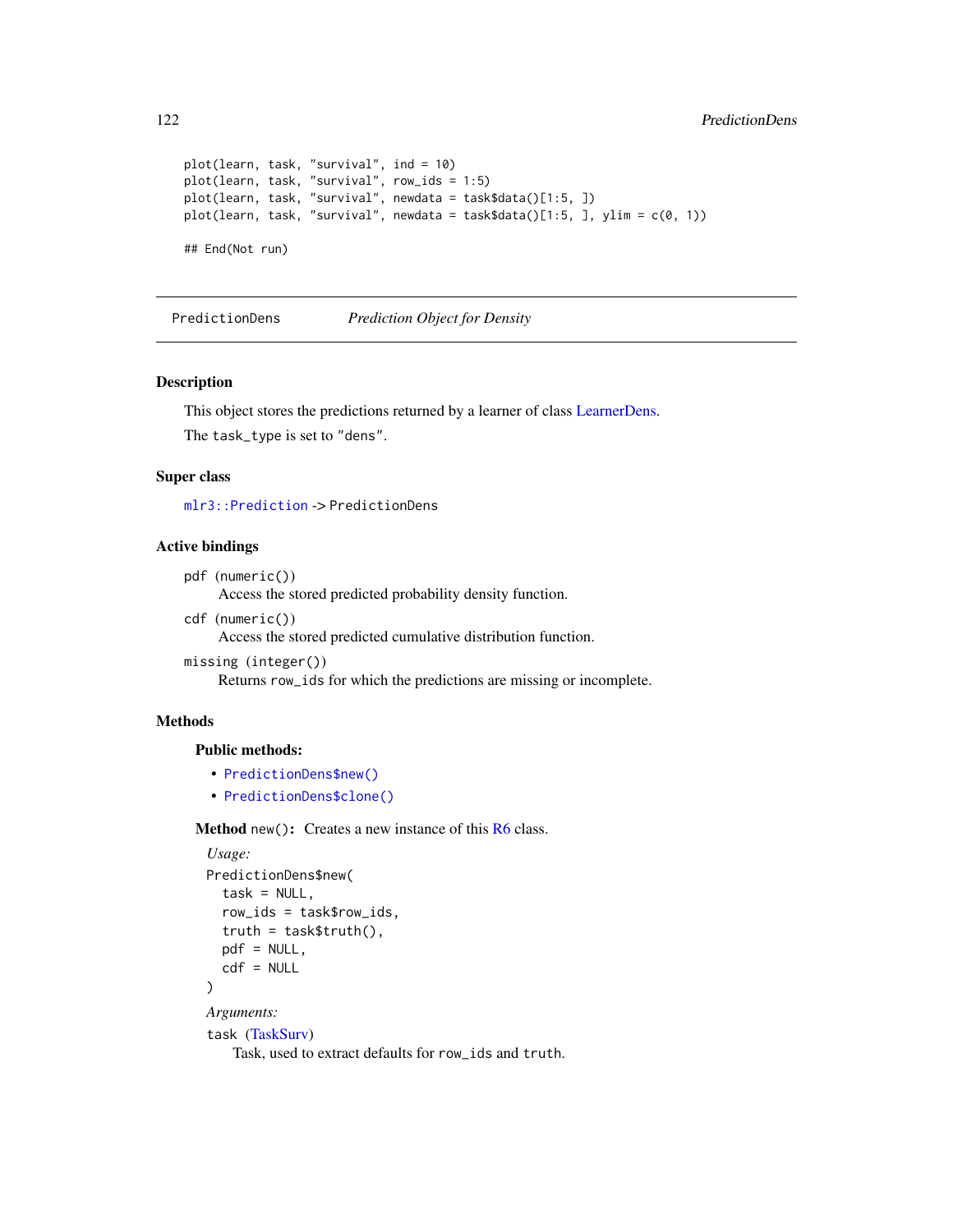```
plot(learn, task, "survival", ind = 10)
plot(learn, task, "survival", row_ids = 1:5)
plot(learn, task, "survival", newdata = task$data()[1:5, ])
plot(learn, task, "survival", newdata = task$data()[1:5, ], ylim = c(0, 1))

## End(Not run)
```

---

PredictionDens *Prediction Object for Density*

---

## Description

This object stores the predictions returned by a learner of class LearnerDens.

The `task_type` is set to `"dens"`.

## Super class

`mlr3::Prediction` -> PredictionDens

## Active bindings

`pdf` (`numeric()`)
: Access the stored predicted probability density function.

`cdf` (`numeric()`)
: Access the stored predicted cumulative distribution function.

`missing` (`integer()`)
: Returns `row_ids` for which the predictions are missing or incomplete.

## Methods

### Public methods:

- `PredictionDens$new()`
- `PredictionDens$clone()`

**Method** `new()`: Creates a new instance of this R6 class.

*Usage:*

```
PredictionDens$new(
  task = NULL,
  row_ids = task$row_ids,
  truth = task$truth(),
  pdf = NULL,
  cdf = NULL
)
```

*Arguments:*

`task` (TaskSurv)
: Task, used to extract defaults for `row_ids` and `truth`.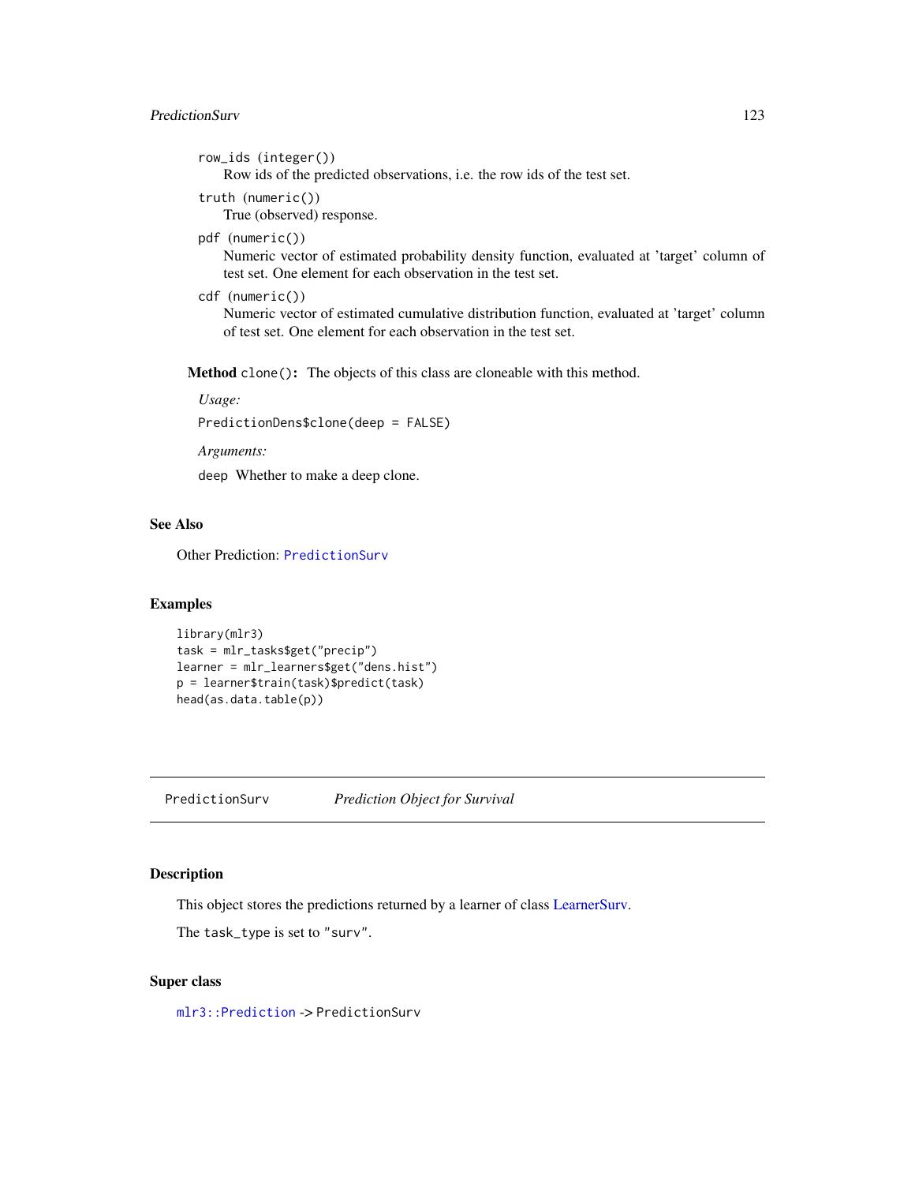row_ids (integer())
: Row ids of the predicted observations, i.e. the row ids of the test set.

truth (numeric())
: True (observed) response.

pdf (numeric())
: Numeric vector of estimated probability density function, evaluated at 'target' column of test set. One element for each observation in the test set.

cdf (numeric())
: Numeric vector of estimated cumulative distribution function, evaluated at 'target' column of test set. One element for each observation in the test set.

**Method** `clone()`: The objects of this class are cloneable with this method.

*Usage:*

```
PredictionDens$clone(deep = FALSE)
```

*Arguments:*

`deep` Whether to make a deep clone.

## See Also

Other Prediction: PredictionSurv

## Examples

```
library(mlr3)
task = mlr_tasks$get("precip")
learner = mlr_learners$get("dens.hist")
p = learner$train(task)$predict(task)
head(as.data.table(p))
```

---

# PredictionSurv *Prediction Object for Survival*

## Description

This object stores the predictions returned by a learner of class LearnerSurv.

The task_type is set to "surv".

## Super class

mlr3::Prediction -> PredictionSurv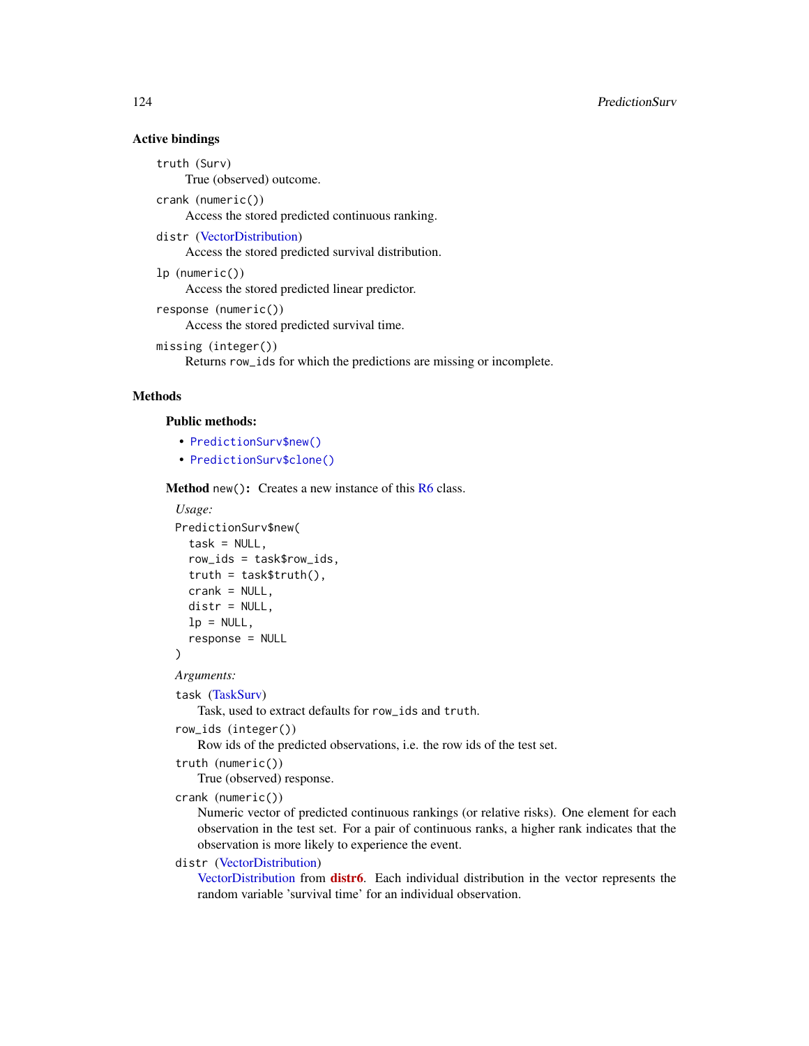### Active bindings

`truth` (Surv)
: True (observed) outcome.

`crank` (numeric())
: Access the stored predicted continuous ranking.

`distr` (VectorDistribution)
: Access the stored predicted survival distribution.

`lp` (numeric())
: Access the stored predicted linear predictor.

`response` (numeric())
: Access the stored predicted survival time.

`missing` (integer())
: Returns `row_ids` for which the predictions are missing or incomplete.

### Methods

#### Public methods:

- `PredictionSurv$new()`
- `PredictionSurv$clone()`

**Method** `new()`**:** Creates a new instance of this R6 class.

*Usage:*

```
PredictionSurv$new(
  task = NULL,
  row_ids = task$row_ids,
  truth = task$truth(),
  crank = NULL,
  distr = NULL,
  lp = NULL,
  response = NULL
)
```

*Arguments:*

`task` (TaskSurv)
: Task, used to extract defaults for `row_ids` and `truth`.

`row_ids` (integer())
: Row ids of the predicted observations, i.e. the row ids of the test set.

`truth` (numeric())
: True (observed) response.

`crank` (numeric())
: Numeric vector of predicted continuous rankings (or relative risks). One element for each observation in the test set. For a pair of continuous ranks, a higher rank indicates that the observation is more likely to experience the event.

`distr` (VectorDistribution)
: VectorDistribution from **distr6**. Each individual distribution in the vector represents the random variable 'survival time' for an individual observation.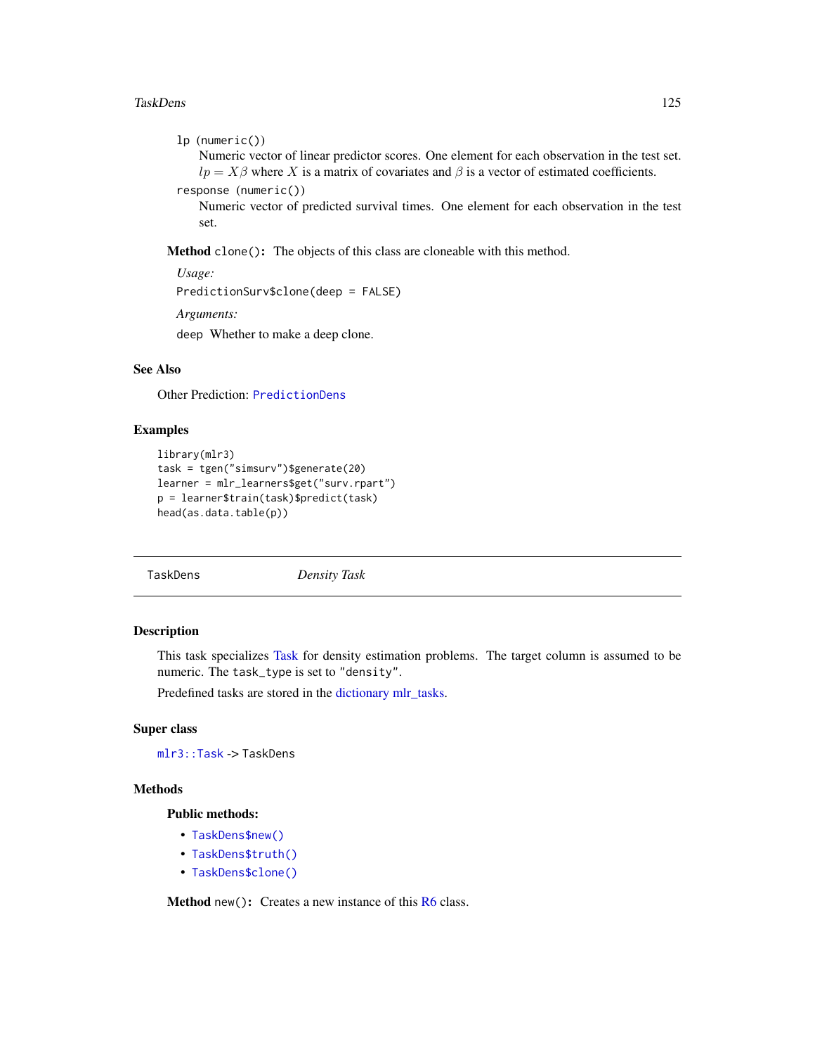`lp` (`numeric()`)
: Numeric vector of linear predictor scores. One element for each observation in the test set. $lp = X\beta$ where $X$ is a matrix of covariates and $\beta$ is a vector of estimated coefficients.

`response` (`numeric()`)
: Numeric vector of predicted survival times. One element for each observation in the test set.

**Method** `clone()`**:** The objects of this class are cloneable with this method.

*Usage:*

```
PredictionSurv$clone(deep = FALSE)
```

*Arguments:*

`deep` Whether to make a deep clone.

### See Also

Other Prediction: `PredictionDens`

### Examples

```
library(mlr3)
task = tgen("simsurv")$generate(20)
learner = mlr_learners$get("surv.rpart")
p = learner$train(task)$predict(task)
head(as.data.table(p))
```

---

## TaskDens — *Density Task*

---

### Description

This task specializes Task for density estimation problems. The target column is assumed to be numeric. The `task_type` is set to `"density"`.

Predefined tasks are stored in the dictionary mlr_tasks.

### Super class

`mlr3::Task` -> `TaskDens`

### Methods

**Public methods:**

- `TaskDens$new()`
- `TaskDens$truth()`
- `TaskDens$clone()`

**Method** `new()`**:** Creates a new instance of this R6 class.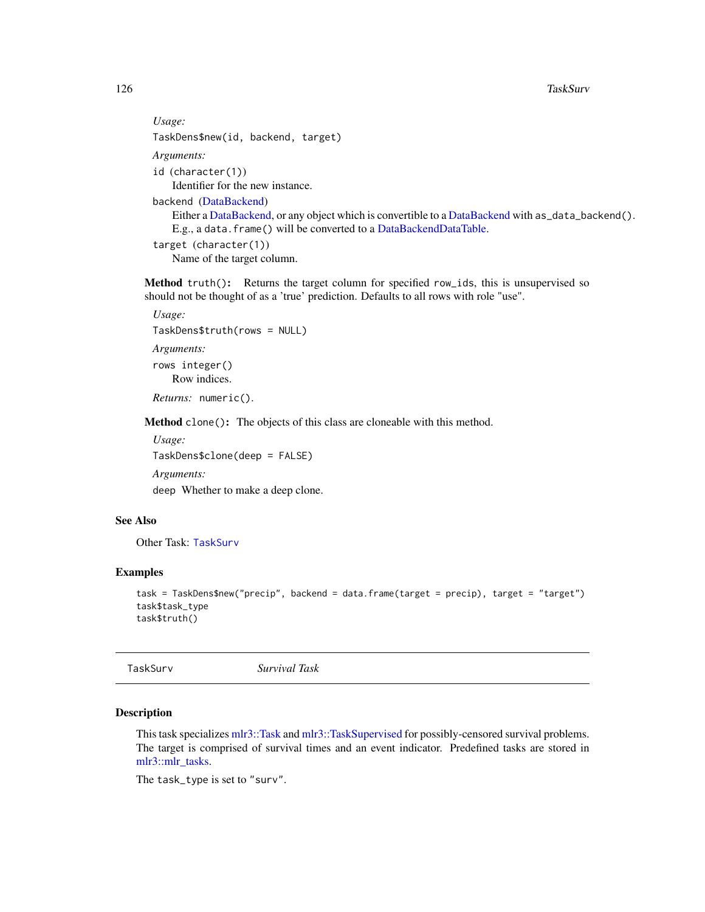*Usage:*

```
TaskDens$new(id, backend, target)
```

*Arguments:*

`id` (`character(1)`)
: Identifier for the new instance.

`backend` (DataBackend)
: Either a DataBackend, or any object which is convertible to a DataBackend with `as_data_backend()`. E.g., a `data.frame()` will be converted to a DataBackendDataTable.

`target` (`character(1)`)
: Name of the target column.

**Method** `truth()`: Returns the target column for specified `row_ids`, this is unsupervised so should not be thought of as a 'true' prediction. Defaults to all rows with role "use".

*Usage:*

```
TaskDens$truth(rows = NULL)
```

*Arguments:*

`rows` `integer()`
: Row indices.

*Returns:* `numeric()`.

**Method** `clone()`: The objects of this class are cloneable with this method.

*Usage:*

```
TaskDens$clone(deep = FALSE)
```

*Arguments:*

`deep` Whether to make a deep clone.

## See Also

Other Task: `TaskSurv`

## Examples

```
task = TaskDens$new("precip", backend = data.frame(target = precip), target = "target")
task$task_type
task$truth()
```

---

# TaskSurv — *Survival Task*

## Description

This task specializes mlr3::Task and mlr3::TaskSupervised for possibly-censored survival problems. The target is comprised of survival times and an event indicator. Predefined tasks are stored in mlr3::mlr_tasks.

The `task_type` is set to `"surv"`.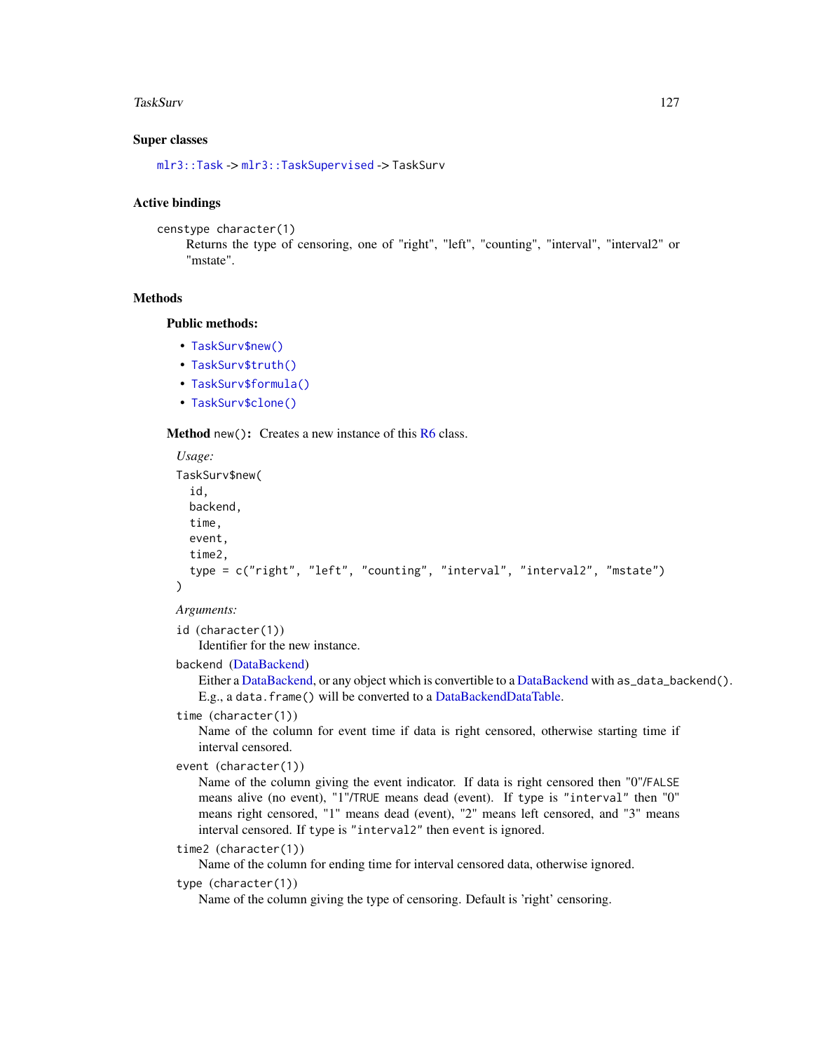### Super classes

`mlr3::Task` -> `mlr3::TaskSupervised` -> TaskSurv

### Active bindings

`censtype` character(1)
: Returns the type of censoring, one of "right", "left", "counting", "interval", "interval2" or "mstate".

### Methods

#### Public methods:

- `TaskSurv$new()`
- `TaskSurv$truth()`
- `TaskSurv$formula()`
- `TaskSurv$clone()`

**Method** `new()`**:** Creates a new instance of this R6 class.

*Usage:*

```
TaskSurv$new(
  id,
  backend,
  time,
  event,
  time2,
  type = c("right", "left", "counting", "interval", "interval2", "mstate")
)
```

*Arguments:*

`id` (character(1))
: Identifier for the new instance.

`backend` (DataBackend)
: Either a DataBackend, or any object which is convertible to a DataBackend with `as_data_backend()`. E.g., a `data.frame()` will be converted to a DataBackendDataTable.

`time` (character(1))
: Name of the column for event time if data is right censored, otherwise starting time if interval censored.

`event` (character(1))
: Name of the column giving the event indicator. If data is right censored then "0"/`FALSE` means alive (no event), "1"/`TRUE` means dead (event). If `type` is `"interval"` then "0" means right censored, "1" means dead (event), "2" means left censored, and "3" means interval censored. If `type` is `"interval2"` then `event` is ignored.

`time2` (character(1))
: Name of the column for ending time for interval censored data, otherwise ignored.

`type` (character(1))
: Name of the column giving the type of censoring. Default is 'right' censoring.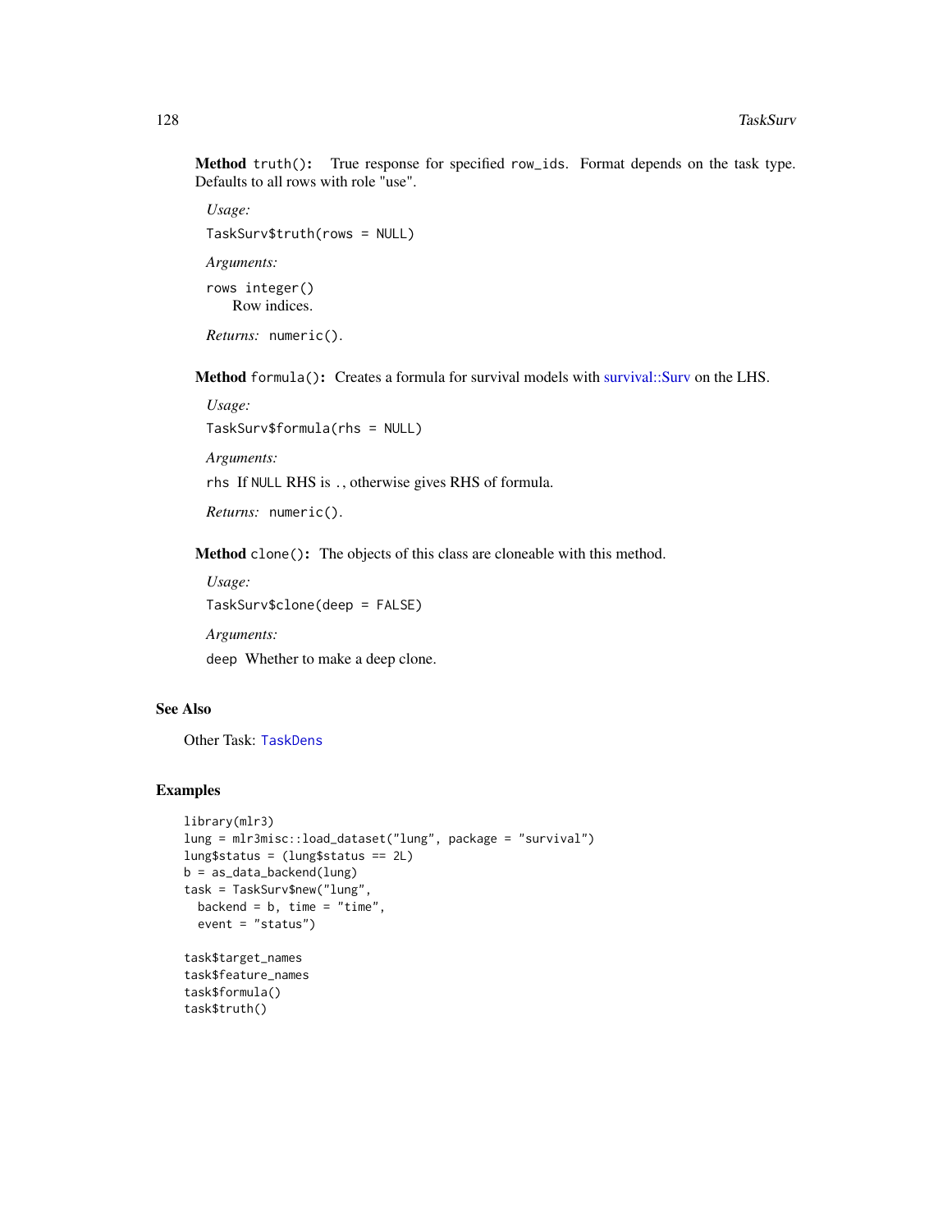**Method** `truth()`: True response for specified `row_ids`. Format depends on the task type. Defaults to all rows with role "use".

*Usage:*

```
TaskSurv$truth(rows = NULL)
```

*Arguments:*

`rows` `integer()`
Row indices.

*Returns:* `numeric()`.

**Method** `formula()`: Creates a formula for survival models with survival::Surv on the LHS.

*Usage:*

```
TaskSurv$formula(rhs = NULL)
```

*Arguments:*

`rhs` If `NULL` RHS is `.`, otherwise gives RHS of formula.

*Returns:* `numeric()`.

**Method** `clone()`: The objects of this class are cloneable with this method.

*Usage:*

```
TaskSurv$clone(deep = FALSE)
```

*Arguments:*

`deep` Whether to make a deep clone.

## See Also

Other Task: `TaskDens`

## Examples

```
library(mlr3)
lung = mlr3misc::load_dataset("lung", package = "survival")
lung$status = (lung$status == 2L)
b = as_data_backend(lung)
task = TaskSurv$new("lung",
  backend = b, time = "time",
  event = "status")

task$target_names
task$feature_names
task$formula()
task$truth()
```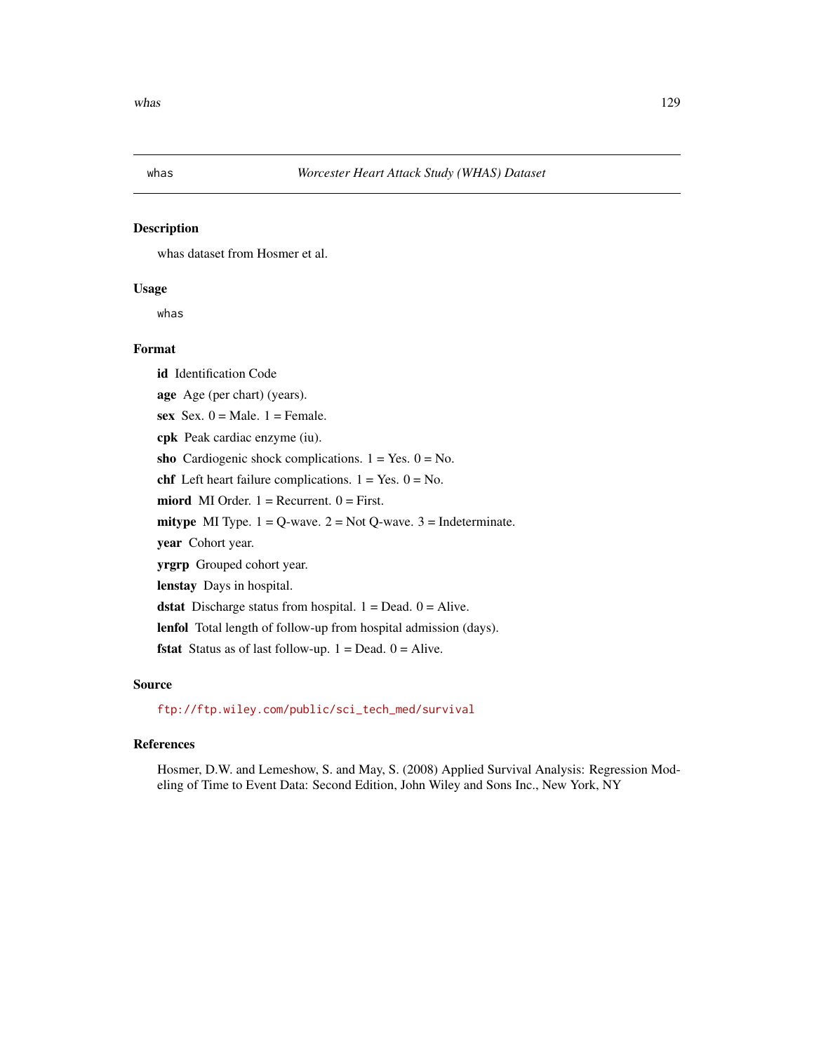## whas *Worcester Heart Attack Study (WHAS) Dataset*

### Description

whas dataset from Hosmer et al.

### Usage

```
whas
```

### Format

**id** Identification Code

**age** Age (per chart) (years).

**sex** Sex. 0 = Male. 1 = Female.

**cpk** Peak cardiac enzyme (iu).

**sho** Cardiogenic shock complications. 1 = Yes. 0 = No.

**chf** Left heart failure complications. 1 = Yes. 0 = No.

**miord** MI Order. 1 = Recurrent. 0 = First.

**mitype** MI Type. 1 = Q-wave. 2 = Not Q-wave. 3 = Indeterminate.

**year** Cohort year.

**yrgrp** Grouped cohort year.

**lenstay** Days in hospital.

**dstat** Discharge status from hospital. 1 = Dead. 0 = Alive.

**lenfol** Total length of follow-up from hospital admission (days).

**fstat** Status as of last follow-up. 1 = Dead. 0 = Alive.

### Source

ftp://ftp.wiley.com/public/sci_tech_med/survival

### References

Hosmer, D.W. and Lemeshow, S. and May, S. (2008) Applied Survival Analysis: Regression Modeling of Time to Event Data: Second Edition, John Wiley and Sons Inc., New York, NY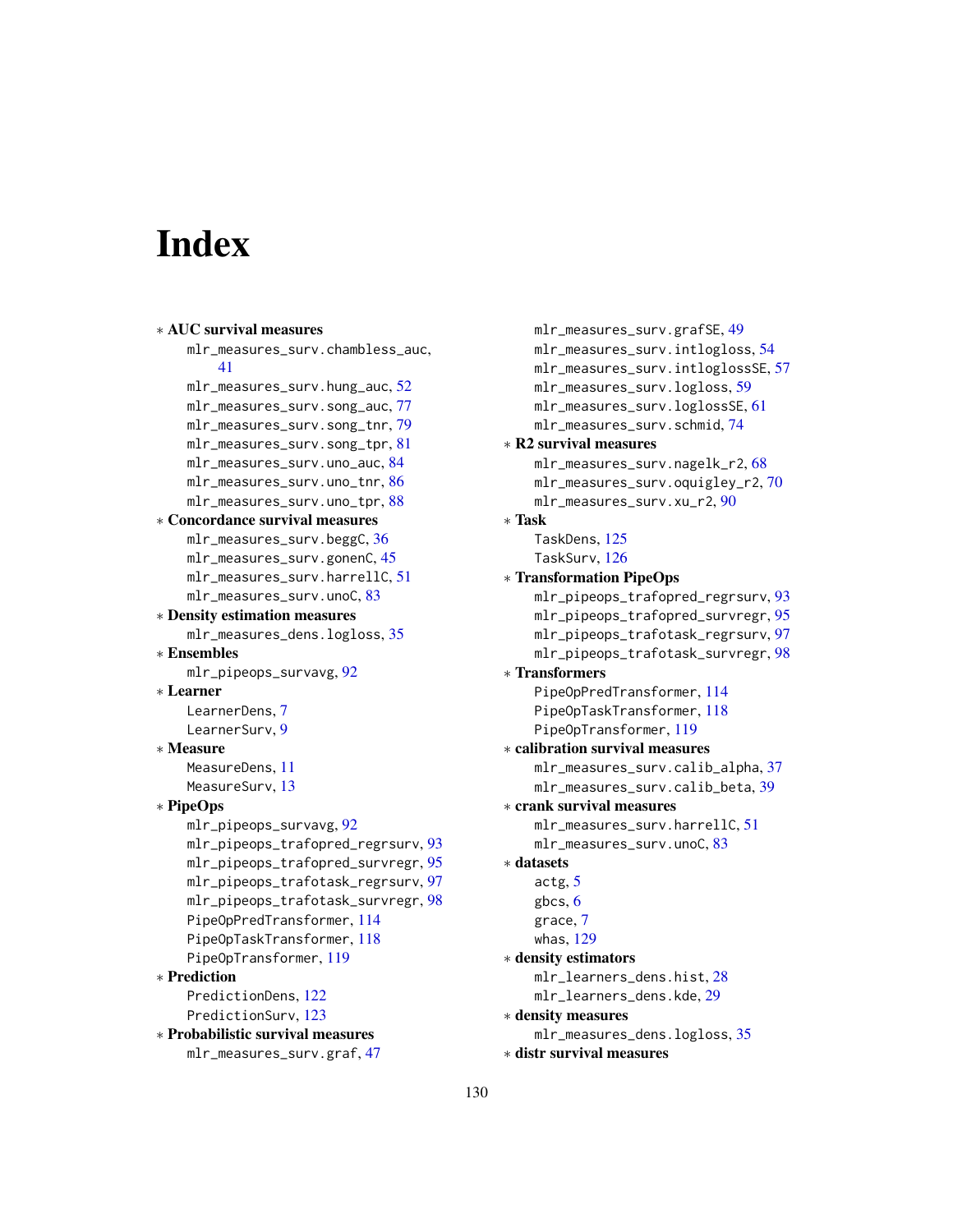# Index

* **AUC survival measures**
  - mlr_measures_surv.chambless_auc, 41
  - mlr_measures_surv.hung_auc, 52
  - mlr_measures_surv.song_auc, 77
  - mlr_measures_surv.song_tnr, 79
  - mlr_measures_surv.song_tpr, 81
  - mlr_measures_surv.uno_auc, 84
  - mlr_measures_surv.uno_tnr, 86
  - mlr_measures_surv.uno_tpr, 88
* **Concordance survival measures**
  - mlr_measures_surv.beggC, 36
  - mlr_measures_surv.gonenC, 45
  - mlr_measures_surv.harrellC, 51
  - mlr_measures_surv.unoC, 83
* **Density estimation measures**
  - mlr_measures_dens.logloss, 35
* **Ensembles**
  - mlr_pipeops_survavg, 92
* **Learner**
  - LearnerDens, 7
  - LearnerSurv, 9
* **Measure**
  - MeasureDens, 11
  - MeasureSurv, 13
* **PipeOps**
  - mlr_pipeops_survavg, 92
  - mlr_pipeops_trafopred_regrsurv, 93
  - mlr_pipeops_trafopred_survregr, 95
  - mlr_pipeops_trafotask_regrsurv, 97
  - mlr_pipeops_trafotask_survregr, 98
  - PipeOpPredTransformer, 114
  - PipeOpTaskTransformer, 118
  - PipeOpTransformer, 119
* **Prediction**
  - PredictionDens, 122
  - PredictionSurv, 123
* **Probabilistic survival measures**
  - mlr_measures_surv.graf, 47
  - mlr_measures_surv.grafSE, 49
  - mlr_measures_surv.intlogloss, 54
  - mlr_measures_surv.intloglossSE, 57
  - mlr_measures_surv.logloss, 59
  - mlr_measures_surv.loglossSE, 61
  - mlr_measures_surv.schmid, 74
* **R2 survival measures**
  - mlr_measures_surv.nagelk_r2, 68
  - mlr_measures_surv.oquigley_r2, 70
  - mlr_measures_surv.xu_r2, 90
* **Task**
  - TaskDens, 125
  - TaskSurv, 126
* **Transformation PipeOps**
  - mlr_pipeops_trafopred_regrsurv, 93
  - mlr_pipeops_trafopred_survregr, 95
  - mlr_pipeops_trafotask_regrsurv, 97
  - mlr_pipeops_trafotask_survregr, 98
* **Transformers**
  - PipeOpPredTransformer, 114
  - PipeOpTaskTransformer, 118
  - PipeOpTransformer, 119
* **calibration survival measures**
  - mlr_measures_surv.calib_alpha, 37
  - mlr_measures_surv.calib_beta, 39
* **crank survival measures**
  - mlr_measures_surv.harrellC, 51
  - mlr_measures_surv.unoC, 83
* **datasets**
  - actg, 5
  - gbcs, 6
  - grace, 7
  - whas, 129
* **density estimators**
  - mlr_learners_dens.hist, 28
  - mlr_learners_dens.kde, 29
* **density measures**
  - mlr_measures_dens.logloss, 35
* **distr survival measures**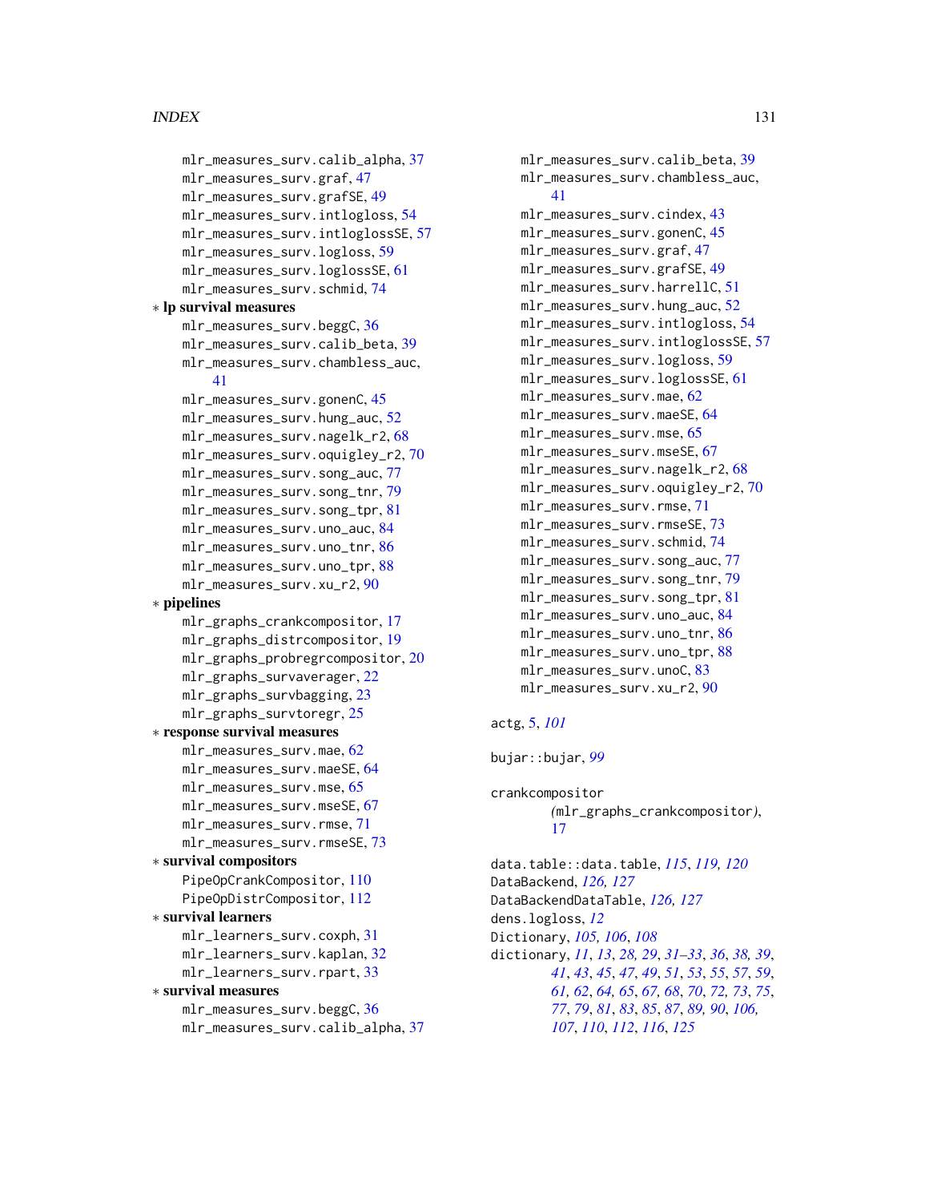mlr_measures_surv.calib_alpha, 37
mlr_measures_surv.graf, 47
mlr_measures_surv.grafSE, 49
mlr_measures_surv.intlogloss, 54
mlr_measures_surv.intloglossSE, 57
mlr_measures_surv.logloss, 59
mlr_measures_surv.loglossSE, 61
mlr_measures_surv.schmid, 74

∗ **lp survival measures**

mlr_measures_surv.beggC, 36
mlr_measures_surv.calib_beta, 39
mlr_measures_surv.chambless_auc, 41
mlr_measures_surv.gonenC, 45
mlr_measures_surv.hung_auc, 52
mlr_measures_surv.nagelk_r2, 68
mlr_measures_surv.oquigley_r2, 70
mlr_measures_surv.song_auc, 77
mlr_measures_surv.song_tnr, 79
mlr_measures_surv.song_tpr, 81
mlr_measures_surv.uno_auc, 84
mlr_measures_surv.uno_tnr, 86
mlr_measures_surv.uno_tpr, 88
mlr_measures_surv.xu_r2, 90

∗ **pipelines**

mlr_graphs_crankcompositor, 17
mlr_graphs_distrcompositor, 19
mlr_graphs_probregrcompositor, 20
mlr_graphs_survaverager, 22
mlr_graphs_survbagging, 23
mlr_graphs_survtoregr, 25

∗ **response survival measures**

mlr_measures_surv.mae, 62
mlr_measures_surv.maeSE, 64
mlr_measures_surv.mse, 65
mlr_measures_surv.mseSE, 67
mlr_measures_surv.rmse, 71
mlr_measures_surv.rmseSE, 73

∗ **survival compositors**

PipeOpCrankCompositor, 110
PipeOpDistrCompositor, 112

∗ **survival learners**

mlr_learners_surv.coxph, 31
mlr_learners_surv.kaplan, 32
mlr_learners_surv.rpart, 33

∗ **survival measures**

mlr_measures_surv.beggC, 36
mlr_measures_surv.calib_alpha, 37
mlr_measures_surv.calib_beta, 39
mlr_measures_surv.chambless_auc, 41
mlr_measures_surv.cindex, 43
mlr_measures_surv.gonenC, 45
mlr_measures_surv.graf, 47
mlr_measures_surv.grafSE, 49
mlr_measures_surv.harrellC, 51
mlr_measures_surv.hung_auc, 52
mlr_measures_surv.intlogloss, 54
mlr_measures_surv.intloglossSE, 57
mlr_measures_surv.logloss, 59
mlr_measures_surv.loglossSE, 61
mlr_measures_surv.mae, 62
mlr_measures_surv.maeSE, 64
mlr_measures_surv.mse, 65
mlr_measures_surv.mseSE, 67
mlr_measures_surv.nagelk_r2, 68
mlr_measures_surv.oquigley_r2, 70
mlr_measures_surv.rmse, 71
mlr_measures_surv.rmseSE, 73
mlr_measures_surv.schmid, 74
mlr_measures_surv.song_auc, 77
mlr_measures_surv.song_tnr, 79
mlr_measures_surv.song_tpr, 81
mlr_measures_surv.uno_auc, 84
mlr_measures_surv.uno_tnr, 86
mlr_measures_surv.uno_tpr, 88
mlr_measures_surv.unoC, 83
mlr_measures_surv.xu_r2, 90

actg, 5, *101*

bujar::bujar, *99*

crankcompositor (mlr_graphs_crankcompositor), 17

data.table::data.table, *115*, *119, 120*
DataBackend, *126, 127*
DataBackendDataTable, *126, 127*
dens.logloss, *12*
Dictionary, *105, 106*, *108*
dictionary, *11*, *13*, *28, 29*, *31–33*, *36*, *38, 39*, *41*, *43*, *45*, *47*, *49*, *51*, *53*, *55*, *57*, *59*, *61, 62*, *64*, *65*, *67*, *68*, *70*, *72, 73*, *75*, *77*, *79*, *81*, *83*, *85*, *87*, *89, 90*, *106*, *107*, *110*, *112*, *116*, *125*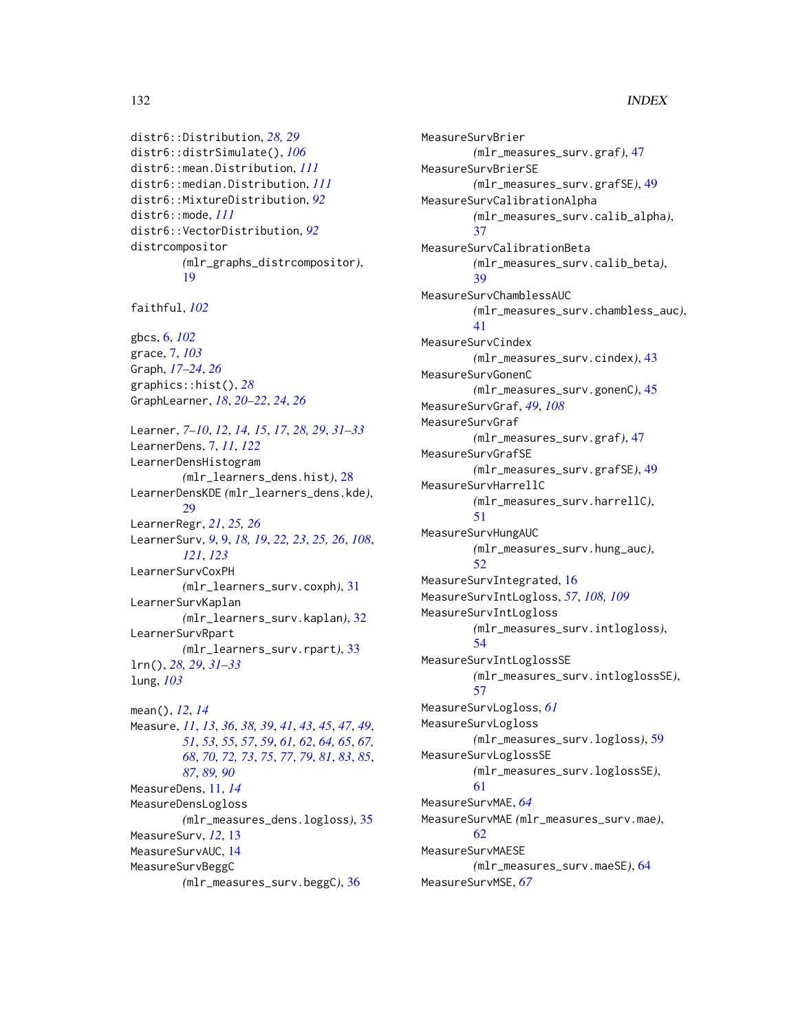distr6::Distribution, *28, 29*
distr6::distrSimulate(), *106*
distr6::mean.Distribution, *111*
distr6::median.Distribution, *111*
distr6::MixtureDistribution, *92*
distr6::mode, *111*
distr6::VectorDistribution, *92*
distrcompositor (mlr_graphs_distrcompositor), 19

faithful, *102*

gbcs, 6, *102*
grace, 7, *103*
Graph, *17–24*, *26*
graphics::hist(), *28*
GraphLearner, *18*, *20–22*, *24*, *26*

Learner, *7–10*, *12*, *14*, *15*, *17*, *28*, *29*, *31–33*
LearnerDens, 7, *11*, *122*
LearnerDensHistogram (mlr_learners_dens.hist), 28
LearnerDensKDE (mlr_learners_dens.kde), 29
LearnerRegr, *21*, *25*, *26*
LearnerSurv, *9*, 9, *18*, *19*, *22*, *23*, *25*, *26*, *108*, *121*, *123*
LearnerSurvCoxPH (mlr_learners_surv.coxph), 31
LearnerSurvKaplan (mlr_learners_surv.kaplan), 32
LearnerSurvRpart (mlr_learners_surv.rpart), 33
lrn(), *28*, *29*, *31–33*
lung, *103*

mean(), *12*, *14*
Measure, *11*, *13*, *36*, *38*, *39*, *41*, *43*, *45*, *47*, *49*, *51*, *53*, *55*, *57*, *59*, *61*, *62*, *64*, *65*, *67*, *68*, *70*, *72*, *73*, *75*, *77*, *79*, *81*, *83*, *85*, *87*, *89*, *90*
MeasureDens, 11, *14*
MeasureDensLogloss (mlr_measures_dens.logloss), 35
MeasureSurv, *12*, 13
MeasureSurvAUC, 14
MeasureSurvBeggC (mlr_measures_surv.beggC), 36
MeasureSurvBrier (mlr_measures_surv.graf), 47
MeasureSurvBrierSE (mlr_measures_surv.grafSE), 49
MeasureSurvCalibrationAlpha (mlr_measures_surv.calib_alpha), 37
MeasureSurvCalibrationBeta (mlr_measures_surv.calib_beta), 39
MeasureSurvChamblessAUC (mlr_measures_surv.chambless_auc), 41
MeasureSurvCindex (mlr_measures_surv.cindex), 43
MeasureSurvGonenC (mlr_measures_surv.gonenC), 45
MeasureSurvGraf, *49*, *108*
MeasureSurvGraf (mlr_measures_surv.graf), 47
MeasureSurvGrafSE (mlr_measures_surv.grafSE), 49
MeasureSurvHarrellC (mlr_measures_surv.harrellC), 51
MeasureSurvHungAUC (mlr_measures_surv.hung_auc), 52
MeasureSurvIntegrated, 16
MeasureSurvIntLogloss, *57*, *108*, *109*
MeasureSurvIntLogloss (mlr_measures_surv.intlogloss), 54
MeasureSurvIntLoglossSE (mlr_measures_surv.intloglossSE), 57
MeasureSurvLogloss, *61*
MeasureSurvLogloss (mlr_measures_surv.logloss), 59
MeasureSurvLoglossSE (mlr_measures_surv.loglossSE), 61
MeasureSurvMAE, *64*
MeasureSurvMAE (mlr_measures_surv.mae), 62
MeasureSurvMAESE (mlr_measures_surv.maeSE), 64
MeasureSurvMSE, *67*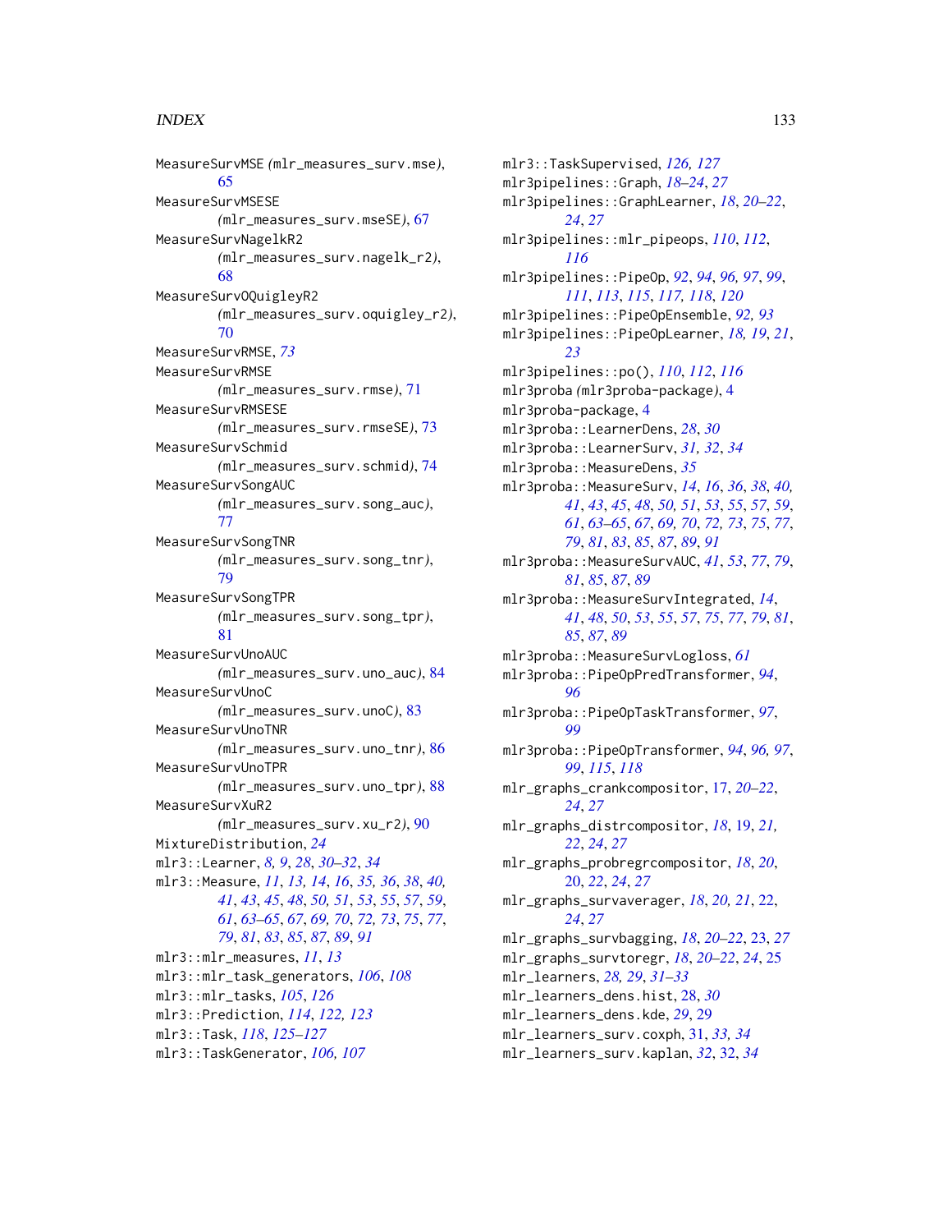MeasureSurvMSE *(*mlr_measures_surv.mse*)*, 65
MeasureSurvMSESE *(*mlr_measures_surv.mseSE*)*, 67
MeasureSurvNagelkR2 *(*mlr_measures_surv.nagelk_r2*)*, 68
MeasureSurvOQuigleyR2 *(*mlr_measures_surv.oquigley_r2*)*, 70
MeasureSurvRMSE, *73*
MeasureSurvRMSE *(*mlr_measures_surv.rmse*)*, 71
MeasureSurvRMSESE *(*mlr_measures_surv.rmseSE*)*, 73
MeasureSurvSchmid *(*mlr_measures_surv.schmid*)*, 74
MeasureSurvSongAUC *(*mlr_measures_surv.song_auc*)*, 77
MeasureSurvSongTNR *(*mlr_measures_surv.song_tnr*)*, 79
MeasureSurvSongTPR *(*mlr_measures_surv.song_tpr*)*, 81
MeasureSurvUnoAUC *(*mlr_measures_surv.uno_auc*)*, 84
MeasureSurvUnoC *(*mlr_measures_surv.unoC*)*, 83
MeasureSurvUnoTNR *(*mlr_measures_surv.uno_tnr*)*, 86
MeasureSurvUnoTPR *(*mlr_measures_surv.uno_tpr*)*, 88
MeasureSurvXuR2 *(*mlr_measures_surv.xu_r2*)*, 90
MixtureDistribution, *24*
mlr3::Learner, *8, 9*, *28*, *30–32*, *34*
mlr3::Measure, *11*, *13, 14*, *16*, *35, 36*, *38*, *40, 41*, *43*, *45*, *48*, *50, 51*, *53*, *55*, *57*, *59*, *61*, *63–65*, *67*, *69, 70*, *72, 73*, *75*, *77*, *79*, *81*, *83*, *85*, *87*, *89*, *91*
mlr3::mlr_measures, *11*, *13*
mlr3::mlr_task_generators, *106*, *108*
mlr3::mlr_tasks, *105*, *126*
mlr3::Prediction, *114*, *122, 123*
mlr3::Task, *118*, *125–127*
mlr3::TaskGenerator, *106, 107*
mlr3::TaskSupervised, *126, 127*
mlr3pipelines::Graph, *18–24*, *27*
mlr3pipelines::GraphLearner, *18*, *20–22*, *24*, *27*
mlr3pipelines::mlr_pipeops, *110*, *112*, *116*
mlr3pipelines::PipeOp, *92*, *94*, *96, 97*, *99*, *111*, *113*, *115*, *117, 118*, *120*
mlr3pipelines::PipeOpEnsemble, *92, 93*
mlr3pipelines::PipeOpLearner, *18, 19*, *21*, *23*
mlr3pipelines::po(), *110*, *112*, *116*
mlr3proba *(*mlr3proba-package*)*, 4
mlr3proba-package, 4
mlr3proba::LearnerDens, *28*, *30*
mlr3proba::LearnerSurv, *31, 32*, *34*
mlr3proba::MeasureDens, *35*
mlr3proba::MeasureSurv, *14*, *16*, *36*, *38*, *40, 41*, *43*, *45*, *48*, *50, 51*, *53*, *55*, *57*, *59*, *61*, *63–65*, *67*, *69, 70*, *72, 73*, *75*, *77*, *79*, *81*, *83*, *85*, *87*, *89*, *91*
mlr3proba::MeasureSurvAUC, *41*, *53*, *77*, *79*, *81*, *85*, *87*, *89*
mlr3proba::MeasureSurvIntegrated, *14*, *41*, *48*, *50*, *53*, *55*, *57*, *75*, *77*, *79*, *81*, *85*, *87*, *89*
mlr3proba::MeasureSurvLogloss, *61*
mlr3proba::PipeOpPredTransformer, *94*, *96*
mlr3proba::PipeOpTaskTransformer, *97*, *99*
mlr3proba::PipeOpTransformer, *94*, *96*, *97*, *99*, *115*, *118*
mlr_graphs_crankcompositor, 17, *20–22*, *24*, *27*
mlr_graphs_distrcompositor, *18*, 19, *21, 22*, *24*, *27*
mlr_graphs_probregrcompositor, *18*, *20*, 20, *22*, *24*, *27*
mlr_graphs_survaverager, *18*, *20, 21*, 22, *24*, *27*
mlr_graphs_survbagging, *18*, *20–22*, 23, *27*
mlr_graphs_survtoregr, *18*, *20–22*, *24*, 25
mlr_learners, *28, 29*, *31–33*
mlr_learners_dens.hist, 28, *30*
mlr_learners_dens.kde, *29*, 29
mlr_learners_surv.coxph, 31, *33, 34*
mlr_learners_surv.kaplan, *32*, 32, *34*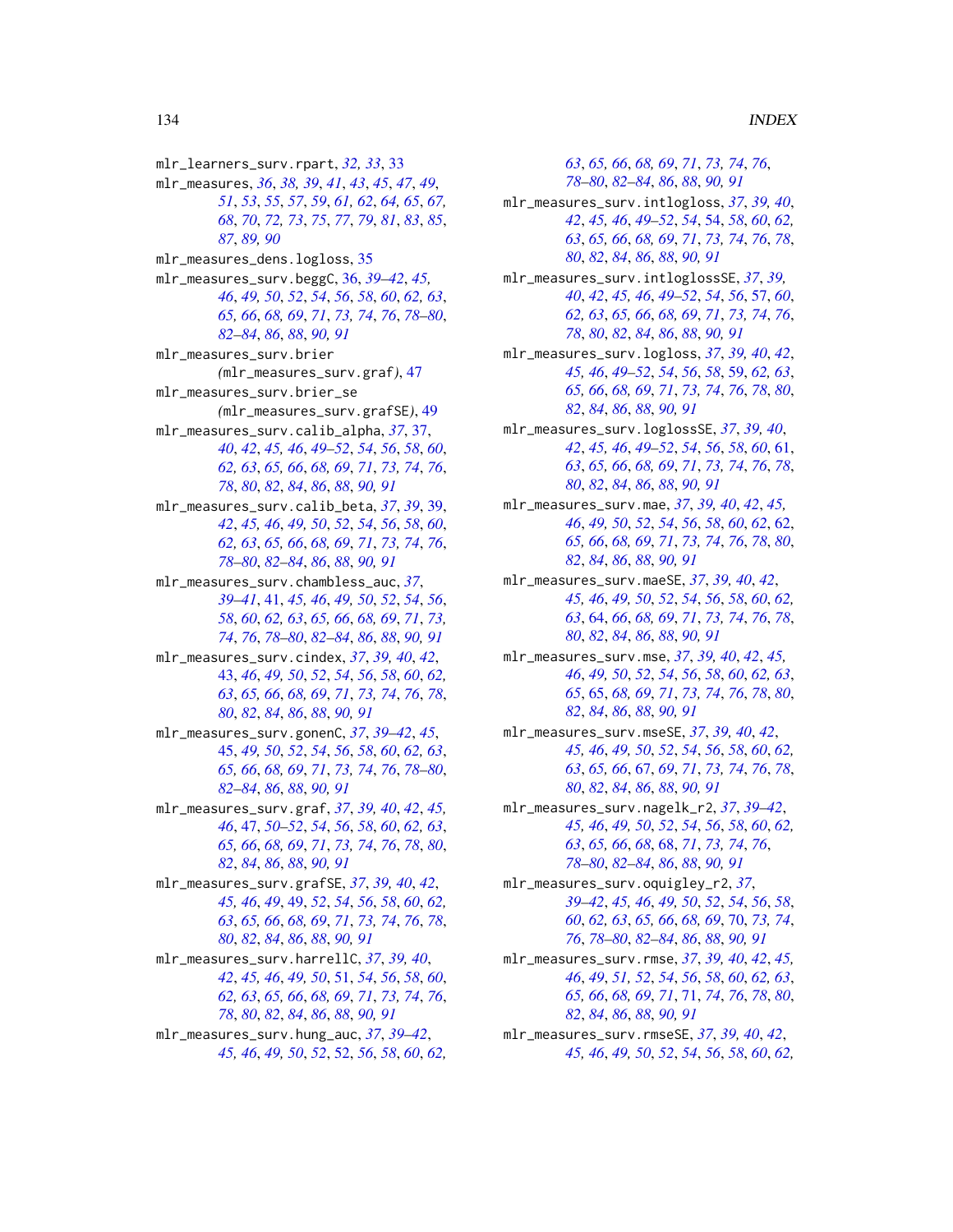mlr_learners_surv.rpart, *32, 33*, 33
mlr_measures, *36*, *38, 39*, *41*, *43*, *45*, *47*, *49*, *51*, *53*, *55*, *57*, *59*, *61, 62*, *64, 65*, *67, 68*, *70*, *72, 73*, *75*, *77*, *79*, *81*, *83*, *85*, *87*, *89, 90*
mlr_measures_dens.logloss, 35
mlr_measures_surv.beggC, 36, *39–42*, *45, 46*, *49, 50*, *52*, *54*, *56*, *58*, *60*, *62, 63*, *65, 66*, *68, 69*, *71*, *73, 74*, *76*, *78–80*, *82–84*, *86*, *88*, *90, 91*
mlr_measures_surv.brier (mlr_measures_surv.graf), 47
mlr_measures_surv.brier_se (mlr_measures_surv.grafSE), 49
mlr_measures_surv.calib_alpha, *37*, 37, *40*, *42*, *45, 46*, *49–52*, *54*, *56*, *58*, *60*, *62, 63*, *65, 66*, *68, 69*, *71*, *73, 74*, *76*, *78*, *80*, *82*, *84*, *86*, *88*, *90, 91*
mlr_measures_surv.calib_beta, *37*, *39*, 39, *42*, *45, 46*, *49, 50*, *52*, *54*, *56*, *58*, *60*, *62, 63*, *65, 66*, *68, 69*, *71*, *73, 74*, *76*, *78–80*, *82–84*, *86*, *88*, *90, 91*
mlr_measures_surv.chambless_auc, *37*, *39–41*, 41, *45, 46*, *49, 50*, *52*, *54*, *56*, *58*, *60*, *62, 63*, *65, 66*, *68, 69*, *71*, *73, 74*, *76*, *78–80*, *82–84*, *86*, *88*, *90, 91*
mlr_measures_surv.cindex, *37*, *39, 40*, *42*, 43, *46*, *49, 50*, *52*, *54*, *56*, *58*, *60*, *62, 63*, *65, 66*, *68, 69*, *71*, *73, 74*, *76*, *78*, *80*, *82*, *84*, *86*, *88*, *90, 91*
mlr_measures_surv.gonenC, *37*, *39–42*, *45*, 45, *49, 50*, *52*, *54*, *56*, *58*, *60*, *62, 63*, *65, 66*, *68, 69*, *71*, *73, 74*, *76*, *78–80*, *82–84*, *86*, *88*, *90, 91*
mlr_measures_surv.graf, *37*, *39, 40*, *42*, *45, 46*, 47, *50–52*, *54*, *56*, *58*, *60*, *62, 63*, *65, 66*, *68, 69*, *71*, *73, 74*, *76*, *78*, *80*, *82*, *84*, *86*, *88*, *90, 91*
mlr_measures_surv.grafSE, *37*, *39, 40*, *42*, *45, 46*, *49*, 49, *52*, *54*, *56*, *58*, *60*, *62, 63*, *65, 66*, *68, 69*, *71*, *73, 74*, *76*, *78*, *80*, *82*, *84*, *86*, *88*, *90, 91*
mlr_measures_surv.harrellC, *37*, *39, 40*, *42*, *45, 46*, *49, 50*, 51, *54*, *56*, *58*, *60*, *62, 63*, *65, 66*, *68, 69*, *71*, *73, 74*, *76*, *78*, *80*, *82*, *84*, *86*, *88*, *90, 91*
mlr_measures_surv.hung_auc, *37*, *39–42*, *45, 46*, *49, 50*, *52*, 52, *56*, *58*, *60*, *62, 63*, *65, 66*, *68, 69*, *71*, *73, 74*, *76*, *78–80*, *82–84*, *86*, *88*, *90, 91*
mlr_measures_surv.intlogloss, *37*, *39, 40*, *42*, *45, 46*, *49–52*, *54*, 54, *58*, *60*, *62, 63*, *65, 66*, *68, 69*, *71*, *73, 74*, *76*, *78*, *80*, *82*, *84*, *86*, *88*, *90, 91*
mlr_measures_surv.intloglossSE, *37*, *39, 40*, *42*, *45, 46*, *49–52*, *54*, *56*, 57, *60*, *62, 63*, *65, 66*, *68, 69*, *71*, *73, 74*, *76*, *78*, *80*, *82*, *84*, *86*, *88*, *90, 91*
mlr_measures_surv.logloss, *37*, *39, 40*, *42*, *45, 46*, *49–52*, *54*, *56*, *58*, 59, *62, 63*, *65, 66*, *68, 69*, *71*, *73, 74*, *76*, *78*, *80*, *82*, *84*, *86*, *88*, *90, 91*
mlr_measures_surv.loglossSE, *37*, *39, 40*, *42*, *45, 46*, *49–52*, *54*, *56*, *58*, *60*, 61, *63*, *65, 66*, *68, 69*, *71*, *73, 74*, *76*, *78*, *80*, *82*, *84*, *86*, *88*, *90, 91*
mlr_measures_surv.mae, *37*, *39, 40*, *42*, *45, 46*, *49, 50*, *52*, *54*, *56*, *58*, *60*, *62*, 62, *65, 66*, *68, 69*, *71*, *73, 74*, *76*, *78*, *80*, *82*, *84*, *86*, *88*, *90, 91*
mlr_measures_surv.maeSE, *37*, *39, 40*, *42*, *45, 46*, *49, 50*, *52*, *54*, *56*, *58*, *60*, *62, 63*, 64, *66*, *68, 69*, *71*, *73, 74*, *76*, *78*, *80*, *82*, *84*, *86*, *88*, *90, 91*
mlr_measures_surv.mse, *37*, *39, 40*, *42*, *45, 46*, *49, 50*, *52*, *54*, *56*, *58*, *60*, *62, 63*, *65*, 65, *68, 69*, *71*, *73, 74*, *76*, *78*, *80*, *82*, *84*, *86*, *88*, *90, 91*
mlr_measures_surv.mseSE, *37*, *39, 40*, *42*, *45, 46*, *49, 50*, *52*, *54*, *56*, *58*, *60*, *62, 63*, *65, 66*, 67, *69*, *71*, *73, 74*, *76*, *78*, *80*, *82*, *84*, *86*, *88*, *90, 91*
mlr_measures_surv.nagelk_r2, *37*, *39–42*, *45, 46*, *49, 50*, *52*, *54*, *56*, *58*, *60*, *62, 63*, *65, 66*, *68*, 68, *71*, *73, 74*, *76*, *78–80*, *82–84*, *86*, *88*, *90, 91*
mlr_measures_surv.oquigley_r2, *37*, *39–42*, *45, 46*, *49, 50*, *52*, *54*, *56*, *58*, *60*, *62, 63*, *65, 66*, *68, 69*, 70, *73, 74*, *76*, *78–80*, *82–84*, *86*, *88*, *90, 91*
mlr_measures_surv.rmse, *37*, *39, 40*, *42*, *45, 46*, *49*, *51, 52*, *54*, *56*, *58*, *60*, *62, 63*, *65, 66*, *68, 69*, *71*, 71, *74*, *76*, *78*, *80*, *82*, *84*, *86*, *88*, *90, 91*
mlr_measures_surv.rmseSE, *37*, *39, 40*, *42*, *45, 46*, *49, 50*, *52*, *54*, *56*, *58*, *60*, *62,*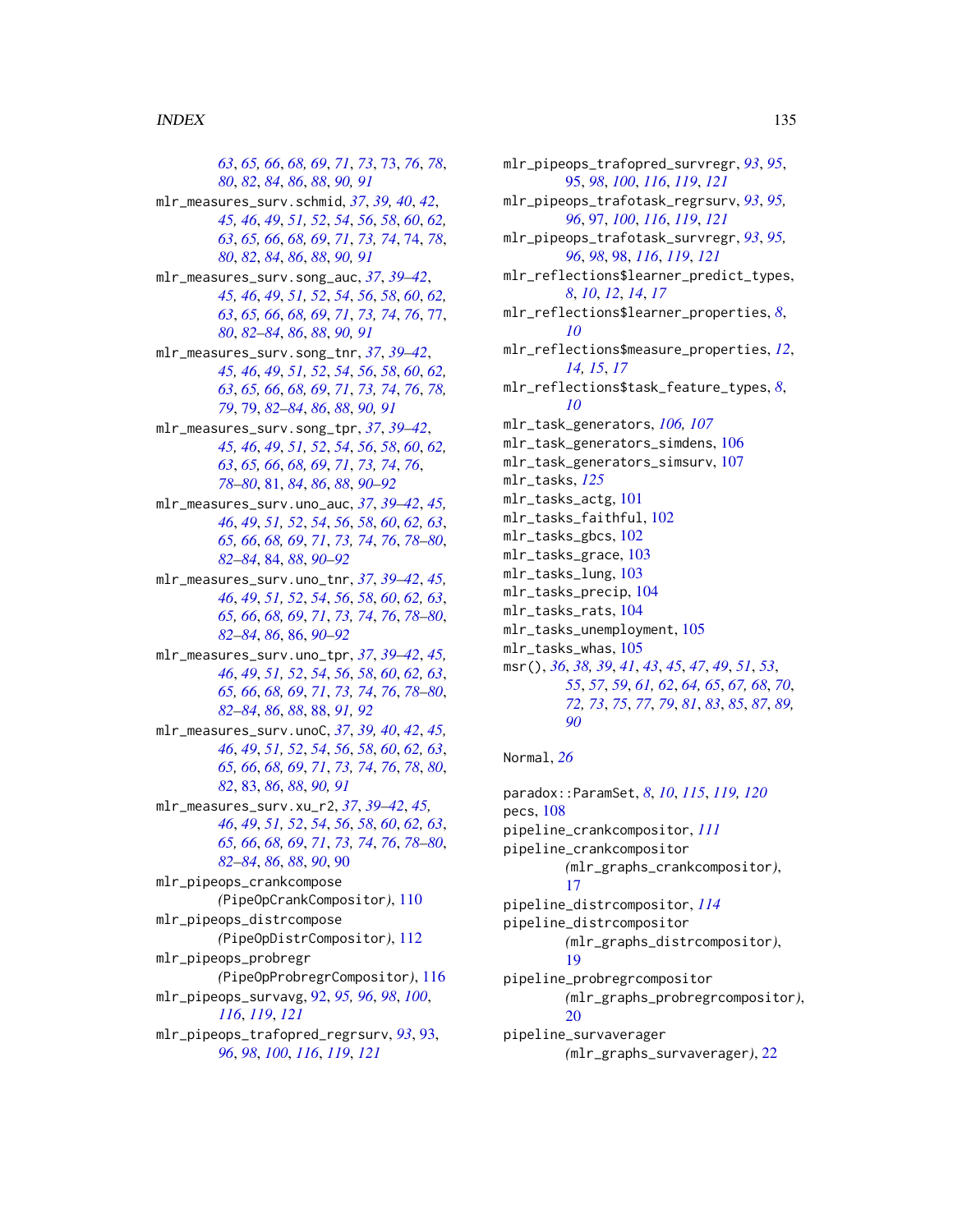63, 65, 66, 68, 69, 71, 73, 73, 76, 78, 80, 82, 84, 86, 88, 90, 91

mlr_measures_surv.schmid, 37, 39, 40, 42, 45, 46, 49, 51, 52, 54, 56, 58, 60, 62, 63, 65, 66, 68, 69, 71, 73, 74, 74, 78, 80, 82, 84, 86, 88, 90, 91

mlr_measures_surv.song_auc, 37, 39–42, 45, 46, 49, 51, 52, 54, 56, 58, 60, 62, 63, 65, 66, 68, 69, 71, 73, 74, 76, 77, 80, 82–84, 86, 88, 90, 91

mlr_measures_surv.song_tnr, 37, 39–42, 45, 46, 49, 51, 52, 54, 56, 58, 60, 62, 63, 65, 66, 68, 69, 71, 73, 74, 76, 78, 79, 79, 82–84, 86, 88, 90, 91

mlr_measures_surv.song_tpr, 37, 39–42, 45, 46, 49, 51, 52, 54, 56, 58, 60, 62, 63, 65, 66, 68, 69, 71, 73, 74, 76, 78–80, 81, 84, 86, 88, 90–92

mlr_measures_surv.uno_auc, 37, 39–42, 45, 46, 49, 51, 52, 54, 56, 58, 60, 62, 63, 65, 66, 68, 69, 71, 73, 74, 76, 78–80, 82–84, 84, 88, 90–92

mlr_measures_surv.uno_tnr, 37, 39–42, 45, 46, 49, 51, 52, 54, 56, 58, 60, 62, 63, 65, 66, 68, 69, 71, 73, 74, 76, 78–80, 82–84, 86, 86, 90–92

mlr_measures_surv.uno_tpr, 37, 39–42, 45, 46, 49, 51, 52, 54, 56, 58, 60, 62, 63, 65, 66, 68, 69, 71, 73, 74, 76, 78–80, 82–84, 86, 88, 88, 91, 92

mlr_measures_surv.unoC, 37, 39, 40, 42, 45, 46, 49, 51, 52, 54, 56, 58, 60, 62, 63, 65, 66, 68, 69, 71, 73, 74, 76, 78, 80, 82, 83, 86, 88, 90, 91

mlr_measures_surv.xu_r2, 37, 39–42, 45, 46, 49, 51, 52, 54, 56, 58, 60, 62, 63, 65, 66, 68, 69, 71, 73, 74, 76, 78–80, 82–84, 86, 88, 90, 90

mlr_pipeops_crankcompose (PipeOpCrankCompositor), 110

mlr_pipeops_distrcompose (PipeOpDistrCompositor), 112

mlr_pipeops_probregr (PipeOpProbregrCompositor), 116

mlr_pipeops_survavg, 92, 95, 96, 98, 100, 116, 119, 121

mlr_pipeops_trafopred_regrsurv, 93, 93, 96, 98, 100, 116, 119, 121

mlr_pipeops_trafopred_survregr, 93, 95, 95, 98, 100, 116, 119, 121

mlr_pipeops_trafotask_regrsurv, 93, 95, 96, 97, 100, 116, 119, 121

mlr_pipeops_trafotask_survregr, 93, 95, 96, 98, 98, 116, 119, 121

mlr_reflections$learner_predict_types, 8, 10, 12, 14, 17

mlr_reflections$learner_properties, 8, 10

mlr_reflections$measure_properties, 12, 14, 15, 17

mlr_reflections$task_feature_types, 8, 10

mlr_task_generators, 106, 107

mlr_task_generators_simdens, 106

mlr_task_generators_simsurv, 107

mlr_tasks, 125

mlr_tasks_actg, 101

mlr_tasks_faithful, 102

mlr_tasks_gbcs, 102

mlr_tasks_grace, 103

mlr_tasks_lung, 103

mlr_tasks_precip, 104

mlr_tasks_rats, 104

mlr_tasks_unemployment, 105

mlr_tasks_whas, 105

msr(), 36, 38, 39, 41, 43, 45, 47, 49, 51, 53, 55, 57, 59, 61, 62, 64, 65, 67, 68, 70, 72, 73, 75, 77, 79, 81, 83, 85, 87, 89, 90

Normal, 26

paradox::ParamSet, 8, 10, 115, 119, 120

pecs, 108

pipeline_crankcompositor, 111

pipeline_crankcompositor (mlr_graphs_crankcompositor), 17

pipeline_distrcompositor, 114

pipeline_distrcompositor (mlr_graphs_distrcompositor), 19

pipeline_probregrcompositor (mlr_graphs_probregrcompositor), 20

pipeline_survaverager (mlr_graphs_survaverager), 22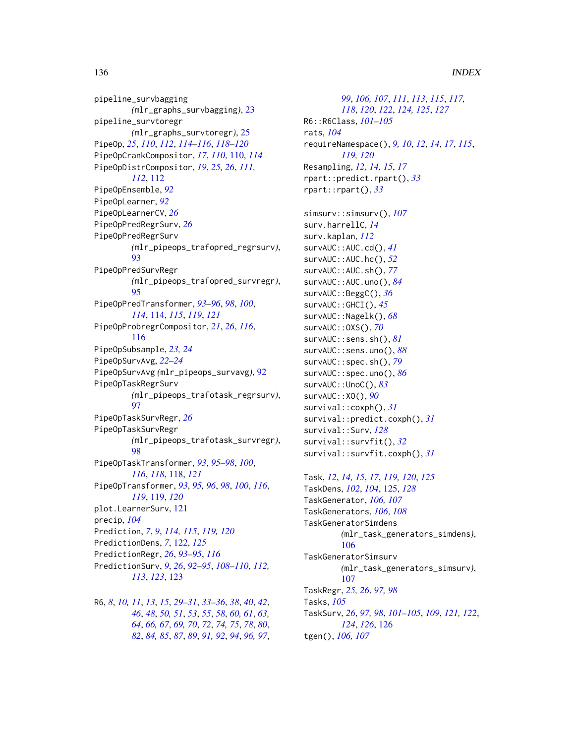pipeline_survbagging
(mlr_graphs_survbagging), 23
pipeline_survtoregr
(mlr_graphs_survtoregr), 25
PipeOp, *25*, *110*, *112*, *114–116*, *118–120*
PipeOpCrankCompositor, *17*, *110*, 110, *114*
PipeOpDistrCompositor, *19*, *25, 26*, *111, 112*, 112
PipeOpEnsemble, *92*
PipeOpLearner, *92*
PipeOpLearnerCV, *26*
PipeOpPredRegrSurv, *26*
PipeOpPredRegrSurv
(mlr_pipeops_trafopred_regrsurv), 93
PipeOpPredSurvRegr
(mlr_pipeops_trafopred_survregr), 95
PipeOpPredTransformer, *93–96*, *98*, *100*, *114*, 114, *115*, *119*, *121*
PipeOpProbregrCompositor, *21*, *26*, *116*, 116
PipeOpSubsample, *23, 24*
PipeOpSurvAvg, *22–24*
PipeOpSurvAvg (mlr_pipeops_survavg), 92
PipeOpTaskRegrSurv
(mlr_pipeops_trafotask_regrsurv), 97
PipeOpTaskSurvRegr, *26*
PipeOpTaskSurvRegr
(mlr_pipeops_trafotask_survregr), 98
PipeOpTaskTransformer, *93*, *95–98*, *100*, *116*, *118*, 118, *121*
PipeOpTransformer, *93*, *95, 96*, *98*, *100*, *116*, *119*, 119, *120*
plot.LearnerSurv, 121
precip, *104*
Prediction, *7*, *9*, *114, 115*, *119, 120*
PredictionDens, *7*, 122, *125*
PredictionRegr, *26*, *93–95*, *116*
PredictionSurv, *9*, *26*, *92–95*, *108–110*, *112, 113*, *123*, 123

R6, *8*, *10, 11*, *13*, *15*, *29–31*, *33–36*, *38*, *40*, *42*, *46*, *48*, *50, 51*, *53*, *55*, *58*, *60, 61*, *63, 64*, *66, 67*, *69, 70*, *72*, *74, 75*, *78*, *80*, *82*, *84, 85*, *87*, *89*, *91, 92*, *94*, *96, 97*, *99*, *106, 107*, *111*, *113*, *115*, *117, 118*, *120*, *122*, *124, 125*, *127*
R6::R6Class, *101–105*
rats, *104*
requireNamespace(), *9, 10*, *12*, *14*, *17*, *115*, *119, 120*
Resampling, *12*, *14, 15*, *17*
rpart::predict.rpart(), *33*
rpart::rpart(), *33*

simsurv::simsurv(), *107*
surv.harrellC, *14*
surv.kaplan, *112*
survAUC::AUC.cd(), *41*
survAUC::AUC.hc(), *52*
survAUC::AUC.sh(), *77*
survAUC::AUC.uno(), *84*
survAUC::BeggC(), *36*
survAUC::GHCI(), *45*
survAUC::Nagelk(), *68*
survAUC::OXS(), *70*
survAUC::sens.sh(), *81*
survAUC::sens.uno(), *88*
survAUC::spec.sh(), *79*
survAUC::spec.uno(), *86*
survAUC::UnoC(), *83*
survAUC::XO(), *90*
survival::coxph(), *31*
survival::predict.coxph(), *31*
survival::Surv, *128*
survival::survfit(), *32*
survival::survfit.coxph(), *31*

Task, *12*, *14, 15*, *17*, *119, 120*, *125*
TaskDens, *102*, *104*, 125, *128*
TaskGenerator, *106, 107*
TaskGenerators, *106*, *108*
TaskGeneratorSimdens
(mlr_task_generators_simdens), 106
TaskGeneratorSimsurv
(mlr_task_generators_simsurv), 107
TaskRegr, *25, 26*, *97, 98*
Tasks, *105*
TaskSurv, *26*, *97, 98*, *101–105*, *109*, *121, 122*, *124*, *126*, 126
tgen(), *106, 107*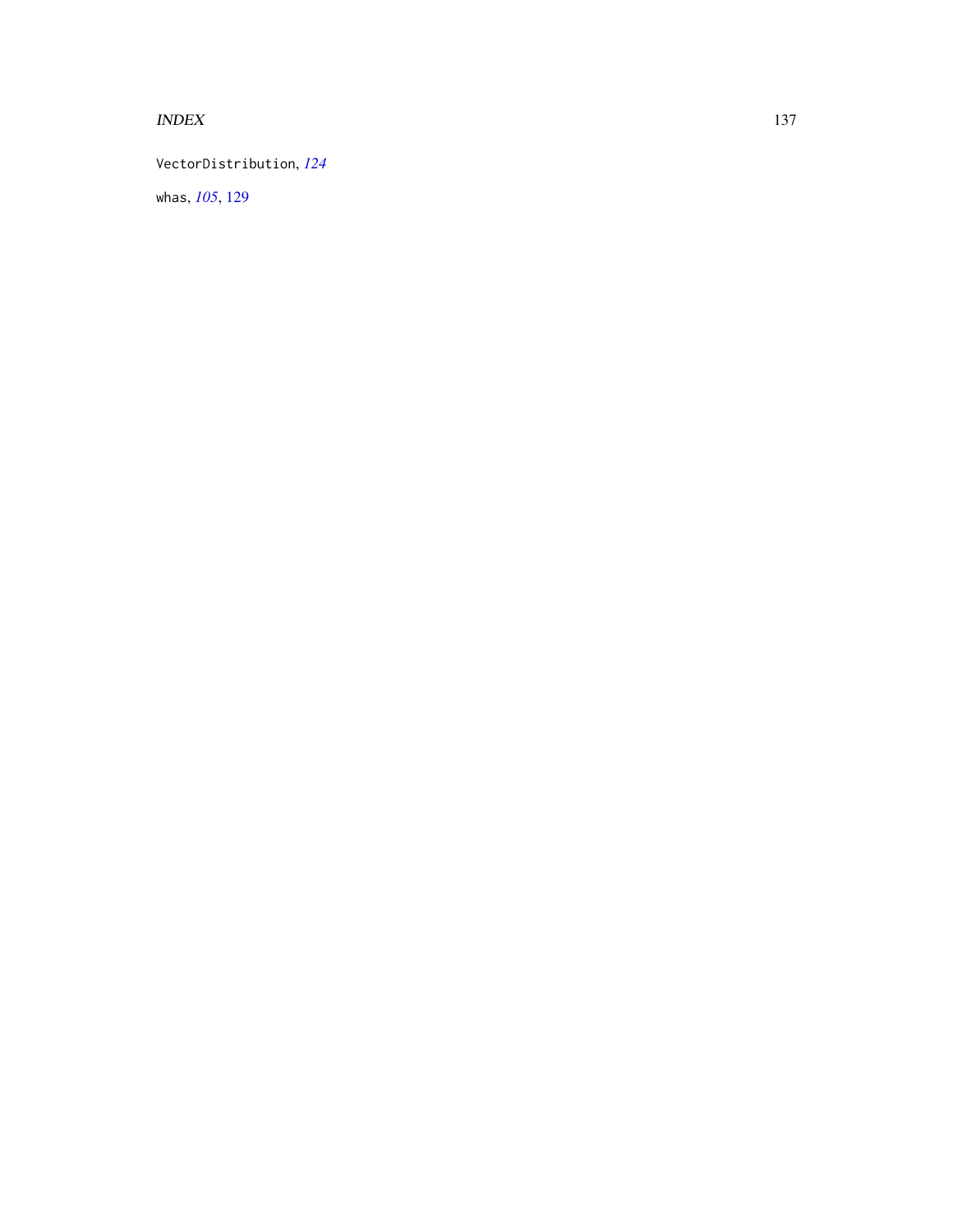VectorDistribution, *124*

whas, *105*, 129